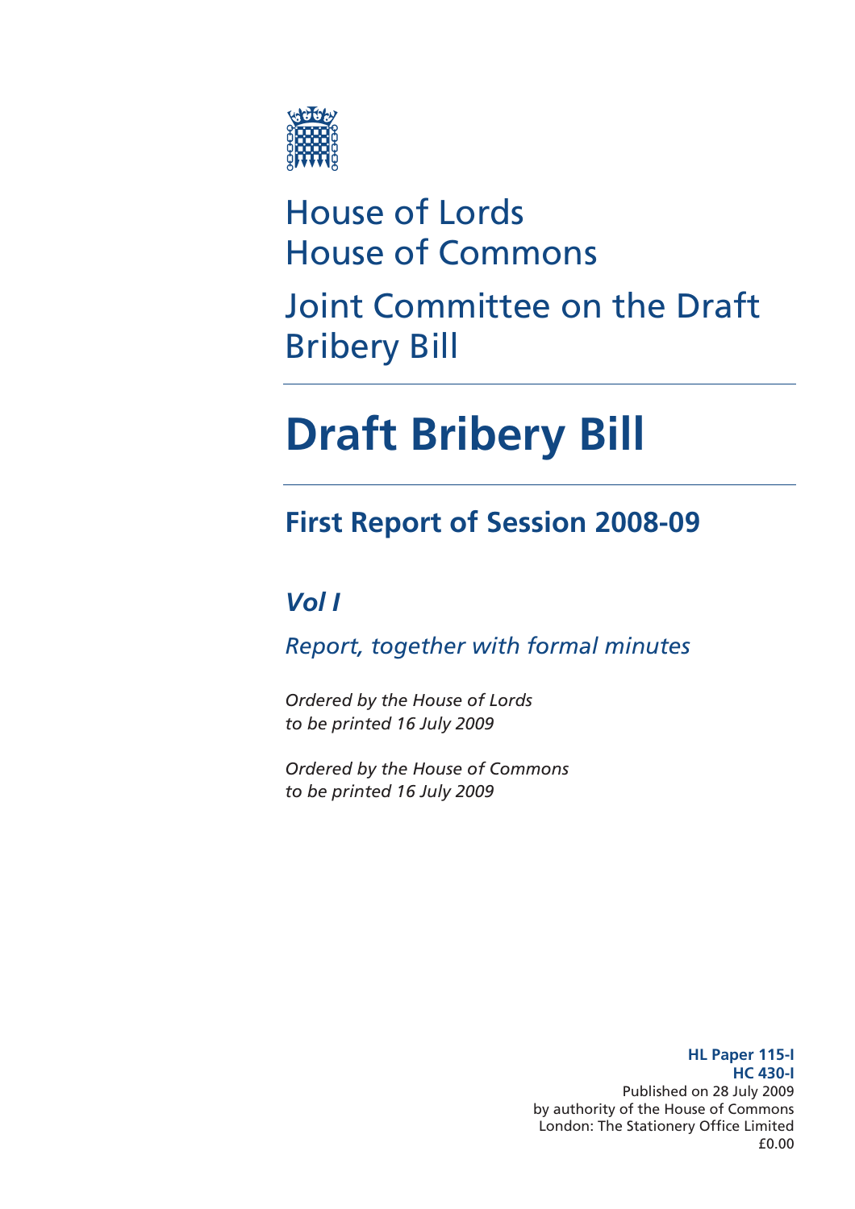House of Lords
House of Commons

Joint Committee on the Draft Bribery Bill

# Draft Bribery Bill

## First Report of Session 2008-09

### *Vol I*

*Report, together with formal minutes*

*Ordered by the House of Lords to be printed 16 July 2009*

*Ordered by the House of Commons to be printed 16 July 2009*

**HL Paper 115-I**
**HC 430-I**
Published on 28 July 2009
by authority of the House of Commons
London: The Stationery Office Limited
£0.00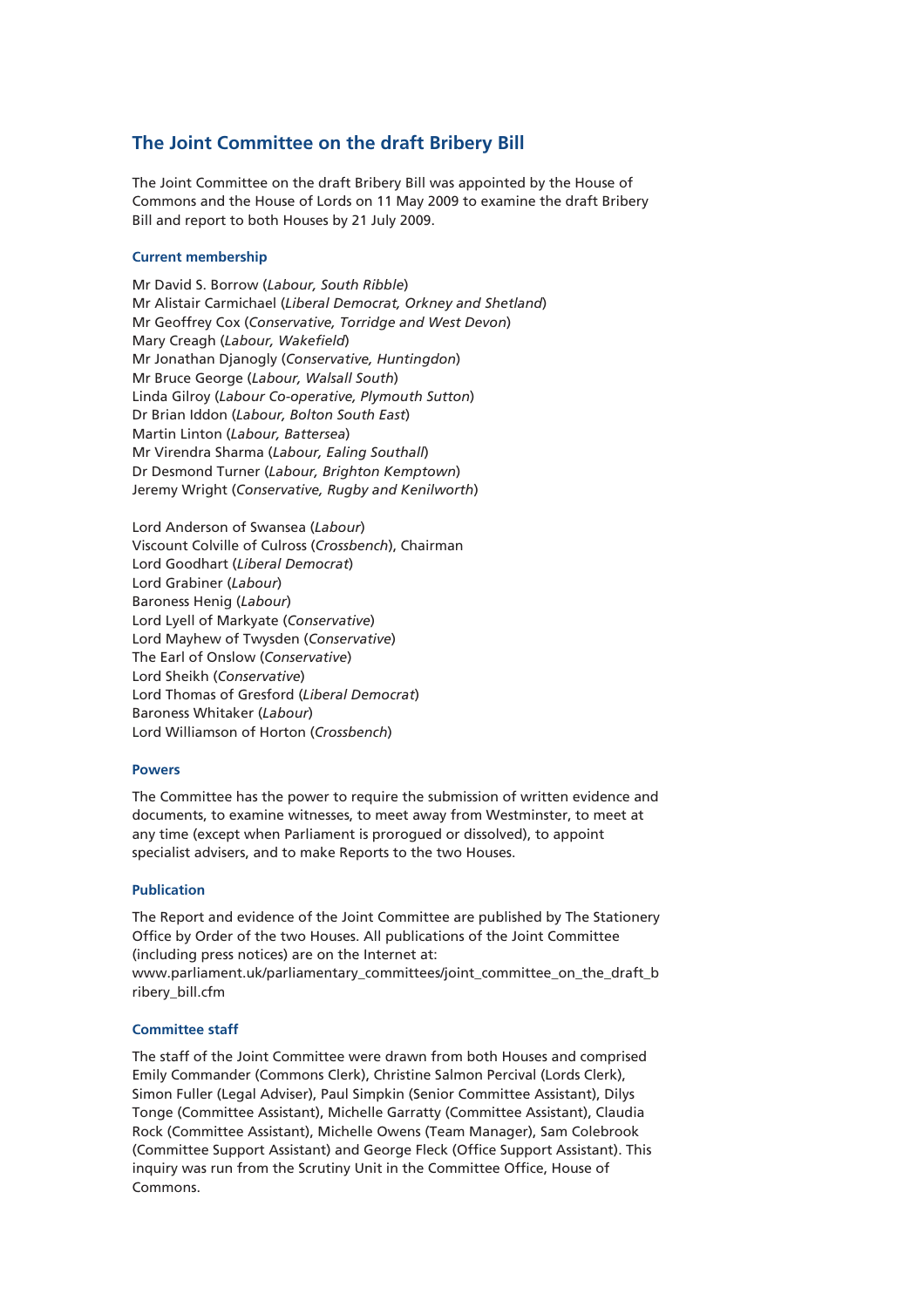## The Joint Committee on the draft Bribery Bill

The Joint Committee on the draft Bribery Bill was appointed by the House of Commons and the House of Lords on 11 May 2009 to examine the draft Bribery Bill and report to both Houses by 21 July 2009.

#### Current membership

Mr David S. Borrow (*Labour, South Ribble*)
Mr Alistair Carmichael (*Liberal Democrat, Orkney and Shetland*)
Mr Geoffrey Cox (*Conservative, Torridge and West Devon*)
Mary Creagh (*Labour, Wakefield*)
Mr Jonathan Djanogly (*Conservative, Huntingdon*)
Mr Bruce George (*Labour, Walsall South*)
Linda Gilroy (*Labour Co-operative, Plymouth Sutton*)
Dr Brian Iddon (*Labour, Bolton South East*)
Martin Linton (*Labour, Battersea*)
Mr Virendra Sharma (*Labour, Ealing Southall*)
Dr Desmond Turner (*Labour, Brighton Kemptown*)
Jeremy Wright (*Conservative, Rugby and Kenilworth*)

Lord Anderson of Swansea (*Labour*)
Viscount Colville of Culross (*Crossbench*), Chairman
Lord Goodhart (*Liberal Democrat*)
Lord Grabiner (*Labour*)
Baroness Henig (*Labour*)
Lord Lyell of Markyate (*Conservative*)
Lord Mayhew of Twysden (*Conservative*)
The Earl of Onslow (*Conservative*)
Lord Sheikh (*Conservative*)
Lord Thomas of Gresford (*Liberal Democrat*)
Baroness Whitaker (*Labour*)
Lord Williamson of Horton (*Crossbench*)

#### Powers

The Committee has the power to require the submission of written evidence and documents, to examine witnesses, to meet away from Westminster, to meet at any time (except when Parliament is prorogued or dissolved), to appoint specialist advisers, and to make Reports to the two Houses.

#### Publication

The Report and evidence of the Joint Committee are published by The Stationery Office by Order of the two Houses. All publications of the Joint Committee (including press notices) are on the Internet at:
www.parliament.uk/parliamentary_committees/joint_committee_on_the_draft_bribery_bill.cfm

#### Committee staff

The staff of the Joint Committee were drawn from both Houses and comprised Emily Commander (Commons Clerk), Christine Salmon Percival (Lords Clerk), Simon Fuller (Legal Adviser), Paul Simpkin (Senior Committee Assistant), Dilys Tonge (Committee Assistant), Michelle Garratty (Committee Assistant), Claudia Rock (Committee Assistant), Michelle Owens (Team Manager), Sam Colebrook (Committee Support Assistant) and George Fleck (Office Support Assistant). This inquiry was run from the Scrutiny Unit in the Committee Office, House of Commons.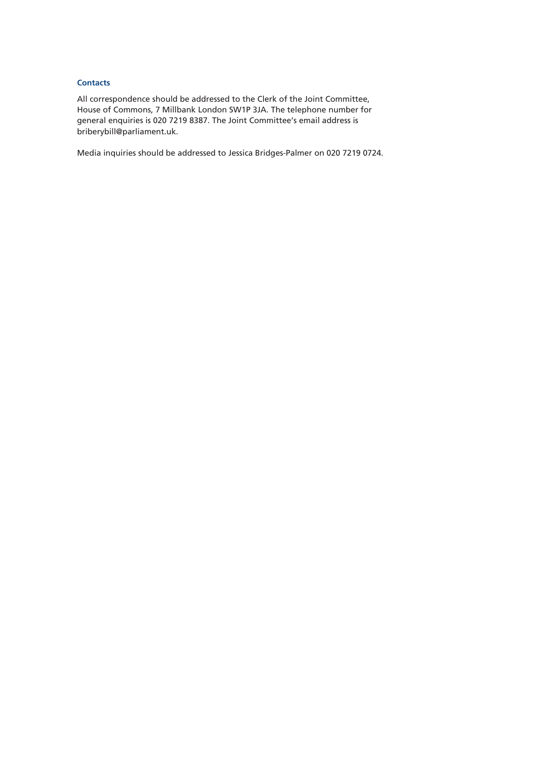### Contacts

All correspondence should be addressed to the Clerk of the Joint Committee, House of Commons, 7 Millbank London SW1P 3JA. The telephone number for general enquiries is 020 7219 8387. The Joint Committee's email address is briberybill@parliament.uk.

Media inquiries should be addressed to Jessica Bridges-Palmer on 020 7219 0724.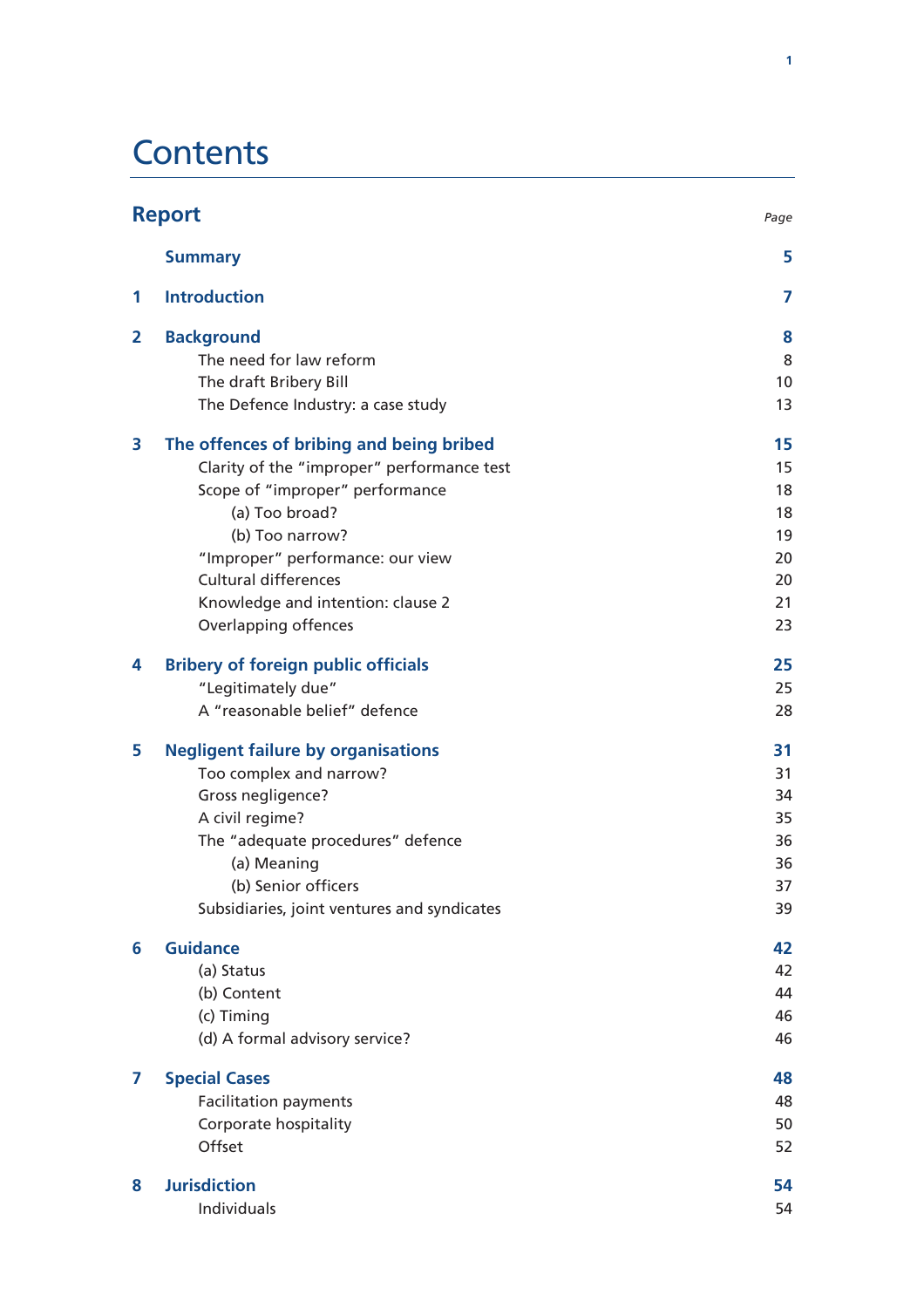# Contents

## Report

| | | Page |
|---|---|---|
| | **Summary** | **5** |
| **1** | **Introduction** | **7** |
| **2** | **Background** | **8** |
| | The need for law reform | 8 |
| | The draft Bribery Bill | 10 |
| | The Defence Industry: a case study | 13 |
| **3** | **The offences of bribing and being bribed** | **15** |
| | Clarity of the "improper" performance test | 15 |
| | Scope of "improper" performance | 18 |
| | (a) Too broad? | 18 |
| | (b) Too narrow? | 19 |
| | "Improper" performance: our view | 20 |
| | Cultural differences | 20 |
| | Knowledge and intention: clause 2 | 21 |
| | Overlapping offences | 23 |
| **4** | **Bribery of foreign public officials** | **25** |
| | "Legitimately due" | 25 |
| | A "reasonable belief" defence | 28 |
| **5** | **Negligent failure by organisations** | **31** |
| | Too complex and narrow? | 31 |
| | Gross negligence? | 34 |
| | A civil regime? | 35 |
| | The "adequate procedures" defence | 36 |
| | (a) Meaning | 36 |
| | (b) Senior officers | 37 |
| | Subsidiaries, joint ventures and syndicates | 39 |
| **6** | **Guidance** | **42** |
| | (a) Status | 42 |
| | (b) Content | 44 |
| | (c) Timing | 46 |
| | (d) A formal advisory service? | 46 |
| **7** | **Special Cases** | **48** |
| | Facilitation payments | 48 |
| | Corporate hospitality | 50 |
| | Offset | 52 |
| **8** | **Jurisdiction** | **54** |
| | Individuals | 54 |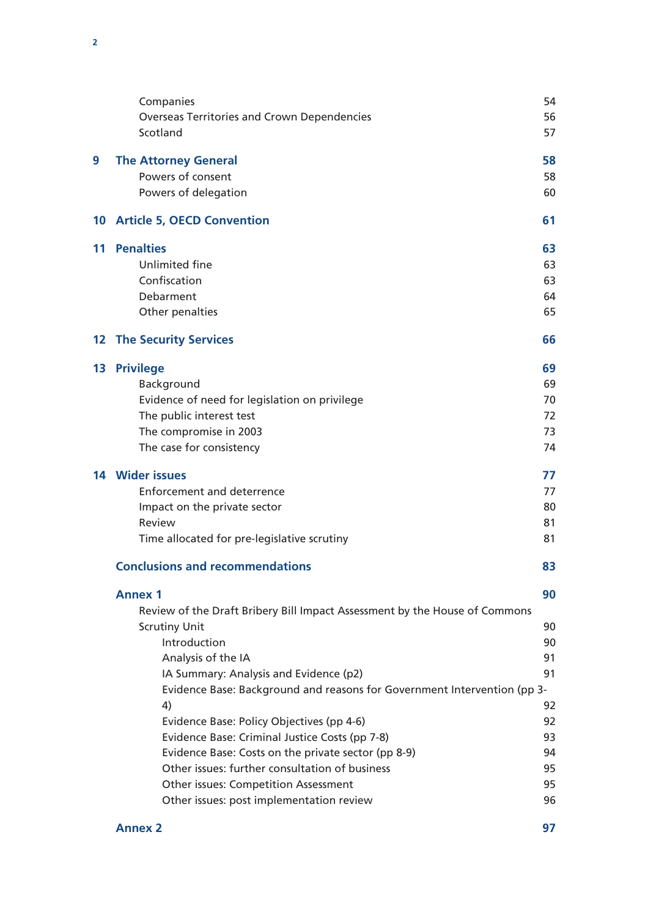| | | |
|---|---|---|
| | Companies | 54 |
| | Overseas Territories and Crown Dependencies | 56 |
| | Scotland | 57 |
| **9** | **The Attorney General** | **58** |
| | Powers of consent | 58 |
| | Powers of delegation | 60 |
| **10** | **Article 5, OECD Convention** | **61** |
| **11** | **Penalties** | **63** |
| | Unlimited fine | 63 |
| | Confiscation | 63 |
| | Debarment | 64 |
| | Other penalties | 65 |
| **12** | **The Security Services** | **66** |
| **13** | **Privilege** | **69** |
| | Background | 69 |
| | Evidence of need for legislation on privilege | 70 |
| | The public interest test | 72 |
| | The compromise in 2003 | 73 |
| | The case for consistency | 74 |
| **14** | **Wider issues** | **77** |
| | Enforcement and deterrence | 77 |
| | Impact on the private sector | 80 |
| | Review | 81 |
| | Time allocated for pre-legislative scrutiny | 81 |
| | **Conclusions and recommendations** | **83** |
| | **Annex 1** | **90** |
| | Review of the Draft Bribery Bill Impact Assessment by the House of Commons Scrutiny Unit | 90 |
| | Introduction | 90 |
| | Analysis of the IA | 91 |
| | IA Summary: Analysis and Evidence (p2) | 91 |
| | Evidence Base: Background and reasons for Government Intervention (pp 3-4) | 92 |
| | Evidence Base: Policy Objectives (pp 4-6) | 92 |
| | Evidence Base: Criminal Justice Costs (pp 7-8) | 93 |
| | Evidence Base: Costs on the private sector (pp 8-9) | 94 |
| | Other issues: further consultation of business | 95 |
| | Other issues: Competition Assessment | 95 |
| | Other issues: post implementation review | 96 |
| | **Annex 2** | **97** |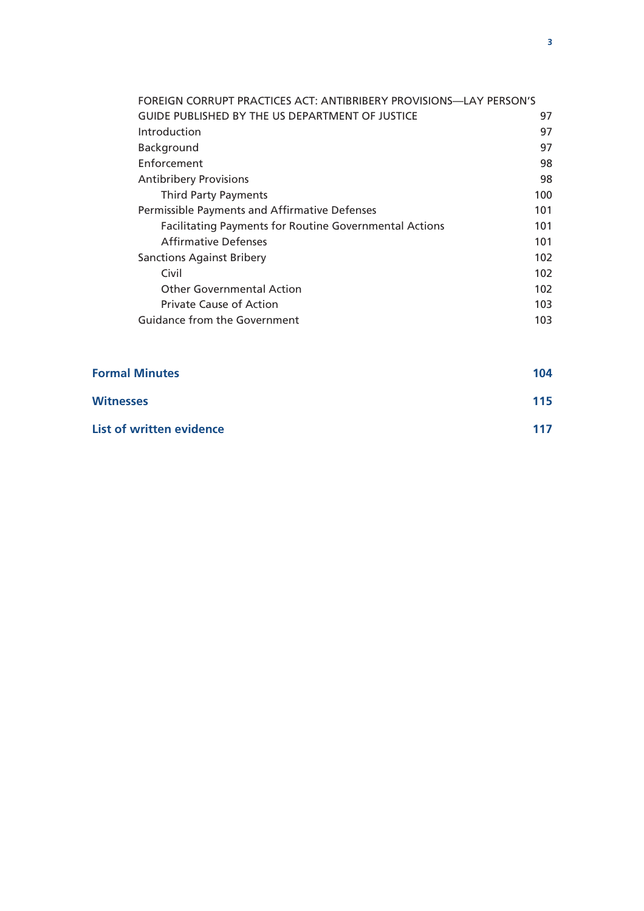| | |
|---|---|
| FOREIGN CORRUPT PRACTICES ACT: ANTIBRIBERY PROVISIONS—LAY PERSON'S GUIDE PUBLISHED BY THE US DEPARTMENT OF JUSTICE | 97 |
| Introduction | 97 |
| Background | 97 |
| Enforcement | 98 |
| Antibribery Provisions | 98 |
| &nbsp;&nbsp;&nbsp;&nbsp;Third Party Payments | 100 |
| Permissible Payments and Affirmative Defenses | 101 |
| &nbsp;&nbsp;&nbsp;&nbsp;Facilitating Payments for Routine Governmental Actions | 101 |
| &nbsp;&nbsp;&nbsp;&nbsp;Affirmative Defenses | 101 |
| Sanctions Against Bribery | 102 |
| &nbsp;&nbsp;&nbsp;&nbsp;Civil | 102 |
| &nbsp;&nbsp;&nbsp;&nbsp;Other Governmental Action | 102 |
| &nbsp;&nbsp;&nbsp;&nbsp;Private Cause of Action | 103 |
| Guidance from the Government | 103 |

| | |
|---|---|
| **Formal Minutes** | **104** |
| **Witnesses** | **115** |
| **List of written evidence** | **117** |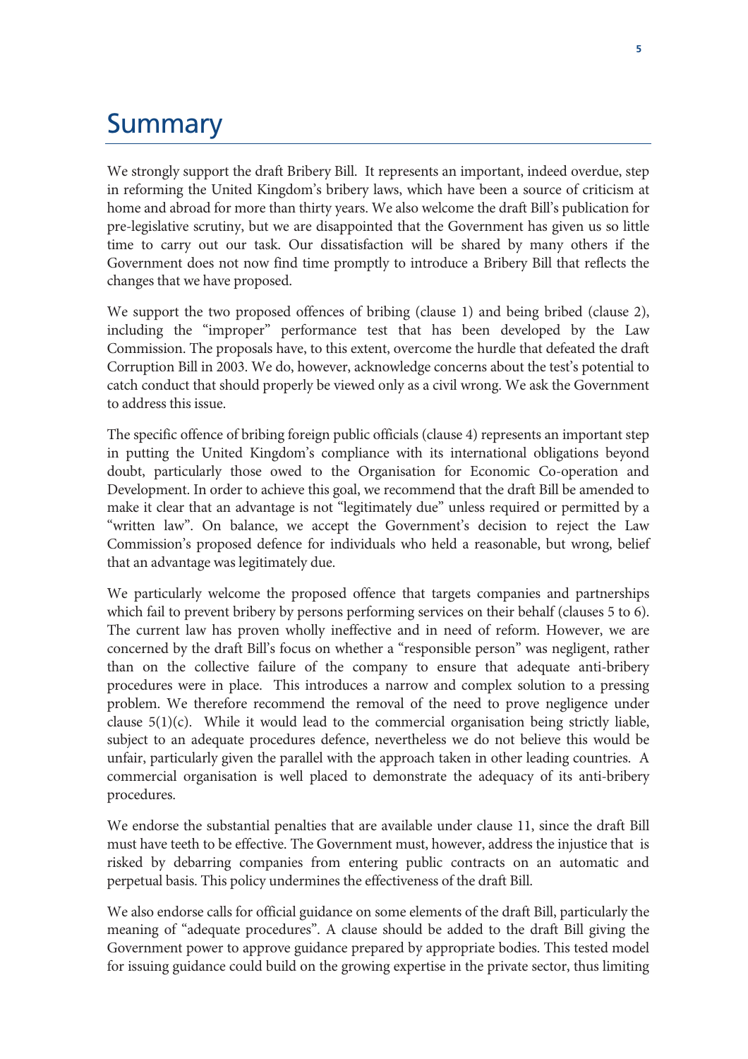# Summary

We strongly support the draft Bribery Bill. It represents an important, indeed overdue, step in reforming the United Kingdom's bribery laws, which have been a source of criticism at home and abroad for more than thirty years. We also welcome the draft Bill's publication for pre-legislative scrutiny, but we are disappointed that the Government has given us so little time to carry out our task. Our dissatisfaction will be shared by many others if the Government does not now find time promptly to introduce a Bribery Bill that reflects the changes that we have proposed.

We support the two proposed offences of bribing (clause 1) and being bribed (clause 2), including the "improper" performance test that has been developed by the Law Commission. The proposals have, to this extent, overcome the hurdle that defeated the draft Corruption Bill in 2003. We do, however, acknowledge concerns about the test's potential to catch conduct that should properly be viewed only as a civil wrong. We ask the Government to address this issue.

The specific offence of bribing foreign public officials (clause 4) represents an important step in putting the United Kingdom's compliance with its international obligations beyond doubt, particularly those owed to the Organisation for Economic Co-operation and Development. In order to achieve this goal, we recommend that the draft Bill be amended to make it clear that an advantage is not "legitimately due" unless required or permitted by a "written law". On balance, we accept the Government's decision to reject the Law Commission's proposed defence for individuals who held a reasonable, but wrong, belief that an advantage was legitimately due.

We particularly welcome the proposed offence that targets companies and partnerships which fail to prevent bribery by persons performing services on their behalf (clauses 5 to 6). The current law has proven wholly ineffective and in need of reform. However, we are concerned by the draft Bill's focus on whether a "responsible person" was negligent, rather than on the collective failure of the company to ensure that adequate anti-bribery procedures were in place. This introduces a narrow and complex solution to a pressing problem. We therefore recommend the removal of the need to prove negligence under clause 5(1)(c). While it would lead to the commercial organisation being strictly liable, subject to an adequate procedures defence, nevertheless we do not believe this would be unfair, particularly given the parallel with the approach taken in other leading countries. A commercial organisation is well placed to demonstrate the adequacy of its anti-bribery procedures.

We endorse the substantial penalties that are available under clause 11, since the draft Bill must have teeth to be effective. The Government must, however, address the injustice that is risked by debarring companies from entering public contracts on an automatic and perpetual basis. This policy undermines the effectiveness of the draft Bill.

We also endorse calls for official guidance on some elements of the draft Bill, particularly the meaning of "adequate procedures". A clause should be added to the draft Bill giving the Government power to approve guidance prepared by appropriate bodies. This tested model for issuing guidance could build on the growing expertise in the private sector, thus limiting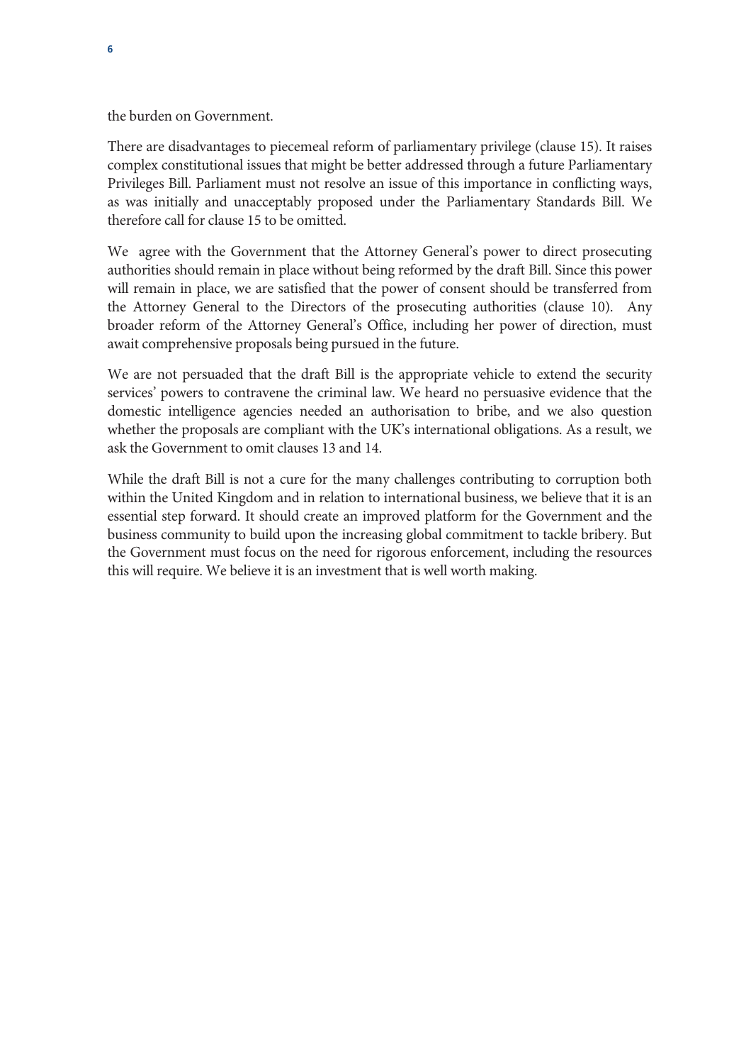the burden on Government.

There are disadvantages to piecemeal reform of parliamentary privilege (clause 15). It raises complex constitutional issues that might be better addressed through a future Parliamentary Privileges Bill. Parliament must not resolve an issue of this importance in conflicting ways, as was initially and unacceptably proposed under the Parliamentary Standards Bill. We therefore call for clause 15 to be omitted.

We agree with the Government that the Attorney General's power to direct prosecuting authorities should remain in place without being reformed by the draft Bill. Since this power will remain in place, we are satisfied that the power of consent should be transferred from the Attorney General to the Directors of the prosecuting authorities (clause 10). Any broader reform of the Attorney General's Office, including her power of direction, must await comprehensive proposals being pursued in the future.

We are not persuaded that the draft Bill is the appropriate vehicle to extend the security services' powers to contravene the criminal law. We heard no persuasive evidence that the domestic intelligence agencies needed an authorisation to bribe, and we also question whether the proposals are compliant with the UK's international obligations. As a result, we ask the Government to omit clauses 13 and 14.

While the draft Bill is not a cure for the many challenges contributing to corruption both within the United Kingdom and in relation to international business, we believe that it is an essential step forward. It should create an improved platform for the Government and the business community to build upon the increasing global commitment to tackle bribery. But the Government must focus on the need for rigorous enforcement, including the resources this will require. We believe it is an investment that is well worth making.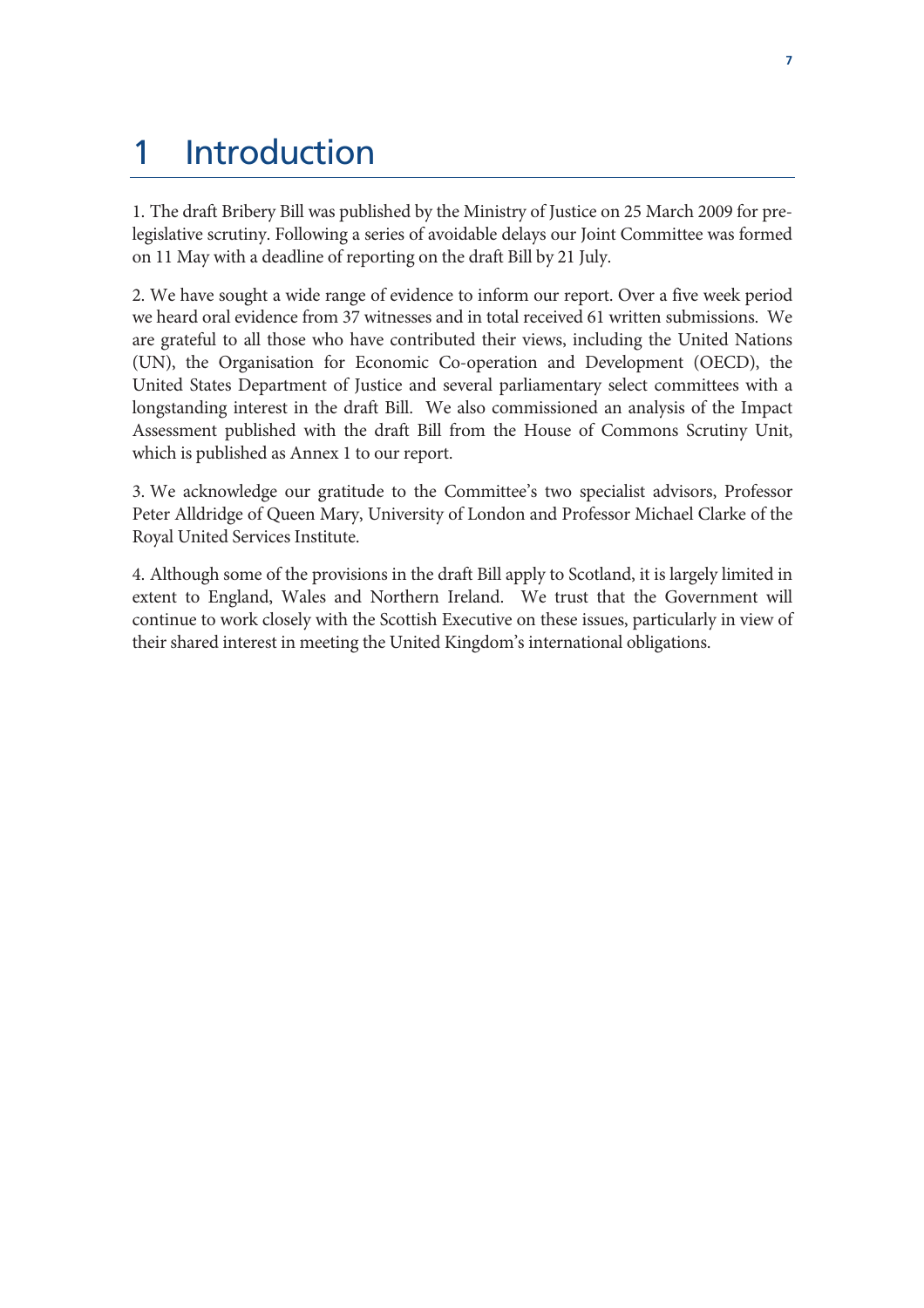# 1 Introduction

1. The draft Bribery Bill was published by the Ministry of Justice on 25 March 2009 for pre-legislative scrutiny. Following a series of avoidable delays our Joint Committee was formed on 11 May with a deadline of reporting on the draft Bill by 21 July.

2. We have sought a wide range of evidence to inform our report. Over a five week period we heard oral evidence from 37 witnesses and in total received 61 written submissions. We are grateful to all those who have contributed their views, including the United Nations (UN), the Organisation for Economic Co-operation and Development (OECD), the United States Department of Justice and several parliamentary select committees with a longstanding interest in the draft Bill. We also commissioned an analysis of the Impact Assessment published with the draft Bill from the House of Commons Scrutiny Unit, which is published as Annex 1 to our report.

3. We acknowledge our gratitude to the Committee's two specialist advisors, Professor Peter Alldridge of Queen Mary, University of London and Professor Michael Clarke of the Royal United Services Institute.

4. Although some of the provisions in the draft Bill apply to Scotland, it is largely limited in extent to England, Wales and Northern Ireland. We trust that the Government will continue to work closely with the Scottish Executive on these issues, particularly in view of their shared interest in meeting the United Kingdom's international obligations.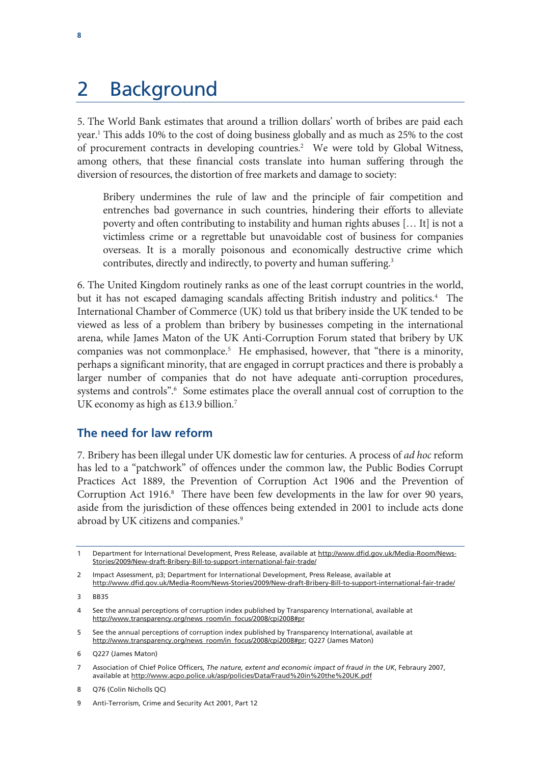# 2 Background

5. The World Bank estimates that around a trillion dollars' worth of bribes are paid each year.[1] This adds 10% to the cost of doing business globally and as much as 25% to the cost of procurement contracts in developing countries.[2] We were told by Global Witness, among others, that these financial costs translate into human suffering through the diversion of resources, the distortion of free markets and damage to society:

> Bribery undermines the rule of law and the principle of fair competition and entrenches bad governance in such countries, hindering their efforts to alleviate poverty and often contributing to instability and human rights abuses [… It] is not a victimless crime or a regrettable but unavoidable cost of business for companies overseas. It is a morally poisonous and economically destructive crime which contributes, directly and indirectly, to poverty and human suffering.[3]

6. The United Kingdom routinely ranks as one of the least corrupt countries in the world, but it has not escaped damaging scandals affecting British industry and politics.[4] The International Chamber of Commerce (UK) told us that bribery inside the UK tended to be viewed as less of a problem than bribery by businesses competing in the international arena, while James Maton of the UK Anti-Corruption Forum stated that bribery by UK companies was not commonplace.[5] He emphasised, however, that "there is a minority, perhaps a significant minority, that are engaged in corrupt practices and there is probably a larger number of companies that do not have adequate anti-corruption procedures, systems and controls".[6] Some estimates place the overall annual cost of corruption to the UK economy as high as £13.9 billion.[7]

## The need for law reform

7. Bribery has been illegal under UK domestic law for centuries. A process of *ad hoc* reform has led to a "patchwork" of offences under the common law, the Public Bodies Corrupt Practices Act 1889, the Prevention of Corruption Act 1906 and the Prevention of Corruption Act 1916.[8] There have been few developments in the law for over 90 years, aside from the jurisdiction of these offences being extended in 2001 to include acts done abroad by UK citizens and companies.[9]

---

1 Department for International Development, Press Release, available at http://www.dfid.gov.uk/Media-Room/News-Stories/2009/New-draft-Bribery-Bill-to-support-international-fair-trade/

2 Impact Assessment, p3; Department for International Development, Press Release, available at http://www.dfid.gov.uk/Media-Room/News-Stories/2009/New-draft-Bribery-Bill-to-support-international-fair-trade/

3 BB35

4 See the annual perceptions of corruption index published by Transparency International, available at http://www.transparency.org/news_room/in_focus/2008/cpi2008#pr

5 See the annual perceptions of corruption index published by Transparency International, available at http://www.transparency.org/news_room/in_focus/2008/cpi2008#pr; Q227 (James Maton)

6 Q227 (James Maton)

7 Association of Chief Police Officers, *The nature, extent and economic impact of fraud in the UK*, Febraury 2007, available at http://www.acpo.police.uk/asp/policies/Data/Fraud%20in%20the%20UK.pdf

8 Q76 (Colin Nicholls QC)

9 Anti-Terrorism, Crime and Security Act 2001, Part 12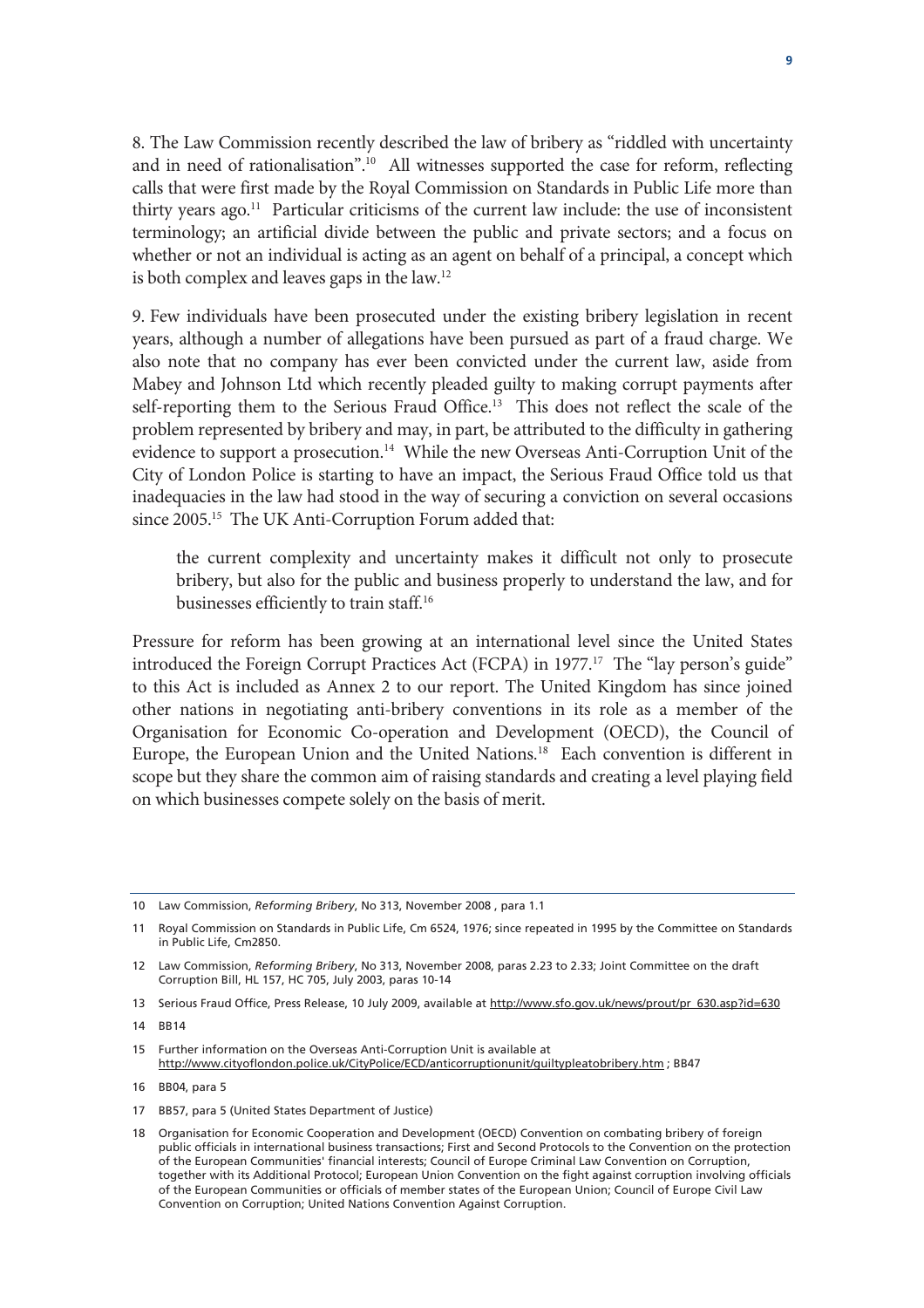8. The Law Commission recently described the law of bribery as "riddled with uncertainty and in need of rationalisation".[10] All witnesses supported the case for reform, reflecting calls that were first made by the Royal Commission on Standards in Public Life more than thirty years ago.[11] Particular criticisms of the current law include: the use of inconsistent terminology; an artificial divide between the public and private sectors; and a focus on whether or not an individual is acting as an agent on behalf of a principal, a concept which is both complex and leaves gaps in the law.[12]

9. Few individuals have been prosecuted under the existing bribery legislation in recent years, although a number of allegations have been pursued as part of a fraud charge. We also note that no company has ever been convicted under the current law, aside from Mabey and Johnson Ltd which recently pleaded guilty to making corrupt payments after self-reporting them to the Serious Fraud Office.[13] This does not reflect the scale of the problem represented by bribery and may, in part, be attributed to the difficulty in gathering evidence to support a prosecution.[14] While the new Overseas Anti-Corruption Unit of the City of London Police is starting to have an impact, the Serious Fraud Office told us that inadequacies in the law had stood in the way of securing a conviction on several occasions since 2005.[15] The UK Anti-Corruption Forum added that:

> the current complexity and uncertainty makes it difficult not only to prosecute bribery, but also for the public and business properly to understand the law, and for businesses efficiently to train staff.[16]

Pressure for reform has been growing at an international level since the United States introduced the Foreign Corrupt Practices Act (FCPA) in 1977.[17] The "lay person's guide" to this Act is included as Annex 2 to our report. The United Kingdom has since joined other nations in negotiating anti-bribery conventions in its role as a member of the Organisation for Economic Co-operation and Development (OECD), the Council of Europe, the European Union and the United Nations.[18] Each convention is different in scope but they share the common aim of raising standards and creating a level playing field on which businesses compete solely on the basis of merit.

---

10 Law Commission, *Reforming Bribery*, No 313, November 2008 , para 1.1

11 Royal Commission on Standards in Public Life, Cm 6524, 1976; since repeated in 1995 by the Committee on Standards in Public Life, Cm2850.

12 Law Commission, *Reforming Bribery*, No 313, November 2008, paras 2.23 to 2.33; Joint Committee on the draft Corruption Bill, HL 157, HC 705, July 2003, paras 10-14

13 Serious Fraud Office, Press Release, 10 July 2009, available at http://www.sfo.gov.uk/news/prout/pr_630.asp?id=630

14 BB14

15 Further information on the Overseas Anti-Corruption Unit is available at http://www.cityoflondon.police.uk/CityPolice/ECD/anticorruptionunit/guiltypleatobribery.htm ; BB47

16 BB04, para 5

17 BB57, para 5 (United States Department of Justice)

18 Organisation for Economic Cooperation and Development (OECD) Convention on combating bribery of foreign public officials in international business transactions; First and Second Protocols to the Convention on the protection of the European Communities' financial interests; Council of Europe Criminal Law Convention on Corruption, together with its Additional Protocol; European Union Convention on the fight against corruption involving officials of the European Communities or officials of member states of the European Union; Council of Europe Civil Law Convention on Corruption; United Nations Convention Against Corruption.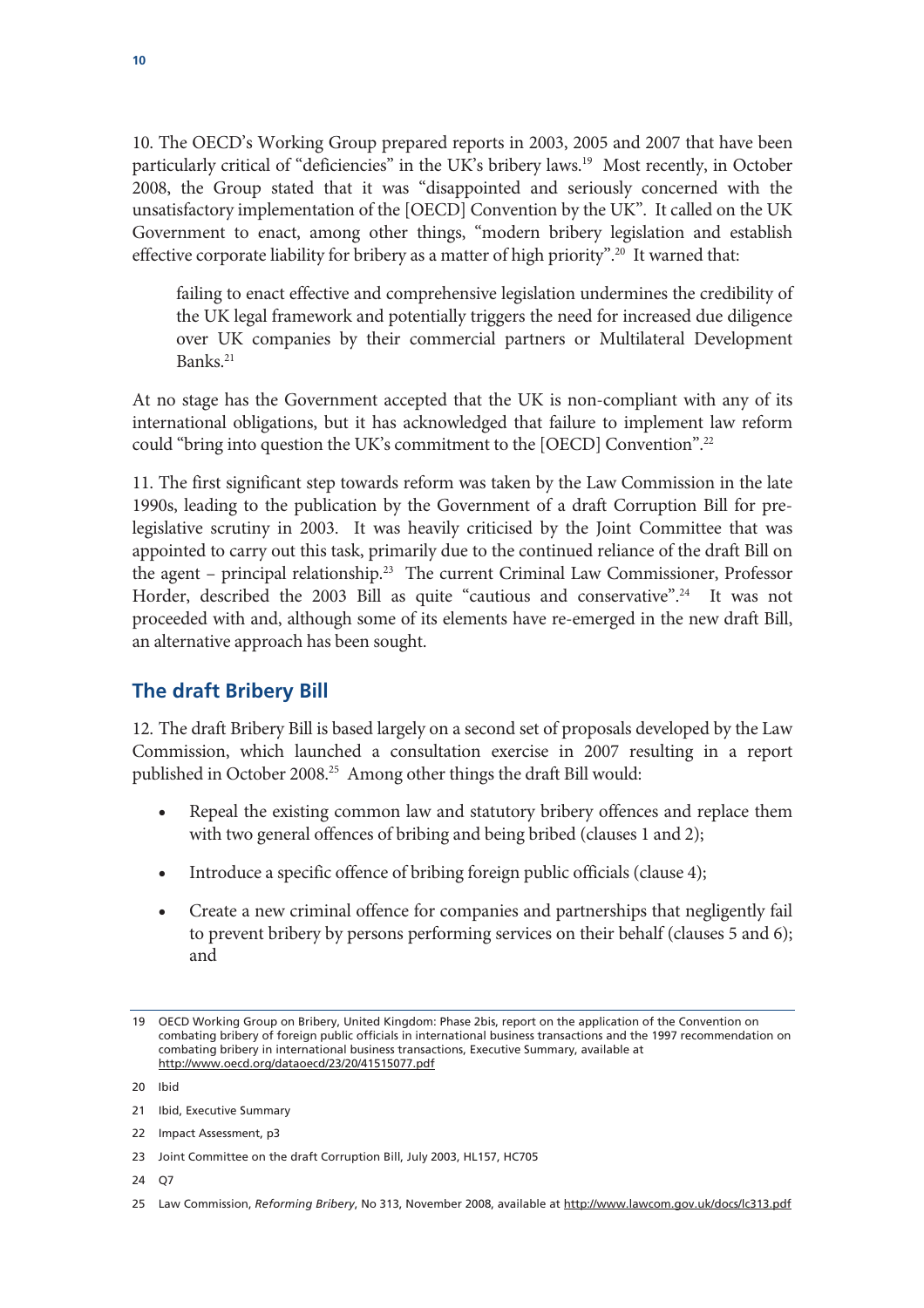10. The OECD's Working Group prepared reports in 2003, 2005 and 2007 that have been particularly critical of "deficiencies" in the UK's bribery laws.[19] Most recently, in October 2008, the Group stated that it was "disappointed and seriously concerned with the unsatisfactory implementation of the [OECD] Convention by the UK". It called on the UK Government to enact, among other things, "modern bribery legislation and establish effective corporate liability for bribery as a matter of high priority".[20] It warned that:

> failing to enact effective and comprehensive legislation undermines the credibility of the UK legal framework and potentially triggers the need for increased due diligence over UK companies by their commercial partners or Multilateral Development Banks.[21]

At no stage has the Government accepted that the UK is non-compliant with any of its international obligations, but it has acknowledged that failure to implement law reform could "bring into question the UK's commitment to the [OECD] Convention".[22]

11. The first significant step towards reform was taken by the Law Commission in the late 1990s, leading to the publication by the Government of a draft Corruption Bill for pre-legislative scrutiny in 2003. It was heavily criticised by the Joint Committee that was appointed to carry out this task, primarily due to the continued reliance of the draft Bill on the agent – principal relationship.[23] The current Criminal Law Commissioner, Professor Horder, described the 2003 Bill as quite "cautious and conservative".[24] It was not proceeded with and, although some of its elements have re-emerged in the new draft Bill, an alternative approach has been sought.

## The draft Bribery Bill

12. The draft Bribery Bill is based largely on a second set of proposals developed by the Law Commission, which launched a consultation exercise in 2007 resulting in a report published in October 2008.[25] Among other things the draft Bill would:

- Repeal the existing common law and statutory bribery offences and replace them with two general offences of bribing and being bribed (clauses 1 and 2);
- Introduce a specific offence of bribing foreign public officials (clause 4);
- Create a new criminal offence for companies and partnerships that negligently fail to prevent bribery by persons performing services on their behalf (clauses 5 and 6); and

---

19 OECD Working Group on Bribery, United Kingdom: Phase 2bis, report on the application of the Convention on combating bribery of foreign public officials in international business transactions and the 1997 recommendation on combating bribery in international business transactions, Executive Summary, available at http://www.oecd.org/dataoecd/23/20/41515077.pdf

20 Ibid

21 Ibid, Executive Summary

22 Impact Assessment, p3

23 Joint Committee on the draft Corruption Bill, July 2003, HL157, HC705

24 Q7

25 Law Commission, *Reforming Bribery*, No 313, November 2008, available at http://www.lawcom.gov.uk/docs/lc313.pdf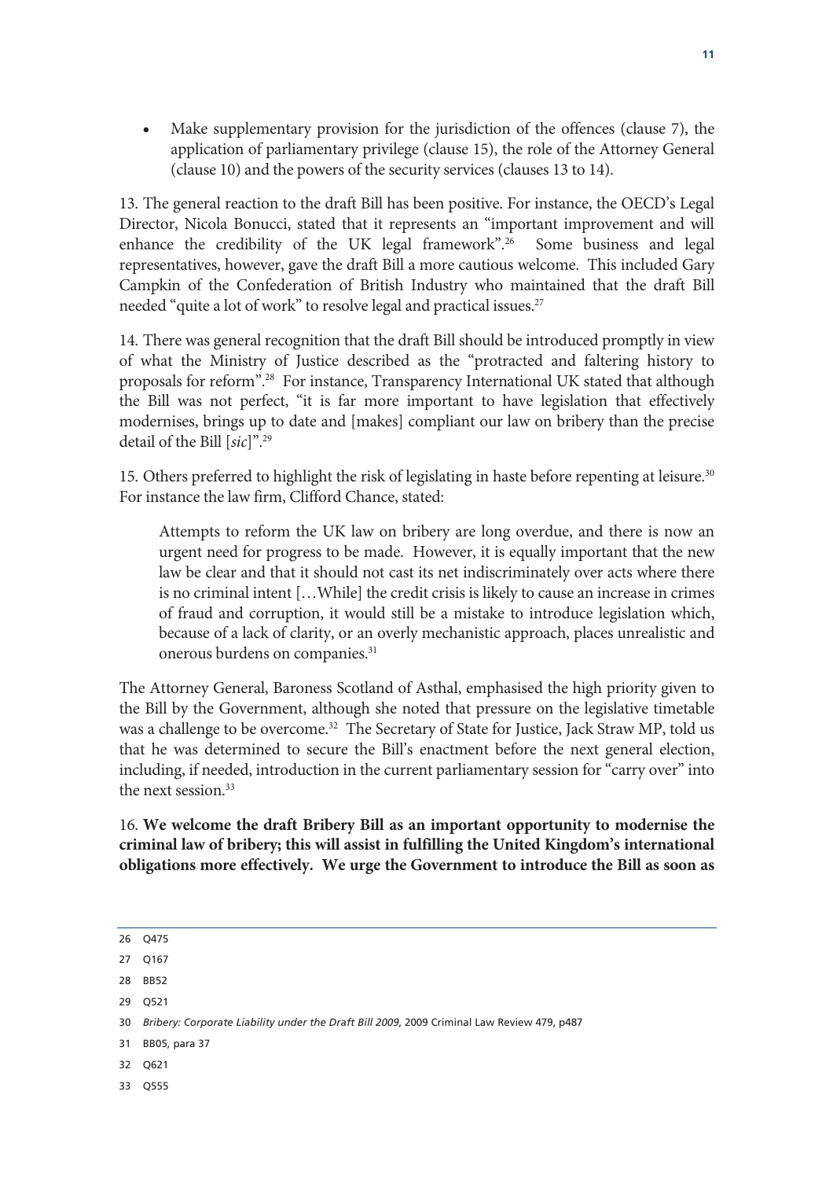- Make supplementary provision for the jurisdiction of the offences (clause 7), the application of parliamentary privilege (clause 15), the role of the Attorney General (clause 10) and the powers of the security services (clauses 13 to 14).

13. The general reaction to the draft Bill has been positive. For instance, the OECD's Legal Director, Nicola Bonucci, stated that it represents an "important improvement and will enhance the credibility of the UK legal framework".[26] Some business and legal representatives, however, gave the draft Bill a more cautious welcome. This included Gary Campkin of the Confederation of British Industry who maintained that the draft Bill needed "quite a lot of work" to resolve legal and practical issues.[27]

14. There was general recognition that the draft Bill should be introduced promptly in view of what the Ministry of Justice described as the "protracted and faltering history to proposals for reform".[28] For instance, Transparency International UK stated that although the Bill was not perfect, "it is far more important to have legislation that effectively modernises, brings up to date and [makes] compliant our law on bribery than the precise detail of the Bill [*sic*]".[29]

15. Others preferred to highlight the risk of legislating in haste before repenting at leisure.[30] For instance the law firm, Clifford Chance, stated:

> Attempts to reform the UK law on bribery are long overdue, and there is now an urgent need for progress to be made. However, it is equally important that the new law be clear and that it should not cast its net indiscriminately over acts where there is no criminal intent […While] the credit crisis is likely to cause an increase in crimes of fraud and corruption, it would still be a mistake to introduce legislation which, because of a lack of clarity, or an overly mechanistic approach, places unrealistic and onerous burdens on companies.[31]

The Attorney General, Baroness Scotland of Asthal, emphasised the high priority given to the Bill by the Government, although she noted that pressure on the legislative timetable was a challenge to be overcome.[32] The Secretary of State for Justice, Jack Straw MP, told us that he was determined to secure the Bill's enactment before the next general election, including, if needed, introduction in the current parliamentary session for "carry over" into the next session.[33]

16. **We welcome the draft Bribery Bill as an important opportunity to modernise the criminal law of bribery; this will assist in fulfilling the United Kingdom's international obligations more effectively. We urge the Government to introduce the Bill as soon as**

---

26 Q475

27 Q167

28 BB52

29 Q521

30 *Bribery: Corporate Liability under the Draft Bill 2009*, 2009 Criminal Law Review 479, p487

31 BB05, para 37

32 Q621

33 Q555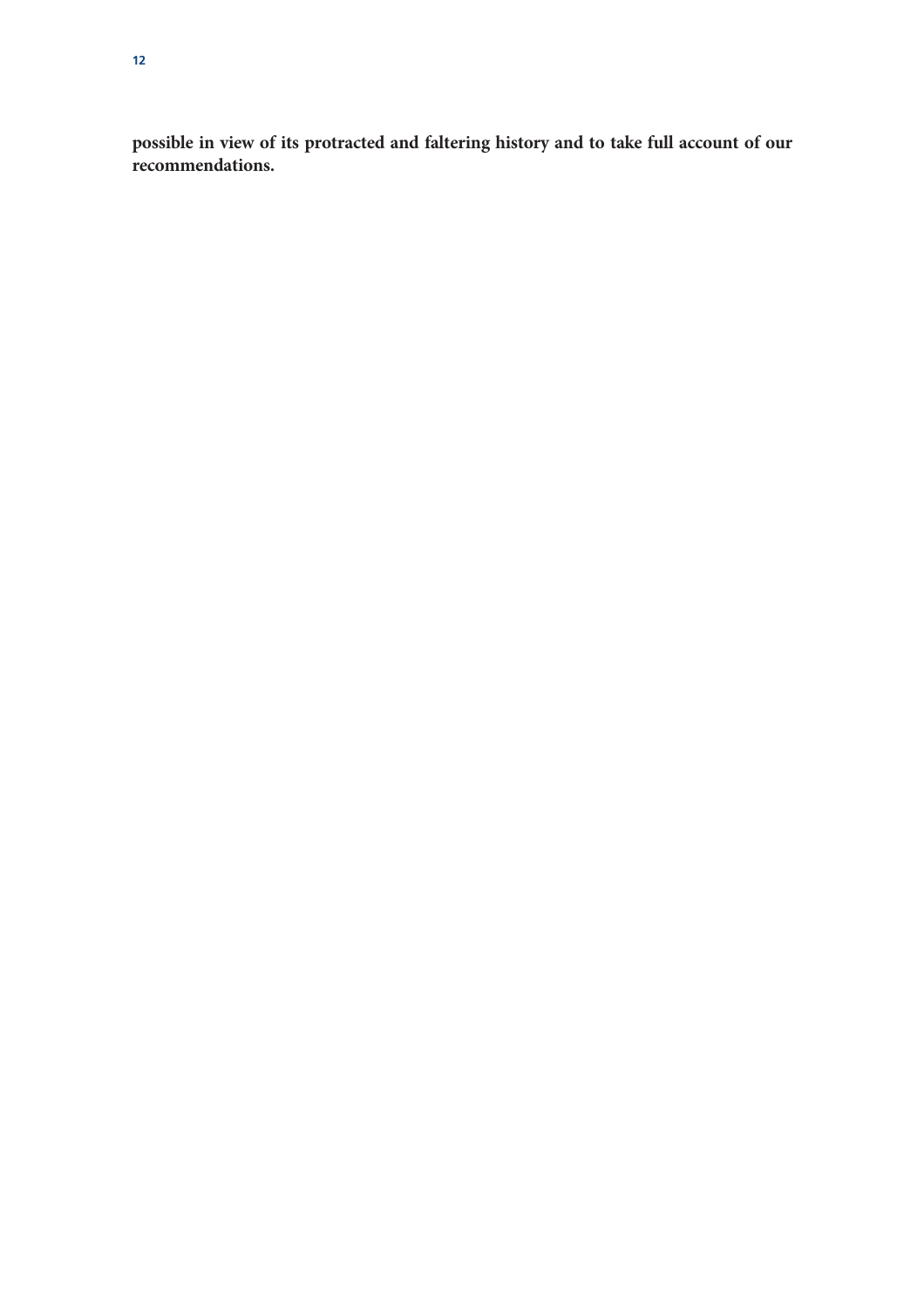**possible in view of its protracted and faltering history and to take full account of our recommendations.**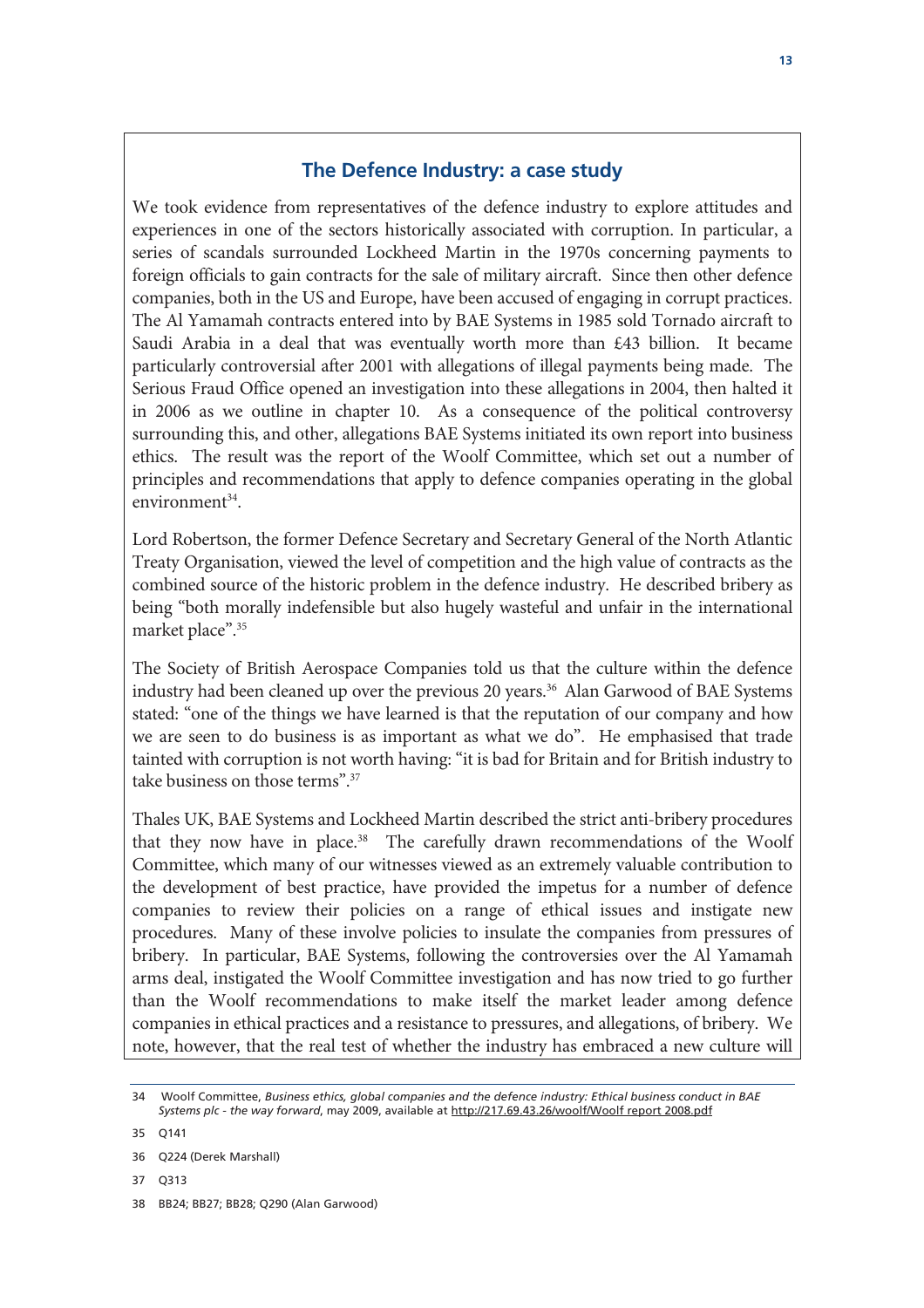## The Defence Industry: a case study

We took evidence from representatives of the defence industry to explore attitudes and experiences in one of the sectors historically associated with corruption. In particular, a series of scandals surrounded Lockheed Martin in the 1970s concerning payments to foreign officials to gain contracts for the sale of military aircraft. Since then other defence companies, both in the US and Europe, have been accused of engaging in corrupt practices. The Al Yamamah contracts entered into by BAE Systems in 1985 sold Tornado aircraft to Saudi Arabia in a deal that was eventually worth more than £43 billion. It became particularly controversial after 2001 with allegations of illegal payments being made. The Serious Fraud Office opened an investigation into these allegations in 2004, then halted it in 2006 as we outline in chapter 10. As a consequence of the political controversy surrounding this, and other, allegations BAE Systems initiated its own report into business ethics. The result was the report of the Woolf Committee, which set out a number of principles and recommendations that apply to defence companies operating in the global environment[34].

Lord Robertson, the former Defence Secretary and Secretary General of the North Atlantic Treaty Organisation, viewed the level of competition and the high value of contracts as the combined source of the historic problem in the defence industry. He described bribery as being "both morally indefensible but also hugely wasteful and unfair in the international market place".[35]

The Society of British Aerospace Companies told us that the culture within the defence industry had been cleaned up over the previous 20 years.[36] Alan Garwood of BAE Systems stated: "one of the things we have learned is that the reputation of our company and how we are seen to do business is as important as what we do". He emphasised that trade tainted with corruption is not worth having: "it is bad for Britain and for British industry to take business on those terms".[37]

Thales UK, BAE Systems and Lockheed Martin described the strict anti-bribery procedures that they now have in place.[38] The carefully drawn recommendations of the Woolf Committee, which many of our witnesses viewed as an extremely valuable contribution to the development of best practice, have provided the impetus for a number of defence companies to review their policies on a range of ethical issues and instigate new procedures. Many of these involve policies to insulate the companies from pressures of bribery. In particular, BAE Systems, following the controversies over the Al Yamamah arms deal, instigated the Woolf Committee investigation and has now tried to go further than the Woolf recommendations to make itself the market leader among defence companies in ethical practices and a resistance to pressures, and allegations, of bribery. We note, however, that the real test of whether the industry has embraced a new culture will

---

34 Woolf Committee, *Business ethics, global companies and the defence industry: Ethical business conduct in BAE Systems plc - the way forward*, may 2009, available at http://217.69.43.26/woolf/Woolf report 2008.pdf

35 Q141

36 Q224 (Derek Marshall)

37 Q313

38 BB24; BB27; BB28; Q290 (Alan Garwood)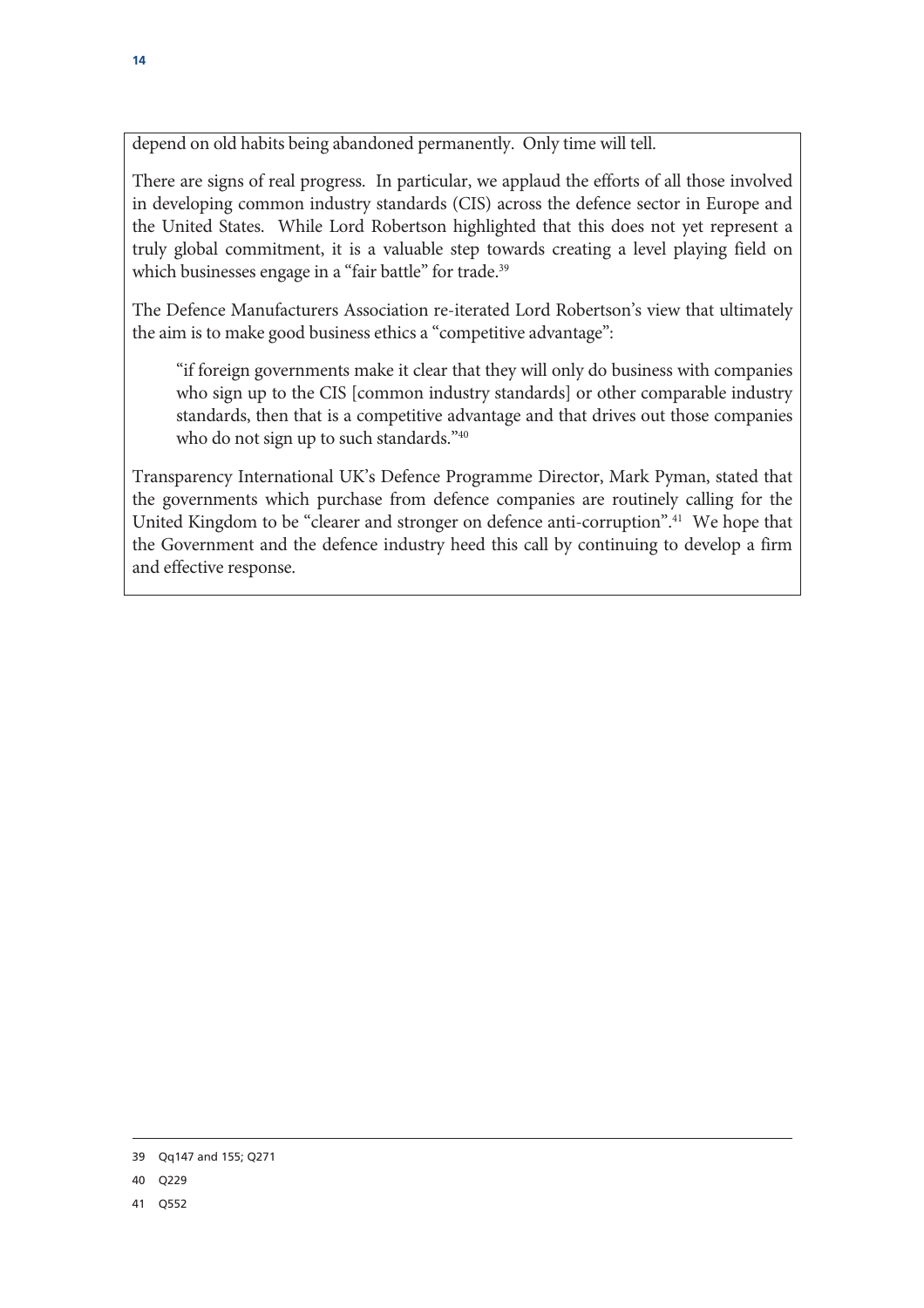depend on old habits being abandoned permanently. Only time will tell.

There are signs of real progress. In particular, we applaud the efforts of all those involved in developing common industry standards (CIS) across the defence sector in Europe and the United States. While Lord Robertson highlighted that this does not yet represent a truly global commitment, it is a valuable step towards creating a level playing field on which businesses engage in a "fair battle" for trade.[39]

The Defence Manufacturers Association re-iterated Lord Robertson's view that ultimately the aim is to make good business ethics a "competitive advantage":

> "if foreign governments make it clear that they will only do business with companies who sign up to the CIS [common industry standards] or other comparable industry standards, then that is a competitive advantage and that drives out those companies who do not sign up to such standards."[40]

Transparency International UK's Defence Programme Director, Mark Pyman, stated that the governments which purchase from defence companies are routinely calling for the United Kingdom to be "clearer and stronger on defence anti-corruption".[41] We hope that the Government and the defence industry heed this call by continuing to develop a firm and effective response.

---

39 Qq147 and 155; Q271

40 Q229

41 Q552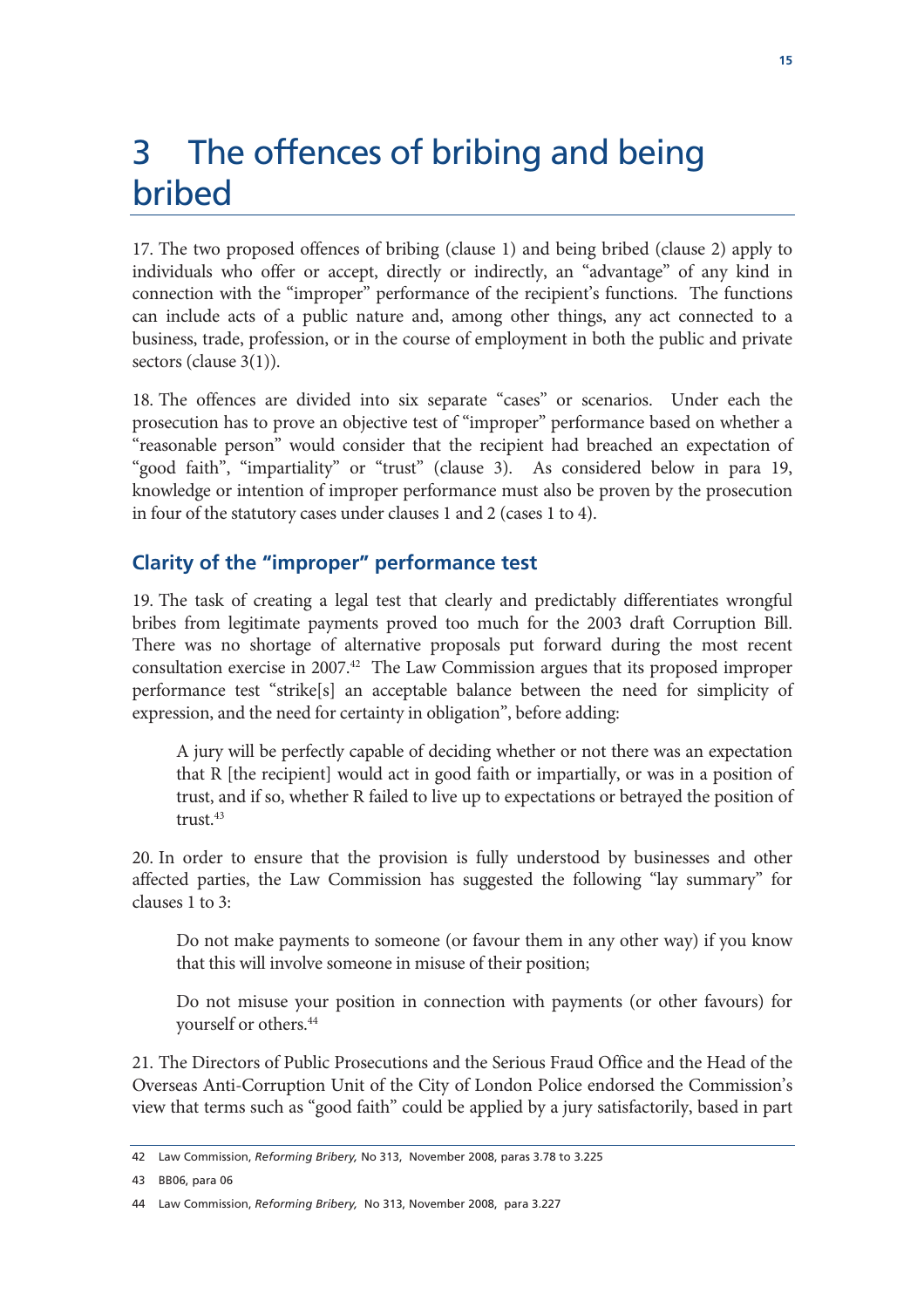# 3 The offences of bribing and being bribed

17. The two proposed offences of bribing (clause 1) and being bribed (clause 2) apply to individuals who offer or accept, directly or indirectly, an "advantage" of any kind in connection with the "improper" performance of the recipient's functions. The functions can include acts of a public nature and, among other things, any act connected to a business, trade, profession, or in the course of employment in both the public and private sectors (clause 3(1)).

18. The offences are divided into six separate "cases" or scenarios. Under each the prosecution has to prove an objective test of "improper" performance based on whether a "reasonable person" would consider that the recipient had breached an expectation of "good faith", "impartiality" or "trust" (clause 3). As considered below in para 19, knowledge or intention of improper performance must also be proven by the prosecution in four of the statutory cases under clauses 1 and 2 (cases 1 to 4).

## Clarity of the "improper" performance test

19. The task of creating a legal test that clearly and predictably differentiates wrongful bribes from legitimate payments proved too much for the 2003 draft Corruption Bill. There was no shortage of alternative proposals put forward during the most recent consultation exercise in 2007.[42] The Law Commission argues that its proposed improper performance test "strike[s] an acceptable balance between the need for simplicity of expression, and the need for certainty in obligation", before adding:

> A jury will be perfectly capable of deciding whether or not there was an expectation that R [the recipient] would act in good faith or impartially, or was in a position of trust, and if so, whether R failed to live up to expectations or betrayed the position of trust.[43]

20. In order to ensure that the provision is fully understood by businesses and other affected parties, the Law Commission has suggested the following "lay summary" for clauses 1 to 3:

> Do not make payments to someone (or favour them in any other way) if you know that this will involve someone in misuse of their position;
>
> Do not misuse your position in connection with payments (or other favours) for yourself or others.[44]

21. The Directors of Public Prosecutions and the Serious Fraud Office and the Head of the Overseas Anti-Corruption Unit of the City of London Police endorsed the Commission's view that terms such as "good faith" could be applied by a jury satisfactorily, based in part

---

42 Law Commission, *Reforming Bribery,* No 313, November 2008, paras 3.78 to 3.225

43 BB06, para 06

44 Law Commission, *Reforming Bribery,* No 313, November 2008, para 3.227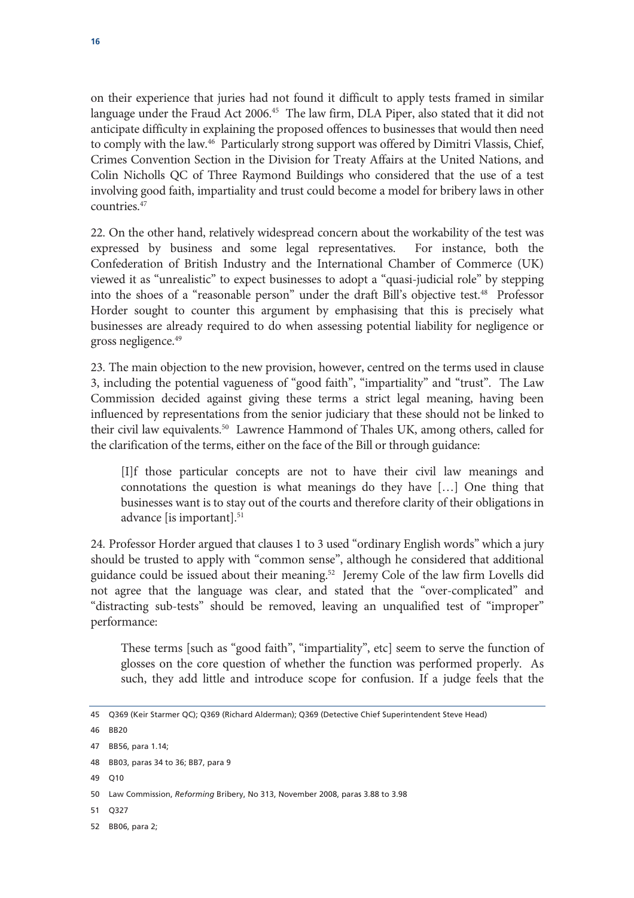on their experience that juries had not found it difficult to apply tests framed in similar language under the Fraud Act 2006.[45] The law firm, DLA Piper, also stated that it did not anticipate difficulty in explaining the proposed offences to businesses that would then need to comply with the law.[46] Particularly strong support was offered by Dimitri Vlassis, Chief, Crimes Convention Section in the Division for Treaty Affairs at the United Nations, and Colin Nicholls QC of Three Raymond Buildings who considered that the use of a test involving good faith, impartiality and trust could become a model for bribery laws in other countries.[47]

22. On the other hand, relatively widespread concern about the workability of the test was expressed by business and some legal representatives. For instance, both the Confederation of British Industry and the International Chamber of Commerce (UK) viewed it as "unrealistic" to expect businesses to adopt a "quasi-judicial role" by stepping into the shoes of a "reasonable person" under the draft Bill's objective test.[48] Professor Horder sought to counter this argument by emphasising that this is precisely what businesses are already required to do when assessing potential liability for negligence or gross negligence.[49]

23. The main objection to the new provision, however, centred on the terms used in clause 3, including the potential vagueness of "good faith", "impartiality" and "trust". The Law Commission decided against giving these terms a strict legal meaning, having been influenced by representations from the senior judiciary that these should not be linked to their civil law equivalents.[50] Lawrence Hammond of Thales UK, among others, called for the clarification of the terms, either on the face of the Bill or through guidance:

> [I]f those particular concepts are not to have their civil law meanings and connotations the question is what meanings do they have […] One thing that businesses want is to stay out of the courts and therefore clarity of their obligations in advance [is important].[51]

24. Professor Horder argued that clauses 1 to 3 used "ordinary English words" which a jury should be trusted to apply with "common sense", although he considered that additional guidance could be issued about their meaning.[52] Jeremy Cole of the law firm Lovells did not agree that the language was clear, and stated that the "over-complicated" and "distracting sub-tests" should be removed, leaving an unqualified test of "improper" performance:

> These terms [such as "good faith", "impartiality", etc] seem to serve the function of glosses on the core question of whether the function was performed properly. As such, they add little and introduce scope for confusion. If a judge feels that the

---

45 Q369 (Keir Starmer QC); Q369 (Richard Alderman); Q369 (Detective Chief Superintendent Steve Head)

46 BB20

47 BB56, para 1.14;

48 BB03, paras 34 to 36; BB7, para 9

49 Q10

50 Law Commission, *Reforming* Bribery, No 313, November 2008, paras 3.88 to 3.98

51 Q327

52 BB06, para 2;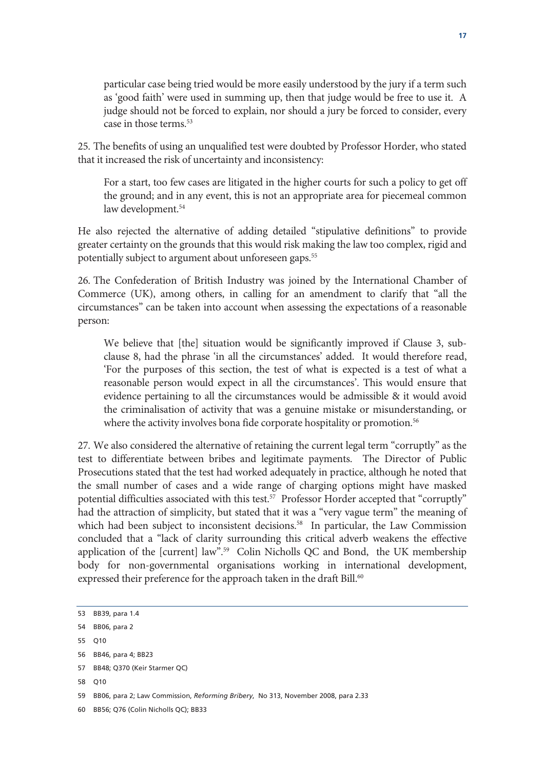particular case being tried would be more easily understood by the jury if a term such as 'good faith' were used in summing up, then that judge would be free to use it. A judge should not be forced to explain, nor should a jury be forced to consider, every case in those terms.[53]

25. The benefits of using an unqualified test were doubted by Professor Horder, who stated that it increased the risk of uncertainty and inconsistency:

> For a start, too few cases are litigated in the higher courts for such a policy to get off the ground; and in any event, this is not an appropriate area for piecemeal common law development.[54]

He also rejected the alternative of adding detailed "stipulative definitions" to provide greater certainty on the grounds that this would risk making the law too complex, rigid and potentially subject to argument about unforeseen gaps.[55]

26. The Confederation of British Industry was joined by the International Chamber of Commerce (UK), among others, in calling for an amendment to clarify that "all the circumstances" can be taken into account when assessing the expectations of a reasonable person:

> We believe that [the] situation would be significantly improved if Clause 3, sub-clause 8, had the phrase 'in all the circumstances' added. It would therefore read, 'For the purposes of this section, the test of what is expected is a test of what a reasonable person would expect in all the circumstances'. This would ensure that evidence pertaining to all the circumstances would be admissible & it would avoid the criminalisation of activity that was a genuine mistake or misunderstanding, or where the activity involves bona fide corporate hospitality or promotion.[56]

27. We also considered the alternative of retaining the current legal term "corruptly" as the test to differentiate between bribes and legitimate payments. The Director of Public Prosecutions stated that the test had worked adequately in practice, although he noted that the small number of cases and a wide range of charging options might have masked potential difficulties associated with this test.[57] Professor Horder accepted that "corruptly" had the attraction of simplicity, but stated that it was a "very vague term" the meaning of which had been subject to inconsistent decisions.[58] In particular, the Law Commission concluded that a "lack of clarity surrounding this critical adverb weakens the effective application of the [current] law".[59] Colin Nicholls QC and Bond, the UK membership body for non-governmental organisations working in international development, expressed their preference for the approach taken in the draft Bill.[60]

---

53 BB39, para 1.4

54 BB06, para 2

55 Q10

56 BB46, para 4; BB23

57 BB48; Q370 (Keir Starmer QC)

58 Q10

59 BB06, para 2; Law Commission, *Reforming Bribery*, No 313, November 2008, para 2.33

60 BB56; Q76 (Colin Nicholls QC); BB33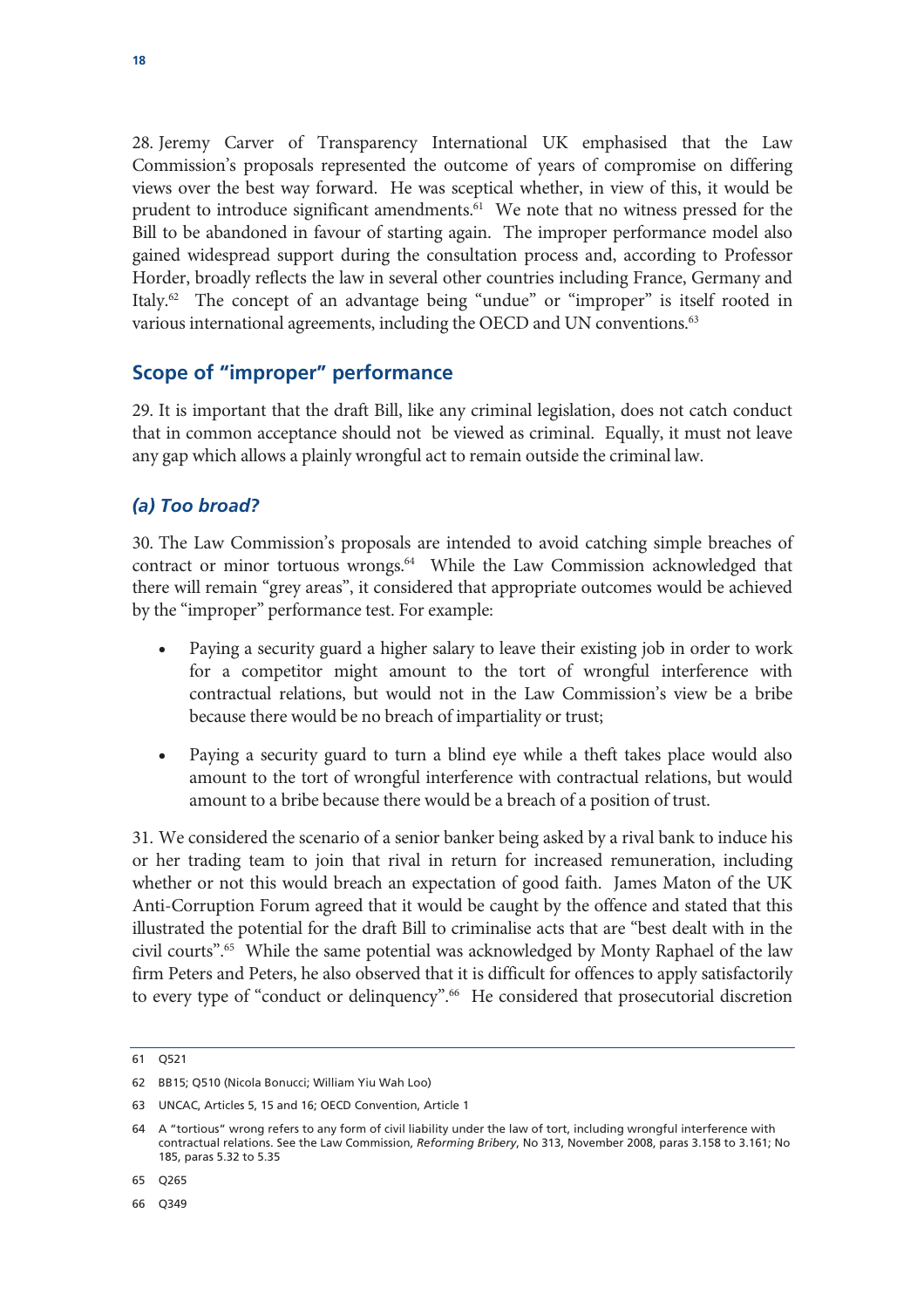28. Jeremy Carver of Transparency International UK emphasised that the Law Commission's proposals represented the outcome of years of compromise on differing views over the best way forward. He was sceptical whether, in view of this, it would be prudent to introduce significant amendments.[61] We note that no witness pressed for the Bill to be abandoned in favour of starting again. The improper performance model also gained widespread support during the consultation process and, according to Professor Horder, broadly reflects the law in several other countries including France, Germany and Italy.[62] The concept of an advantage being "undue" or "improper" is itself rooted in various international agreements, including the OECD and UN conventions.[63]

## Scope of "improper" performance

29. It is important that the draft Bill, like any criminal legislation, does not catch conduct that in common acceptance should not be viewed as criminal. Equally, it must not leave any gap which allows a plainly wrongful act to remain outside the criminal law.

### *(a) Too broad?*

30. The Law Commission's proposals are intended to avoid catching simple breaches of contract or minor tortuous wrongs.[64] While the Law Commission acknowledged that there will remain "grey areas", it considered that appropriate outcomes would be achieved by the "improper" performance test. For example:

- Paying a security guard a higher salary to leave their existing job in order to work for a competitor might amount to the tort of wrongful interference with contractual relations, but would not in the Law Commission's view be a bribe because there would be no breach of impartiality or trust;
- Paying a security guard to turn a blind eye while a theft takes place would also amount to the tort of wrongful interference with contractual relations, but would amount to a bribe because there would be a breach of a position of trust.

31. We considered the scenario of a senior banker being asked by a rival bank to induce his or her trading team to join that rival in return for increased remuneration, including whether or not this would breach an expectation of good faith. James Maton of the UK Anti-Corruption Forum agreed that it would be caught by the offence and stated that this illustrated the potential for the draft Bill to criminalise acts that are "best dealt with in the civil courts".[65] While the same potential was acknowledged by Monty Raphael of the law firm Peters and Peters, he also observed that it is difficult for offences to apply satisfactorily to every type of "conduct or delinquency".[66] He considered that prosecutorial discretion

---

61 Q521

62 BB15; Q510 (Nicola Bonucci; William Yiu Wah Loo)

63 UNCAC, Articles 5, 15 and 16; OECD Convention, Article 1

64 A "tortious" wrong refers to any form of civil liability under the law of tort, including wrongful interference with contractual relations. See the Law Commission, *Reforming Bribery*, No 313, November 2008, paras 3.158 to 3.161; No 185, paras 5.32 to 5.35

65 Q265

66 Q349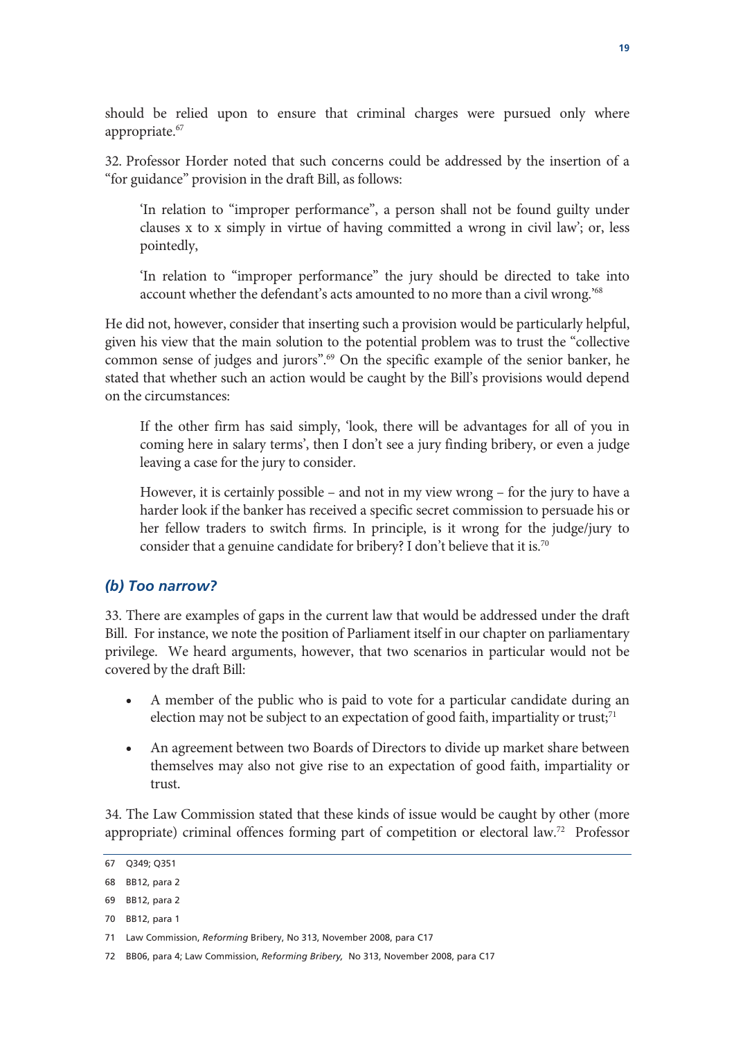should be relied upon to ensure that criminal charges were pursued only where appropriate.[67]

32. Professor Horder noted that such concerns could be addressed by the insertion of a "for guidance" provision in the draft Bill, as follows:

> 'In relation to "improper performance", a person shall not be found guilty under clauses x to x simply in virtue of having committed a wrong in civil law'; or, less pointedly,
>
> 'In relation to "improper performance" the jury should be directed to take into account whether the defendant's acts amounted to no more than a civil wrong.'[68]

He did not, however, consider that inserting such a provision would be particularly helpful, given his view that the main solution to the potential problem was to trust the "collective common sense of judges and jurors".[69] On the specific example of the senior banker, he stated that whether such an action would be caught by the Bill's provisions would depend on the circumstances:

> If the other firm has said simply, 'look, there will be advantages for all of you in coming here in salary terms', then I don't see a jury finding bribery, or even a judge leaving a case for the jury to consider.
>
> However, it is certainly possible – and not in my view wrong – for the jury to have a harder look if the banker has received a specific secret commission to persuade his or her fellow traders to switch firms. In principle, is it wrong for the judge/jury to consider that a genuine candidate for bribery? I don't believe that it is.[70]

### *(b) Too narrow?*

33. There are examples of gaps in the current law that would be addressed under the draft Bill. For instance, we note the position of Parliament itself in our chapter on parliamentary privilege. We heard arguments, however, that two scenarios in particular would not be covered by the draft Bill:

- A member of the public who is paid to vote for a particular candidate during an election may not be subject to an expectation of good faith, impartiality or trust;[71]
- An agreement between two Boards of Directors to divide up market share between themselves may also not give rise to an expectation of good faith, impartiality or trust.

34. The Law Commission stated that these kinds of issue would be caught by other (more appropriate) criminal offences forming part of competition or electoral law.[72] Professor

---

67 Q349; Q351

68 BB12, para 2

69 BB12, para 2

70 BB12, para 1

71 Law Commission, *Reforming* Bribery, No 313, November 2008, para C17

72 BB06, para 4; Law Commission, *Reforming Bribery,* No 313, November 2008, para C17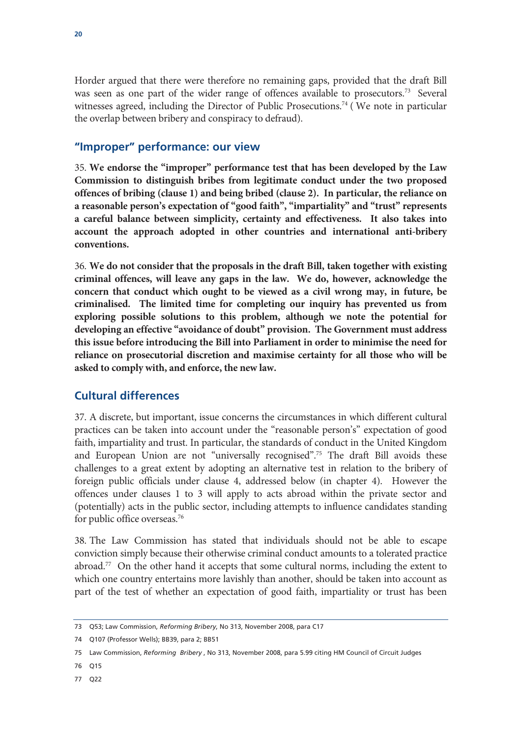Horder argued that there were therefore no remaining gaps, provided that the draft Bill was seen as one part of the wider range of offences available to prosecutors.[73] Several witnesses agreed, including the Director of Public Prosecutions.[74] ( We note in particular the overlap between bribery and conspiracy to defraud).

## "Improper" performance: our view

35. **We endorse the "improper" performance test that has been developed by the Law Commission to distinguish bribes from legitimate conduct under the two proposed offences of bribing (clause 1) and being bribed (clause 2). In particular, the reliance on a reasonable person's expectation of "good faith", "impartiality" and "trust" represents a careful balance between simplicity, certainty and effectiveness. It also takes into account the approach adopted in other countries and international anti-bribery conventions.**

36. **We do not consider that the proposals in the draft Bill, taken together with existing criminal offences, will leave any gaps in the law. We do, however, acknowledge the concern that conduct which ought to be viewed as a civil wrong may, in future, be criminalised. The limited time for completing our inquiry has prevented us from exploring possible solutions to this problem, although we note the potential for developing an effective "avoidance of doubt" provision. The Government must address this issue before introducing the Bill into Parliament in order to minimise the need for reliance on prosecutorial discretion and maximise certainty for all those who will be asked to comply with, and enforce, the new law.**

## Cultural differences

37. A discrete, but important, issue concerns the circumstances in which different cultural practices can be taken into account under the "reasonable person's" expectation of good faith, impartiality and trust. In particular, the standards of conduct in the United Kingdom and European Union are not "universally recognised".[75] The draft Bill avoids these challenges to a great extent by adopting an alternative test in relation to the bribery of foreign public officials under clause 4, addressed below (in chapter 4). However the offences under clauses 1 to 3 will apply to acts abroad within the private sector and (potentially) acts in the public sector, including attempts to influence candidates standing for public office overseas.[76]

38. The Law Commission has stated that individuals should not be able to escape conviction simply because their otherwise criminal conduct amounts to a tolerated practice abroad.[77] On the other hand it accepts that some cultural norms, including the extent to which one country entertains more lavishly than another, should be taken into account as part of the test of whether an expectation of good faith, impartiality or trust has been

---

73 Q53; Law Commission, *Reforming Bribery*, No 313, November 2008, para C17

74 Q107 (Professor Wells); BB39, para 2; BB51

75 Law Commission, *Reforming Bribery* , No 313, November 2008, para 5.99 citing HM Council of Circuit Judges

76 Q15

77 Q22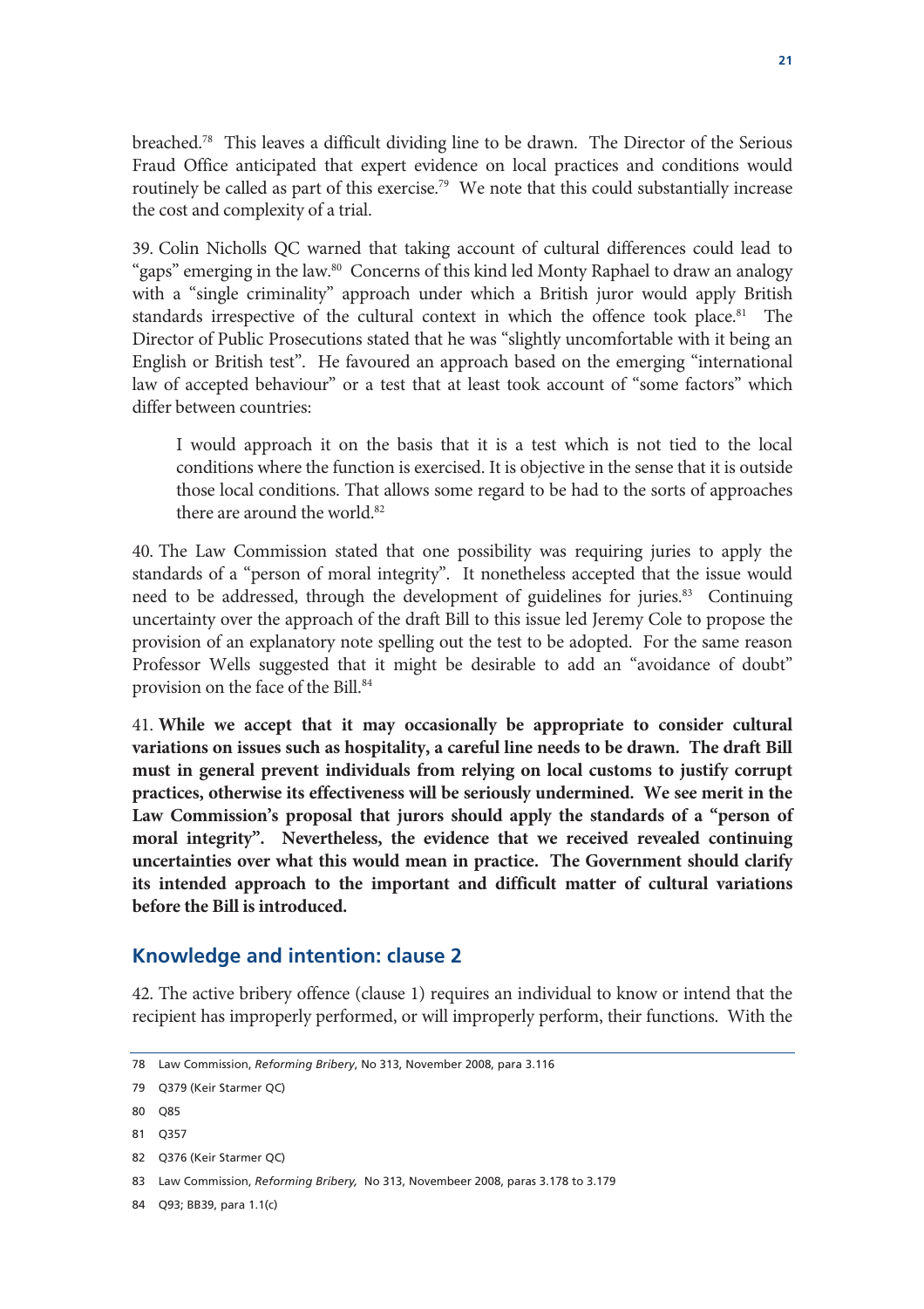breached.[78] This leaves a difficult dividing line to be drawn. The Director of the Serious Fraud Office anticipated that expert evidence on local practices and conditions would routinely be called as part of this exercise.[79] We note that this could substantially increase the cost and complexity of a trial.

39. Colin Nicholls QC warned that taking account of cultural differences could lead to "gaps" emerging in the law.[80] Concerns of this kind led Monty Raphael to draw an analogy with a "single criminality" approach under which a British juror would apply British standards irrespective of the cultural context in which the offence took place.[81] The Director of Public Prosecutions stated that he was "slightly uncomfortable with it being an English or British test". He favoured an approach based on the emerging "international law of accepted behaviour" or a test that at least took account of "some factors" which differ between countries:

> I would approach it on the basis that it is a test which is not tied to the local conditions where the function is exercised. It is objective in the sense that it is outside those local conditions. That allows some regard to be had to the sorts of approaches there are around the world.[82]

40. The Law Commission stated that one possibility was requiring juries to apply the standards of a "person of moral integrity". It nonetheless accepted that the issue would need to be addressed, through the development of guidelines for juries.[83] Continuing uncertainty over the approach of the draft Bill to this issue led Jeremy Cole to propose the provision of an explanatory note spelling out the test to be adopted. For the same reason Professor Wells suggested that it might be desirable to add an "avoidance of doubt" provision on the face of the Bill.[84]

41. **While we accept that it may occasionally be appropriate to consider cultural variations on issues such as hospitality, a careful line needs to be drawn. The draft Bill must in general prevent individuals from relying on local customs to justify corrupt practices, otherwise its effectiveness will be seriously undermined. We see merit in the Law Commission's proposal that jurors should apply the standards of a "person of moral integrity". Nevertheless, the evidence that we received revealed continuing uncertainties over what this would mean in practice. The Government should clarify its intended approach to the important and difficult matter of cultural variations before the Bill is introduced.**

## Knowledge and intention: clause 2

42. The active bribery offence (clause 1) requires an individual to know or intend that the recipient has improperly performed, or will improperly perform, their functions. With the

---

78 Law Commission, *Reforming Bribery*, No 313, November 2008, para 3.116

79 Q379 (Keir Starmer QC)

80 Q85

81 Q357

82 Q376 (Keir Starmer QC)

83 Law Commission, *Reforming Bribery,* No 313, Novembeer 2008, paras 3.178 to 3.179

84 Q93; BB39, para 1.1(c)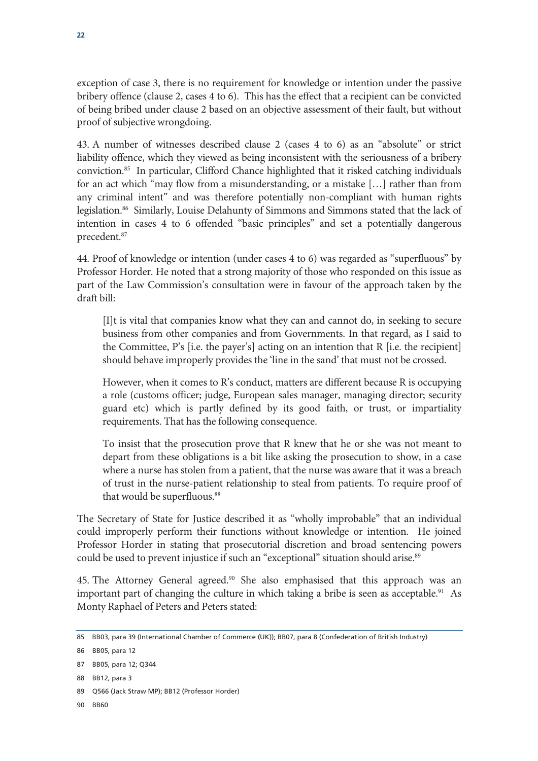exception of case 3, there is no requirement for knowledge or intention under the passive bribery offence (clause 2, cases 4 to 6). This has the effect that a recipient can be convicted of being bribed under clause 2 based on an objective assessment of their fault, but without proof of subjective wrongdoing.

43. A number of witnesses described clause 2 (cases 4 to 6) as an "absolute" or strict liability offence, which they viewed as being inconsistent with the seriousness of a bribery conviction.[85] In particular, Clifford Chance highlighted that it risked catching individuals for an act which "may flow from a misunderstanding, or a mistake […] rather than from any criminal intent" and was therefore potentially non-compliant with human rights legislation.[86] Similarly, Louise Delahunty of Simmons and Simmons stated that the lack of intention in cases 4 to 6 offended "basic principles" and set a potentially dangerous precedent.[87]

44. Proof of knowledge or intention (under cases 4 to 6) was regarded as "superfluous" by Professor Horder. He noted that a strong majority of those who responded on this issue as part of the Law Commission's consultation were in favour of the approach taken by the draft bill:

> [I]t is vital that companies know what they can and cannot do, in seeking to secure business from other companies and from Governments. In that regard, as I said to the Committee, P's [i.e. the payer's] acting on an intention that R [i.e. the recipient] should behave improperly provides the 'line in the sand' that must not be crossed.
>
> However, when it comes to R's conduct, matters are different because R is occupying a role (customs officer; judge, European sales manager, managing director; security guard etc) which is partly defined by its good faith, or trust, or impartiality requirements. That has the following consequence.
>
> To insist that the prosecution prove that R knew that he or she was not meant to depart from these obligations is a bit like asking the prosecution to show, in a case where a nurse has stolen from a patient, that the nurse was aware that it was a breach of trust in the nurse-patient relationship to steal from patients. To require proof of that would be superfluous.[88]

The Secretary of State for Justice described it as "wholly improbable" that an individual could improperly perform their functions without knowledge or intention. He joined Professor Horder in stating that prosecutorial discretion and broad sentencing powers could be used to prevent injustice if such an "exceptional" situation should arise.[89]

45. The Attorney General agreed.[90] She also emphasised that this approach was an important part of changing the culture in which taking a bribe is seen as acceptable.[91] As Monty Raphael of Peters and Peters stated:

---

85 BB03, para 39 (International Chamber of Commerce (UK)); BB07, para 8 (Confederation of British Industry)

86 BB05, para 12

87 BB05, para 12; Q344

88 BB12, para 3

89 Q566 (Jack Straw MP); BB12 (Professor Horder)

90 BB60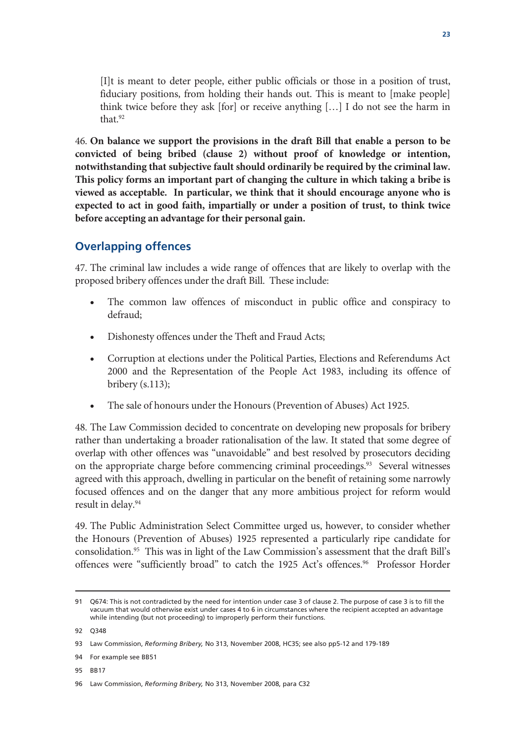> [I]t is meant to deter people, either public officials or those in a position of trust, fiduciary positions, from holding their hands out. This is meant to [make people] think twice before they ask [for] or receive anything […] I do not see the harm in that.[92]

46. **On balance we support the provisions in the draft Bill that enable a person to be convicted of being bribed (clause 2) without proof of knowledge or intention, notwithstanding that subjective fault should ordinarily be required by the criminal law. This policy forms an important part of changing the culture in which taking a bribe is viewed as acceptable. In particular, we think that it should encourage anyone who is expected to act in good faith, impartially or under a position of trust, to think twice before accepting an advantage for their personal gain.**

## Overlapping offences

47. The criminal law includes a wide range of offences that are likely to overlap with the proposed bribery offences under the draft Bill. These include:

- The common law offences of misconduct in public office and conspiracy to defraud;
- Dishonesty offences under the Theft and Fraud Acts;
- Corruption at elections under the Political Parties, Elections and Referendums Act 2000 and the Representation of the People Act 1983, including its offence of bribery (s.113);
- The sale of honours under the Honours (Prevention of Abuses) Act 1925.

48. The Law Commission decided to concentrate on developing new proposals for bribery rather than undertaking a broader rationalisation of the law. It stated that some degree of overlap with other offences was "unavoidable" and best resolved by prosecutors deciding on the appropriate charge before commencing criminal proceedings.[93] Several witnesses agreed with this approach, dwelling in particular on the benefit of retaining some narrowly focused offences and on the danger that any more ambitious project for reform would result in delay.[94]

49. The Public Administration Select Committee urged us, however, to consider whether the Honours (Prevention of Abuses) 1925 represented a particularly ripe candidate for consolidation.[95] This was in light of the Law Commission's assessment that the draft Bill's offences were "sufficiently broad" to catch the 1925 Act's offences.[96] Professor Horder

---

91 Q674: This is not contradicted by the need for intention under case 3 of clause 2. The purpose of case 3 is to fill the vacuum that would otherwise exist under cases 4 to 6 in circumstances where the recipient accepted an advantage while intending (but not proceeding) to improperly perform their functions.

92 Q348

93 Law Commission, *Reforming Bribery,* No 313, November 2008, HC35; see also pp5-12 and 179-189

94 For example see BB51

95 BB17

96 Law Commission, *Reforming Bribery,* No 313, November 2008, para C32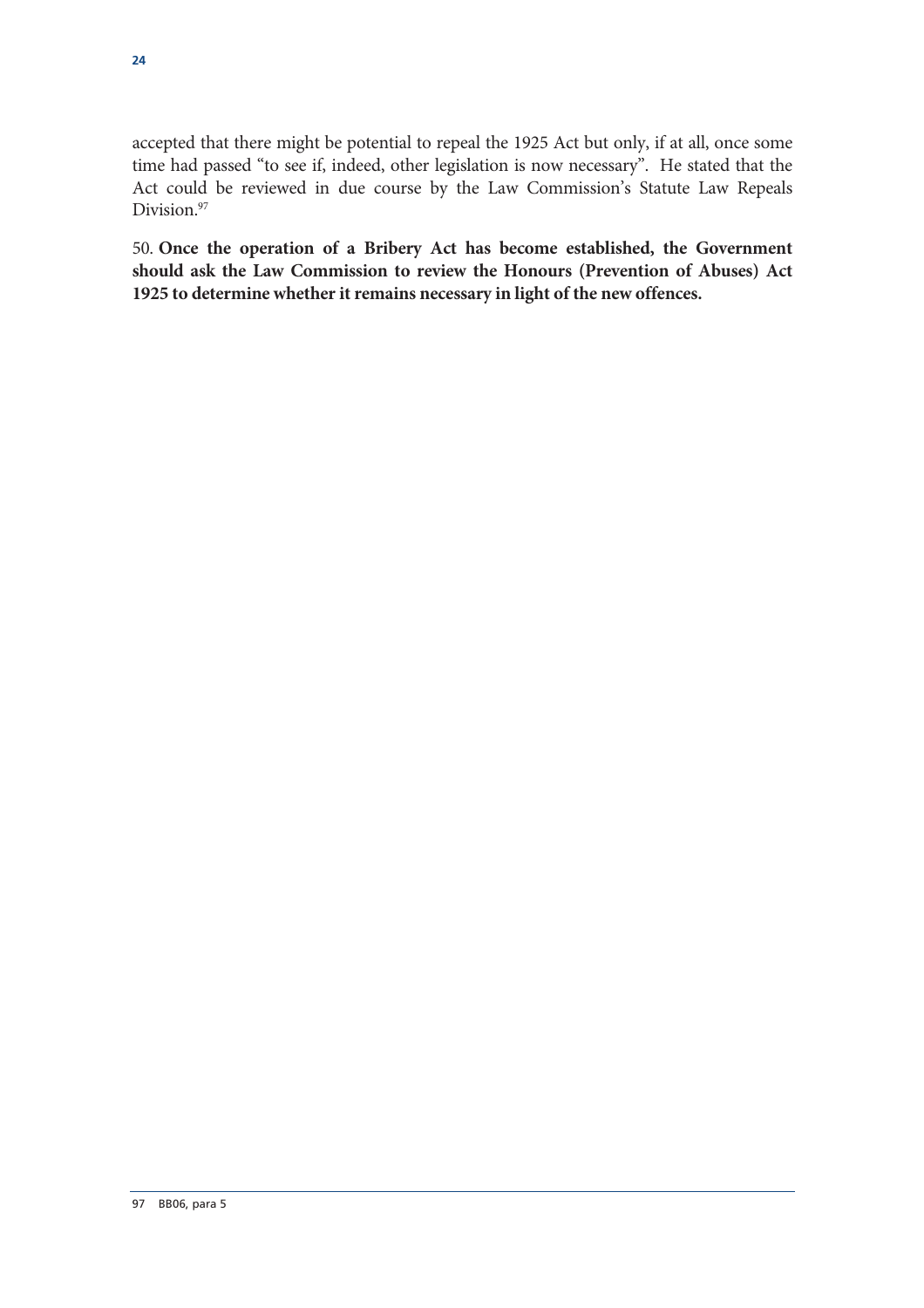accepted that there might be potential to repeal the 1925 Act but only, if at all, once some time had passed "to see if, indeed, other legislation is now necessary". He stated that the Act could be reviewed in due course by the Law Commission's Statute Law Repeals Division.[97]

50. **Once the operation of a Bribery Act has become established, the Government should ask the Law Commission to review the Honours (Prevention of Abuses) Act 1925 to determine whether it remains necessary in light of the new offences.**

---

97 BB06, para 5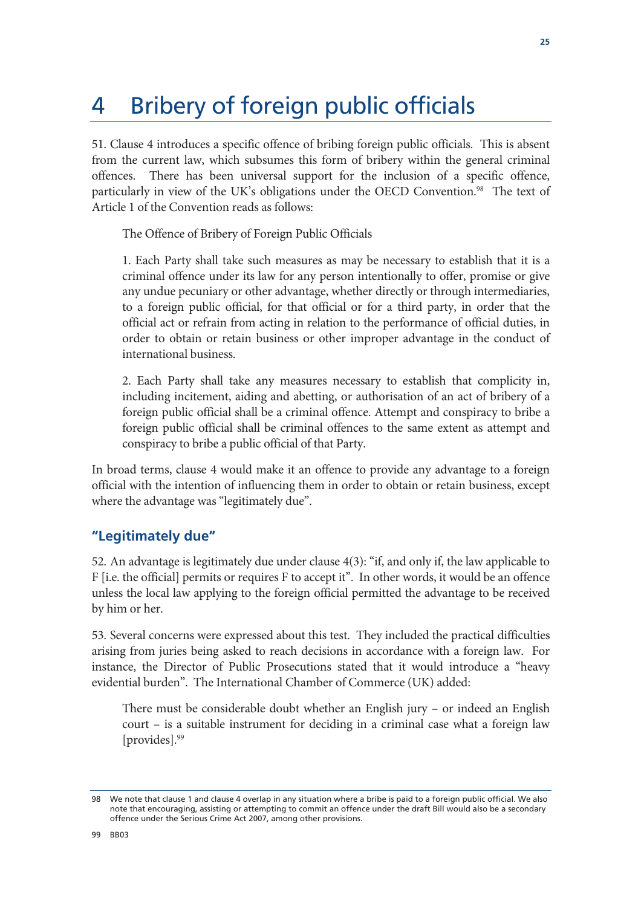# 4 Bribery of foreign public officials

51. Clause 4 introduces a specific offence of bribing foreign public officials. This is absent from the current law, which subsumes this form of bribery within the general criminal offences. There has been universal support for the inclusion of a specific offence, particularly in view of the UK's obligations under the OECD Convention.[98] The text of Article 1 of the Convention reads as follows:

> The Offence of Bribery of Foreign Public Officials
>
> 1. Each Party shall take such measures as may be necessary to establish that it is a criminal offence under its law for any person intentionally to offer, promise or give any undue pecuniary or other advantage, whether directly or through intermediaries, to a foreign public official, for that official or for a third party, in order that the official act or refrain from acting in relation to the performance of official duties, in order to obtain or retain business or other improper advantage in the conduct of international business.
>
> 2. Each Party shall take any measures necessary to establish that complicity in, including incitement, aiding and abetting, or authorisation of an act of bribery of a foreign public official shall be a criminal offence. Attempt and conspiracy to bribe a foreign public official shall be criminal offences to the same extent as attempt and conspiracy to bribe a public official of that Party.

In broad terms, clause 4 would make it an offence to provide any advantage to a foreign official with the intention of influencing them in order to obtain or retain business, except where the advantage was "legitimately due".

## "Legitimately due"

52. An advantage is legitimately due under clause 4(3): "if, and only if, the law applicable to F [i.e. the official] permits or requires F to accept it". In other words, it would be an offence unless the local law applying to the foreign official permitted the advantage to be received by him or her.

53. Several concerns were expressed about this test. They included the practical difficulties arising from juries being asked to reach decisions in accordance with a foreign law. For instance, the Director of Public Prosecutions stated that it would introduce a "heavy evidential burden". The International Chamber of Commerce (UK) added:

> There must be considerable doubt whether an English jury – or indeed an English court – is a suitable instrument for deciding in a criminal case what a foreign law [provides].[99]

---

98 We note that clause 1 and clause 4 overlap in any situation where a bribe is paid to a foreign public official. We also note that encouraging, assisting or attempting to commit an offence under the draft Bill would also be a secondary offence under the Serious Crime Act 2007, among other provisions.

99 BB03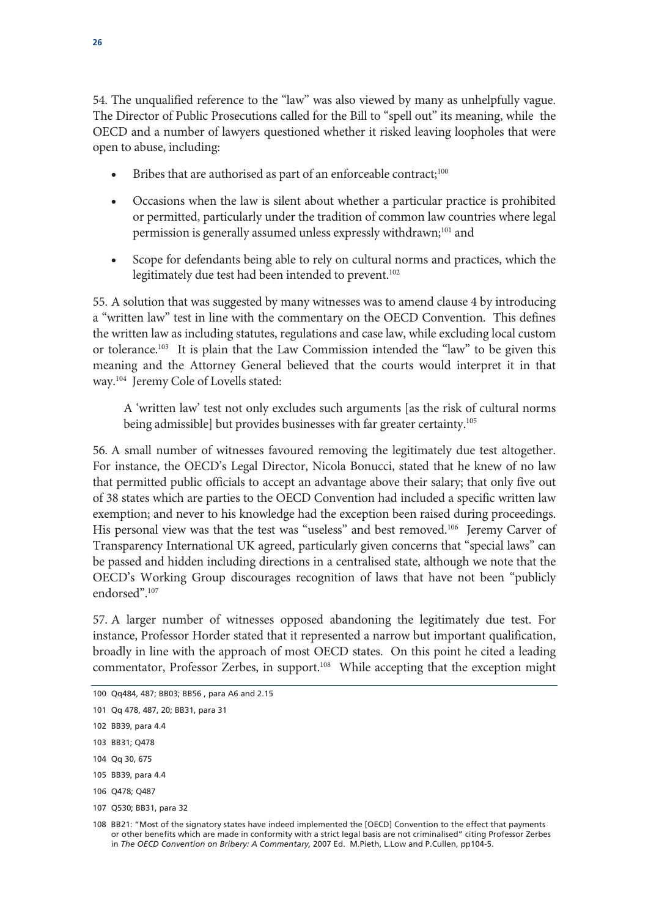54. The unqualified reference to the "law" was also viewed by many as unhelpfully vague. The Director of Public Prosecutions called for the Bill to "spell out" its meaning, while the OECD and a number of lawyers questioned whether it risked leaving loopholes that were open to abuse, including:

- Bribes that are authorised as part of an enforceable contract;[100]
- Occasions when the law is silent about whether a particular practice is prohibited or permitted, particularly under the tradition of common law countries where legal permission is generally assumed unless expressly withdrawn;[101] and
- Scope for defendants being able to rely on cultural norms and practices, which the legitimately due test had been intended to prevent.[102]

55. A solution that was suggested by many witnesses was to amend clause 4 by introducing a "written law" test in line with the commentary on the OECD Convention. This defines the written law as including statutes, regulations and case law, while excluding local custom or tolerance.[103] It is plain that the Law Commission intended the "law" to be given this meaning and the Attorney General believed that the courts would interpret it in that way.[104] Jeremy Cole of Lovells stated:

> A 'written law' test not only excludes such arguments [as the risk of cultural norms being admissible] but provides businesses with far greater certainty.[105]

56. A small number of witnesses favoured removing the legitimately due test altogether. For instance, the OECD's Legal Director, Nicola Bonucci, stated that he knew of no law that permitted public officials to accept an advantage above their salary; that only five out of 38 states which are parties to the OECD Convention had included a specific written law exemption; and never to his knowledge had the exception been raised during proceedings. His personal view was that the test was "useless" and best removed.[106] Jeremy Carver of Transparency International UK agreed, particularly given concerns that "special laws" can be passed and hidden including directions in a centralised state, although we note that the OECD's Working Group discourages recognition of laws that have not been "publicly endorsed".[107]

57. A larger number of witnesses opposed abandoning the legitimately due test. For instance, Professor Horder stated that it represented a narrow but important qualification, broadly in line with the approach of most OECD states. On this point he cited a leading commentator, Professor Zerbes, in support.[108] While accepting that the exception might

---

100 Qq484, 487; BB03; BB56 , para A6 and 2.15

101 Qq 478, 487, 20; BB31, para 31

102 BB39, para 4.4

103 BB31; Q478

104 Qq 30, 675

105 BB39, para 4.4

106 Q478; Q487

107 Q530; BB31, para 32

108 BB21: "Most of the signatory states have indeed implemented the [OECD] Convention to the effect that payments or other benefits which are made in conformity with a strict legal basis are not criminalised" citing Professor Zerbes in *The OECD Convention on Bribery: A Commentary,* 2007 Ed. M.Pieth, L.Low and P.Cullen, pp104-5.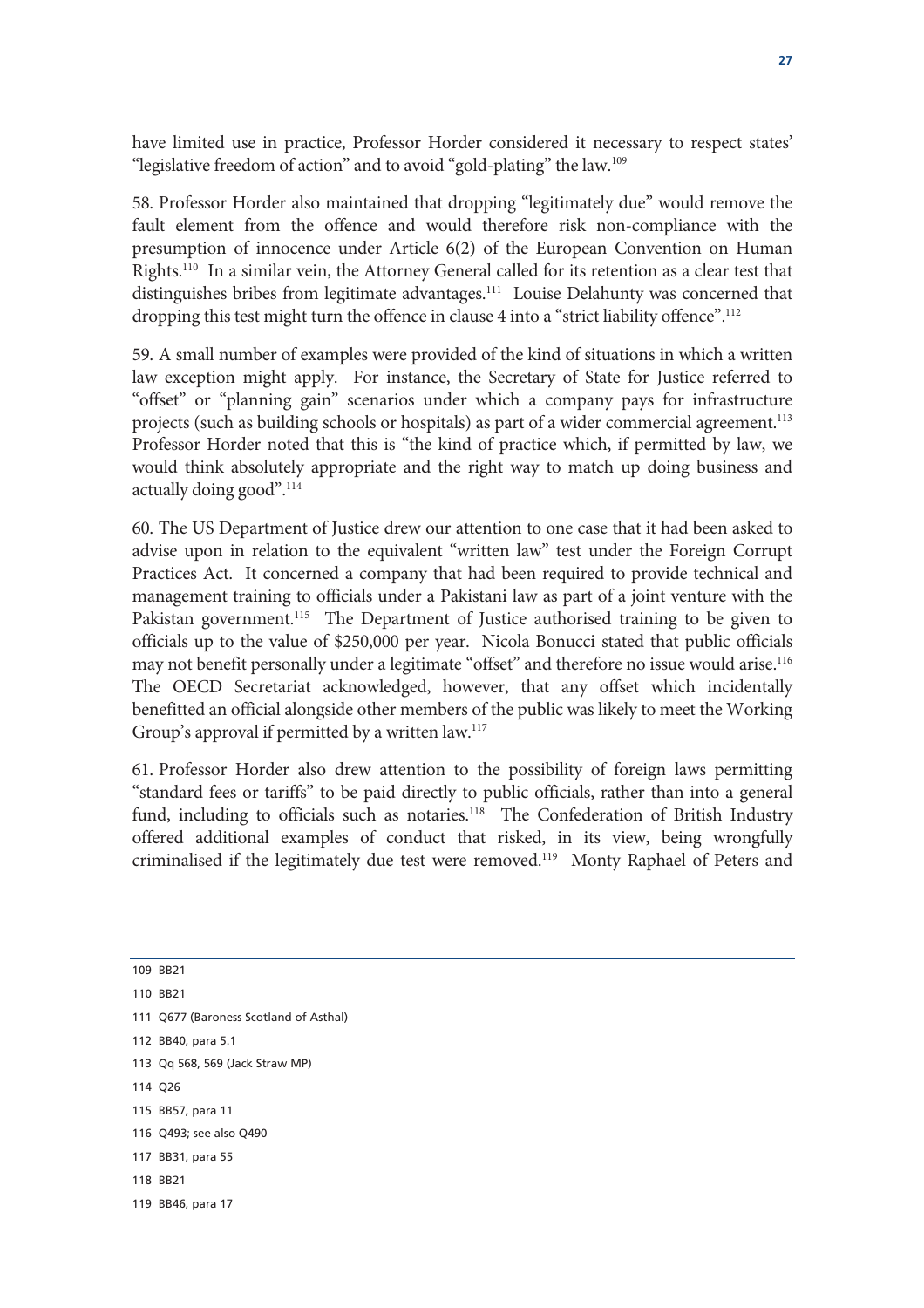have limited use in practice, Professor Horder considered it necessary to respect states' "legislative freedom of action" and to avoid "gold-plating" the law.[109]

58. Professor Horder also maintained that dropping "legitimately due" would remove the fault element from the offence and would therefore risk non-compliance with the presumption of innocence under Article 6(2) of the European Convention on Human Rights.[110] In a similar vein, the Attorney General called for its retention as a clear test that distinguishes bribes from legitimate advantages.[111] Louise Delahunty was concerned that dropping this test might turn the offence in clause 4 into a "strict liability offence".[112]

59. A small number of examples were provided of the kind of situations in which a written law exception might apply. For instance, the Secretary of State for Justice referred to "offset" or "planning gain" scenarios under which a company pays for infrastructure projects (such as building schools or hospitals) as part of a wider commercial agreement.[113] Professor Horder noted that this is "the kind of practice which, if permitted by law, we would think absolutely appropriate and the right way to match up doing business and actually doing good".[114]

60. The US Department of Justice drew our attention to one case that it had been asked to advise upon in relation to the equivalent "written law" test under the Foreign Corrupt Practices Act. It concerned a company that had been required to provide technical and management training to officials under a Pakistani law as part of a joint venture with the Pakistan government.[115] The Department of Justice authorised training to be given to officials up to the value of $250,000 per year. Nicola Bonucci stated that public officials may not benefit personally under a legitimate "offset" and therefore no issue would arise.[116] The OECD Secretariat acknowledged, however, that any offset which incidentally benefitted an official alongside other members of the public was likely to meet the Working Group's approval if permitted by a written law.[117]

61. Professor Horder also drew attention to the possibility of foreign laws permitting "standard fees or tariffs" to be paid directly to public officials, rather than into a general fund, including to officials such as notaries.[118] The Confederation of British Industry offered additional examples of conduct that risked, in its view, being wrongfully criminalised if the legitimately due test were removed.[119] Monty Raphael of Peters and

---

109 BB21

110 BB21

111 Q677 (Baroness Scotland of Asthal)

112 BB40, para 5.1

113 Qq 568, 569 (Jack Straw MP)

114 Q26

115 BB57, para 11

116 Q493; see also Q490

117 BB31, para 55

118 BB21

119 BB46, para 17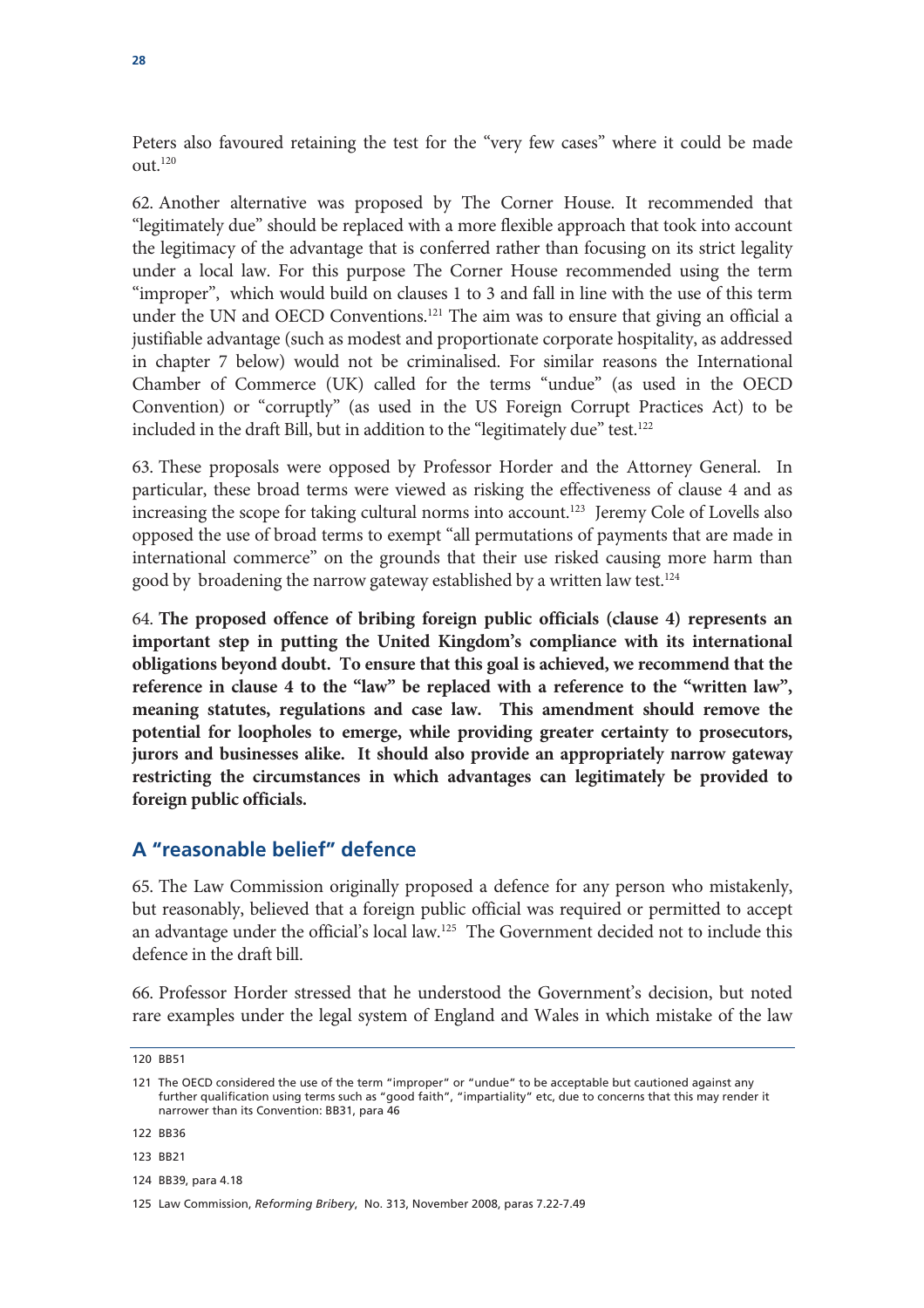Peters also favoured retaining the test for the "very few cases" where it could be made out.[120]

62. Another alternative was proposed by The Corner House. It recommended that "legitimately due" should be replaced with a more flexible approach that took into account the legitimacy of the advantage that is conferred rather than focusing on its strict legality under a local law. For this purpose The Corner House recommended using the term "improper", which would build on clauses 1 to 3 and fall in line with the use of this term under the UN and OECD Conventions.[121] The aim was to ensure that giving an official a justifiable advantage (such as modest and proportionate corporate hospitality, as addressed in chapter 7 below) would not be criminalised. For similar reasons the International Chamber of Commerce (UK) called for the terms "undue" (as used in the OECD Convention) or "corruptly" (as used in the US Foreign Corrupt Practices Act) to be included in the draft Bill, but in addition to the "legitimately due" test.[122]

63. These proposals were opposed by Professor Horder and the Attorney General. In particular, these broad terms were viewed as risking the effectiveness of clause 4 and as increasing the scope for taking cultural norms into account.[123] Jeremy Cole of Lovells also opposed the use of broad terms to exempt "all permutations of payments that are made in international commerce" on the grounds that their use risked causing more harm than good by broadening the narrow gateway established by a written law test.[124]

64. **The proposed offence of bribing foreign public officials (clause 4) represents an important step in putting the United Kingdom's compliance with its international obligations beyond doubt. To ensure that this goal is achieved, we recommend that the reference in clause 4 to the "law" be replaced with a reference to the "written law", meaning statutes, regulations and case law. This amendment should remove the potential for loopholes to emerge, while providing greater certainty to prosecutors, jurors and businesses alike. It should also provide an appropriately narrow gateway restricting the circumstances in which advantages can legitimately be provided to foreign public officials.**

## A "reasonable belief" defence

65. The Law Commission originally proposed a defence for any person who mistakenly, but reasonably, believed that a foreign public official was required or permitted to accept an advantage under the official's local law.[125] The Government decided not to include this defence in the draft bill.

66. Professor Horder stressed that he understood the Government's decision, but noted rare examples under the legal system of England and Wales in which mistake of the law

---

120 BB51

121 The OECD considered the use of the term "improper" or "undue" to be acceptable but cautioned against any further qualification using terms such as "good faith", "impartiality" etc, due to concerns that this may render it narrower than its Convention: BB31, para 46

122 BB36

123 BB21

124 BB39, para 4.18

125 Law Commission, *Reforming Bribery*, No. 313, November 2008, paras 7.22-7.49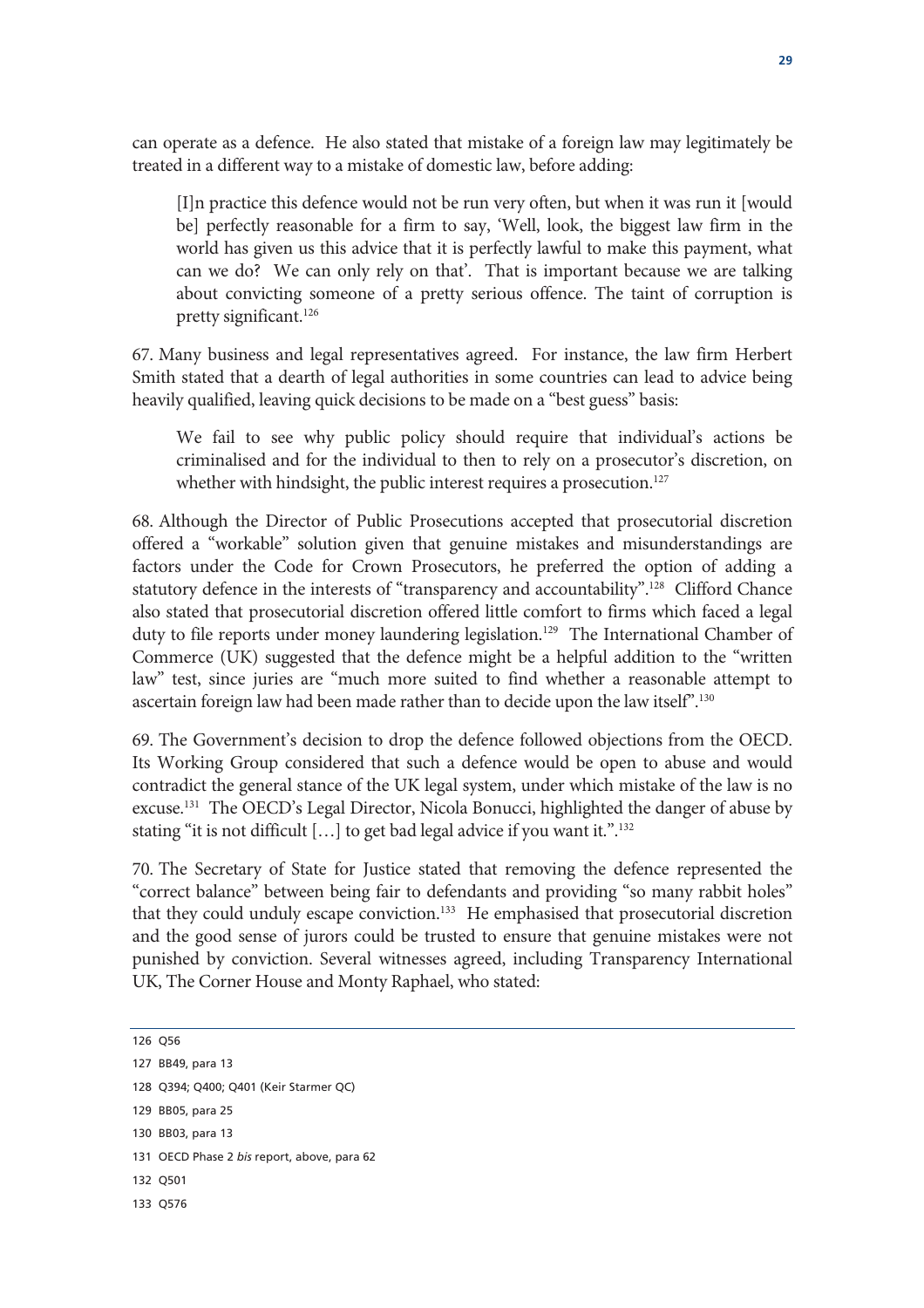can operate as a defence. He also stated that mistake of a foreign law may legitimately be treated in a different way to a mistake of domestic law, before adding:

> [I]n practice this defence would not be run very often, but when it was run it [would be] perfectly reasonable for a firm to say, 'Well, look, the biggest law firm in the world has given us this advice that it is perfectly lawful to make this payment, what can we do? We can only rely on that'. That is important because we are talking about convicting someone of a pretty serious offence. The taint of corruption is pretty significant.[126]

67. Many business and legal representatives agreed. For instance, the law firm Herbert Smith stated that a dearth of legal authorities in some countries can lead to advice being heavily qualified, leaving quick decisions to be made on a "best guess" basis:

> We fail to see why public policy should require that individual's actions be criminalised and for the individual to then to rely on a prosecutor's discretion, on whether with hindsight, the public interest requires a prosecution.[127]

68. Although the Director of Public Prosecutions accepted that prosecutorial discretion offered a "workable" solution given that genuine mistakes and misunderstandings are factors under the Code for Crown Prosecutors, he preferred the option of adding a statutory defence in the interests of "transparency and accountability".[128] Clifford Chance also stated that prosecutorial discretion offered little comfort to firms which faced a legal duty to file reports under money laundering legislation.[129] The International Chamber of Commerce (UK) suggested that the defence might be a helpful addition to the "written law" test, since juries are "much more suited to find whether a reasonable attempt to ascertain foreign law had been made rather than to decide upon the law itself".[130]

69. The Government's decision to drop the defence followed objections from the OECD. Its Working Group considered that such a defence would be open to abuse and would contradict the general stance of the UK legal system, under which mistake of the law is no excuse.[131] The OECD's Legal Director, Nicola Bonucci, highlighted the danger of abuse by stating "it is not difficult […] to get bad legal advice if you want it.".[132]

70. The Secretary of State for Justice stated that removing the defence represented the "correct balance" between being fair to defendants and providing "so many rabbit holes" that they could unduly escape conviction.[133] He emphasised that prosecutorial discretion and the good sense of jurors could be trusted to ensure that genuine mistakes were not punished by conviction. Several witnesses agreed, including Transparency International UK, The Corner House and Monty Raphael, who stated:

---

126 Q56

127 BB49, para 13

128 Q394; Q400; Q401 (Keir Starmer QC)

129 BB05, para 25

130 BB03, para 13

131 OECD Phase 2 *bis* report, above, para 62

132 Q501

133 Q576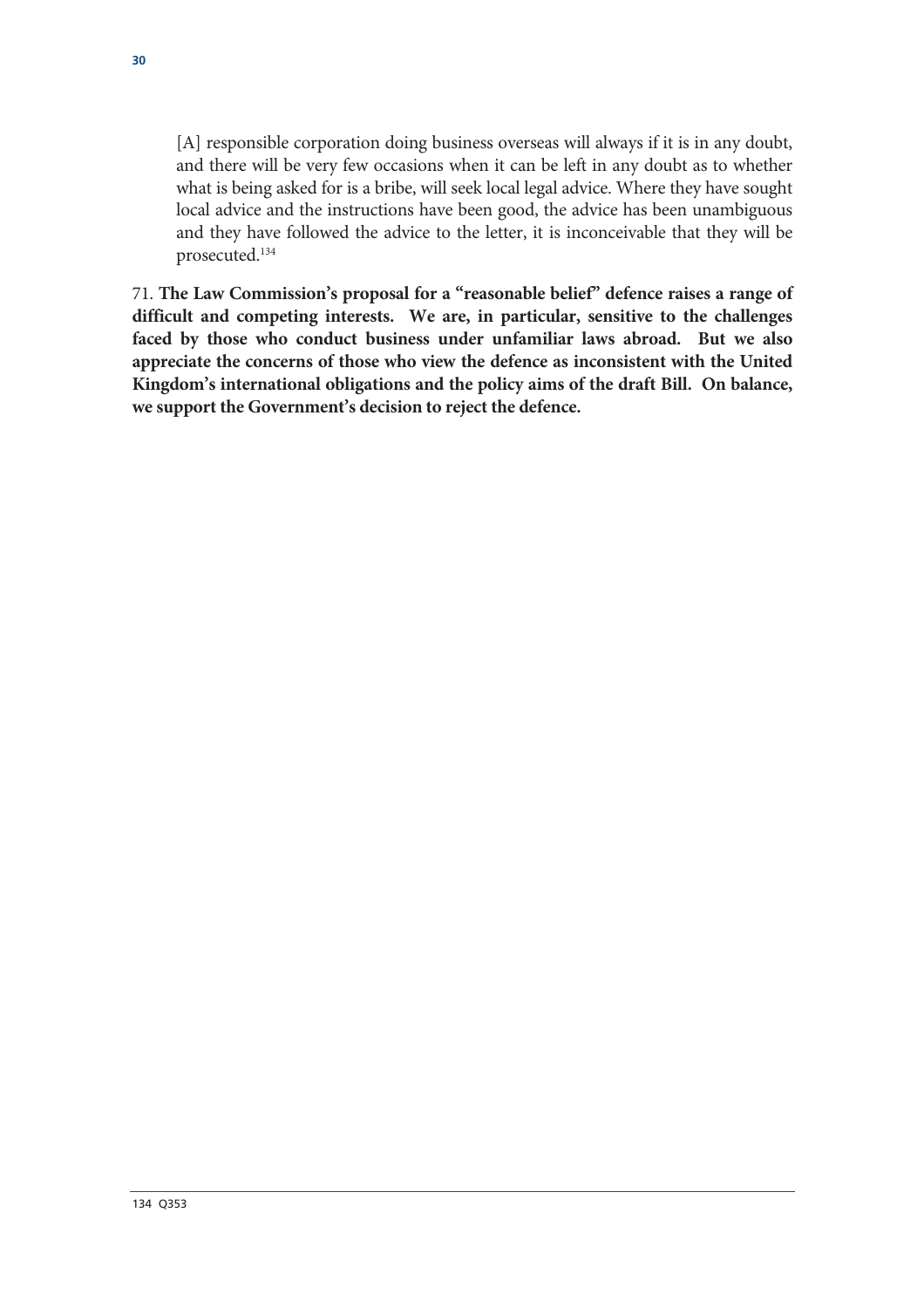> [A] responsible corporation doing business overseas will always if it is in any doubt, and there will be very few occasions when it can be left in any doubt as to whether what is being asked for is a bribe, will seek local legal advice. Where they have sought local advice and the instructions have been good, the advice has been unambiguous and they have followed the advice to the letter, it is inconceivable that they will be prosecuted.[134]

71. **The Law Commission's proposal for a "reasonable belief" defence raises a range of difficult and competing interests. We are, in particular, sensitive to the challenges faced by those who conduct business under unfamiliar laws abroad. But we also appreciate the concerns of those who view the defence as inconsistent with the United Kingdom's international obligations and the policy aims of the draft Bill. On balance, we support the Government's decision to reject the defence.**

134 Q353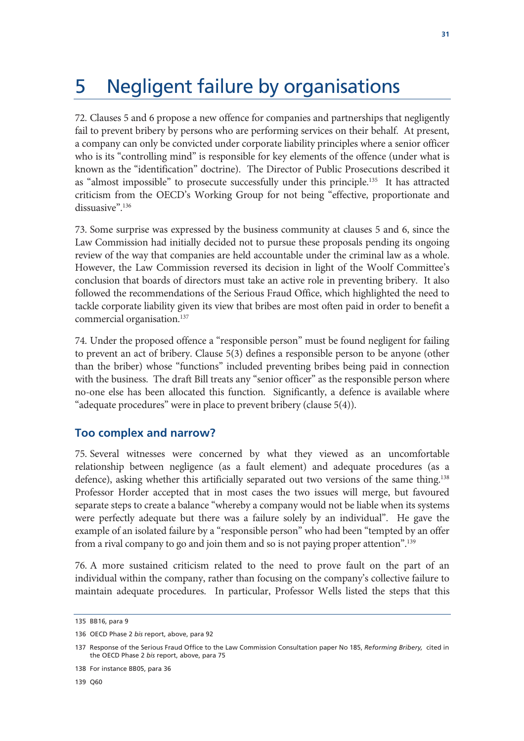# 5 Negligent failure by organisations

72. Clauses 5 and 6 propose a new offence for companies and partnerships that negligently fail to prevent bribery by persons who are performing services on their behalf. At present, a company can only be convicted under corporate liability principles where a senior officer who is its "controlling mind" is responsible for key elements of the offence (under what is known as the "identification" doctrine). The Director of Public Prosecutions described it as "almost impossible" to prosecute successfully under this principle.[135] It has attracted criticism from the OECD's Working Group for not being "effective, proportionate and dissuasive".[136]

73. Some surprise was expressed by the business community at clauses 5 and 6, since the Law Commission had initially decided not to pursue these proposals pending its ongoing review of the way that companies are held accountable under the criminal law as a whole. However, the Law Commission reversed its decision in light of the Woolf Committee's conclusion that boards of directors must take an active role in preventing bribery. It also followed the recommendations of the Serious Fraud Office, which highlighted the need to tackle corporate liability given its view that bribes are most often paid in order to benefit a commercial organisation.[137]

74. Under the proposed offence a "responsible person" must be found negligent for failing to prevent an act of bribery. Clause 5(3) defines a responsible person to be anyone (other than the briber) whose "functions" included preventing bribes being paid in connection with the business. The draft Bill treats any "senior officer" as the responsible person where no-one else has been allocated this function. Significantly, a defence is available where "adequate procedures" were in place to prevent bribery (clause 5(4)).

## Too complex and narrow?

75. Several witnesses were concerned by what they viewed as an uncomfortable relationship between negligence (as a fault element) and adequate procedures (as a defence), asking whether this artificially separated out two versions of the same thing.[138] Professor Horder accepted that in most cases the two issues will merge, but favoured separate steps to create a balance "whereby a company would not be liable when its systems were perfectly adequate but there was a failure solely by an individual". He gave the example of an isolated failure by a "responsible person" who had been "tempted by an offer from a rival company to go and join them and so is not paying proper attention".[139]

76. A more sustained criticism related to the need to prove fault on the part of an individual within the company, rather than focusing on the company's collective failure to maintain adequate procedures. In particular, Professor Wells listed the steps that this

---

135 BB16, para 9

136 OECD Phase 2 *bis* report, above, para 92

137 Response of the Serious Fraud Office to the Law Commission Consultation paper No 185, *Reforming Bribery,* cited in the OECD Phase 2 *bis* report, above, para 75

138 For instance BB05, para 36

139 Q60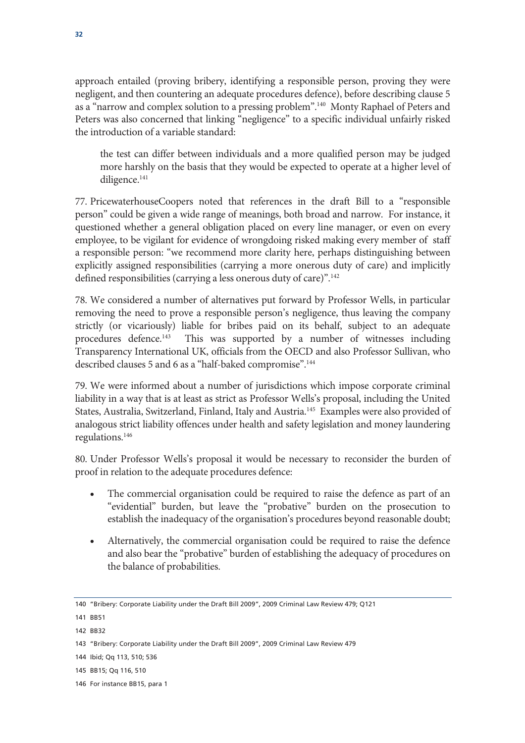approach entailed (proving bribery, identifying a responsible person, proving they were negligent, and then countering an adequate procedures defence), before describing clause 5 as a "narrow and complex solution to a pressing problem".[140] Monty Raphael of Peters and Peters was also concerned that linking "negligence" to a specific individual unfairly risked the introduction of a variable standard:

> the test can differ between individuals and a more qualified person may be judged more harshly on the basis that they would be expected to operate at a higher level of diligence.[141]

77. PricewaterhouseCoopers noted that references in the draft Bill to a "responsible person" could be given a wide range of meanings, both broad and narrow. For instance, it questioned whether a general obligation placed on every line manager, or even on every employee, to be vigilant for evidence of wrongdoing risked making every member of staff a responsible person: "we recommend more clarity here, perhaps distinguishing between explicitly assigned responsibilities (carrying a more onerous duty of care) and implicitly defined responsibilities (carrying a less onerous duty of care)".[142]

78. We considered a number of alternatives put forward by Professor Wells, in particular removing the need to prove a responsible person's negligence, thus leaving the company strictly (or vicariously) liable for bribes paid on its behalf, subject to an adequate procedures defence.[143] This was supported by a number of witnesses including Transparency International UK, officials from the OECD and also Professor Sullivan, who described clauses 5 and 6 as a "half-baked compromise".[144]

79. We were informed about a number of jurisdictions which impose corporate criminal liability in a way that is at least as strict as Professor Wells's proposal, including the United States, Australia, Switzerland, Finland, Italy and Austria.[145] Examples were also provided of analogous strict liability offences under health and safety legislation and money laundering regulations.[146]

80. Under Professor Wells's proposal it would be necessary to reconsider the burden of proof in relation to the adequate procedures defence:

- The commercial organisation could be required to raise the defence as part of an "evidential" burden, but leave the "probative" burden on the prosecution to establish the inadequacy of the organisation's procedures beyond reasonable doubt;
- Alternatively, the commercial organisation could be required to raise the defence and also bear the "probative" burden of establishing the adequacy of procedures on the balance of probabilities.

---

140 "Bribery: Corporate Liability under the Draft Bill 2009", 2009 Criminal Law Review 479; Q121

141 BB51

142 BB32

143 "Bribery: Corporate Liability under the Draft Bill 2009", 2009 Criminal Law Review 479

144 Ibid; Qq 113, 510; 536

145 BB15; Qq 116, 510

146 For instance BB15, para 1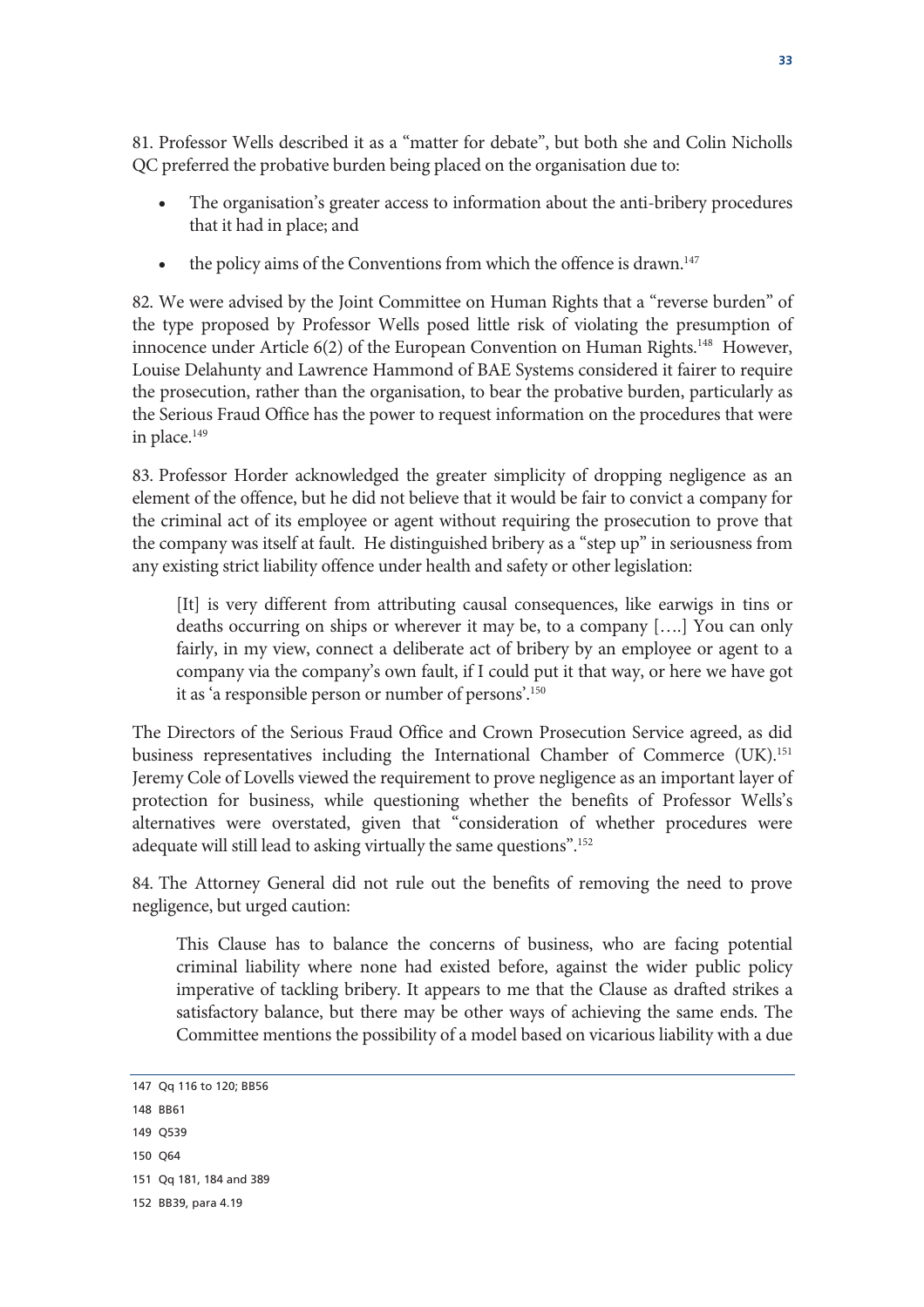81. Professor Wells described it as a "matter for debate", but both she and Colin Nicholls QC preferred the probative burden being placed on the organisation due to:

- The organisation's greater access to information about the anti-bribery procedures that it had in place; and
- the policy aims of the Conventions from which the offence is drawn.[147]

82. We were advised by the Joint Committee on Human Rights that a "reverse burden" of the type proposed by Professor Wells posed little risk of violating the presumption of innocence under Article 6(2) of the European Convention on Human Rights.[148] However, Louise Delahunty and Lawrence Hammond of BAE Systems considered it fairer to require the prosecution, rather than the organisation, to bear the probative burden, particularly as the Serious Fraud Office has the power to request information on the procedures that were in place.[149]

83. Professor Horder acknowledged the greater simplicity of dropping negligence as an element of the offence, but he did not believe that it would be fair to convict a company for the criminal act of its employee or agent without requiring the prosecution to prove that the company was itself at fault. He distinguished bribery as a "step up" in seriousness from any existing strict liability offence under health and safety or other legislation:

> [It] is very different from attributing causal consequences, like earwigs in tins or deaths occurring on ships or wherever it may be, to a company [….] You can only fairly, in my view, connect a deliberate act of bribery by an employee or agent to a company via the company's own fault, if I could put it that way, or here we have got it as 'a responsible person or number of persons'.[150]

The Directors of the Serious Fraud Office and Crown Prosecution Service agreed, as did business representatives including the International Chamber of Commerce (UK).[151] Jeremy Cole of Lovells viewed the requirement to prove negligence as an important layer of protection for business, while questioning whether the benefits of Professor Wells's alternatives were overstated, given that "consideration of whether procedures were adequate will still lead to asking virtually the same questions".[152]

84. The Attorney General did not rule out the benefits of removing the need to prove negligence, but urged caution:

> This Clause has to balance the concerns of business, who are facing potential criminal liability where none had existed before, against the wider public policy imperative of tackling bribery. It appears to me that the Clause as drafted strikes a satisfactory balance, but there may be other ways of achieving the same ends. The Committee mentions the possibility of a model based on vicarious liability with a due

147 Qq 116 to 120; BB56

148 BB61

149 Q539

150 Q64

151 Qq 181, 184 and 389

152 BB39, para 4.19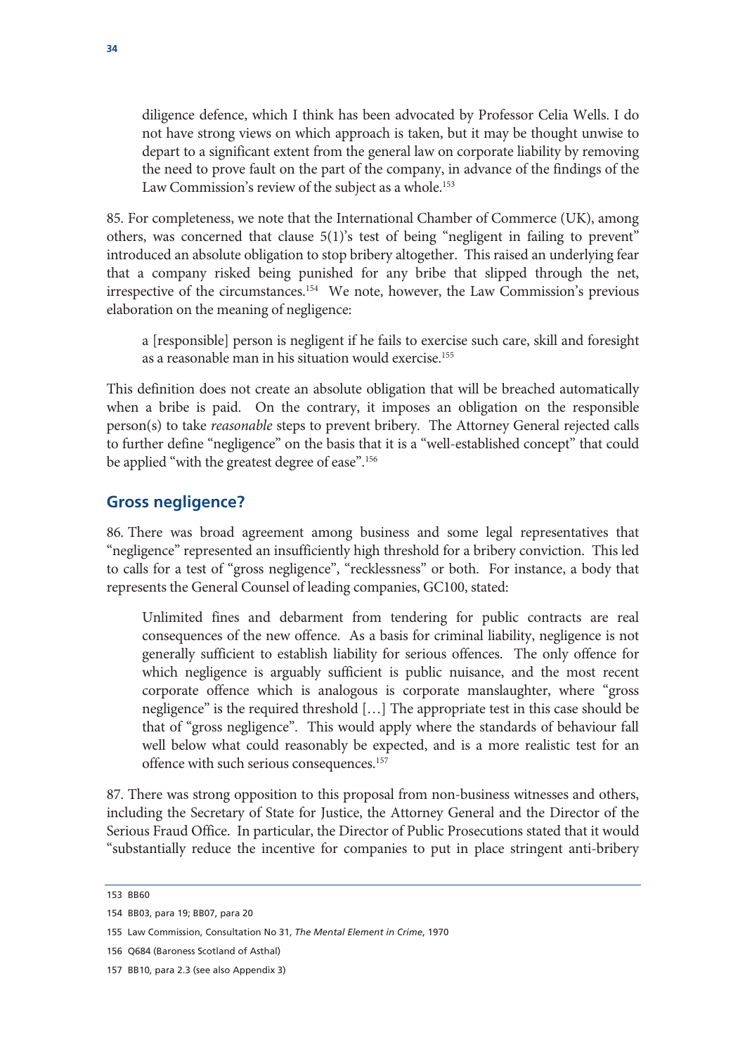> diligence defence, which I think has been advocated by Professor Celia Wells. I do not have strong views on which approach is taken, but it may be thought unwise to depart to a significant extent from the general law on corporate liability by removing the need to prove fault on the part of the company, in advance of the findings of the Law Commission's review of the subject as a whole.[153]

85. For completeness, we note that the International Chamber of Commerce (UK), among others, was concerned that clause 5(1)'s test of being "negligent in failing to prevent" introduced an absolute obligation to stop bribery altogether. This raised an underlying fear that a company risked being punished for any bribe that slipped through the net, irrespective of the circumstances.[154] We note, however, the Law Commission's previous elaboration on the meaning of negligence:

> a [responsible] person is negligent if he fails to exercise such care, skill and foresight as a reasonable man in his situation would exercise.[155]

This definition does not create an absolute obligation that will be breached automatically when a bribe is paid. On the contrary, it imposes an obligation on the responsible person(s) to take *reasonable* steps to prevent bribery. The Attorney General rejected calls to further define "negligence" on the basis that it is a "well-established concept" that could be applied "with the greatest degree of ease".[156]

## Gross negligence?

86. There was broad agreement among business and some legal representatives that "negligence" represented an insufficiently high threshold for a bribery conviction. This led to calls for a test of "gross negligence", "recklessness" or both. For instance, a body that represents the General Counsel of leading companies, GC100, stated:

> Unlimited fines and debarment from tendering for public contracts are real consequences of the new offence. As a basis for criminal liability, negligence is not generally sufficient to establish liability for serious offences. The only offence for which negligence is arguably sufficient is public nuisance, and the most recent corporate offence which is analogous is corporate manslaughter, where "gross negligence" is the required threshold […] The appropriate test in this case should be that of "gross negligence". This would apply where the standards of behaviour fall well below what could reasonably be expected, and is a more realistic test for an offence with such serious consequences.[157]

87. There was strong opposition to this proposal from non-business witnesses and others, including the Secretary of State for Justice, the Attorney General and the Director of the Serious Fraud Office. In particular, the Director of Public Prosecutions stated that it would "substantially reduce the incentive for companies to put in place stringent anti-bribery

---

153 BB60

154 BB03, para 19; BB07, para 20

155 Law Commission, Consultation No 31, *The Mental Element in Crime*, 1970

156 Q684 (Baroness Scotland of Asthal)

157 BB10, para 2.3 (see also Appendix 3)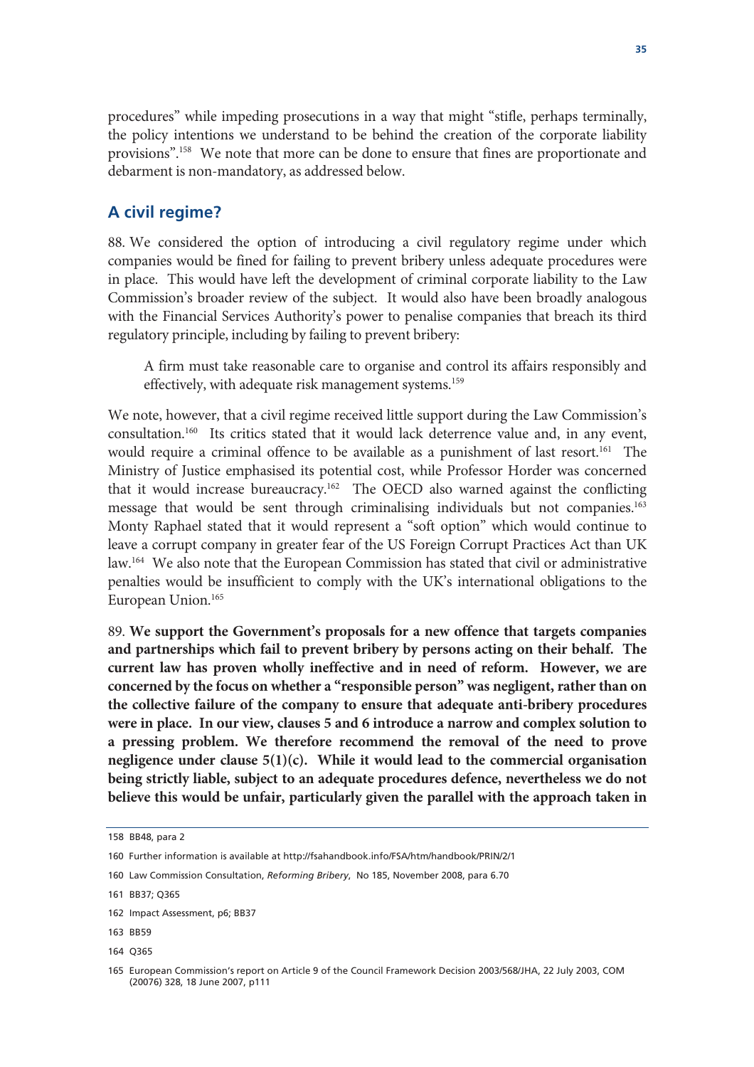procedures" while impeding prosecutions in a way that might "stifle, perhaps terminally, the policy intentions we understand to be behind the creation of the corporate liability provisions".[158] We note that more can be done to ensure that fines are proportionate and debarment is non-mandatory, as addressed below.

## A civil regime?

88. We considered the option of introducing a civil regulatory regime under which companies would be fined for failing to prevent bribery unless adequate procedures were in place. This would have left the development of criminal corporate liability to the Law Commission's broader review of the subject. It would also have been broadly analogous with the Financial Services Authority's power to penalise companies that breach its third regulatory principle, including by failing to prevent bribery:

> A firm must take reasonable care to organise and control its affairs responsibly and effectively, with adequate risk management systems.[159]

We note, however, that a civil regime received little support during the Law Commission's consultation.[160] Its critics stated that it would lack deterrence value and, in any event, would require a criminal offence to be available as a punishment of last resort.[161] The Ministry of Justice emphasised its potential cost, while Professor Horder was concerned that it would increase bureaucracy.[162] The OECD also warned against the conflicting message that would be sent through criminalising individuals but not companies.[163] Monty Raphael stated that it would represent a "soft option" which would continue to leave a corrupt company in greater fear of the US Foreign Corrupt Practices Act than UK law.[164] We also note that the European Commission has stated that civil or administrative penalties would be insufficient to comply with the UK's international obligations to the European Union.[165]

89. **We support the Government's proposals for a new offence that targets companies and partnerships which fail to prevent bribery by persons acting on their behalf. The current law has proven wholly ineffective and in need of reform. However, we are concerned by the focus on whether a "responsible person" was negligent, rather than on the collective failure of the company to ensure that adequate anti-bribery procedures were in place. In our view, clauses 5 and 6 introduce a narrow and complex solution to a pressing problem. We therefore recommend the removal of the need to prove negligence under clause 5(1)(c). While it would lead to the commercial organisation being strictly liable, subject to an adequate procedures defence, nevertheless we do not believe this would be unfair, particularly given the parallel with the approach taken in**

---

158 BB48, para 2

160 Further information is available at http://fsahandbook.info/FSA/htm/handbook/PRIN/2/1

160 Law Commission Consultation, *Reforming Bribery*, No 185, November 2008, para 6.70

161 BB37; Q365

162 Impact Assessment, p6; BB37

163 BB59

164 Q365

165 European Commission's report on Article 9 of the Council Framework Decision 2003/568/JHA, 22 July 2003, COM (20076) 328, 18 June 2007, p111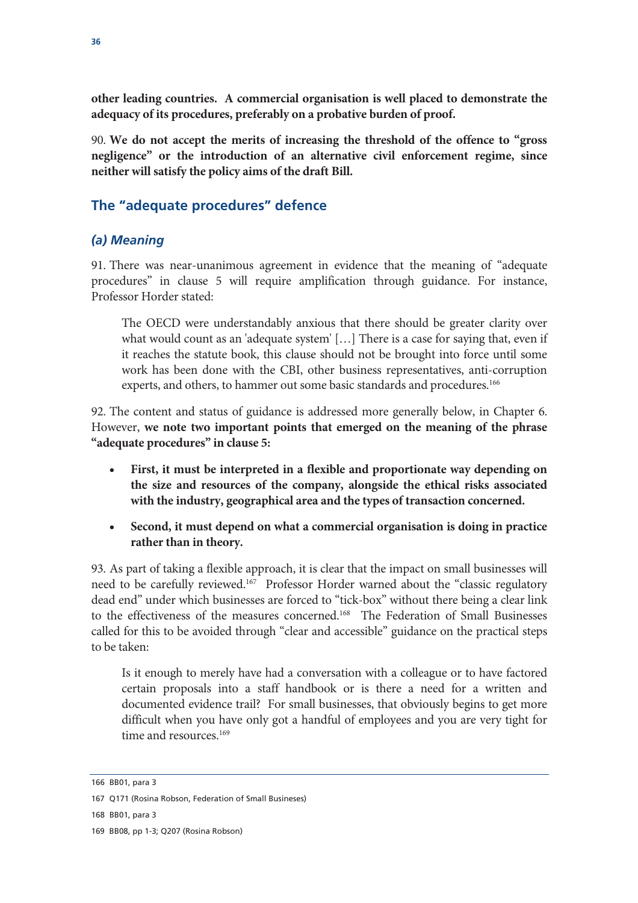**other leading countries. A commercial organisation is well placed to demonstrate the adequacy of its procedures, preferably on a probative burden of proof.**

90. **We do not accept the merits of increasing the threshold of the offence to "gross negligence" or the introduction of an alternative civil enforcement regime, since neither will satisfy the policy aims of the draft Bill.**

## The "adequate procedures" defence

### *(a) Meaning*

91. There was near-unanimous agreement in evidence that the meaning of "adequate procedures" in clause 5 will require amplification through guidance. For instance, Professor Horder stated:

> The OECD were understandably anxious that there should be greater clarity over what would count as an 'adequate system' […] There is a case for saying that, even if it reaches the statute book, this clause should not be brought into force until some work has been done with the CBI, other business representatives, anti-corruption experts, and others, to hammer out some basic standards and procedures.[166]

92. The content and status of guidance is addressed more generally below, in Chapter 6. However, **we note two important points that emerged on the meaning of the phrase "adequate procedures" in clause 5:**

- **First, it must be interpreted in a flexible and proportionate way depending on the size and resources of the company, alongside the ethical risks associated with the industry, geographical area and the types of transaction concerned.**
- **Second, it must depend on what a commercial organisation is doing in practice rather than in theory.**

93. As part of taking a flexible approach, it is clear that the impact on small businesses will need to be carefully reviewed.[167] Professor Horder warned about the "classic regulatory dead end" under which businesses are forced to "tick-box" without there being a clear link to the effectiveness of the measures concerned.[168] The Federation of Small Businesses called for this to be avoided through "clear and accessible" guidance on the practical steps to be taken:

> Is it enough to merely have had a conversation with a colleague or to have factored certain proposals into a staff handbook or is there a need for a written and documented evidence trail? For small businesses, that obviously begins to get more difficult when you have only got a handful of employees and you are very tight for time and resources.[169]

---

166 BB01, para 3

167 Q171 (Rosina Robson, Federation of Small Busineses)

168 BB01, para 3

169 BB08, pp 1-3; Q207 (Rosina Robson)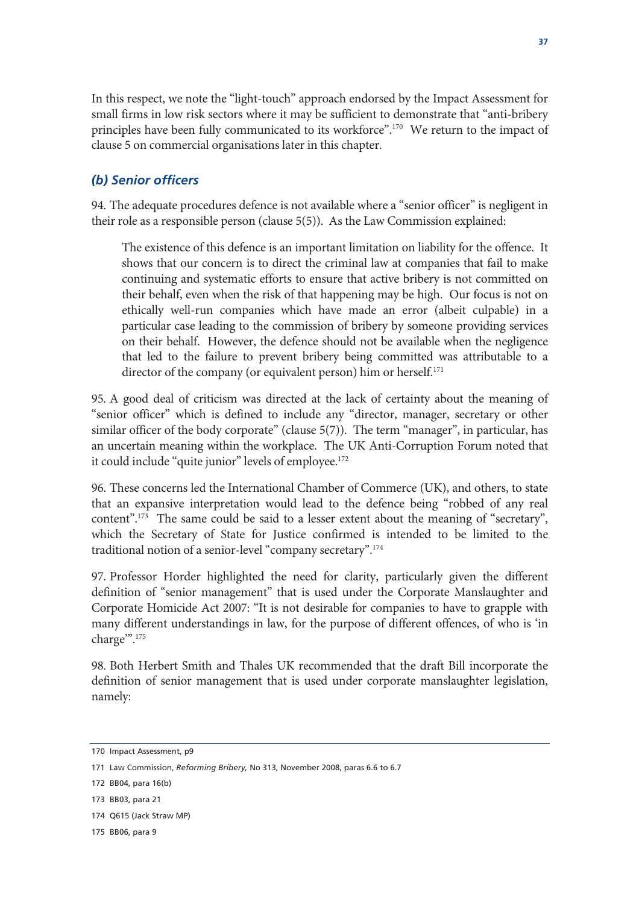In this respect, we note the "light-touch" approach endorsed by the Impact Assessment for small firms in low risk sectors where it may be sufficient to demonstrate that "anti-bribery principles have been fully communicated to its workforce".[170] We return to the impact of clause 5 on commercial organisations later in this chapter.

### *(b) Senior officers*

94. The adequate procedures defence is not available where a "senior officer" is negligent in their role as a responsible person (clause 5(5)). As the Law Commission explained:

> The existence of this defence is an important limitation on liability for the offence. It shows that our concern is to direct the criminal law at companies that fail to make continuing and systematic efforts to ensure that active bribery is not committed on their behalf, even when the risk of that happening may be high. Our focus is not on ethically well-run companies which have made an error (albeit culpable) in a particular case leading to the commission of bribery by someone providing services on their behalf. However, the defence should not be available when the negligence that led to the failure to prevent bribery being committed was attributable to a director of the company (or equivalent person) him or herself.[171]

95. A good deal of criticism was directed at the lack of certainty about the meaning of "senior officer" which is defined to include any "director, manager, secretary or other similar officer of the body corporate" (clause 5(7)). The term "manager", in particular, has an uncertain meaning within the workplace. The UK Anti-Corruption Forum noted that it could include "quite junior" levels of employee.[172]

96. These concerns led the International Chamber of Commerce (UK), and others, to state that an expansive interpretation would lead to the defence being "robbed of any real content".[173] The same could be said to a lesser extent about the meaning of "secretary", which the Secretary of State for Justice confirmed is intended to be limited to the traditional notion of a senior-level "company secretary".[174]

97. Professor Horder highlighted the need for clarity, particularly given the different definition of "senior management" that is used under the Corporate Manslaughter and Corporate Homicide Act 2007: "It is not desirable for companies to have to grapple with many different understandings in law, for the purpose of different offences, of who is 'in charge'".[175]

98. Both Herbert Smith and Thales UK recommended that the draft Bill incorporate the definition of senior management that is used under corporate manslaughter legislation, namely:

---

170 Impact Assessment, p9

171 Law Commission, *Reforming Bribery,* No 313, November 2008, paras 6.6 to 6.7

172 BB04, para 16(b)

173 BB03, para 21

174 Q615 (Jack Straw MP)

175 BB06, para 9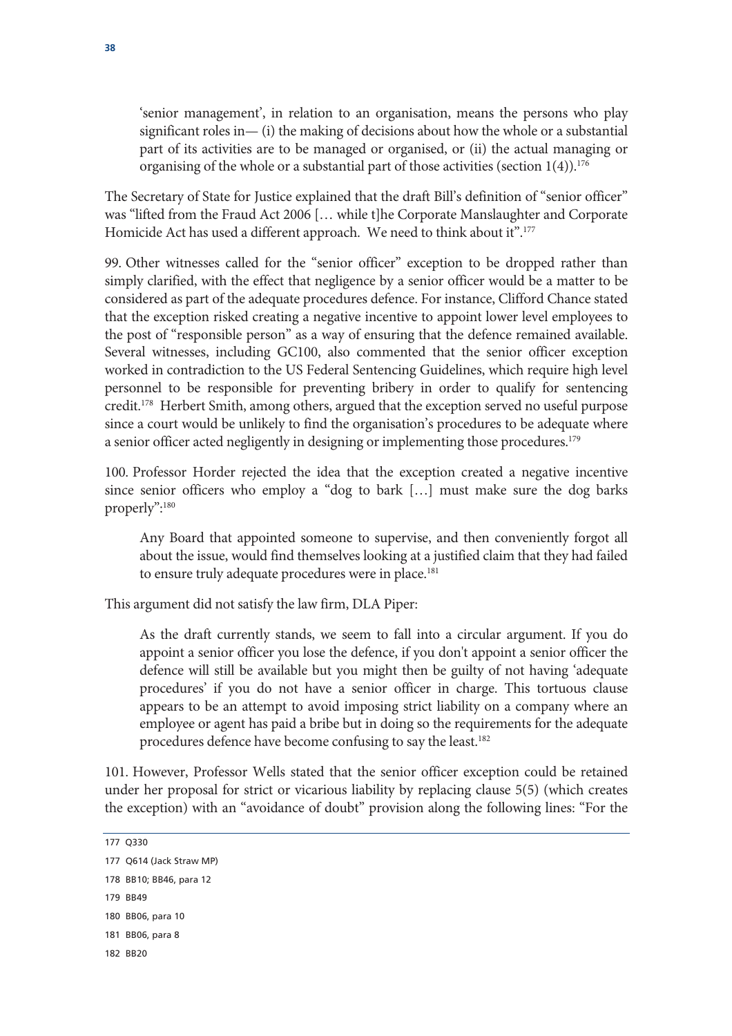> 'senior management', in relation to an organisation, means the persons who play significant roles in— (i) the making of decisions about how the whole or a substantial part of its activities are to be managed or organised, or (ii) the actual managing or organising of the whole or a substantial part of those activities (section 1(4)).[176]

The Secretary of State for Justice explained that the draft Bill's definition of "senior officer" was "lifted from the Fraud Act 2006 [… while t]he Corporate Manslaughter and Corporate Homicide Act has used a different approach. We need to think about it".[177]

99. Other witnesses called for the "senior officer" exception to be dropped rather than simply clarified, with the effect that negligence by a senior officer would be a matter to be considered as part of the adequate procedures defence. For instance, Clifford Chance stated that the exception risked creating a negative incentive to appoint lower level employees to the post of "responsible person" as a way of ensuring that the defence remained available. Several witnesses, including GC100, also commented that the senior officer exception worked in contradiction to the US Federal Sentencing Guidelines, which require high level personnel to be responsible for preventing bribery in order to qualify for sentencing credit.[178] Herbert Smith, among others, argued that the exception served no useful purpose since a court would be unlikely to find the organisation's procedures to be adequate where a senior officer acted negligently in designing or implementing those procedures.[179]

100. Professor Horder rejected the idea that the exception created a negative incentive since senior officers who employ a "dog to bark […] must make sure the dog barks properly":[180]

> Any Board that appointed someone to supervise, and then conveniently forgot all about the issue, would find themselves looking at a justified claim that they had failed to ensure truly adequate procedures were in place.[181]

This argument did not satisfy the law firm, DLA Piper:

> As the draft currently stands, we seem to fall into a circular argument. If you do appoint a senior officer you lose the defence, if you don't appoint a senior officer the defence will still be available but you might then be guilty of not having 'adequate procedures' if you do not have a senior officer in charge. This tortuous clause appears to be an attempt to avoid imposing strict liability on a company where an employee or agent has paid a bribe but in doing so the requirements for the adequate procedures defence have become confusing to say the least.[182]

101. However, Professor Wells stated that the senior officer exception could be retained under her proposal for strict or vicarious liability by replacing clause 5(5) (which creates the exception) with an "avoidance of doubt" provision along the following lines: "For the

---

177 Q330

177 Q614 (Jack Straw MP)

178 BB10; BB46, para 12

179 BB49

180 BB06, para 10

181 BB06, para 8

182 BB20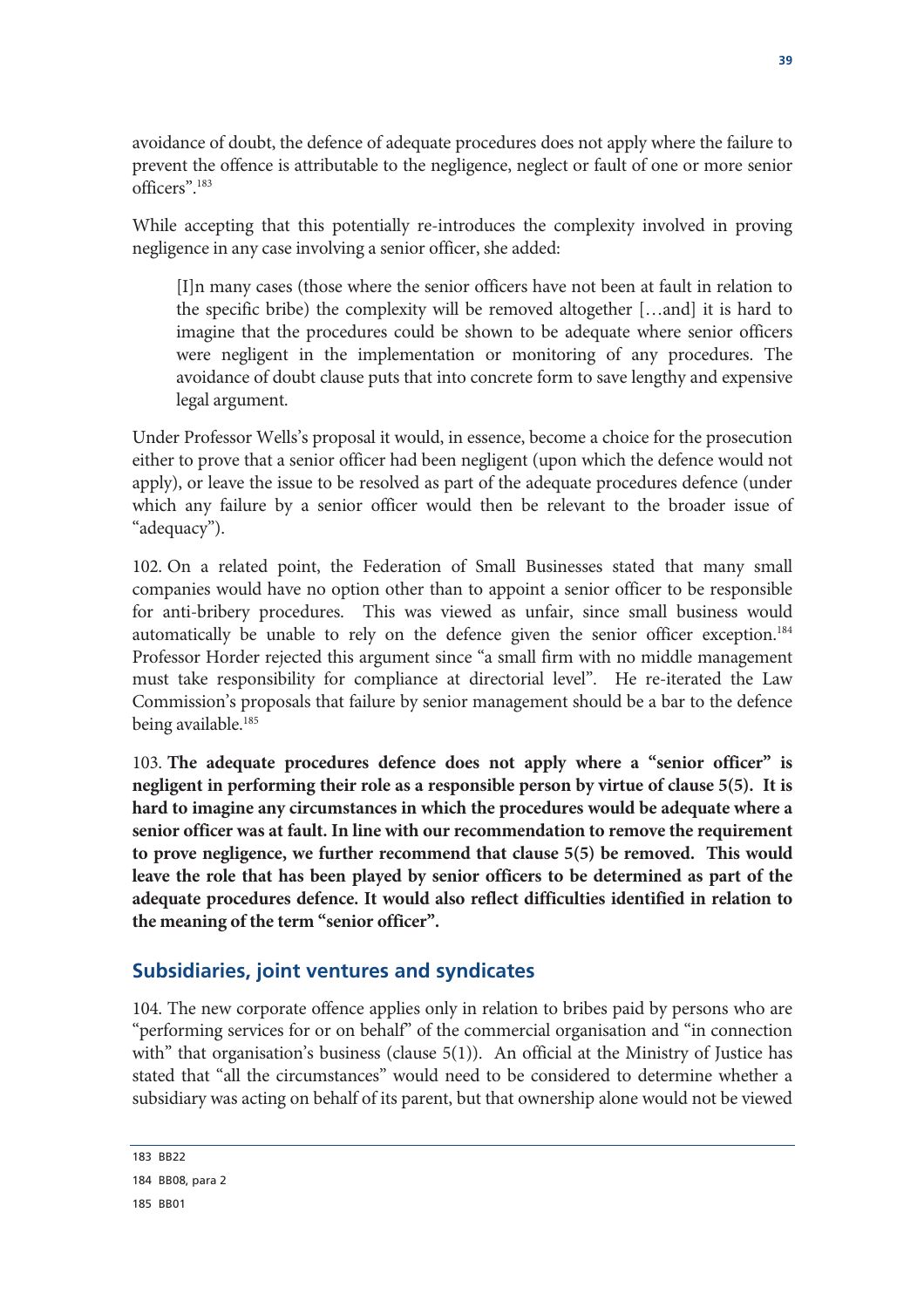avoidance of doubt, the defence of adequate procedures does not apply where the failure to prevent the offence is attributable to the negligence, neglect or fault of one or more senior officers".[183]

While accepting that this potentially re-introduces the complexity involved in proving negligence in any case involving a senior officer, she added:

> [I]n many cases (those where the senior officers have not been at fault in relation to the specific bribe) the complexity will be removed altogether […and] it is hard to imagine that the procedures could be shown to be adequate where senior officers were negligent in the implementation or monitoring of any procedures. The avoidance of doubt clause puts that into concrete form to save lengthy and expensive legal argument.

Under Professor Wells's proposal it would, in essence, become a choice for the prosecution either to prove that a senior officer had been negligent (upon which the defence would not apply), or leave the issue to be resolved as part of the adequate procedures defence (under which any failure by a senior officer would then be relevant to the broader issue of "adequacy").

102. On a related point, the Federation of Small Businesses stated that many small companies would have no option other than to appoint a senior officer to be responsible for anti-bribery procedures. This was viewed as unfair, since small business would automatically be unable to rely on the defence given the senior officer exception.[184] Professor Horder rejected this argument since "a small firm with no middle management must take responsibility for compliance at directorial level". He re-iterated the Law Commission's proposals that failure by senior management should be a bar to the defence being available.[185]

103. **The adequate procedures defence does not apply where a "senior officer" is negligent in performing their role as a responsible person by virtue of clause 5(5). It is hard to imagine any circumstances in which the procedures would be adequate where a senior officer was at fault. In line with our recommendation to remove the requirement to prove negligence, we further recommend that clause 5(5) be removed. This would leave the role that has been played by senior officers to be determined as part of the adequate procedures defence. It would also reflect difficulties identified in relation to the meaning of the term "senior officer".**

## Subsidiaries, joint ventures and syndicates

104. The new corporate offence applies only in relation to bribes paid by persons who are "performing services for or on behalf" of the commercial organisation and "in connection with" that organisation's business (clause 5(1)). An official at the Ministry of Justice has stated that "all the circumstances" would need to be considered to determine whether a subsidiary was acting on behalf of its parent, but that ownership alone would not be viewed

---

183 BB22

184 BB08, para 2

185 BB01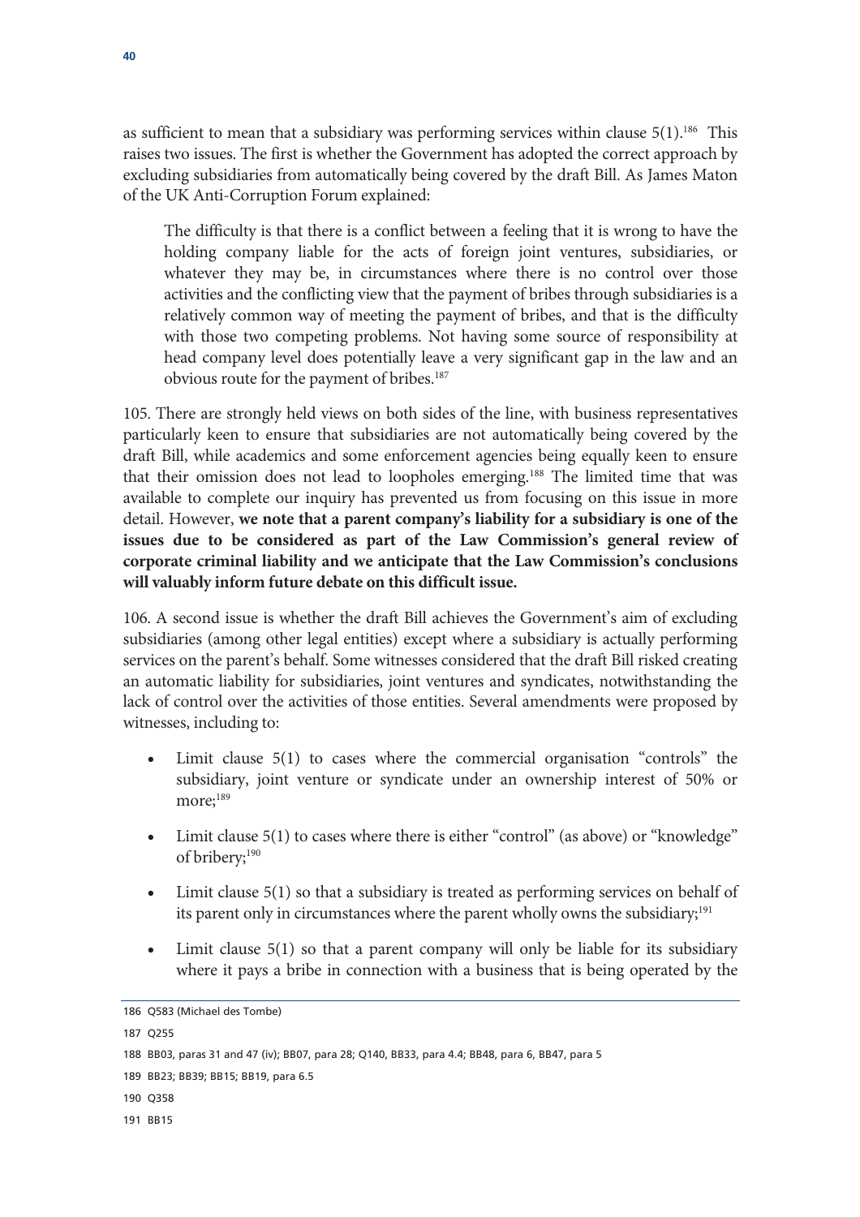as sufficient to mean that a subsidiary was performing services within clause 5(1).[186] This raises two issues. The first is whether the Government has adopted the correct approach by excluding subsidiaries from automatically being covered by the draft Bill. As James Maton of the UK Anti-Corruption Forum explained:

> The difficulty is that there is a conflict between a feeling that it is wrong to have the holding company liable for the acts of foreign joint ventures, subsidiaries, or whatever they may be, in circumstances where there is no control over those activities and the conflicting view that the payment of bribes through subsidiaries is a relatively common way of meeting the payment of bribes, and that is the difficulty with those two competing problems. Not having some source of responsibility at head company level does potentially leave a very significant gap in the law and an obvious route for the payment of bribes.[187]

105. There are strongly held views on both sides of the line, with business representatives particularly keen to ensure that subsidiaries are not automatically being covered by the draft Bill, while academics and some enforcement agencies being equally keen to ensure that their omission does not lead to loopholes emerging.[188] The limited time that was available to complete our inquiry has prevented us from focusing on this issue in more detail. However, **we note that a parent company's liability for a subsidiary is one of the issues due to be considered as part of the Law Commission's general review of corporate criminal liability and we anticipate that the Law Commission's conclusions will valuably inform future debate on this difficult issue.**

106. A second issue is whether the draft Bill achieves the Government's aim of excluding subsidiaries (among other legal entities) except where a subsidiary is actually performing services on the parent's behalf. Some witnesses considered that the draft Bill risked creating an automatic liability for subsidiaries, joint ventures and syndicates, notwithstanding the lack of control over the activities of those entities. Several amendments were proposed by witnesses, including to:

- Limit clause 5(1) to cases where the commercial organisation "controls" the subsidiary, joint venture or syndicate under an ownership interest of 50% or more;[189]
- Limit clause 5(1) to cases where there is either "control" (as above) or "knowledge" of bribery;[190]
- Limit clause 5(1) so that a subsidiary is treated as performing services on behalf of its parent only in circumstances where the parent wholly owns the subsidiary;[191]
- Limit clause 5(1) so that a parent company will only be liable for its subsidiary where it pays a bribe in connection with a business that is being operated by the

186 Q583 (Michael des Tombe)

187 Q255

188 BB03, paras 31 and 47 (iv); BB07, para 28; Q140, BB33, para 4.4; BB48, para 6, BB47, para 5

189 BB23; BB39; BB15; BB19, para 6.5

190 Q358

191 BB15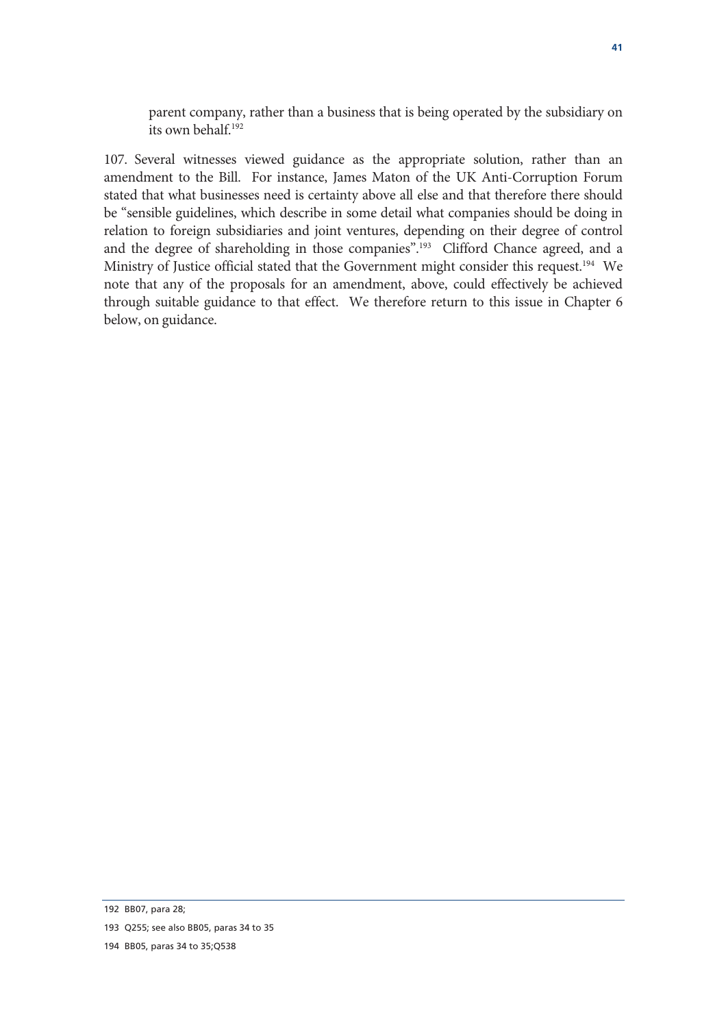parent company, rather than a business that is being operated by the subsidiary on its own behalf.[192]

107. Several witnesses viewed guidance as the appropriate solution, rather than an amendment to the Bill. For instance, James Maton of the UK Anti-Corruption Forum stated that what businesses need is certainty above all else and that therefore there should be "sensible guidelines, which describe in some detail what companies should be doing in relation to foreign subsidiaries and joint ventures, depending on their degree of control and the degree of shareholding in those companies".[193] Clifford Chance agreed, and a Ministry of Justice official stated that the Government might consider this request.[194] We note that any of the proposals for an amendment, above, could effectively be achieved through suitable guidance to that effect. We therefore return to this issue in Chapter 6 below, on guidance.

---

192 BB07, para 28;

193 Q255; see also BB05, paras 34 to 35

194 BB05, paras 34 to 35;Q538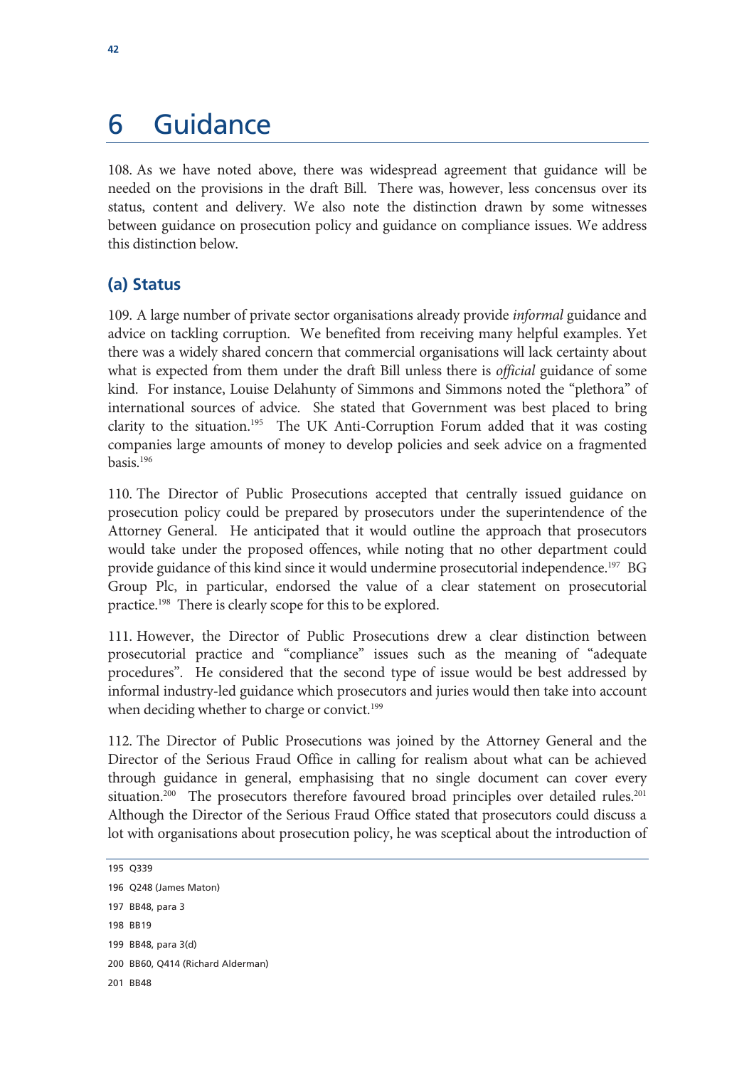# 6 Guidance

108. As we have noted above, there was widespread agreement that guidance will be needed on the provisions in the draft Bill. There was, however, less concensus over its status, content and delivery. We also note the distinction drawn by some witnesses between guidance on prosecution policy and guidance on compliance issues. We address this distinction below.

## (a) Status

109. A large number of private sector organisations already provide *informal* guidance and advice on tackling corruption. We benefited from receiving many helpful examples. Yet there was a widely shared concern that commercial organisations will lack certainty about what is expected from them under the draft Bill unless there is *official* guidance of some kind. For instance, Louise Delahunty of Simmons and Simmons noted the "plethora" of international sources of advice. She stated that Government was best placed to bring clarity to the situation.[195] The UK Anti-Corruption Forum added that it was costing companies large amounts of money to develop policies and seek advice on a fragmented basis.[196]

110. The Director of Public Prosecutions accepted that centrally issued guidance on prosecution policy could be prepared by prosecutors under the superintendence of the Attorney General. He anticipated that it would outline the approach that prosecutors would take under the proposed offences, while noting that no other department could provide guidance of this kind since it would undermine prosecutorial independence.[197] BG Group Plc, in particular, endorsed the value of a clear statement on prosecutorial practice.[198] There is clearly scope for this to be explored.

111. However, the Director of Public Prosecutions drew a clear distinction between prosecutorial practice and "compliance" issues such as the meaning of "adequate procedures". He considered that the second type of issue would be best addressed by informal industry-led guidance which prosecutors and juries would then take into account when deciding whether to charge or convict.[199]

112. The Director of Public Prosecutions was joined by the Attorney General and the Director of the Serious Fraud Office in calling for realism about what can be achieved through guidance in general, emphasising that no single document can cover every situation.[200] The prosecutors therefore favoured broad principles over detailed rules.[201] Although the Director of the Serious Fraud Office stated that prosecutors could discuss a lot with organisations about prosecution policy, he was sceptical about the introduction of

195 Q339

196 Q248 (James Maton)

197 BB48, para 3

198 BB19

199 BB48, para 3(d)

200 BB60, Q414 (Richard Alderman)

201 BB48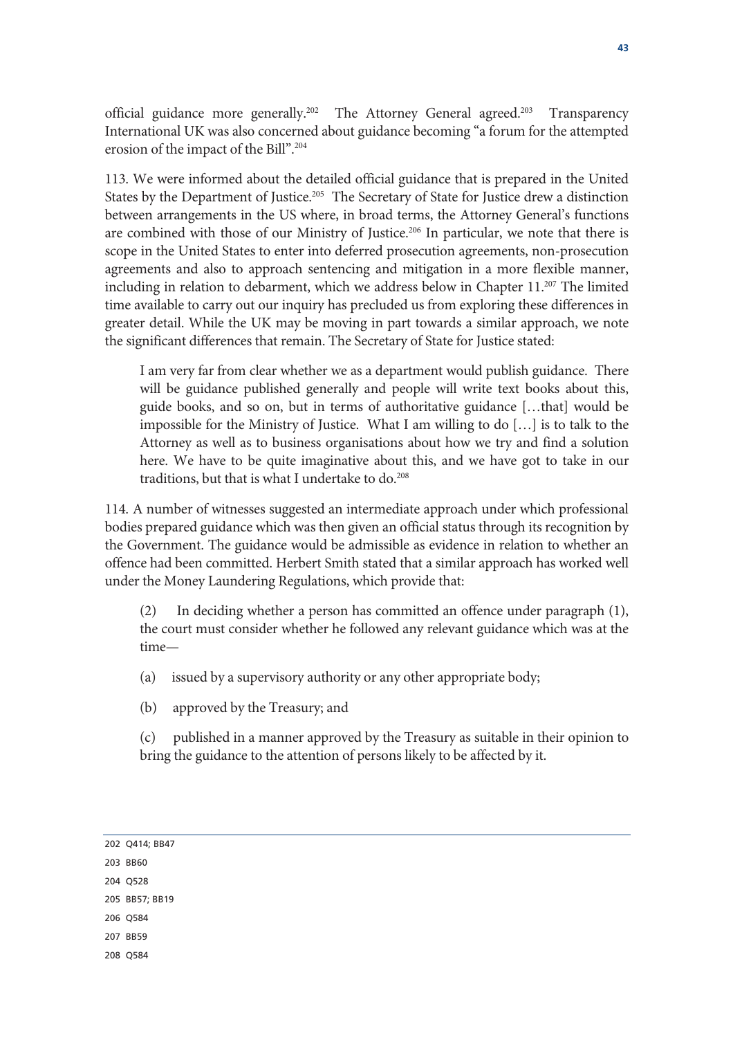official guidance more generally.[202] The Attorney General agreed.[203] Transparency International UK was also concerned about guidance becoming "a forum for the attempted erosion of the impact of the Bill".[204]

113. We were informed about the detailed official guidance that is prepared in the United States by the Department of Justice.[205] The Secretary of State for Justice drew a distinction between arrangements in the US where, in broad terms, the Attorney General's functions are combined with those of our Ministry of Justice.[206] In particular, we note that there is scope in the United States to enter into deferred prosecution agreements, non-prosecution agreements and also to approach sentencing and mitigation in a more flexible manner, including in relation to debarment, which we address below in Chapter 11.[207] The limited time available to carry out our inquiry has precluded us from exploring these differences in greater detail. While the UK may be moving in part towards a similar approach, we note the significant differences that remain. The Secretary of State for Justice stated:

> I am very far from clear whether we as a department would publish guidance. There will be guidance published generally and people will write text books about this, guide books, and so on, but in terms of authoritative guidance […that] would be impossible for the Ministry of Justice. What I am willing to do […] is to talk to the Attorney as well as to business organisations about how we try and find a solution here. We have to be quite imaginative about this, and we have got to take in our traditions, but that is what I undertake to do.[208]

114. A number of witnesses suggested an intermediate approach under which professional bodies prepared guidance which was then given an official status through its recognition by the Government. The guidance would be admissible as evidence in relation to whether an offence had been committed. Herbert Smith stated that a similar approach has worked well under the Money Laundering Regulations, which provide that:

> (2) In deciding whether a person has committed an offence under paragraph (1), the court must consider whether he followed any relevant guidance which was at the time—
>
> (a) issued by a supervisory authority or any other appropriate body;
>
> (b) approved by the Treasury; and
>
> (c) published in a manner approved by the Treasury as suitable in their opinion to bring the guidance to the attention of persons likely to be affected by it.

---

202 Q414; BB47

203 BB60

204 Q528

205 BB57; BB19

206 Q584

207 BB59

208 Q584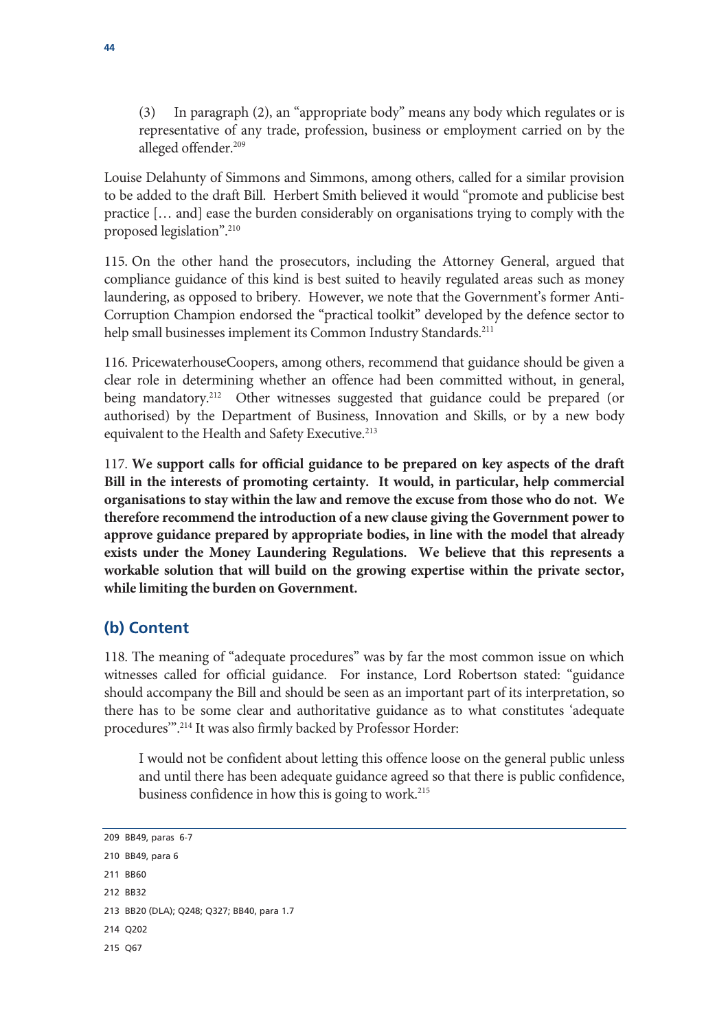(3) In paragraph (2), an "appropriate body" means any body which regulates or is representative of any trade, profession, business or employment carried on by the alleged offender.[209]

Louise Delahunty of Simmons and Simmons, among others, called for a similar provision to be added to the draft Bill. Herbert Smith believed it would "promote and publicise best practice [… and] ease the burden considerably on organisations trying to comply with the proposed legislation".[210]

115. On the other hand the prosecutors, including the Attorney General, argued that compliance guidance of this kind is best suited to heavily regulated areas such as money laundering, as opposed to bribery. However, we note that the Government's former Anti-Corruption Champion endorsed the "practical toolkit" developed by the defence sector to help small businesses implement its Common Industry Standards.[211]

116. PricewaterhouseCoopers, among others, recommend that guidance should be given a clear role in determining whether an offence had been committed without, in general, being mandatory.[212] Other witnesses suggested that guidance could be prepared (or authorised) by the Department of Business, Innovation and Skills, or by a new body equivalent to the Health and Safety Executive.[213]

117. **We support calls for official guidance to be prepared on key aspects of the draft Bill in the interests of promoting certainty. It would, in particular, help commercial organisations to stay within the law and remove the excuse from those who do not. We therefore recommend the introduction of a new clause giving the Government power to approve guidance prepared by appropriate bodies, in line with the model that already exists under the Money Laundering Regulations. We believe that this represents a workable solution that will build on the growing expertise within the private sector, while limiting the burden on Government.**

## (b) Content

118. The meaning of "adequate procedures" was by far the most common issue on which witnesses called for official guidance. For instance, Lord Robertson stated: "guidance should accompany the Bill and should be seen as an important part of its interpretation, so there has to be some clear and authoritative guidance as to what constitutes 'adequate procedures'".[214] It was also firmly backed by Professor Horder:

> I would not be confident about letting this offence loose on the general public unless and until there has been adequate guidance agreed so that there is public confidence, business confidence in how this is going to work.[215]

---

209 BB49, paras 6-7

210 BB49, para 6

211 BB60

212 BB32

213 BB20 (DLA); Q248; Q327; BB40, para 1.7

214 Q202

215 Q67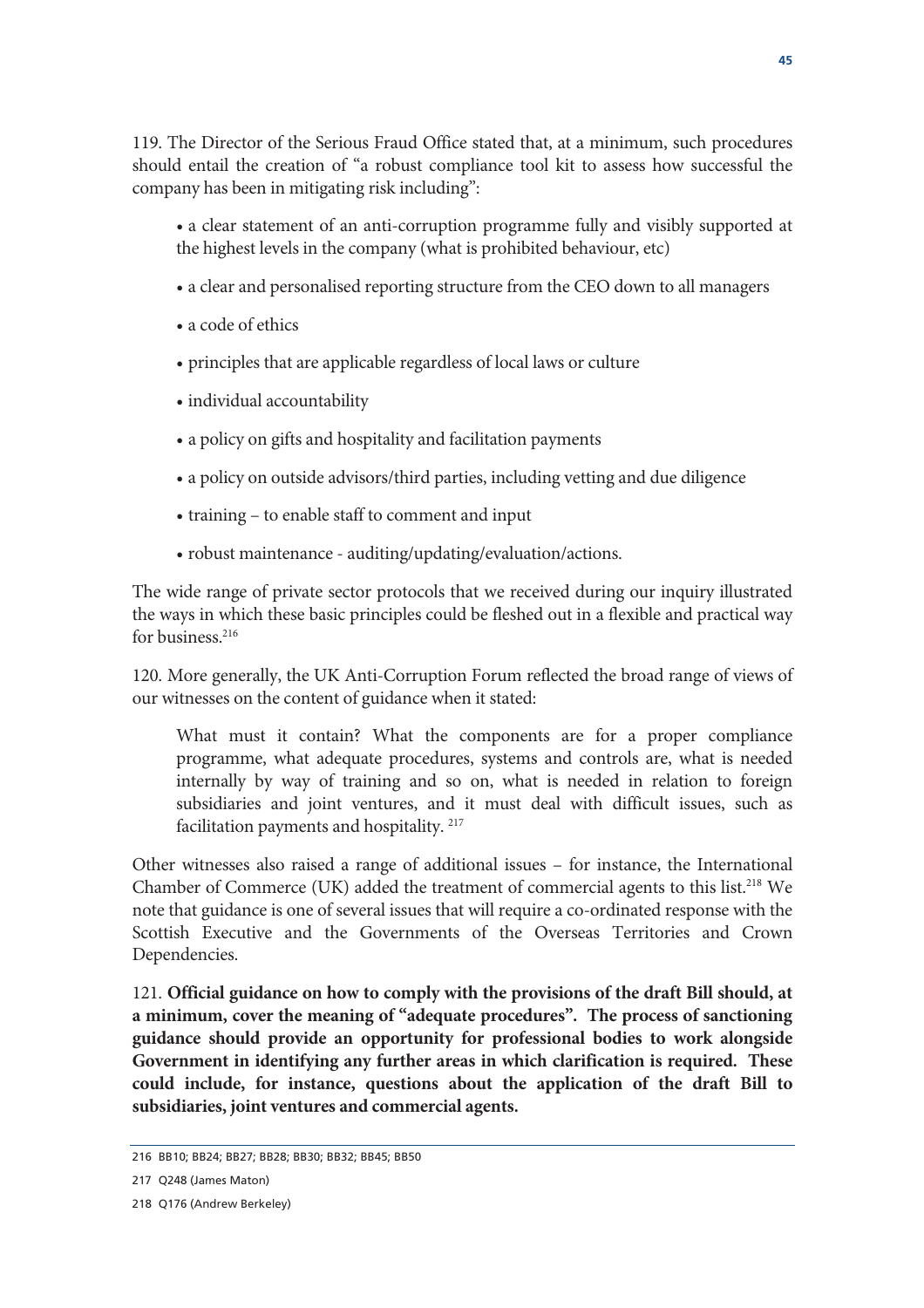119. The Director of the Serious Fraud Office stated that, at a minimum, such procedures should entail the creation of "a robust compliance tool kit to assess how successful the company has been in mitigating risk including":

- a clear statement of an anti-corruption programme fully and visibly supported at the highest levels in the company (what is prohibited behaviour, etc)
- a clear and personalised reporting structure from the CEO down to all managers
- a code of ethics
- principles that are applicable regardless of local laws or culture
- individual accountability
- a policy on gifts and hospitality and facilitation payments
- a policy on outside advisors/third parties, including vetting and due diligence
- training – to enable staff to comment and input
- robust maintenance - auditing/updating/evaluation/actions.

The wide range of private sector protocols that we received during our inquiry illustrated the ways in which these basic principles could be fleshed out in a flexible and practical way for business.[216]

120. More generally, the UK Anti-Corruption Forum reflected the broad range of views of our witnesses on the content of guidance when it stated:

> What must it contain? What the components are for a proper compliance programme, what adequate procedures, systems and controls are, what is needed internally by way of training and so on, what is needed in relation to foreign subsidiaries and joint ventures, and it must deal with difficult issues, such as facilitation payments and hospitality. [217]

Other witnesses also raised a range of additional issues – for instance, the International Chamber of Commerce (UK) added the treatment of commercial agents to this list.[218] We note that guidance is one of several issues that will require a co-ordinated response with the Scottish Executive and the Governments of the Overseas Territories and Crown Dependencies.

121. **Official guidance on how to comply with the provisions of the draft Bill should, at a minimum, cover the meaning of "adequate procedures". The process of sanctioning guidance should provide an opportunity for professional bodies to work alongside Government in identifying any further areas in which clarification is required. These could include, for instance, questions about the application of the draft Bill to subsidiaries, joint ventures and commercial agents.**

---

216 BB10; BB24; BB27; BB28; BB30; BB32; BB45; BB50

217 Q248 (James Maton)

218 Q176 (Andrew Berkeley)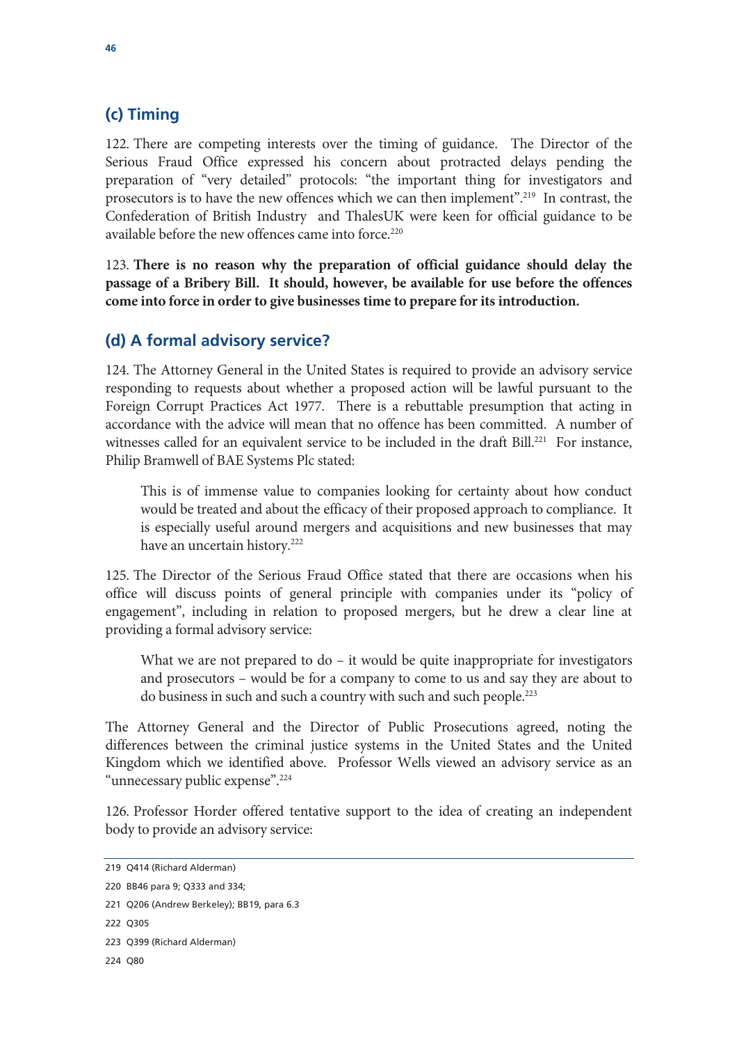## (c) Timing

122. There are competing interests over the timing of guidance. The Director of the Serious Fraud Office expressed his concern about protracted delays pending the preparation of "very detailed" protocols: "the important thing for investigators and prosecutors is to have the new offences which we can then implement".[219] In contrast, the Confederation of British Industry and ThalesUK were keen for official guidance to be available before the new offences came into force.[220]

123. **There is no reason why the preparation of official guidance should delay the passage of a Bribery Bill. It should, however, be available for use before the offences come into force in order to give businesses time to prepare for its introduction.**

## (d) A formal advisory service?

124. The Attorney General in the United States is required to provide an advisory service responding to requests about whether a proposed action will be lawful pursuant to the Foreign Corrupt Practices Act 1977. There is a rebuttable presumption that acting in accordance with the advice will mean that no offence has been committed. A number of witnesses called for an equivalent service to be included in the draft Bill.[221] For instance, Philip Bramwell of BAE Systems Plc stated:

> This is of immense value to companies looking for certainty about how conduct would be treated and about the efficacy of their proposed approach to compliance. It is especially useful around mergers and acquisitions and new businesses that may have an uncertain history.[222]

125. The Director of the Serious Fraud Office stated that there are occasions when his office will discuss points of general principle with companies under its "policy of engagement", including in relation to proposed mergers, but he drew a clear line at providing a formal advisory service:

> What we are not prepared to do – it would be quite inappropriate for investigators and prosecutors – would be for a company to come to us and say they are about to do business in such and such a country with such and such people.[223]

The Attorney General and the Director of Public Prosecutions agreed, noting the differences between the criminal justice systems in the United States and the United Kingdom which we identified above. Professor Wells viewed an advisory service as an "unnecessary public expense".[224]

126. Professor Horder offered tentative support to the idea of creating an independent body to provide an advisory service:

---

219 Q414 (Richard Alderman)

220 BB46 para 9; Q333 and 334;

221 Q206 (Andrew Berkeley); BB19, para 6.3

222 Q305

223 Q399 (Richard Alderman)

224 Q80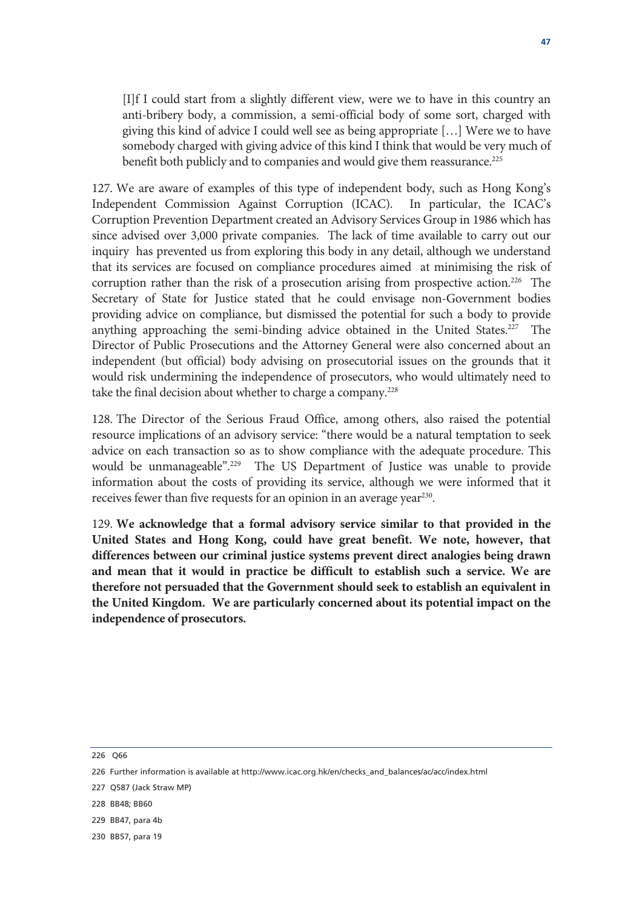[I]f I could start from a slightly different view, were we to have in this country an anti-bribery body, a commission, a semi-official body of some sort, charged with giving this kind of advice I could well see as being appropriate […] Were we to have somebody charged with giving advice of this kind I think that would be very much of benefit both publicly and to companies and would give them reassurance.[225]

127. We are aware of examples of this type of independent body, such as Hong Kong's Independent Commission Against Corruption (ICAC). In particular, the ICAC's Corruption Prevention Department created an Advisory Services Group in 1986 which has since advised over 3,000 private companies. The lack of time available to carry out our inquiry has prevented us from exploring this body in any detail, although we understand that its services are focused on compliance procedures aimed at minimising the risk of corruption rather than the risk of a prosecution arising from prospective action.[226] The Secretary of State for Justice stated that he could envisage non-Government bodies providing advice on compliance, but dismissed the potential for such a body to provide anything approaching the semi-binding advice obtained in the United States.[227] The Director of Public Prosecutions and the Attorney General were also concerned about an independent (but official) body advising on prosecutorial issues on the grounds that it would risk undermining the independence of prosecutors, who would ultimately need to take the final decision about whether to charge a company.[228]

128. The Director of the Serious Fraud Office, among others, also raised the potential resource implications of an advisory service: "there would be a natural temptation to seek advice on each transaction so as to show compliance with the adequate procedure. This would be unmanageable".[229] The US Department of Justice was unable to provide information about the costs of providing its service, although we were informed that it receives fewer than five requests for an opinion in an average year[230].

129. **We acknowledge that a formal advisory service similar to that provided in the United States and Hong Kong, could have great benefit. We note, however, that differences between our criminal justice systems prevent direct analogies being drawn and mean that it would in practice be difficult to establish such a service. We are therefore not persuaded that the Government should seek to establish an equivalent in the United Kingdom. We are particularly concerned about its potential impact on the independence of prosecutors.**

---

226 Q66

226 Further information is available at http://www.icac.org.hk/en/checks_and_balances/ac/acc/index.html

227 Q587 (Jack Straw MP)

228 BB48; BB60

229 BB47, para 4b

230 BB57, para 19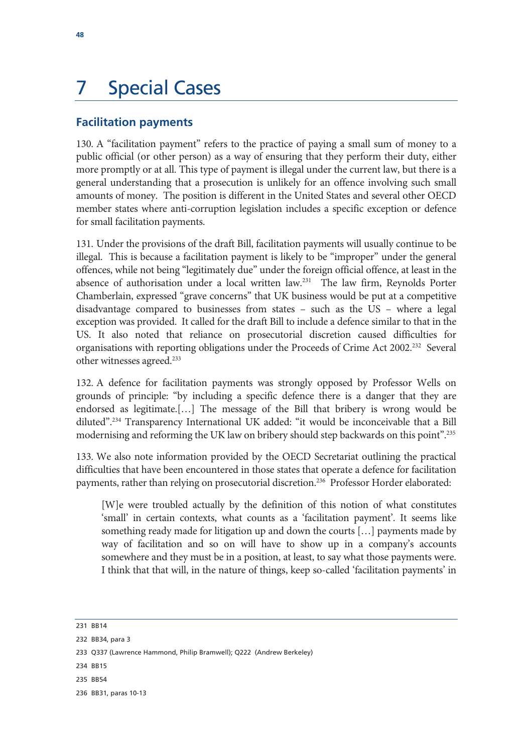# 7 Special Cases

## Facilitation payments

130. A "facilitation payment" refers to the practice of paying a small sum of money to a public official (or other person) as a way of ensuring that they perform their duty, either more promptly or at all. This type of payment is illegal under the current law, but there is a general understanding that a prosecution is unlikely for an offence involving such small amounts of money. The position is different in the United States and several other OECD member states where anti-corruption legislation includes a specific exception or defence for small facilitation payments.

131. Under the provisions of the draft Bill, facilitation payments will usually continue to be illegal. This is because a facilitation payment is likely to be "improper" under the general offences, while not being "legitimately due" under the foreign official offence, at least in the absence of authorisation under a local written law.[231] The law firm, Reynolds Porter Chamberlain, expressed "grave concerns" that UK business would be put at a competitive disadvantage compared to businesses from states – such as the US – where a legal exception was provided. It called for the draft Bill to include a defence similar to that in the US. It also noted that reliance on prosecutorial discretion caused difficulties for organisations with reporting obligations under the Proceeds of Crime Act 2002.[232] Several other witnesses agreed.[233]

132. A defence for facilitation payments was strongly opposed by Professor Wells on grounds of principle: "by including a specific defence there is a danger that they are endorsed as legitimate.[…] The message of the Bill that bribery is wrong would be diluted".[234] Transparency International UK added: "it would be inconceivable that a Bill modernising and reforming the UK law on bribery should step backwards on this point".[235]

133. We also note information provided by the OECD Secretariat outlining the practical difficulties that have been encountered in those states that operate a defence for facilitation payments, rather than relying on prosecutorial discretion.[236] Professor Horder elaborated:

> [W]e were troubled actually by the definition of this notion of what constitutes 'small' in certain contexts, what counts as a 'facilitation payment'. It seems like something ready made for litigation up and down the courts […] payments made by way of facilitation and so on will have to show up in a company's accounts somewhere and they must be in a position, at least, to say what those payments were. I think that that will, in the nature of things, keep so-called 'facilitation payments' in

231 BB14

232 BB34, para 3

233 Q337 (Lawrence Hammond, Philip Bramwell); Q222 (Andrew Berkeley)

234 BB15

235 BB54

236 BB31, paras 10-13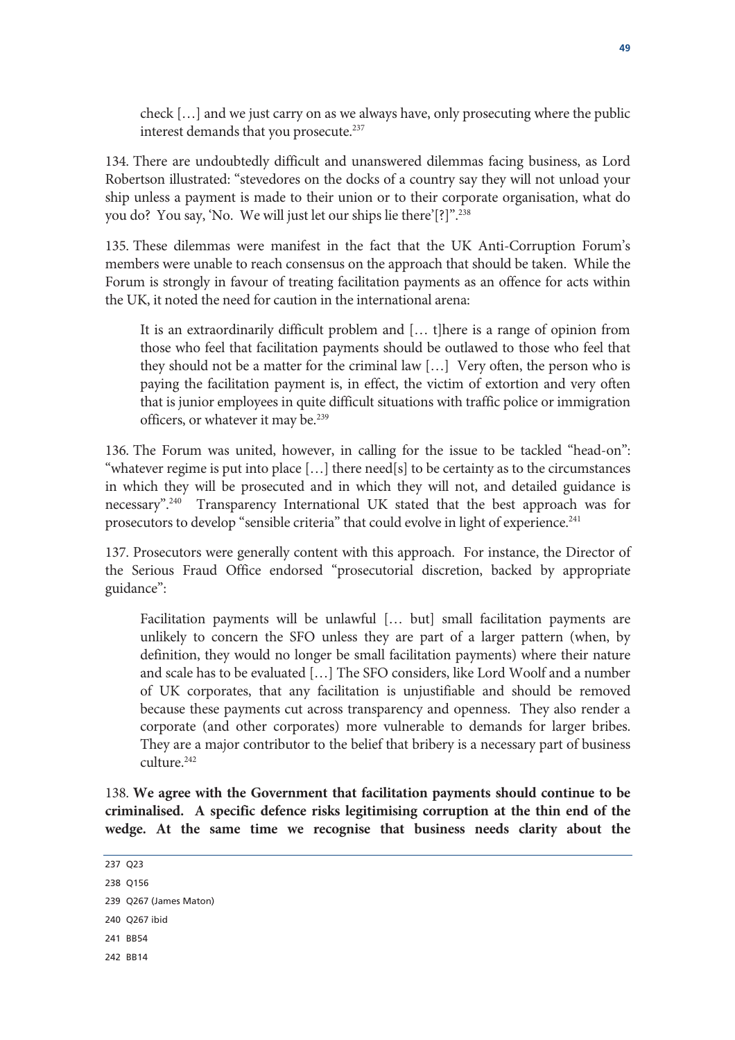> check […] and we just carry on as we always have, only prosecuting where the public interest demands that you prosecute.[237]

134. There are undoubtedly difficult and unanswered dilemmas facing business, as Lord Robertson illustrated: "stevedores on the docks of a country say they will not unload your ship unless a payment is made to their union or to their corporate organisation, what do you do? You say, 'No. We will just let our ships lie there'[?]".[238]

135. These dilemmas were manifest in the fact that the UK Anti-Corruption Forum's members were unable to reach consensus on the approach that should be taken. While the Forum is strongly in favour of treating facilitation payments as an offence for acts within the UK, it noted the need for caution in the international arena:

> It is an extraordinarily difficult problem and [… t]here is a range of opinion from those who feel that facilitation payments should be outlawed to those who feel that they should not be a matter for the criminal law […] Very often, the person who is paying the facilitation payment is, in effect, the victim of extortion and very often that is junior employees in quite difficult situations with traffic police or immigration officers, or whatever it may be.[239]

136. The Forum was united, however, in calling for the issue to be tackled "head-on": "whatever regime is put into place […] there need[s] to be certainty as to the circumstances in which they will be prosecuted and in which they will not, and detailed guidance is necessary".[240] Transparency International UK stated that the best approach was for prosecutors to develop "sensible criteria" that could evolve in light of experience.[241]

137. Prosecutors were generally content with this approach. For instance, the Director of the Serious Fraud Office endorsed "prosecutorial discretion, backed by appropriate guidance":

> Facilitation payments will be unlawful [… but] small facilitation payments are unlikely to concern the SFO unless they are part of a larger pattern (when, by definition, they would no longer be small facilitation payments) where their nature and scale has to be evaluated […] The SFO considers, like Lord Woolf and a number of UK corporates, that any facilitation is unjustifiable and should be removed because these payments cut across transparency and openness. They also render a corporate (and other corporates) more vulnerable to demands for larger bribes. They are a major contributor to the belief that bribery is a necessary part of business culture.[242]

138. **We agree with the Government that facilitation payments should continue to be criminalised. A specific defence risks legitimising corruption at the thin end of the wedge. At the same time we recognise that business needs clarity about the**

---

237 Q23

238 Q156

239 Q267 (James Maton)

240 Q267 ibid

241 BB54

242 BB14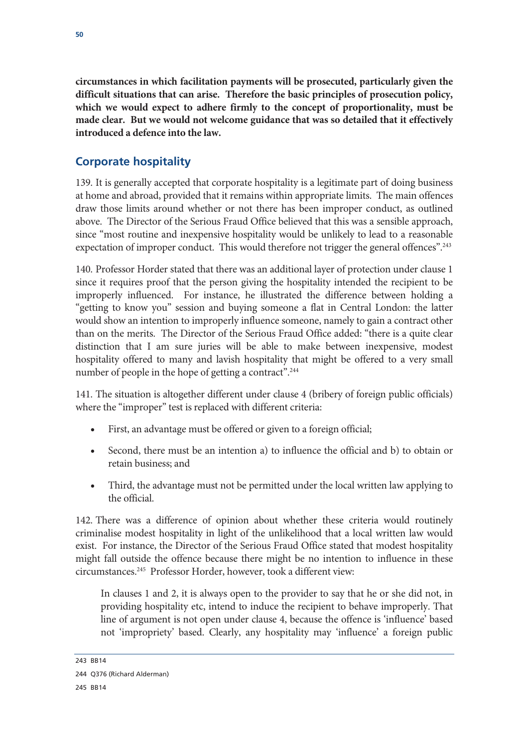**circumstances in which facilitation payments will be prosecuted, particularly given the difficult situations that can arise. Therefore the basic principles of prosecution policy, which we would expect to adhere firmly to the concept of proportionality, must be made clear. But we would not welcome guidance that was so detailed that it effectively introduced a defence into the law.**

## Corporate hospitality

139. It is generally accepted that corporate hospitality is a legitimate part of doing business at home and abroad, provided that it remains within appropriate limits. The main offences draw those limits around whether or not there has been improper conduct, as outlined above. The Director of the Serious Fraud Office believed that this was a sensible approach, since "most routine and inexpensive hospitality would be unlikely to lead to a reasonable expectation of improper conduct. This would therefore not trigger the general offences".[243]

140. Professor Horder stated that there was an additional layer of protection under clause 1 since it requires proof that the person giving the hospitality intended the recipient to be improperly influenced. For instance, he illustrated the difference between holding a "getting to know you" session and buying someone a flat in Central London: the latter would show an intention to improperly influence someone, namely to gain a contract other than on the merits. The Director of the Serious Fraud Office added: "there is a quite clear distinction that I am sure juries will be able to make between inexpensive, modest hospitality offered to many and lavish hospitality that might be offered to a very small number of people in the hope of getting a contract".[244]

141. The situation is altogether different under clause 4 (bribery of foreign public officials) where the "improper" test is replaced with different criteria:

- First, an advantage must be offered or given to a foreign official;
- Second, there must be an intention a) to influence the official and b) to obtain or retain business; and
- Third, the advantage must not be permitted under the local written law applying to the official.

142. There was a difference of opinion about whether these criteria would routinely criminalise modest hospitality in light of the unlikelihood that a local written law would exist. For instance, the Director of the Serious Fraud Office stated that modest hospitality might fall outside the offence because there might be no intention to influence in these circumstances.[245] Professor Horder, however, took a different view:

> In clauses 1 and 2, it is always open to the provider to say that he or she did not, in providing hospitality etc, intend to induce the recipient to behave improperly. That line of argument is not open under clause 4, because the offence is 'influence' based not 'impropriety' based. Clearly, any hospitality may 'influence' a foreign public

243 BB14

244 Q376 (Richard Alderman)

245 BB14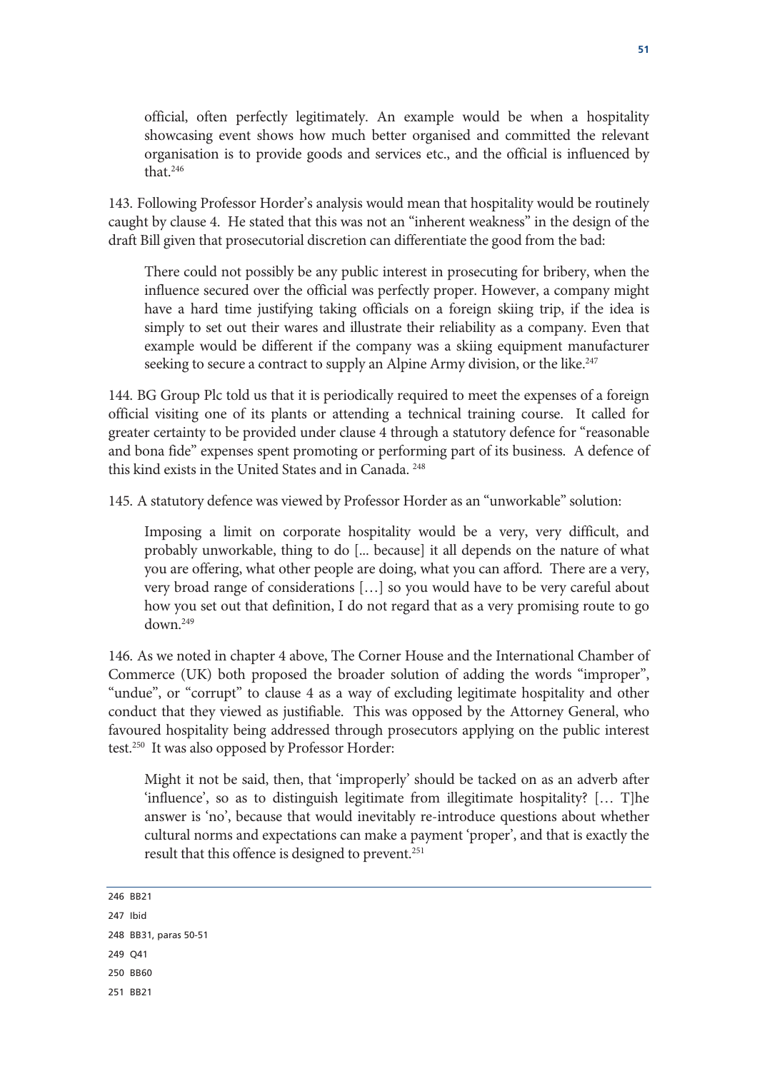official, often perfectly legitimately. An example would be when a hospitality showcasing event shows how much better organised and committed the relevant organisation is to provide goods and services etc., and the official is influenced by that.[246]

143. Following Professor Horder's analysis would mean that hospitality would be routinely caught by clause 4. He stated that this was not an "inherent weakness" in the design of the draft Bill given that prosecutorial discretion can differentiate the good from the bad:

> There could not possibly be any public interest in prosecuting for bribery, when the influence secured over the official was perfectly proper. However, a company might have a hard time justifying taking officials on a foreign skiing trip, if the idea is simply to set out their wares and illustrate their reliability as a company. Even that example would be different if the company was a skiing equipment manufacturer seeking to secure a contract to supply an Alpine Army division, or the like.[247]

144. BG Group Plc told us that it is periodically required to meet the expenses of a foreign official visiting one of its plants or attending a technical training course. It called for greater certainty to be provided under clause 4 through a statutory defence for "reasonable and bona fide" expenses spent promoting or performing part of its business. A defence of this kind exists in the United States and in Canada.[248]

145. A statutory defence was viewed by Professor Horder as an "unworkable" solution:

> Imposing a limit on corporate hospitality would be a very, very difficult, and probably unworkable, thing to do [... because] it all depends on the nature of what you are offering, what other people are doing, what you can afford. There are a very, very broad range of considerations […] so you would have to be very careful about how you set out that definition, I do not regard that as a very promising route to go down.[249]

146. As we noted in chapter 4 above, The Corner House and the International Chamber of Commerce (UK) both proposed the broader solution of adding the words "improper", "undue", or "corrupt" to clause 4 as a way of excluding legitimate hospitality and other conduct that they viewed as justifiable. This was opposed by the Attorney General, who favoured hospitality being addressed through prosecutors applying on the public interest test.[250] It was also opposed by Professor Horder:

> Might it not be said, then, that 'improperly' should be tacked on as an adverb after 'influence', so as to distinguish legitimate from illegitimate hospitality? [… T]he answer is 'no', because that would inevitably re-introduce questions about whether cultural norms and expectations can make a payment 'proper', and that is exactly the result that this offence is designed to prevent.[251]

---

246 BB21

247 Ibid

248 BB31, paras 50-51

249 Q41

250 BB60

251 BB21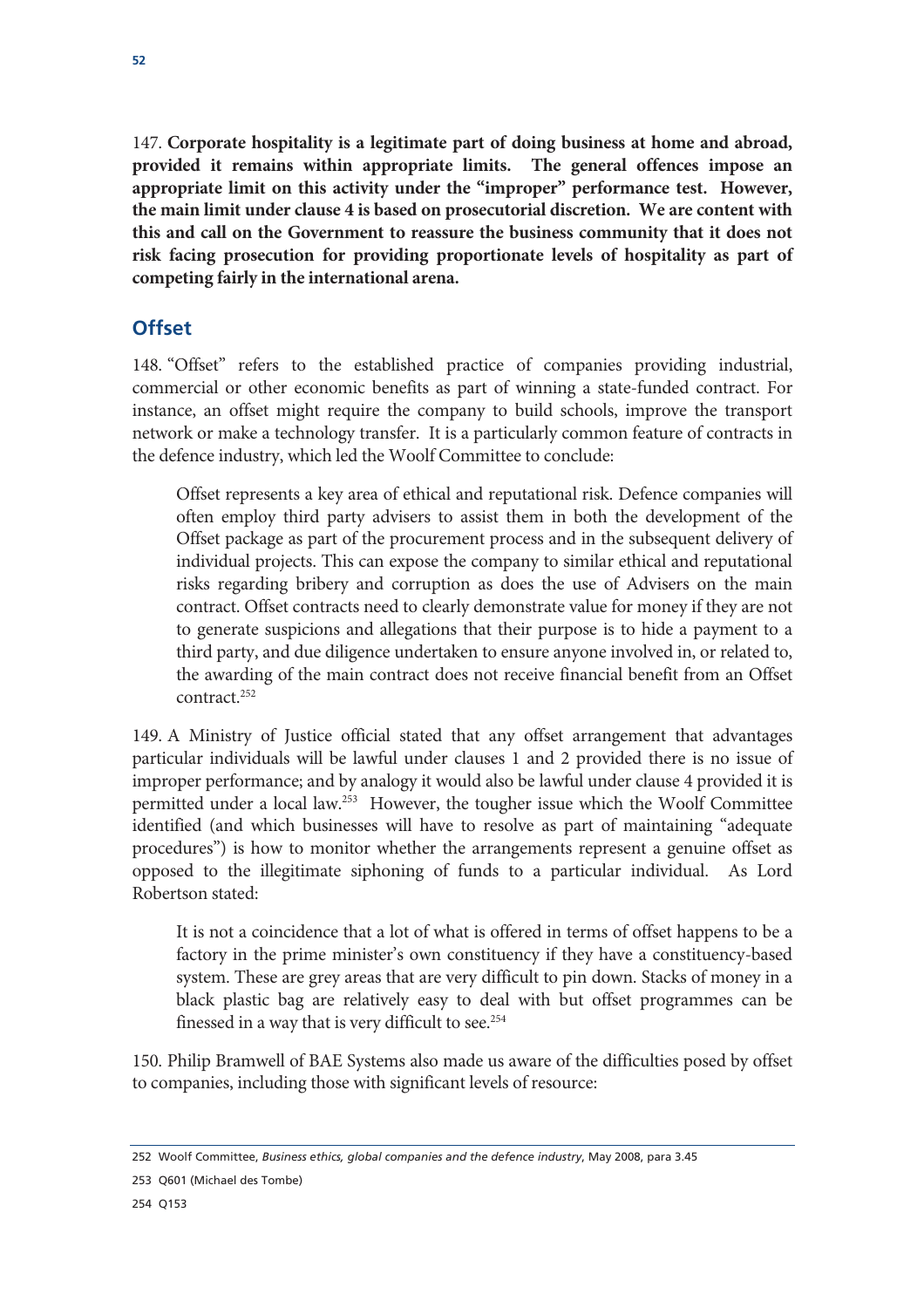147. **Corporate hospitality is a legitimate part of doing business at home and abroad, provided it remains within appropriate limits. The general offences impose an appropriate limit on this activity under the "improper" performance test. However, the main limit under clause 4 is based on prosecutorial discretion. We are content with this and call on the Government to reassure the business community that it does not risk facing prosecution for providing proportionate levels of hospitality as part of competing fairly in the international arena.**

## Offset

148. "Offset" refers to the established practice of companies providing industrial, commercial or other economic benefits as part of winning a state-funded contract. For instance, an offset might require the company to build schools, improve the transport network or make a technology transfer. It is a particularly common feature of contracts in the defence industry, which led the Woolf Committee to conclude:

> Offset represents a key area of ethical and reputational risk. Defence companies will often employ third party advisers to assist them in both the development of the Offset package as part of the procurement process and in the subsequent delivery of individual projects. This can expose the company to similar ethical and reputational risks regarding bribery and corruption as does the use of Advisers on the main contract. Offset contracts need to clearly demonstrate value for money if they are not to generate suspicions and allegations that their purpose is to hide a payment to a third party, and due diligence undertaken to ensure anyone involved in, or related to, the awarding of the main contract does not receive financial benefit from an Offset contract.[252]

149. A Ministry of Justice official stated that any offset arrangement that advantages particular individuals will be lawful under clauses 1 and 2 provided there is no issue of improper performance; and by analogy it would also be lawful under clause 4 provided it is permitted under a local law.[253] However, the tougher issue which the Woolf Committee identified (and which businesses will have to resolve as part of maintaining "adequate procedures") is how to monitor whether the arrangements represent a genuine offset as opposed to the illegitimate siphoning of funds to a particular individual. As Lord Robertson stated:

> It is not a coincidence that a lot of what is offered in terms of offset happens to be a factory in the prime minister's own constituency if they have a constituency-based system. These are grey areas that are very difficult to pin down. Stacks of money in a black plastic bag are relatively easy to deal with but offset programmes can be finessed in a way that is very difficult to see.[254]

150. Philip Bramwell of BAE Systems also made us aware of the difficulties posed by offset to companies, including those with significant levels of resource:

---

252 Woolf Committee, *Business ethics, global companies and the defence industry*, May 2008, para 3.45

253 Q601 (Michael des Tombe)

254 Q153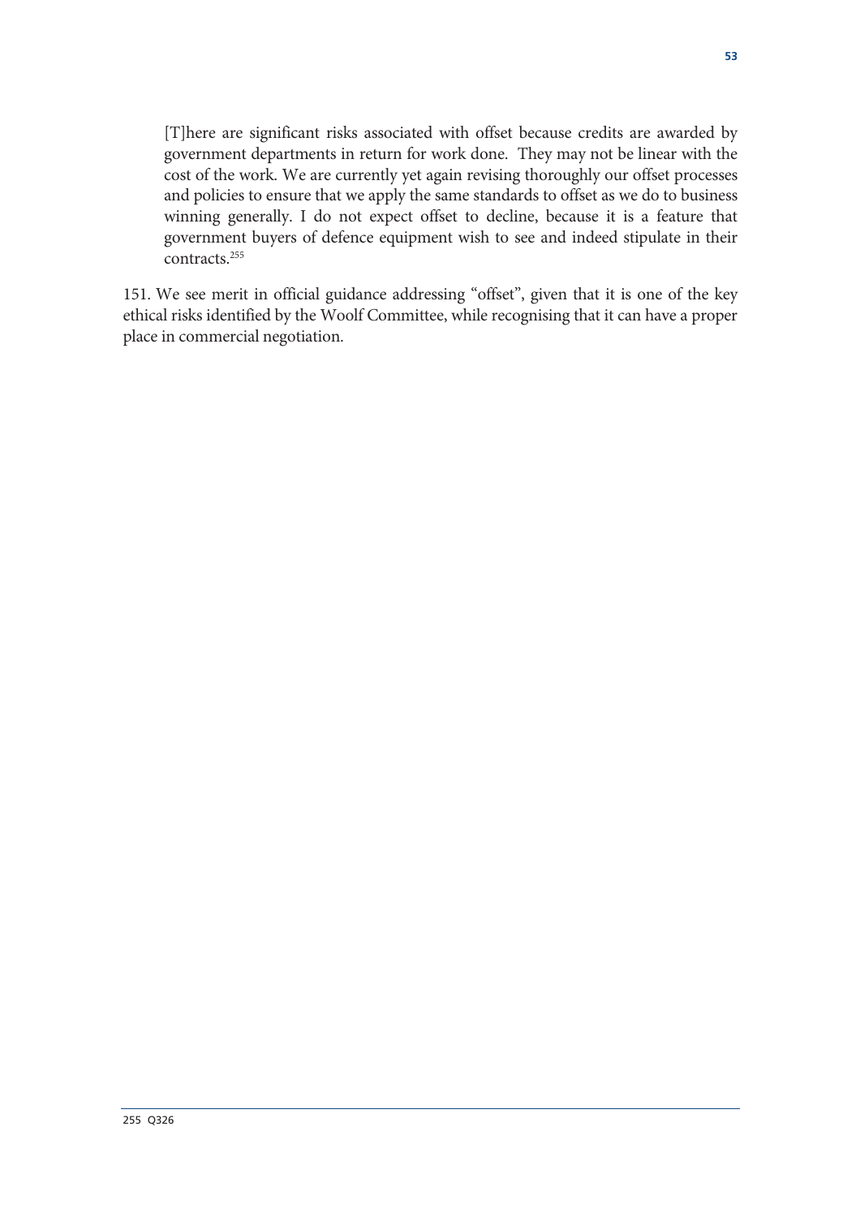> [T]here are significant risks associated with offset because credits are awarded by government departments in return for work done. They may not be linear with the cost of the work. We are currently yet again revising thoroughly our offset processes and policies to ensure that we apply the same standards to offset as we do to business winning generally. I do not expect offset to decline, because it is a feature that government buyers of defence equipment wish to see and indeed stipulate in their contracts.[255]

151. We see merit in official guidance addressing "offset", given that it is one of the key ethical risks identified by the Woolf Committee, while recognising that it can have a proper place in commercial negotiation.

255 Q326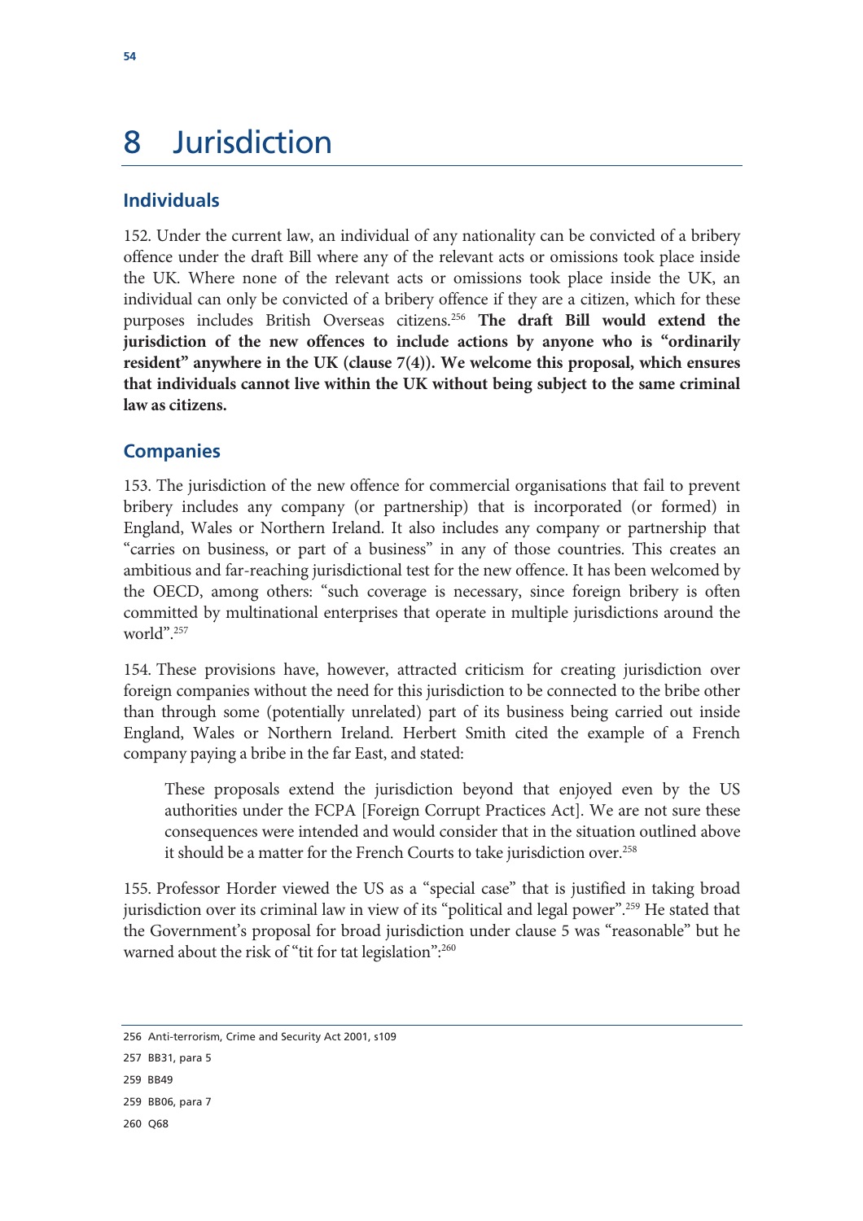# 8 Jurisdiction

## Individuals

152. Under the current law, an individual of any nationality can be convicted of a bribery offence under the draft Bill where any of the relevant acts or omissions took place inside the UK. Where none of the relevant acts or omissions took place inside the UK, an individual can only be convicted of a bribery offence if they are a citizen, which for these purposes includes British Overseas citizens.[256] **The draft Bill would extend the jurisdiction of the new offences to include actions by anyone who is "ordinarily resident" anywhere in the UK (clause 7(4)). We welcome this proposal, which ensures that individuals cannot live within the UK without being subject to the same criminal law as citizens.**

## Companies

153. The jurisdiction of the new offence for commercial organisations that fail to prevent bribery includes any company (or partnership) that is incorporated (or formed) in England, Wales or Northern Ireland. It also includes any company or partnership that "carries on business, or part of a business" in any of those countries. This creates an ambitious and far-reaching jurisdictional test for the new offence. It has been welcomed by the OECD, among others: "such coverage is necessary, since foreign bribery is often committed by multinational enterprises that operate in multiple jurisdictions around the world".[257]

154. These provisions have, however, attracted criticism for creating jurisdiction over foreign companies without the need for this jurisdiction to be connected to the bribe other than through some (potentially unrelated) part of its business being carried out inside England, Wales or Northern Ireland. Herbert Smith cited the example of a French company paying a bribe in the far East, and stated:

> These proposals extend the jurisdiction beyond that enjoyed even by the US authorities under the FCPA [Foreign Corrupt Practices Act]. We are not sure these consequences were intended and would consider that in the situation outlined above it should be a matter for the French Courts to take jurisdiction over.[258]

155. Professor Horder viewed the US as a "special case" that is justified in taking broad jurisdiction over its criminal law in view of its "political and legal power".[259] He stated that the Government's proposal for broad jurisdiction under clause 5 was "reasonable" but he warned about the risk of "tit for tat legislation":[260]

---

256 Anti-terrorism, Crime and Security Act 2001, s109

257 BB31, para 5

259 BB49

259 BB06, para 7

260 Q68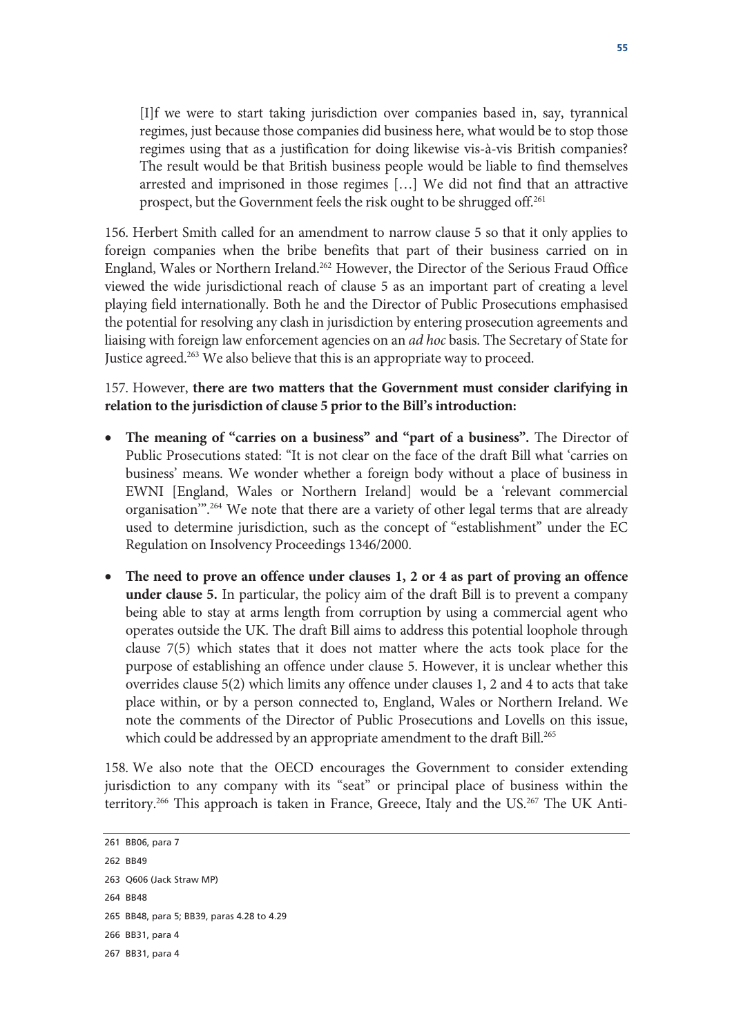> [I]f we were to start taking jurisdiction over companies based in, say, tyrannical regimes, just because those companies did business here, what would be to stop those regimes using that as a justification for doing likewise vis-à-vis British companies? The result would be that British business people would be liable to find themselves arrested and imprisoned in those regimes […] We did not find that an attractive prospect, but the Government feels the risk ought to be shrugged off.[261]

156. Herbert Smith called for an amendment to narrow clause 5 so that it only applies to foreign companies when the bribe benefits that part of their business carried on in England, Wales or Northern Ireland.[262] However, the Director of the Serious Fraud Office viewed the wide jurisdictional reach of clause 5 as an important part of creating a level playing field internationally. Both he and the Director of Public Prosecutions emphasised the potential for resolving any clash in jurisdiction by entering prosecution agreements and liaising with foreign law enforcement agencies on an *ad hoc* basis. The Secretary of State for Justice agreed.[263] We also believe that this is an appropriate way to proceed.

157. However, **there are two matters that the Government must consider clarifying in relation to the jurisdiction of clause 5 prior to the Bill's introduction:**

- **The meaning of "carries on a business" and "part of a business".** The Director of Public Prosecutions stated: "It is not clear on the face of the draft Bill what 'carries on business' means. We wonder whether a foreign body without a place of business in EWNI [England, Wales or Northern Ireland] would be a 'relevant commercial organisation'".[264] We note that there are a variety of other legal terms that are already used to determine jurisdiction, such as the concept of "establishment" under the EC Regulation on Insolvency Proceedings 1346/2000.
- **The need to prove an offence under clauses 1, 2 or 4 as part of proving an offence under clause 5.** In particular, the policy aim of the draft Bill is to prevent a company being able to stay at arms length from corruption by using a commercial agent who operates outside the UK. The draft Bill aims to address this potential loophole through clause 7(5) which states that it does not matter where the acts took place for the purpose of establishing an offence under clause 5. However, it is unclear whether this overrides clause 5(2) which limits any offence under clauses 1, 2 and 4 to acts that take place within, or by a person connected to, England, Wales or Northern Ireland. We note the comments of the Director of Public Prosecutions and Lovells on this issue, which could be addressed by an appropriate amendment to the draft Bill.[265]

158. We also note that the OECD encourages the Government to consider extending jurisdiction to any company with its "seat" or principal place of business within the territory.[266] This approach is taken in France, Greece, Italy and the US.[267] The UK Anti-

---

261 BB06, para 7

262 BB49

263 Q606 (Jack Straw MP)

264 BB48

265 BB48, para 5; BB39, paras 4.28 to 4.29

266 BB31, para 4

267 BB31, para 4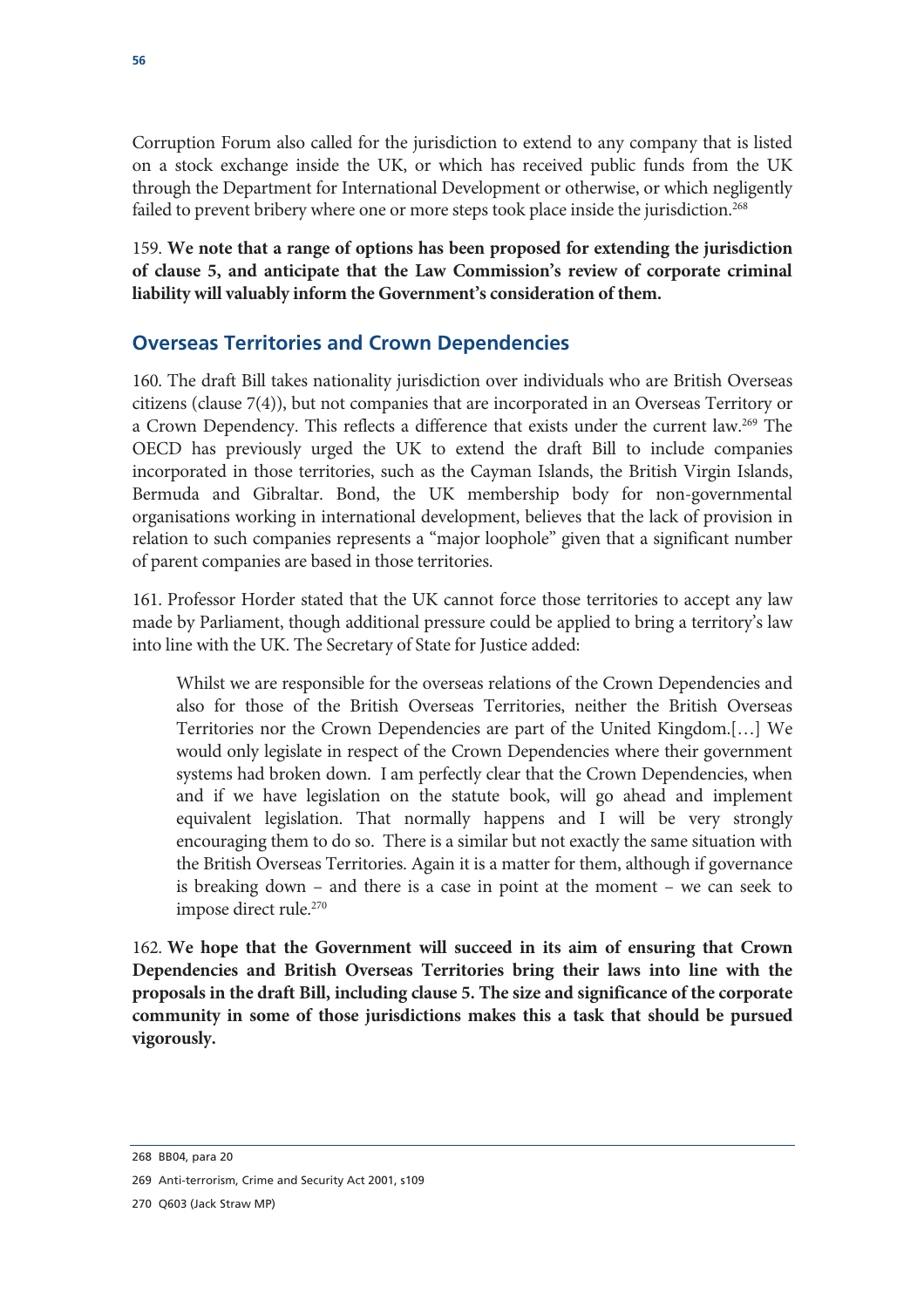Corruption Forum also called for the jurisdiction to extend to any company that is listed on a stock exchange inside the UK, or which has received public funds from the UK through the Department for International Development or otherwise, or which negligently failed to prevent bribery where one or more steps took place inside the jurisdiction.[268]

159. **We note that a range of options has been proposed for extending the jurisdiction of clause 5, and anticipate that the Law Commission's review of corporate criminal liability will valuably inform the Government's consideration of them.**

## Overseas Territories and Crown Dependencies

160. The draft Bill takes nationality jurisdiction over individuals who are British Overseas citizens (clause 7(4)), but not companies that are incorporated in an Overseas Territory or a Crown Dependency. This reflects a difference that exists under the current law.[269] The OECD has previously urged the UK to extend the draft Bill to include companies incorporated in those territories, such as the Cayman Islands, the British Virgin Islands, Bermuda and Gibraltar. Bond, the UK membership body for non-governmental organisations working in international development, believes that the lack of provision in relation to such companies represents a "major loophole" given that a significant number of parent companies are based in those territories.

161. Professor Horder stated that the UK cannot force those territories to accept any law made by Parliament, though additional pressure could be applied to bring a territory's law into line with the UK. The Secretary of State for Justice added:

> Whilst we are responsible for the overseas relations of the Crown Dependencies and also for those of the British Overseas Territories, neither the British Overseas Territories nor the Crown Dependencies are part of the United Kingdom.[…] We would only legislate in respect of the Crown Dependencies where their government systems had broken down. I am perfectly clear that the Crown Dependencies, when and if we have legislation on the statute book, will go ahead and implement equivalent legislation. That normally happens and I will be very strongly encouraging them to do so. There is a similar but not exactly the same situation with the British Overseas Territories. Again it is a matter for them, although if governance is breaking down – and there is a case in point at the moment – we can seek to impose direct rule.[270]

162. **We hope that the Government will succeed in its aim of ensuring that Crown Dependencies and British Overseas Territories bring their laws into line with the proposals in the draft Bill, including clause 5. The size and significance of the corporate community in some of those jurisdictions makes this a task that should be pursued vigorously.**

---

268 BB04, para 20

269 Anti-terrorism, Crime and Security Act 2001, s109

270 Q603 (Jack Straw MP)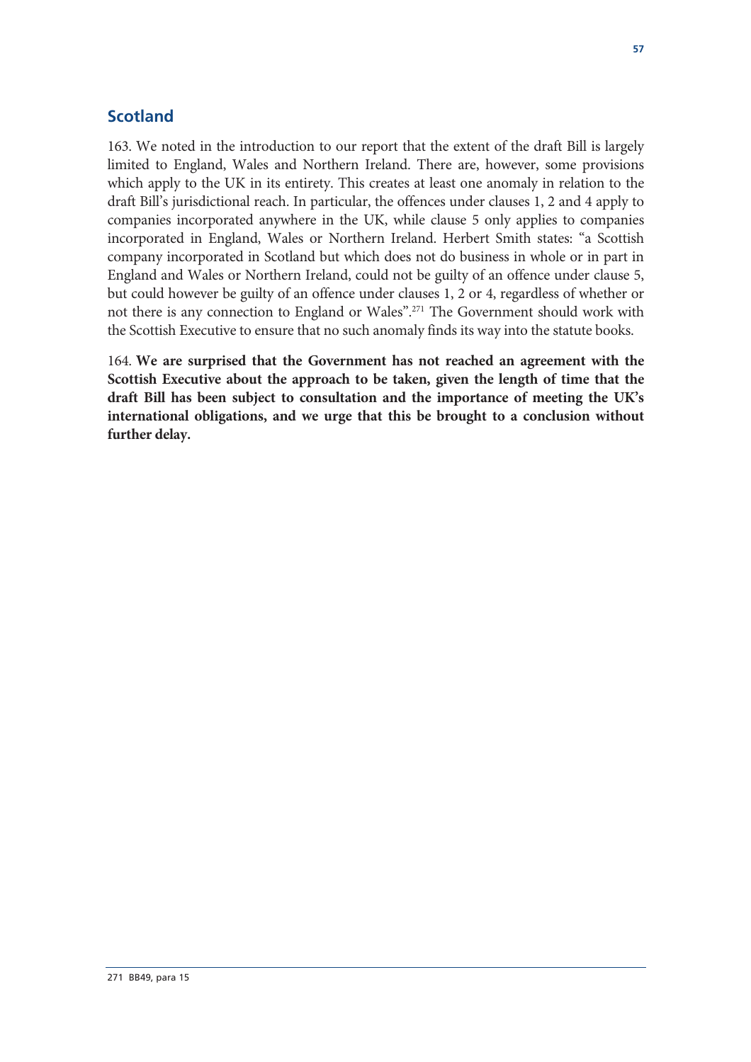## Scotland

163. We noted in the introduction to our report that the extent of the draft Bill is largely limited to England, Wales and Northern Ireland. There are, however, some provisions which apply to the UK in its entirety. This creates at least one anomaly in relation to the draft Bill's jurisdictional reach. In particular, the offences under clauses 1, 2 and 4 apply to companies incorporated anywhere in the UK, while clause 5 only applies to companies incorporated in England, Wales or Northern Ireland. Herbert Smith states: "a Scottish company incorporated in Scotland but which does not do business in whole or in part in England and Wales or Northern Ireland, could not be guilty of an offence under clause 5, but could however be guilty of an offence under clauses 1, 2 or 4, regardless of whether or not there is any connection to England or Wales".[271] The Government should work with the Scottish Executive to ensure that no such anomaly finds its way into the statute books.

164. **We are surprised that the Government has not reached an agreement with the Scottish Executive about the approach to be taken, given the length of time that the draft Bill has been subject to consultation and the importance of meeting the UK's international obligations, and we urge that this be brought to a conclusion without further delay.**

271 BB49, para 15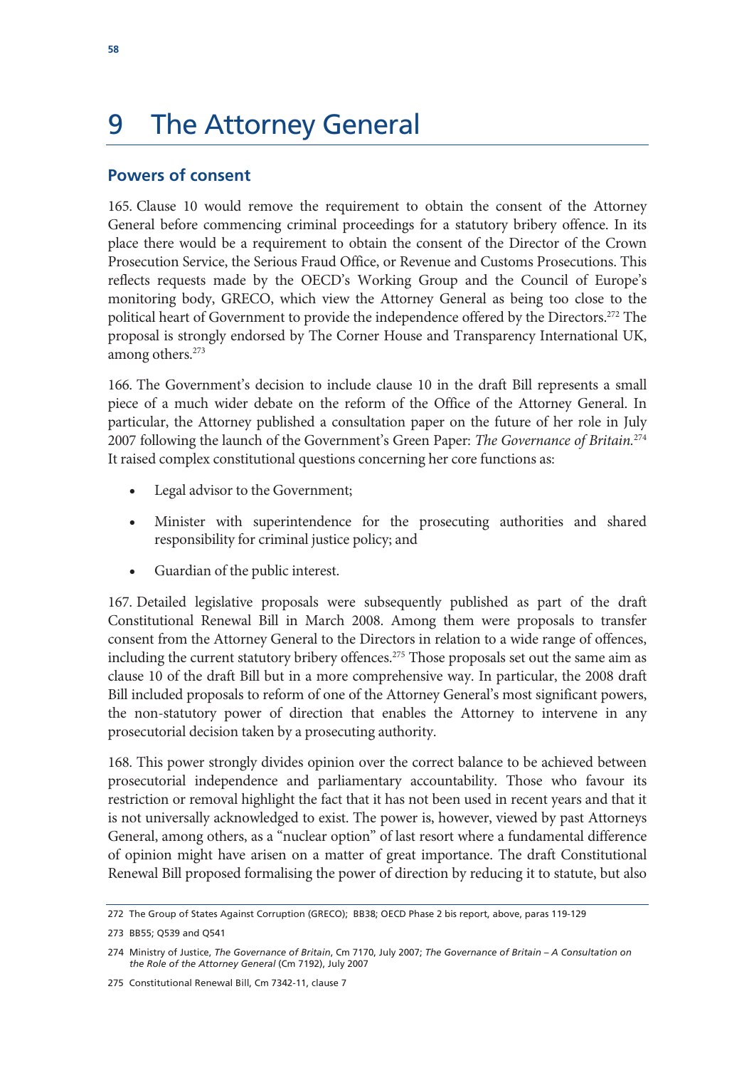# 9 The Attorney General

## Powers of consent

165. Clause 10 would remove the requirement to obtain the consent of the Attorney General before commencing criminal proceedings for a statutory bribery offence. In its place there would be a requirement to obtain the consent of the Director of the Crown Prosecution Service, the Serious Fraud Office, or Revenue and Customs Prosecutions. This reflects requests made by the OECD's Working Group and the Council of Europe's monitoring body, GRECO, which view the Attorney General as being too close to the political heart of Government to provide the independence offered by the Directors.[272] The proposal is strongly endorsed by The Corner House and Transparency International UK, among others.[273]

166. The Government's decision to include clause 10 in the draft Bill represents a small piece of a much wider debate on the reform of the Office of the Attorney General. In particular, the Attorney published a consultation paper on the future of her role in July 2007 following the launch of the Government's Green Paper: *The Governance of Britain.*[274] It raised complex constitutional questions concerning her core functions as:

- Legal advisor to the Government;
- Minister with superintendence for the prosecuting authorities and shared responsibility for criminal justice policy; and
- Guardian of the public interest.

167. Detailed legislative proposals were subsequently published as part of the draft Constitutional Renewal Bill in March 2008. Among them were proposals to transfer consent from the Attorney General to the Directors in relation to a wide range of offences, including the current statutory bribery offences.[275] Those proposals set out the same aim as clause 10 of the draft Bill but in a more comprehensive way. In particular, the 2008 draft Bill included proposals to reform of one of the Attorney General's most significant powers, the non-statutory power of direction that enables the Attorney to intervene in any prosecutorial decision taken by a prosecuting authority.

168. This power strongly divides opinion over the correct balance to be achieved between prosecutorial independence and parliamentary accountability. Those who favour its restriction or removal highlight the fact that it has not been used in recent years and that it is not universally acknowledged to exist. The power is, however, viewed by past Attorneys General, among others, as a "nuclear option" of last resort where a fundamental difference of opinion might have arisen on a matter of great importance. The draft Constitutional Renewal Bill proposed formalising the power of direction by reducing it to statute, but also

---

272 The Group of States Against Corruption (GRECO); BB38; OECD Phase 2 bis report, above, paras 119-129

273 BB55; Q539 and Q541

274 Ministry of Justice, *The Governance of Britain*, Cm 7170, July 2007; *The Governance of Britain – A Consultation on the Role of the Attorney General* (Cm 7192), July 2007

275 Constitutional Renewal Bill, Cm 7342-11, clause 7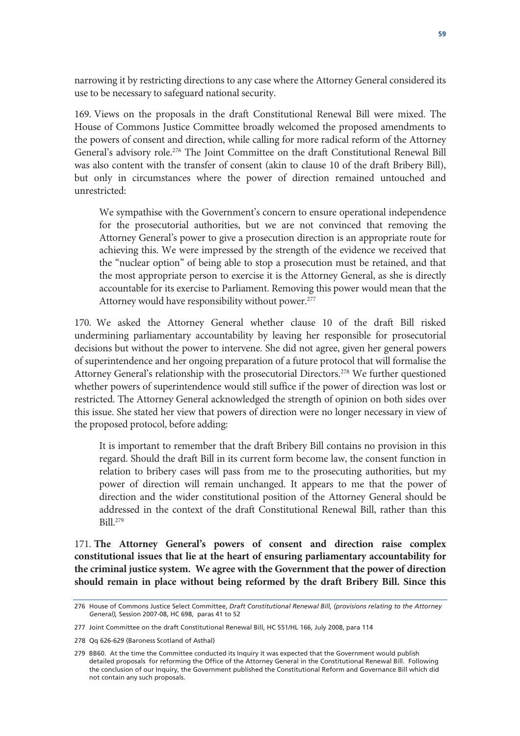narrowing it by restricting directions to any case where the Attorney General considered its use to be necessary to safeguard national security.

169. Views on the proposals in the draft Constitutional Renewal Bill were mixed. The House of Commons Justice Committee broadly welcomed the proposed amendments to the powers of consent and direction, while calling for more radical reform of the Attorney General's advisory role.[276] The Joint Committee on the draft Constitutional Renewal Bill was also content with the transfer of consent (akin to clause 10 of the draft Bribery Bill), but only in circumstances where the power of direction remained untouched and unrestricted:

> We sympathise with the Government's concern to ensure operational independence for the prosecutorial authorities, but we are not convinced that removing the Attorney General's power to give a prosecution direction is an appropriate route for achieving this. We were impressed by the strength of the evidence we received that the "nuclear option" of being able to stop a prosecution must be retained, and that the most appropriate person to exercise it is the Attorney General, as she is directly accountable for its exercise to Parliament. Removing this power would mean that the Attorney would have responsibility without power.[277]

170. We asked the Attorney General whether clause 10 of the draft Bill risked undermining parliamentary accountability by leaving her responsible for prosecutorial decisions but without the power to intervene. She did not agree, given her general powers of superintendence and her ongoing preparation of a future protocol that will formalise the Attorney General's relationship with the prosecutorial Directors.[278] We further questioned whether powers of superintendence would still suffice if the power of direction was lost or restricted. The Attorney General acknowledged the strength of opinion on both sides over this issue. She stated her view that powers of direction were no longer necessary in view of the proposed protocol, before adding:

> It is important to remember that the draft Bribery Bill contains no provision in this regard. Should the draft Bill in its current form become law, the consent function in relation to bribery cases will pass from me to the prosecuting authorities, but my power of direction will remain unchanged. It appears to me that the power of direction and the wider constitutional position of the Attorney General should be addressed in the context of the draft Constitutional Renewal Bill, rather than this Bill.[279]

171. **The Attorney General's powers of consent and direction raise complex constitutional issues that lie at the heart of ensuring parliamentary accountability for the criminal justice system. We agree with the Government that the power of direction should remain in place without being reformed by the draft Bribery Bill. Since this**

---

276 House of Commons Justice Select Committee, *Draft Constitutional Renewal Bill, (provisions relating to the Attorney General),* Session 2007-08, HC 698, paras 41 to 52

277 Joint Committee on the draft Constitutional Renewal Bill, HC 551/HL 166, July 2008, para 114

278 Qq 626-629 (Baroness Scotland of Asthal)

279 BB60. At the time the Committee conducted its Inquiry it was expected that the Government would publish detailed proposals for reforming the Office of the Attorney General in the Constitutional Renewal Bill. Following the conclusion of our Inquiry, the Government published the Constitutional Reform and Governance Bill which did not contain any such proposals.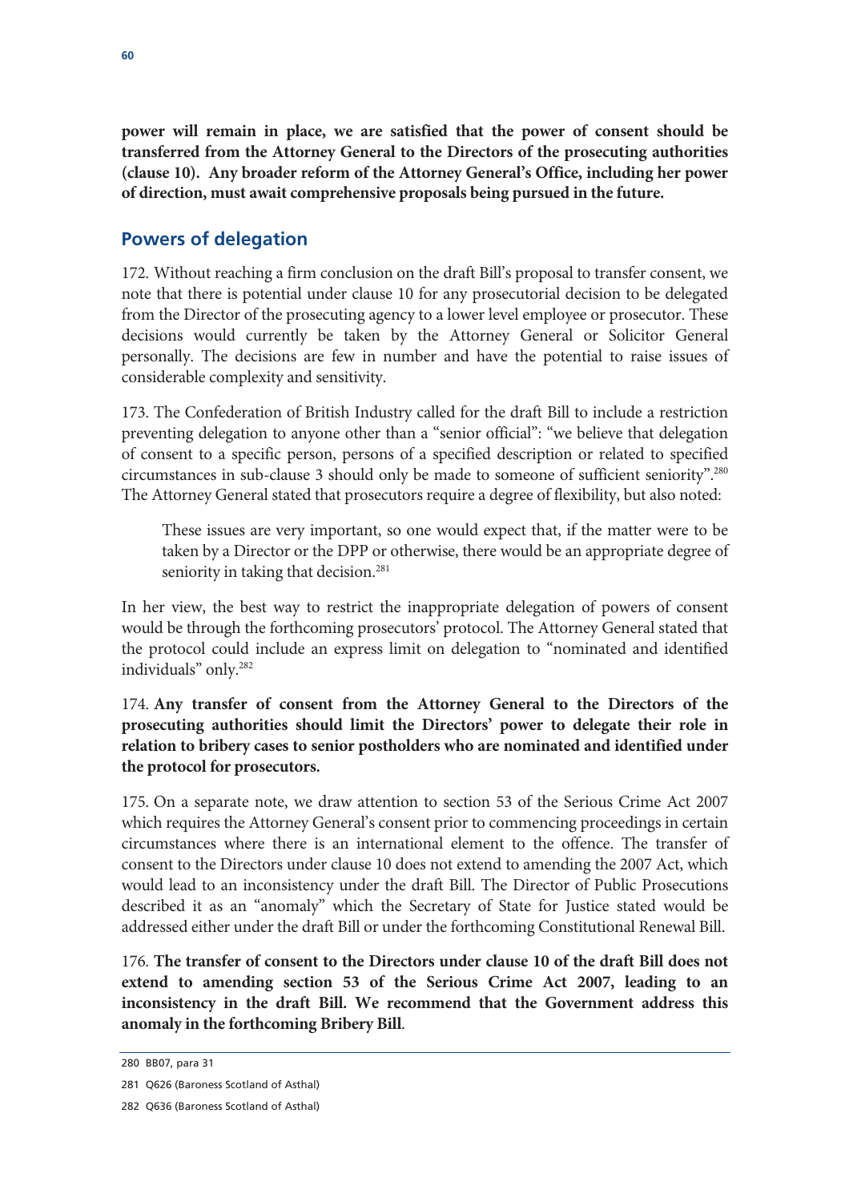**power will remain in place, we are satisfied that the power of consent should be transferred from the Attorney General to the Directors of the prosecuting authorities (clause 10). Any broader reform of the Attorney General's Office, including her power of direction, must await comprehensive proposals being pursued in the future.**

## Powers of delegation

172. Without reaching a firm conclusion on the draft Bill's proposal to transfer consent, we note that there is potential under clause 10 for any prosecutorial decision to be delegated from the Director of the prosecuting agency to a lower level employee or prosecutor. These decisions would currently be taken by the Attorney General or Solicitor General personally. The decisions are few in number and have the potential to raise issues of considerable complexity and sensitivity.

173. The Confederation of British Industry called for the draft Bill to include a restriction preventing delegation to anyone other than a "senior official": "we believe that delegation of consent to a specific person, persons of a specified description or related to specified circumstances in sub-clause 3 should only be made to someone of sufficient seniority".[280] The Attorney General stated that prosecutors require a degree of flexibility, but also noted:

> These issues are very important, so one would expect that, if the matter were to be taken by a Director or the DPP or otherwise, there would be an appropriate degree of seniority in taking that decision.[281]

In her view, the best way to restrict the inappropriate delegation of powers of consent would be through the forthcoming prosecutors' protocol. The Attorney General stated that the protocol could include an express limit on delegation to "nominated and identified individuals" only.[282]

174. **Any transfer of consent from the Attorney General to the Directors of the prosecuting authorities should limit the Directors' power to delegate their role in relation to bribery cases to senior postholders who are nominated and identified under the protocol for prosecutors.**

175. On a separate note, we draw attention to section 53 of the Serious Crime Act 2007 which requires the Attorney General's consent prior to commencing proceedings in certain circumstances where there is an international element to the offence. The transfer of consent to the Directors under clause 10 does not extend to amending the 2007 Act, which would lead to an inconsistency under the draft Bill. The Director of Public Prosecutions described it as an "anomaly" which the Secretary of State for Justice stated would be addressed either under the draft Bill or under the forthcoming Constitutional Renewal Bill.

176. **The transfer of consent to the Directors under clause 10 of the draft Bill does not extend to amending section 53 of the Serious Crime Act 2007, leading to an inconsistency in the draft Bill. We recommend that the Government address this anomaly in the forthcoming Bribery Bill**.

---

280 BB07, para 31

281 Q626 (Baroness Scotland of Asthal)

282 Q636 (Baroness Scotland of Asthal)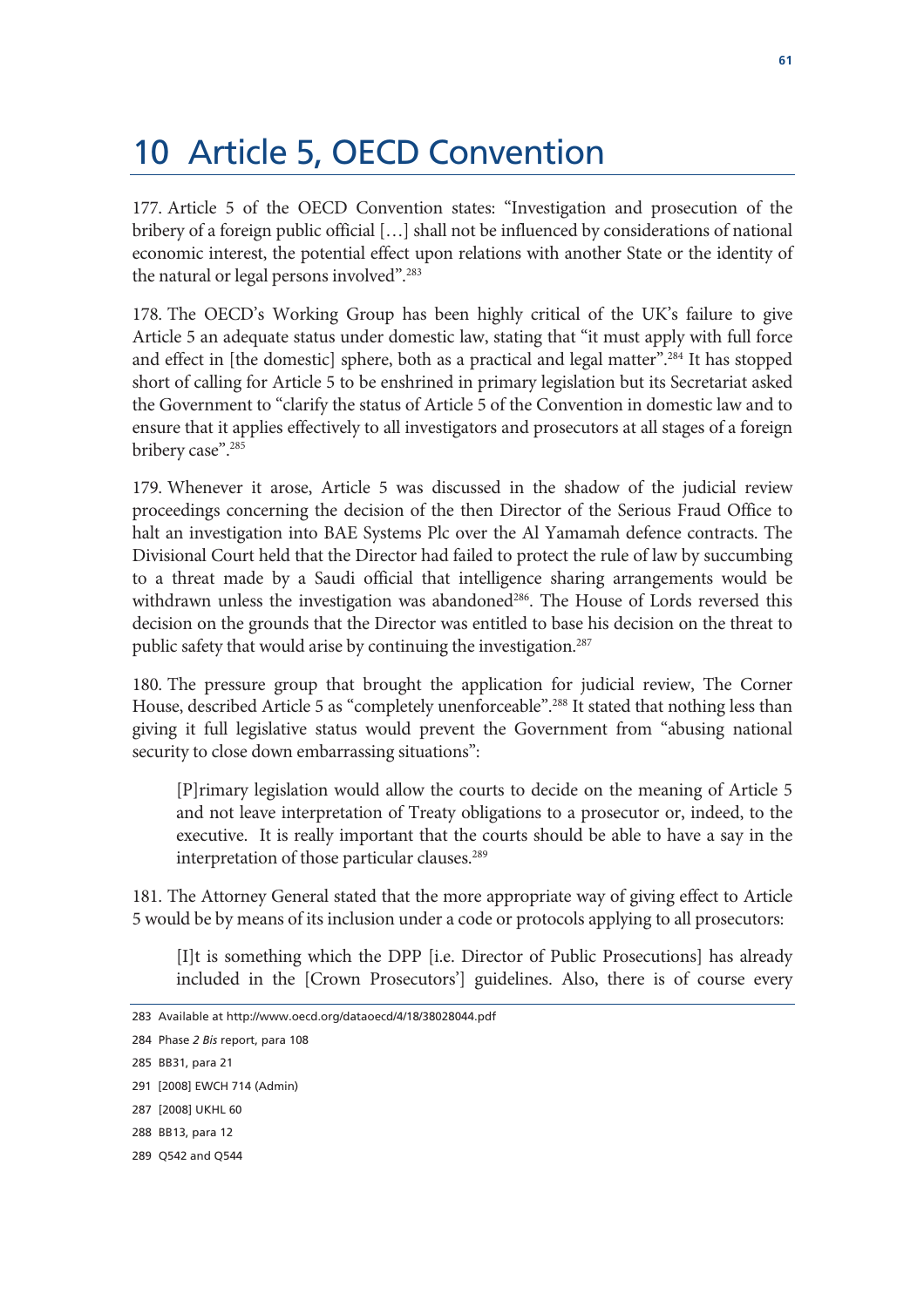# 10 Article 5, OECD Convention

177. Article 5 of the OECD Convention states: "Investigation and prosecution of the bribery of a foreign public official […] shall not be influenced by considerations of national economic interest, the potential effect upon relations with another State or the identity of the natural or legal persons involved".[283]

178. The OECD's Working Group has been highly critical of the UK's failure to give Article 5 an adequate status under domestic law, stating that "it must apply with full force and effect in [the domestic] sphere, both as a practical and legal matter".[284] It has stopped short of calling for Article 5 to be enshrined in primary legislation but its Secretariat asked the Government to "clarify the status of Article 5 of the Convention in domestic law and to ensure that it applies effectively to all investigators and prosecutors at all stages of a foreign bribery case".[285]

179. Whenever it arose, Article 5 was discussed in the shadow of the judicial review proceedings concerning the decision of the then Director of the Serious Fraud Office to halt an investigation into BAE Systems Plc over the Al Yamamah defence contracts. The Divisional Court held that the Director had failed to protect the rule of law by succumbing to a threat made by a Saudi official that intelligence sharing arrangements would be withdrawn unless the investigation was abandoned[286]. The House of Lords reversed this decision on the grounds that the Director was entitled to base his decision on the threat to public safety that would arise by continuing the investigation.[287]

180. The pressure group that brought the application for judicial review, The Corner House, described Article 5 as "completely unenforceable".[288] It stated that nothing less than giving it full legislative status would prevent the Government from "abusing national security to close down embarrassing situations":

> [P]rimary legislation would allow the courts to decide on the meaning of Article 5 and not leave interpretation of Treaty obligations to a prosecutor or, indeed, to the executive. It is really important that the courts should be able to have a say in the interpretation of those particular clauses.[289]

181. The Attorney General stated that the more appropriate way of giving effect to Article 5 would be by means of its inclusion under a code or protocols applying to all prosecutors:

> [I]t is something which the DPP [i.e. Director of Public Prosecutions] has already included in the [Crown Prosecutors'] guidelines. Also, there is of course every

283 Available at http://www.oecd.org/dataoecd/4/18/38028044.pdf

284 Phase *2 Bis* report, para 108

285 BB31, para 21

291 [2008] EWCH 714 (Admin)

287 [2008] UKHL 60

288 BB13, para 12

289 Q542 and Q544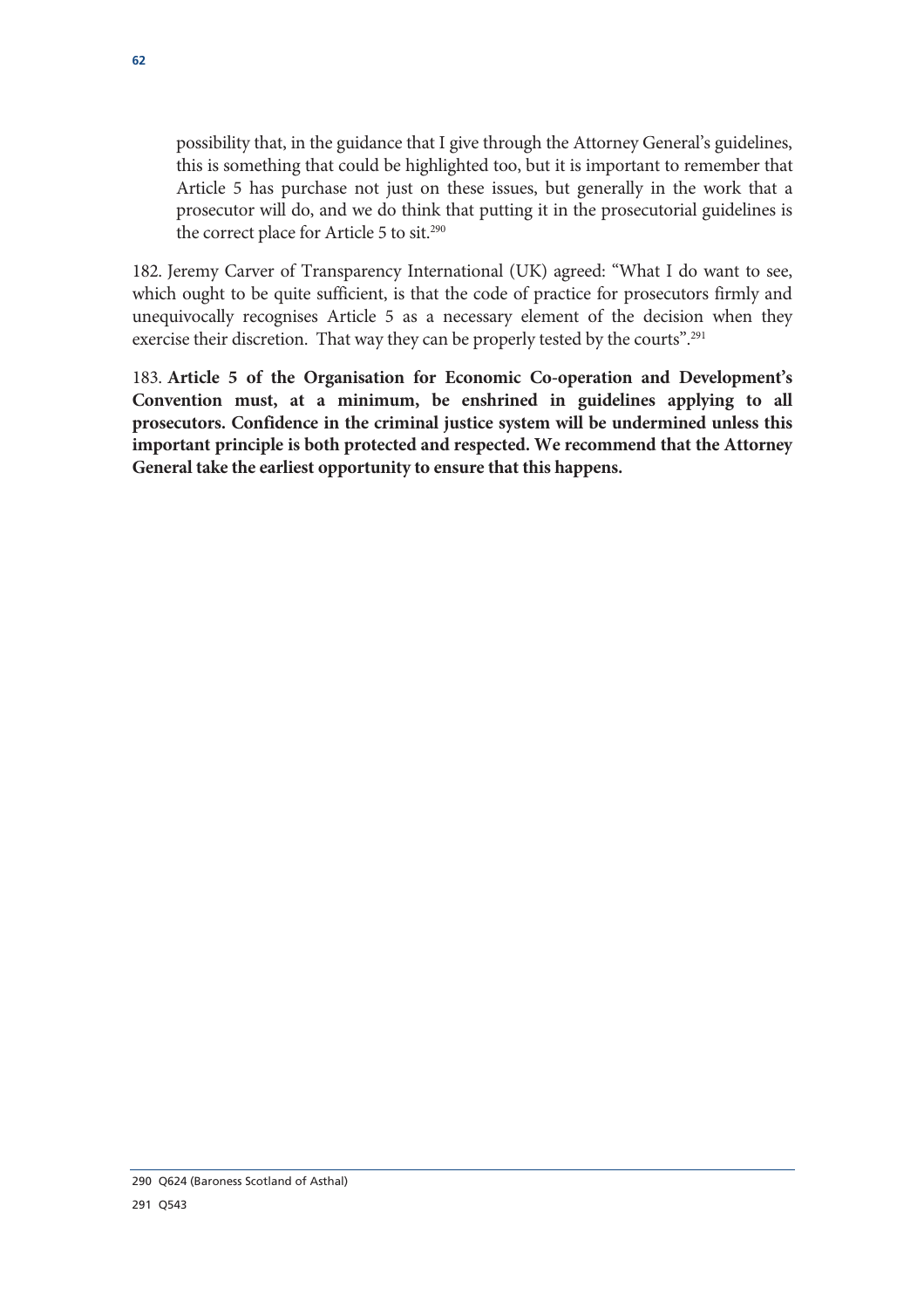possibility that, in the guidance that I give through the Attorney General's guidelines, this is something that could be highlighted too, but it is important to remember that Article 5 has purchase not just on these issues, but generally in the work that a prosecutor will do, and we do think that putting it in the prosecutorial guidelines is the correct place for Article 5 to sit.[290]

182. Jeremy Carver of Transparency International (UK) agreed: "What I do want to see, which ought to be quite sufficient, is that the code of practice for prosecutors firmly and unequivocally recognises Article 5 as a necessary element of the decision when they exercise their discretion. That way they can be properly tested by the courts".[291]

183. **Article 5 of the Organisation for Economic Co-operation and Development's Convention must, at a minimum, be enshrined in guidelines applying to all prosecutors. Confidence in the criminal justice system will be undermined unless this important principle is both protected and respected. We recommend that the Attorney General take the earliest opportunity to ensure that this happens.**

290 Q624 (Baroness Scotland of Asthal)

291 Q543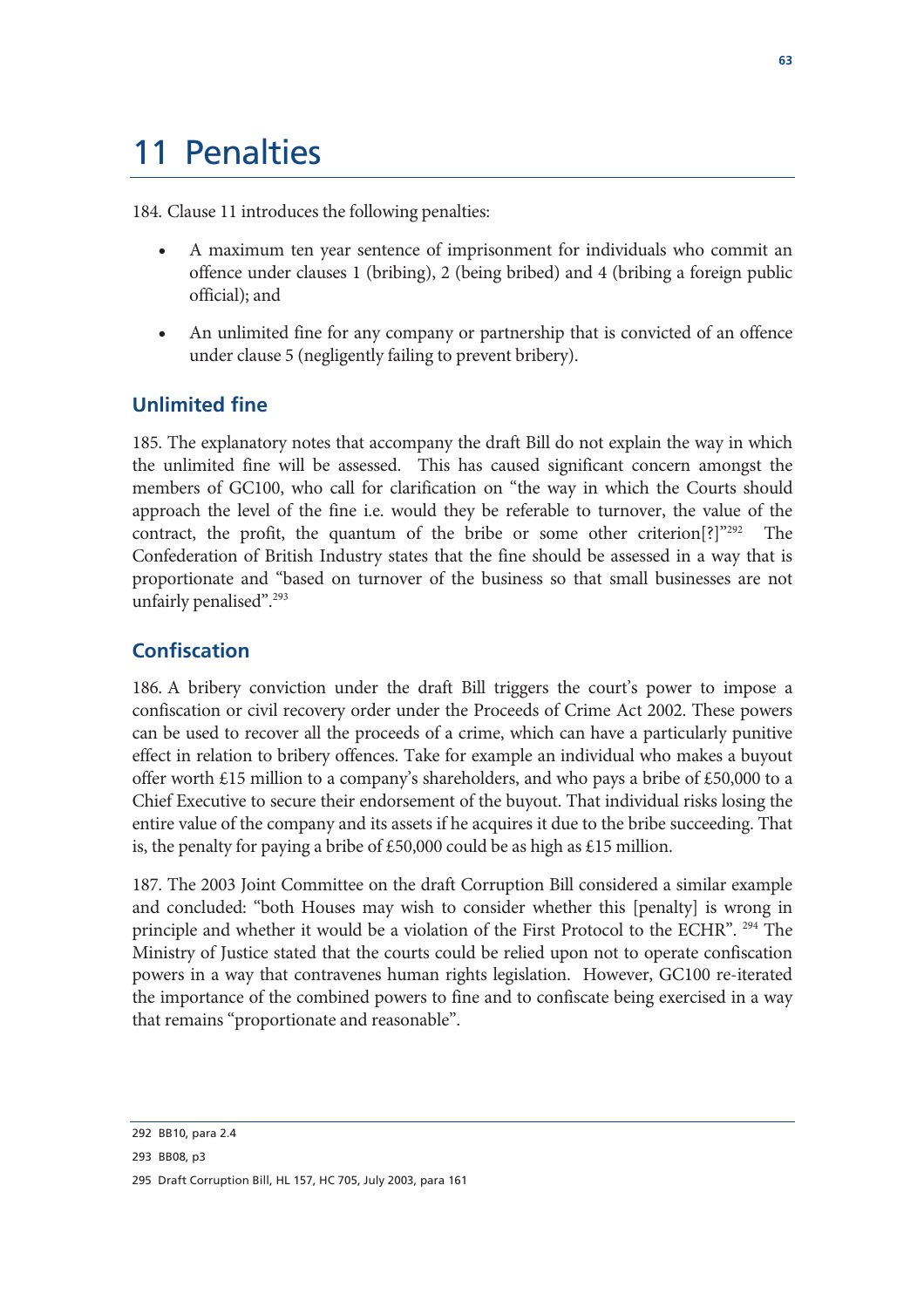# 11 Penalties

184. Clause 11 introduces the following penalties:

- A maximum ten year sentence of imprisonment for individuals who commit an offence under clauses 1 (bribing), 2 (being bribed) and 4 (bribing a foreign public official); and
- An unlimited fine for any company or partnership that is convicted of an offence under clause 5 (negligently failing to prevent bribery).

## Unlimited fine

185. The explanatory notes that accompany the draft Bill do not explain the way in which the unlimited fine will be assessed. This has caused significant concern amongst the members of GC100, who call for clarification on "the way in which the Courts should approach the level of the fine i.e. would they be referable to turnover, the value of the contract, the profit, the quantum of the bribe or some other criterion[?]"[292] The Confederation of British Industry states that the fine should be assessed in a way that is proportionate and "based on turnover of the business so that small businesses are not unfairly penalised".[293]

## Confiscation

186. A bribery conviction under the draft Bill triggers the court's power to impose a confiscation or civil recovery order under the Proceeds of Crime Act 2002. These powers can be used to recover all the proceeds of a crime, which can have a particularly punitive effect in relation to bribery offences. Take for example an individual who makes a buyout offer worth £15 million to a company's shareholders, and who pays a bribe of £50,000 to a Chief Executive to secure their endorsement of the buyout. That individual risks losing the entire value of the company and its assets if he acquires it due to the bribe succeeding. That is, the penalty for paying a bribe of £50,000 could be as high as £15 million.

187. The 2003 Joint Committee on the draft Corruption Bill considered a similar example and concluded: "both Houses may wish to consider whether this [penalty] is wrong in principle and whether it would be a violation of the First Protocol to the ECHR". [294] The Ministry of Justice stated that the courts could be relied upon not to operate confiscation powers in a way that contravenes human rights legislation. However, GC100 re-iterated the importance of the combined powers to fine and to confiscate being exercised in a way that remains "proportionate and reasonable".

---

292 BB10, para 2.4

293 BB08, p3

295 Draft Corruption Bill, HL 157, HC 705, July 2003, para 161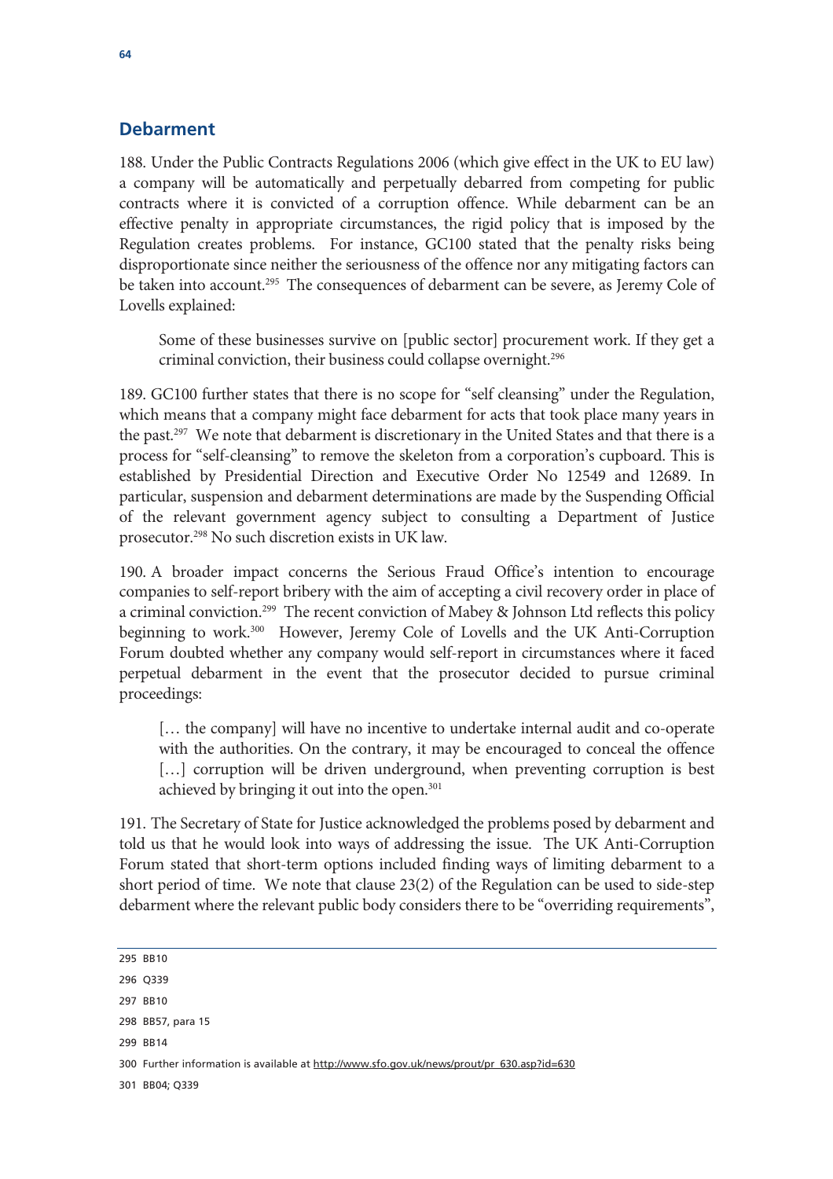## Debarment

188. Under the Public Contracts Regulations 2006 (which give effect in the UK to EU law) a company will be automatically and perpetually debarred from competing for public contracts where it is convicted of a corruption offence. While debarment can be an effective penalty in appropriate circumstances, the rigid policy that is imposed by the Regulation creates problems. For instance, GC100 stated that the penalty risks being disproportionate since neither the seriousness of the offence nor any mitigating factors can be taken into account.[295] The consequences of debarment can be severe, as Jeremy Cole of Lovells explained:

> Some of these businesses survive on [public sector] procurement work. If they get a criminal conviction, their business could collapse overnight.[296]

189. GC100 further states that there is no scope for "self cleansing" under the Regulation, which means that a company might face debarment for acts that took place many years in the past.[297] We note that debarment is discretionary in the United States and that there is a process for "self-cleansing" to remove the skeleton from a corporation's cupboard. This is established by Presidential Direction and Executive Order No 12549 and 12689. In particular, suspension and debarment determinations are made by the Suspending Official of the relevant government agency subject to consulting a Department of Justice prosecutor.[298] No such discretion exists in UK law.

190. A broader impact concerns the Serious Fraud Office's intention to encourage companies to self-report bribery with the aim of accepting a civil recovery order in place of a criminal conviction.[299] The recent conviction of Mabey & Johnson Ltd reflects this policy beginning to work.[300] However, Jeremy Cole of Lovells and the UK Anti-Corruption Forum doubted whether any company would self-report in circumstances where it faced perpetual debarment in the event that the prosecutor decided to pursue criminal proceedings:

> [… the company] will have no incentive to undertake internal audit and co-operate with the authorities. On the contrary, it may be encouraged to conceal the offence […] corruption will be driven underground, when preventing corruption is best achieved by bringing it out into the open.[301]

191. The Secretary of State for Justice acknowledged the problems posed by debarment and told us that he would look into ways of addressing the issue. The UK Anti-Corruption Forum stated that short-term options included finding ways of limiting debarment to a short period of time. We note that clause 23(2) of the Regulation can be used to side-step debarment where the relevant public body considers there to be "overriding requirements",

---

295 BB10

296 Q339

297 BB10

298 BB57, para 15

299 BB14

300 Further information is available at http://www.sfo.gov.uk/news/prout/pr_630.asp?id=630

301 BB04; Q339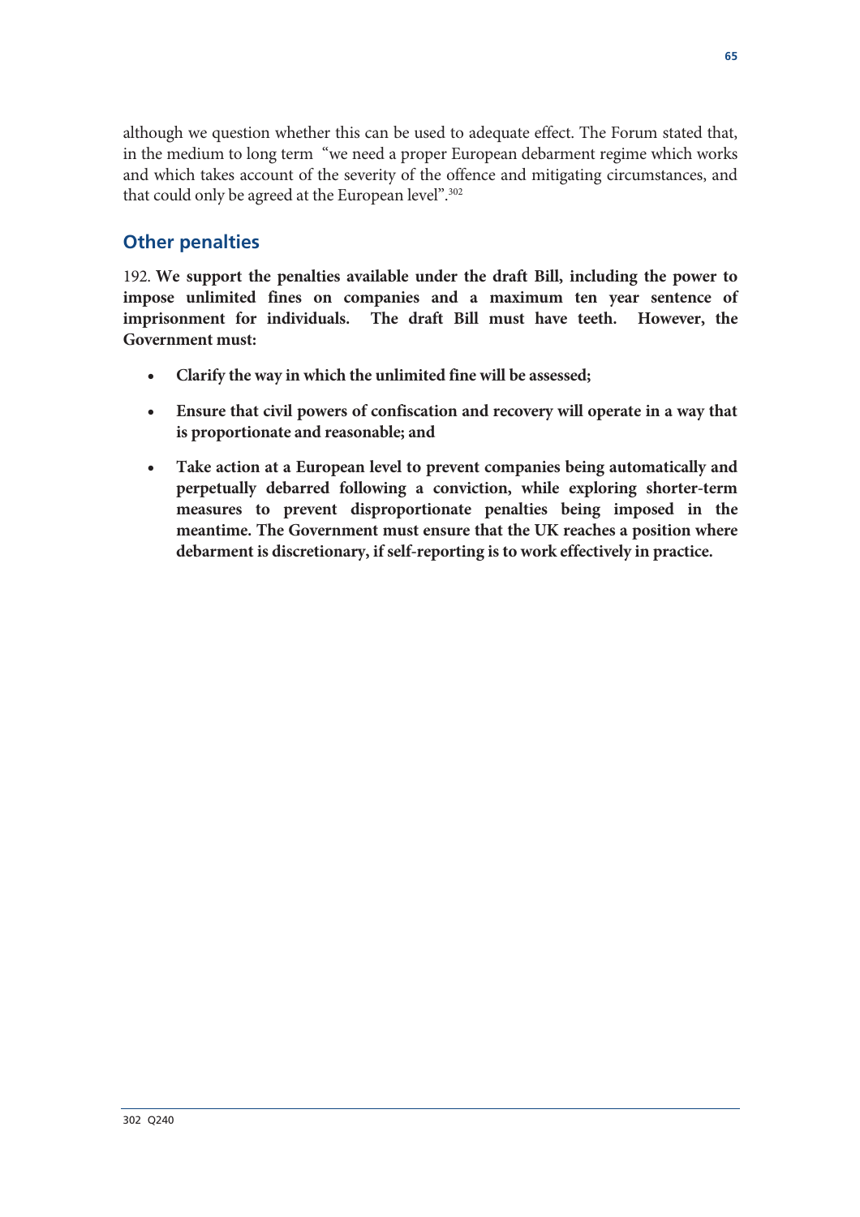although we question whether this can be used to adequate effect. The Forum stated that, in the medium to long term "we need a proper European debarment regime which works and which takes account of the severity of the offence and mitigating circumstances, and that could only be agreed at the European level".[302]

## Other penalties

192. **We support the penalties available under the draft Bill, including the power to impose unlimited fines on companies and a maximum ten year sentence of imprisonment for individuals. The draft Bill must have teeth. However, the Government must:**

- **Clarify the way in which the unlimited fine will be assessed;**
- **Ensure that civil powers of confiscation and recovery will operate in a way that is proportionate and reasonable; and**
- **Take action at a European level to prevent companies being automatically and perpetually debarred following a conviction, while exploring shorter-term measures to prevent disproportionate penalties being imposed in the meantime. The Government must ensure that the UK reaches a position where debarment is discretionary, if self-reporting is to work effectively in practice.**

302 Q240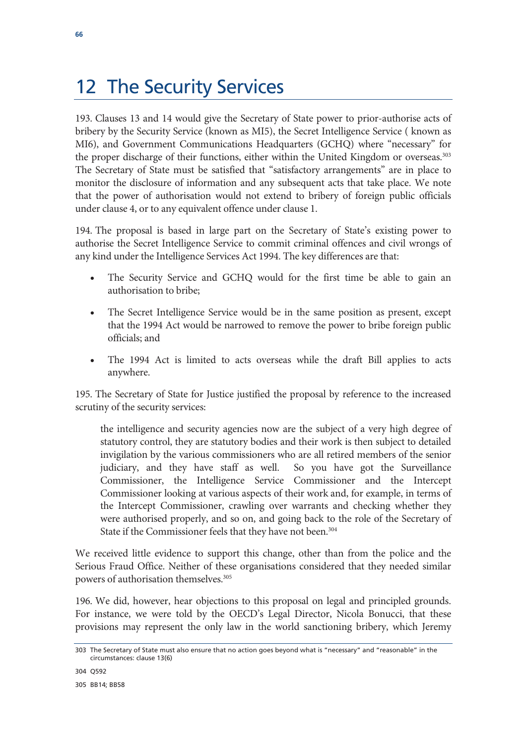# 12 The Security Services

193. Clauses 13 and 14 would give the Secretary of State power to prior-authorise acts of bribery by the Security Service (known as MI5), the Secret Intelligence Service ( known as MI6), and Government Communications Headquarters (GCHQ) where "necessary" for the proper discharge of their functions, either within the United Kingdom or overseas.[303] The Secretary of State must be satisfied that "satisfactory arrangements" are in place to monitor the disclosure of information and any subsequent acts that take place. We note that the power of authorisation would not extend to bribery of foreign public officials under clause 4, or to any equivalent offence under clause 1.

194. The proposal is based in large part on the Secretary of State's existing power to authorise the Secret Intelligence Service to commit criminal offences and civil wrongs of any kind under the Intelligence Services Act 1994. The key differences are that:

- The Security Service and GCHQ would for the first time be able to gain an authorisation to bribe;
- The Secret Intelligence Service would be in the same position as present, except that the 1994 Act would be narrowed to remove the power to bribe foreign public officials; and
- The 1994 Act is limited to acts overseas while the draft Bill applies to acts anywhere.

195. The Secretary of State for Justice justified the proposal by reference to the increased scrutiny of the security services:

> the intelligence and security agencies now are the subject of a very high degree of statutory control, they are statutory bodies and their work is then subject to detailed invigilation by the various commissioners who are all retired members of the senior judiciary, and they have staff as well. So you have got the Surveillance Commissioner, the Intelligence Service Commissioner and the Intercept Commissioner looking at various aspects of their work and, for example, in terms of the Intercept Commissioner, crawling over warrants and checking whether they were authorised properly, and so on, and going back to the role of the Secretary of State if the Commissioner feels that they have not been.[304]

We received little evidence to support this change, other than from the police and the Serious Fraud Office. Neither of these organisations considered that they needed similar powers of authorisation themselves.[305]

196. We did, however, hear objections to this proposal on legal and principled grounds. For instance, we were told by the OECD's Legal Director, Nicola Bonucci, that these provisions may represent the only law in the world sanctioning bribery, which Jeremy

---

303 The Secretary of State must also ensure that no action goes beyond what is "necessary" and "reasonable" in the circumstances: clause 13(6)

304 Q592

305 BB14; BB58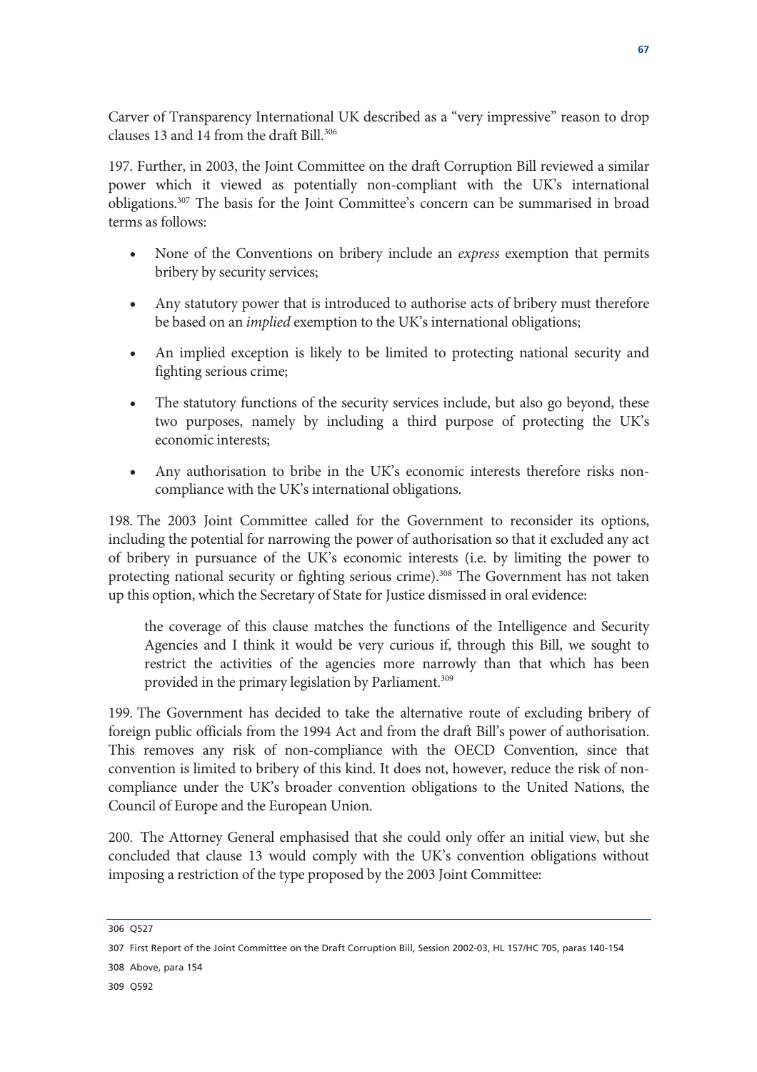Carver of Transparency International UK described as a "very impressive" reason to drop clauses 13 and 14 from the draft Bill.[306]

197. Further, in 2003, the Joint Committee on the draft Corruption Bill reviewed a similar power which it viewed as potentially non-compliant with the UK's international obligations.[307] The basis for the Joint Committee's concern can be summarised in broad terms as follows:

- None of the Conventions on bribery include an *express* exemption that permits bribery by security services;
- Any statutory power that is introduced to authorise acts of bribery must therefore be based on an *implied* exemption to the UK's international obligations;
- An implied exception is likely to be limited to protecting national security and fighting serious crime;
- The statutory functions of the security services include, but also go beyond, these two purposes, namely by including a third purpose of protecting the UK's economic interests;
- Any authorisation to bribe in the UK's economic interests therefore risks non-compliance with the UK's international obligations.

198. The 2003 Joint Committee called for the Government to reconsider its options, including the potential for narrowing the power of authorisation so that it excluded any act of bribery in pursuance of the UK's economic interests (i.e. by limiting the power to protecting national security or fighting serious crime).[308] The Government has not taken up this option, which the Secretary of State for Justice dismissed in oral evidence:

> the coverage of this clause matches the functions of the Intelligence and Security Agencies and I think it would be very curious if, through this Bill, we sought to restrict the activities of the agencies more narrowly than that which has been provided in the primary legislation by Parliament.[309]

199. The Government has decided to take the alternative route of excluding bribery of foreign public officials from the 1994 Act and from the draft Bill's power of authorisation. This removes any risk of non-compliance with the OECD Convention, since that convention is limited to bribery of this kind. It does not, however, reduce the risk of non-compliance under the UK's broader convention obligations to the United Nations, the Council of Europe and the European Union.

200. The Attorney General emphasised that she could only offer an initial view, but she concluded that clause 13 would comply with the UK's convention obligations without imposing a restriction of the type proposed by the 2003 Joint Committee:

306 Q527

307 First Report of the Joint Committee on the Draft Corruption Bill, Session 2002-03, HL 157/HC 705, paras 140-154

308 Above, para 154

309 Q592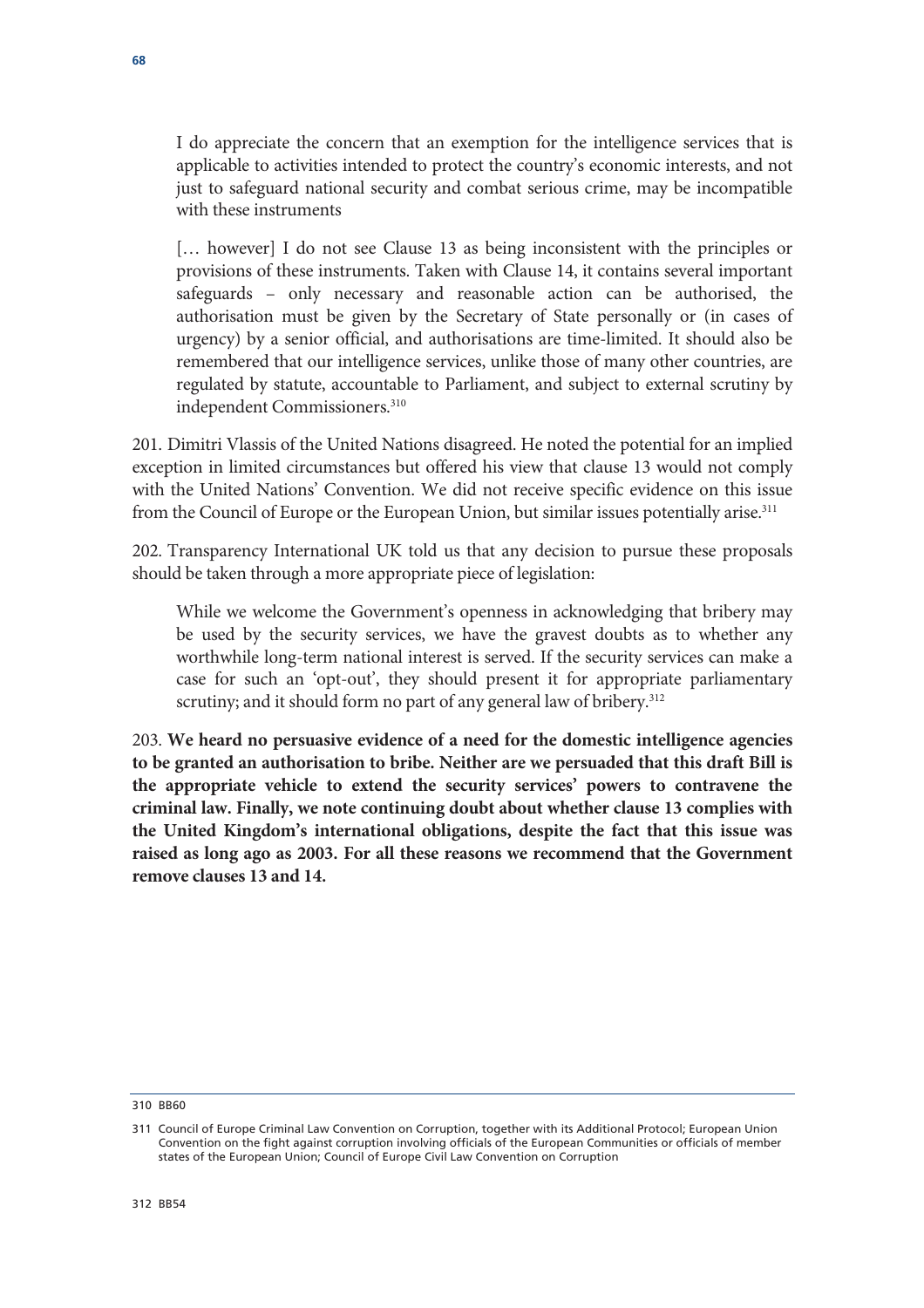> I do appreciate the concern that an exemption for the intelligence services that is applicable to activities intended to protect the country's economic interests, and not just to safeguard national security and combat serious crime, may be incompatible with these instruments
>
> [… however] I do not see Clause 13 as being inconsistent with the principles or provisions of these instruments. Taken with Clause 14, it contains several important safeguards – only necessary and reasonable action can be authorised, the authorisation must be given by the Secretary of State personally or (in cases of urgency) by a senior official, and authorisations are time-limited. It should also be remembered that our intelligence services, unlike those of many other countries, are regulated by statute, accountable to Parliament, and subject to external scrutiny by independent Commissioners.[310]

201. Dimitri Vlassis of the United Nations disagreed. He noted the potential for an implied exception in limited circumstances but offered his view that clause 13 would not comply with the United Nations' Convention. We did not receive specific evidence on this issue from the Council of Europe or the European Union, but similar issues potentially arise.[311]

202. Transparency International UK told us that any decision to pursue these proposals should be taken through a more appropriate piece of legislation:

> While we welcome the Government's openness in acknowledging that bribery may be used by the security services, we have the gravest doubts as to whether any worthwhile long-term national interest is served. If the security services can make a case for such an 'opt-out', they should present it for appropriate parliamentary scrutiny; and it should form no part of any general law of bribery.[312]

203. **We heard no persuasive evidence of a need for the domestic intelligence agencies to be granted an authorisation to bribe. Neither are we persuaded that this draft Bill is the appropriate vehicle to extend the security services' powers to contravene the criminal law. Finally, we note continuing doubt about whether clause 13 complies with the United Kingdom's international obligations, despite the fact that this issue was raised as long ago as 2003. For all these reasons we recommend that the Government remove clauses 13 and 14.**

---

310 BB60

311 Council of Europe Criminal Law Convention on Corruption, together with its Additional Protocol; European Union Convention on the fight against corruption involving officials of the European Communities or officials of member states of the European Union; Council of Europe Civil Law Convention on Corruption

312 BB54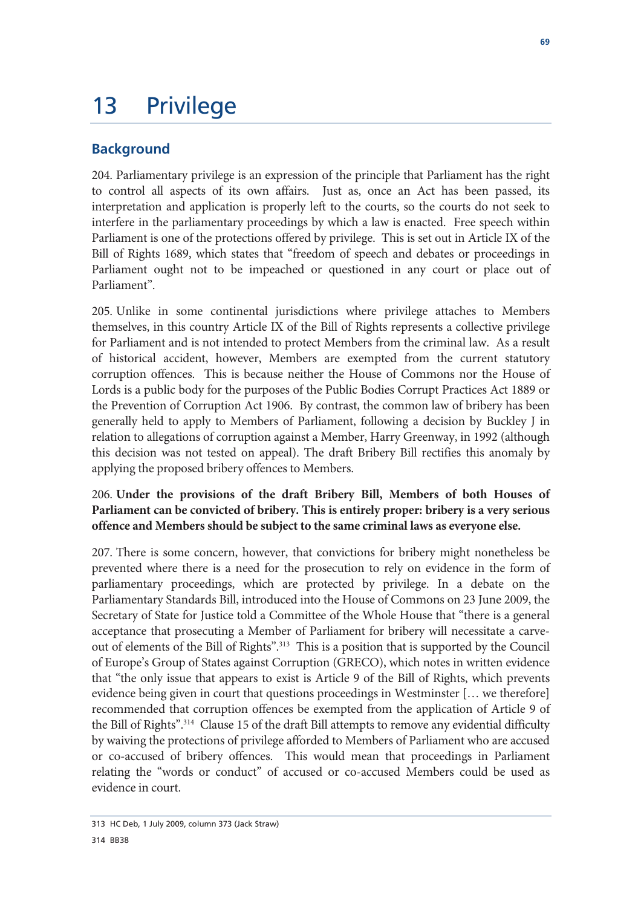# 13 Privilege

## Background

204. Parliamentary privilege is an expression of the principle that Parliament has the right to control all aspects of its own affairs. Just as, once an Act has been passed, its interpretation and application is properly left to the courts, so the courts do not seek to interfere in the parliamentary proceedings by which a law is enacted. Free speech within Parliament is one of the protections offered by privilege. This is set out in Article IX of the Bill of Rights 1689, which states that "freedom of speech and debates or proceedings in Parliament ought not to be impeached or questioned in any court or place out of Parliament".

205. Unlike in some continental jurisdictions where privilege attaches to Members themselves, in this country Article IX of the Bill of Rights represents a collective privilege for Parliament and is not intended to protect Members from the criminal law. As a result of historical accident, however, Members are exempted from the current statutory corruption offences. This is because neither the House of Commons nor the House of Lords is a public body for the purposes of the Public Bodies Corrupt Practices Act 1889 or the Prevention of Corruption Act 1906. By contrast, the common law of bribery has been generally held to apply to Members of Parliament, following a decision by Buckley J in relation to allegations of corruption against a Member, Harry Greenway, in 1992 (although this decision was not tested on appeal). The draft Bribery Bill rectifies this anomaly by applying the proposed bribery offences to Members.

206. **Under the provisions of the draft Bribery Bill, Members of both Houses of Parliament can be convicted of bribery. This is entirely proper: bribery is a very serious offence and Members should be subject to the same criminal laws as everyone else.**

207. There is some concern, however, that convictions for bribery might nonetheless be prevented where there is a need for the prosecution to rely on evidence in the form of parliamentary proceedings, which are protected by privilege. In a debate on the Parliamentary Standards Bill, introduced into the House of Commons on 23 June 2009, the Secretary of State for Justice told a Committee of the Whole House that "there is a general acceptance that prosecuting a Member of Parliament for bribery will necessitate a carve-out of elements of the Bill of Rights".[313] This is a position that is supported by the Council of Europe's Group of States against Corruption (GRECO), which notes in written evidence that "the only issue that appears to exist is Article 9 of the Bill of Rights, which prevents evidence being given in court that questions proceedings in Westminster [… we therefore] recommended that corruption offences be exempted from the application of Article 9 of the Bill of Rights".[314] Clause 15 of the draft Bill attempts to remove any evidential difficulty by waiving the protections of privilege afforded to Members of Parliament who are accused or co-accused of bribery offences. This would mean that proceedings in Parliament relating the "words or conduct" of accused or co-accused Members could be used as evidence in court.

313 HC Deb, 1 July 2009, column 373 (Jack Straw)

314 BB38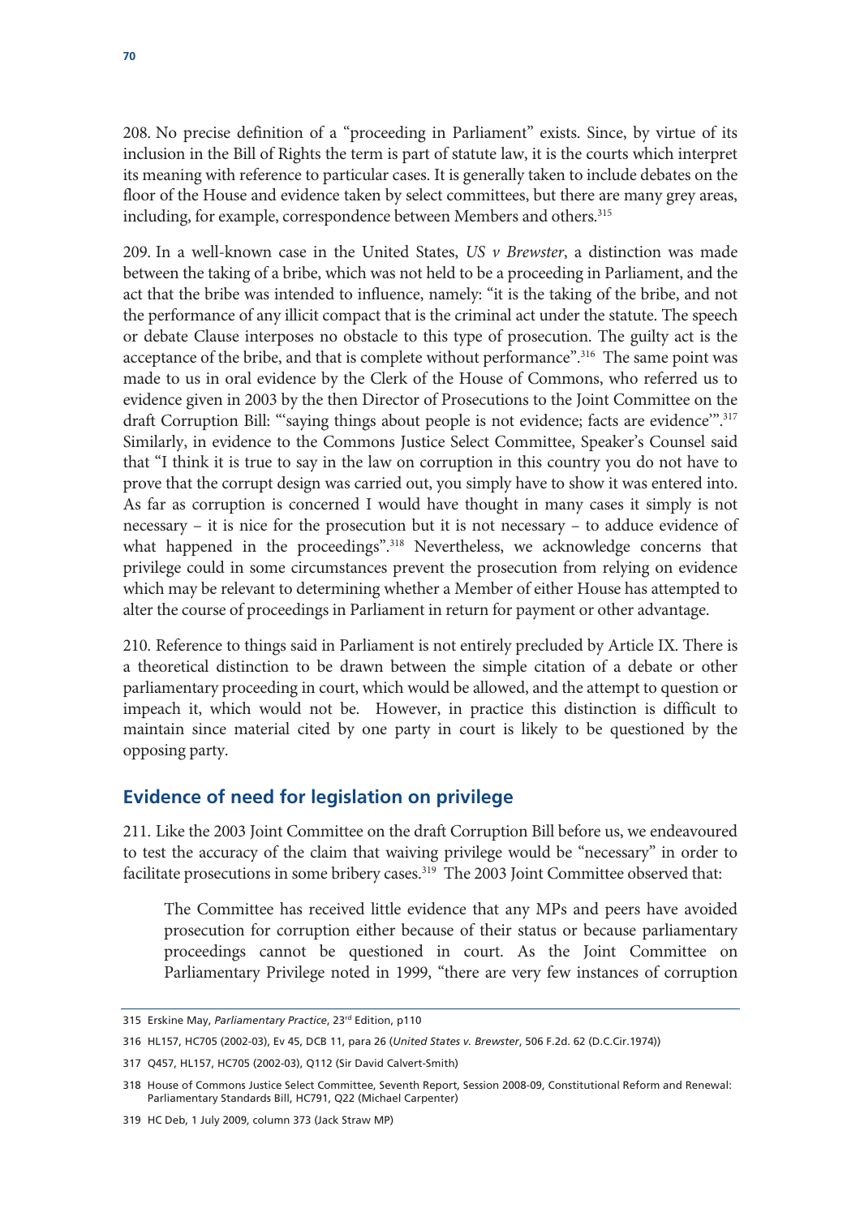208. No precise definition of a "proceeding in Parliament" exists. Since, by virtue of its inclusion in the Bill of Rights the term is part of statute law, it is the courts which interpret its meaning with reference to particular cases. It is generally taken to include debates on the floor of the House and evidence taken by select committees, but there are many grey areas, including, for example, correspondence between Members and others.[315]

209. In a well-known case in the United States, *US v Brewster*, a distinction was made between the taking of a bribe, which was not held to be a proceeding in Parliament, and the act that the bribe was intended to influence, namely: "it is the taking of the bribe, and not the performance of any illicit compact that is the criminal act under the statute. The speech or debate Clause interposes no obstacle to this type of prosecution. The guilty act is the acceptance of the bribe, and that is complete without performance".[316] The same point was made to us in oral evidence by the Clerk of the House of Commons, who referred us to evidence given in 2003 by the then Director of Prosecutions to the Joint Committee on the draft Corruption Bill: "'saying things about people is not evidence; facts are evidence'".[317] Similarly, in evidence to the Commons Justice Select Committee, Speaker's Counsel said that "I think it is true to say in the law on corruption in this country you do not have to prove that the corrupt design was carried out, you simply have to show it was entered into. As far as corruption is concerned I would have thought in many cases it simply is not necessary – it is nice for the prosecution but it is not necessary – to adduce evidence of what happened in the proceedings".[318] Nevertheless, we acknowledge concerns that privilege could in some circumstances prevent the prosecution from relying on evidence which may be relevant to determining whether a Member of either House has attempted to alter the course of proceedings in Parliament in return for payment or other advantage.

210. Reference to things said in Parliament is not entirely precluded by Article IX. There is a theoretical distinction to be drawn between the simple citation of a debate or other parliamentary proceeding in court, which would be allowed, and the attempt to question or impeach it, which would not be. However, in practice this distinction is difficult to maintain since material cited by one party in court is likely to be questioned by the opposing party.

## Evidence of need for legislation on privilege

211. Like the 2003 Joint Committee on the draft Corruption Bill before us, we endeavoured to test the accuracy of the claim that waiving privilege would be "necessary" in order to facilitate prosecutions in some bribery cases.[319] The 2003 Joint Committee observed that:

> The Committee has received little evidence that any MPs and peers have avoided prosecution for corruption either because of their status or because parliamentary proceedings cannot be questioned in court. As the Joint Committee on Parliamentary Privilege noted in 1999, "there are very few instances of corruption

---

315 Erskine May, *Parliamentary Practice*, 23rd Edition, p110

316 HL157, HC705 (2002-03), Ev 45, DCB 11, para 26 (*United States v. Brewster*, 506 F.2d. 62 (D.C.Cir.1974))

317 Q457, HL157, HC705 (2002-03), Q112 (Sir David Calvert-Smith)

318 House of Commons Justice Select Committee, Seventh Report, Session 2008-09, Constitutional Reform and Renewal: Parliamentary Standards Bill, HC791, Q22 (Michael Carpenter)

319 HC Deb, 1 July 2009, column 373 (Jack Straw MP)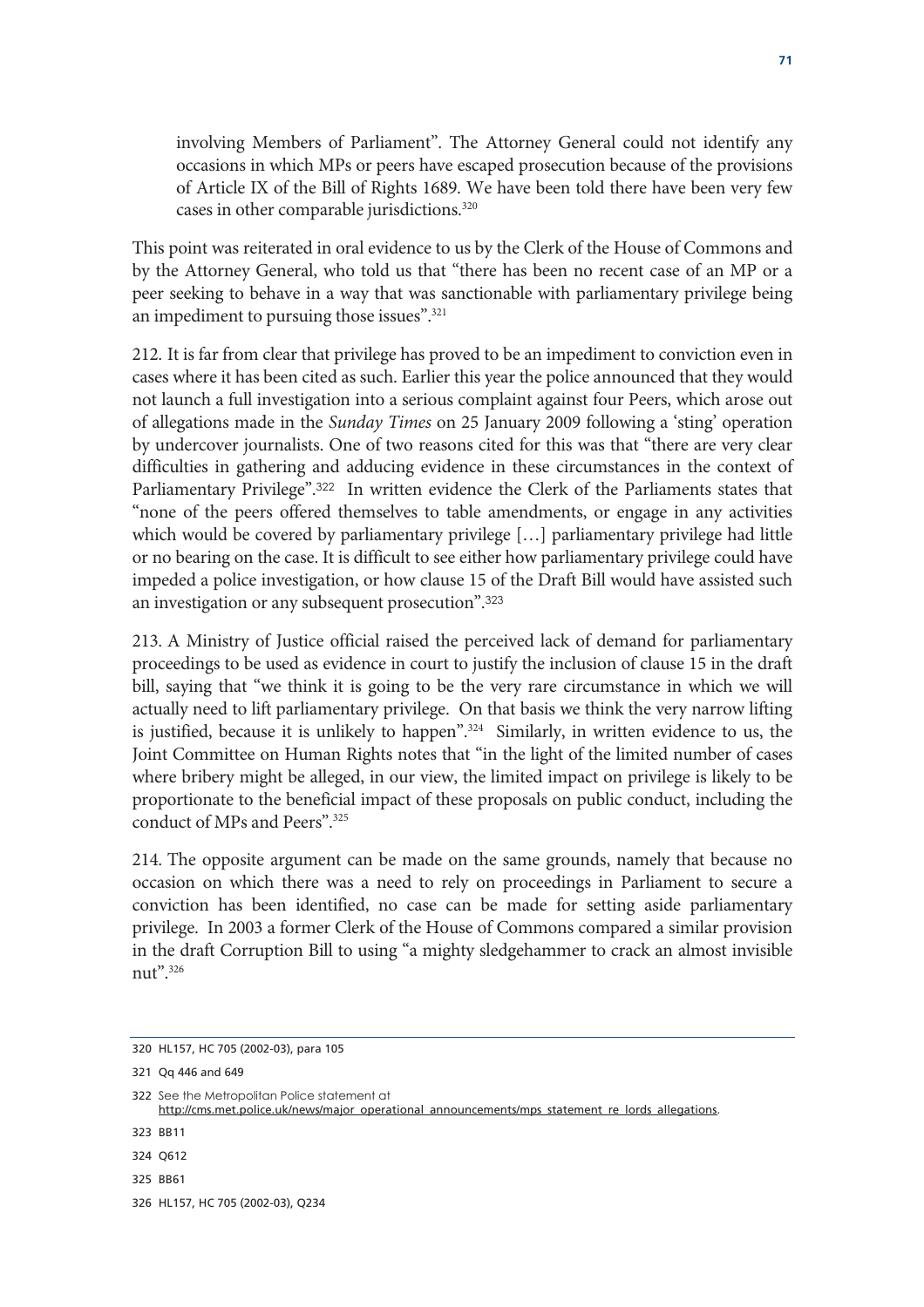involving Members of Parliament". The Attorney General could not identify any occasions in which MPs or peers have escaped prosecution because of the provisions of Article IX of the Bill of Rights 1689. We have been told there have been very few cases in other comparable jurisdictions.[320]

This point was reiterated in oral evidence to us by the Clerk of the House of Commons and by the Attorney General, who told us that "there has been no recent case of an MP or a peer seeking to behave in a way that was sanctionable with parliamentary privilege being an impediment to pursuing those issues".[321]

212. It is far from clear that privilege has proved to be an impediment to conviction even in cases where it has been cited as such. Earlier this year the police announced that they would not launch a full investigation into a serious complaint against four Peers, which arose out of allegations made in the *Sunday Times* on 25 January 2009 following a 'sting' operation by undercover journalists. One of two reasons cited for this was that "there are very clear difficulties in gathering and adducing evidence in these circumstances in the context of Parliamentary Privilege".[322] In written evidence the Clerk of the Parliaments states that "none of the peers offered themselves to table amendments, or engage in any activities which would be covered by parliamentary privilege […] parliamentary privilege had little or no bearing on the case. It is difficult to see either how parliamentary privilege could have impeded a police investigation, or how clause 15 of the Draft Bill would have assisted such an investigation or any subsequent prosecution".[323]

213. A Ministry of Justice official raised the perceived lack of demand for parliamentary proceedings to be used as evidence in court to justify the inclusion of clause 15 in the draft bill, saying that "we think it is going to be the very rare circumstance in which we will actually need to lift parliamentary privilege. On that basis we think the very narrow lifting is justified, because it is unlikely to happen".[324] Similarly, in written evidence to us, the Joint Committee on Human Rights notes that "in the light of the limited number of cases where bribery might be alleged, in our view, the limited impact on privilege is likely to be proportionate to the beneficial impact of these proposals on public conduct, including the conduct of MPs and Peers".[325]

214. The opposite argument can be made on the same grounds, namely that because no occasion on which there was a need to rely on proceedings in Parliament to secure a conviction has been identified, no case can be made for setting aside parliamentary privilege. In 2003 a former Clerk of the House of Commons compared a similar provision in the draft Corruption Bill to using "a mighty sledgehammer to crack an almost invisible nut".[326]

---

320 HL157, HC 705 (2002-03), para 105

321 Qq 446 and 649

322 See the Metropolitan Police statement at http://cms.met.police.uk/news/major_operational_announcements/mps_statement_re_lords_allegations.

323 BB11

324 Q612

325 BB61

326 HL157, HC 705 (2002-03), Q234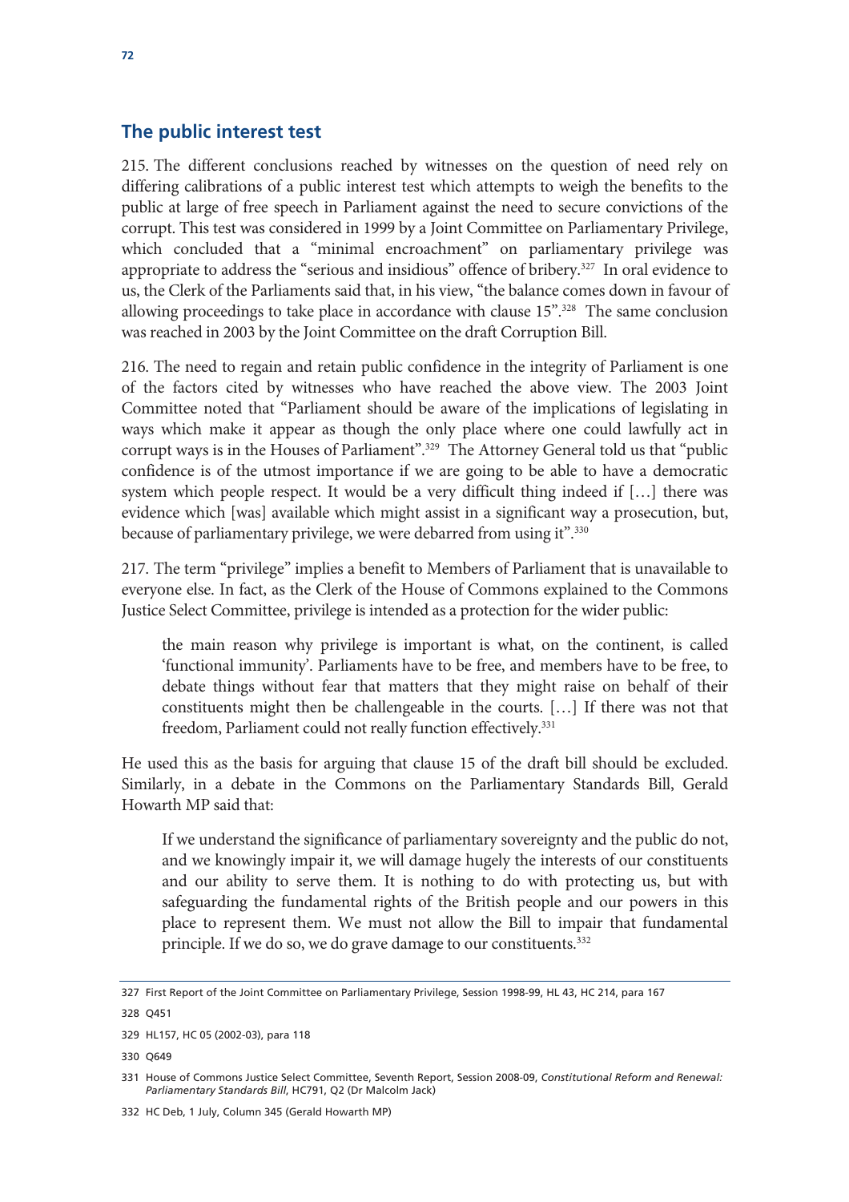## The public interest test

215. The different conclusions reached by witnesses on the question of need rely on differing calibrations of a public interest test which attempts to weigh the benefits to the public at large of free speech in Parliament against the need to secure convictions of the corrupt. This test was considered in 1999 by a Joint Committee on Parliamentary Privilege, which concluded that a "minimal encroachment" on parliamentary privilege was appropriate to address the "serious and insidious" offence of bribery.[327] In oral evidence to us, the Clerk of the Parliaments said that, in his view, "the balance comes down in favour of allowing proceedings to take place in accordance with clause 15".[328] The same conclusion was reached in 2003 by the Joint Committee on the draft Corruption Bill.

216. The need to regain and retain public confidence in the integrity of Parliament is one of the factors cited by witnesses who have reached the above view. The 2003 Joint Committee noted that "Parliament should be aware of the implications of legislating in ways which make it appear as though the only place where one could lawfully act in corrupt ways is in the Houses of Parliament".[329] The Attorney General told us that "public confidence is of the utmost importance if we are going to be able to have a democratic system which people respect. It would be a very difficult thing indeed if […] there was evidence which [was] available which might assist in a significant way a prosecution, but, because of parliamentary privilege, we were debarred from using it".[330]

217. The term "privilege" implies a benefit to Members of Parliament that is unavailable to everyone else. In fact, as the Clerk of the House of Commons explained to the Commons Justice Select Committee, privilege is intended as a protection for the wider public:

> the main reason why privilege is important is what, on the continent, is called 'functional immunity'. Parliaments have to be free, and members have to be free, to debate things without fear that matters that they might raise on behalf of their constituents might then be challengeable in the courts. […] If there was not that freedom, Parliament could not really function effectively.[331]

He used this as the basis for arguing that clause 15 of the draft bill should be excluded. Similarly, in a debate in the Commons on the Parliamentary Standards Bill, Gerald Howarth MP said that:

> If we understand the significance of parliamentary sovereignty and the public do not, and we knowingly impair it, we will damage hugely the interests of our constituents and our ability to serve them. It is nothing to do with protecting us, but with safeguarding the fundamental rights of the British people and our powers in this place to represent them. We must not allow the Bill to impair that fundamental principle. If we do so, we do grave damage to our constituents.[332]

---

327 First Report of the Joint Committee on Parliamentary Privilege, Session 1998-99, HL 43, HC 214, para 167

328 Q451

329 HL157, HC 05 (2002-03), para 118

330 Q649

331 House of Commons Justice Select Committee, Seventh Report, Session 2008-09, *Constitutional Reform and Renewal: Parliamentary Standards Bill*, HC791, Q2 (Dr Malcolm Jack)

332 HC Deb, 1 July, Column 345 (Gerald Howarth MP)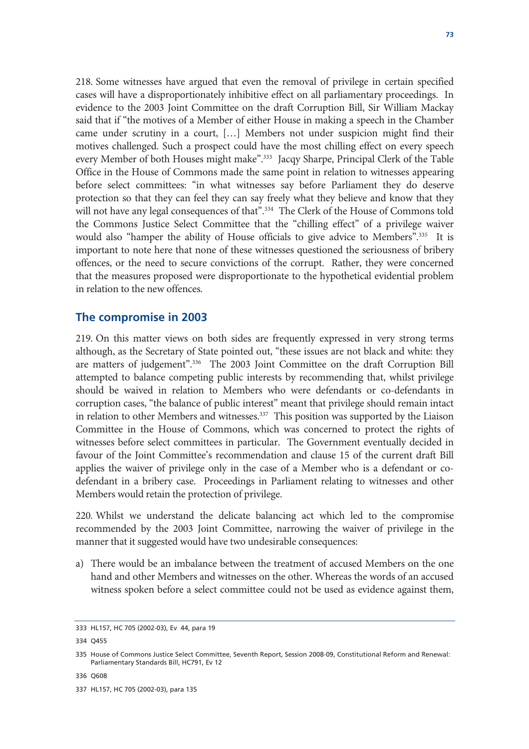218. Some witnesses have argued that even the removal of privilege in certain specified cases will have a disproportionately inhibitive effect on all parliamentary proceedings. In evidence to the 2003 Joint Committee on the draft Corruption Bill, Sir William Mackay said that if "the motives of a Member of either House in making a speech in the Chamber came under scrutiny in a court, […] Members not under suspicion might find their motives challenged. Such a prospect could have the most chilling effect on every speech every Member of both Houses might make".[333] Jacqy Sharpe, Principal Clerk of the Table Office in the House of Commons made the same point in relation to witnesses appearing before select committees: "in what witnesses say before Parliament they do deserve protection so that they can feel they can say freely what they believe and know that they will not have any legal consequences of that".[334] The Clerk of the House of Commons told the Commons Justice Select Committee that the "chilling effect" of a privilege waiver would also "hamper the ability of House officials to give advice to Members".[335] It is important to note here that none of these witnesses questioned the seriousness of bribery offences, or the need to secure convictions of the corrupt. Rather, they were concerned that the measures proposed were disproportionate to the hypothetical evidential problem in relation to the new offences.

## The compromise in 2003

219. On this matter views on both sides are frequently expressed in very strong terms although, as the Secretary of State pointed out, "these issues are not black and white: they are matters of judgement".[336] The 2003 Joint Committee on the draft Corruption Bill attempted to balance competing public interests by recommending that, whilst privilege should be waived in relation to Members who were defendants or co-defendants in corruption cases, "the balance of public interest" meant that privilege should remain intact in relation to other Members and witnesses.[337] This position was supported by the Liaison Committee in the House of Commons, which was concerned to protect the rights of witnesses before select committees in particular. The Government eventually decided in favour of the Joint Committee's recommendation and clause 15 of the current draft Bill applies the waiver of privilege only in the case of a Member who is a defendant or co-defendant in a bribery case. Proceedings in Parliament relating to witnesses and other Members would retain the protection of privilege.

220. Whilst we understand the delicate balancing act which led to the compromise recommended by the 2003 Joint Committee, narrowing the waiver of privilege in the manner that it suggested would have two undesirable consequences:

a) There would be an imbalance between the treatment of accused Members on the one hand and other Members and witnesses on the other. Whereas the words of an accused witness spoken before a select committee could not be used as evidence against them,

---

333 HL157, HC 705 (2002-03), Ev 44, para 19

334 Q455

335 House of Commons Justice Select Committee, Seventh Report, Session 2008-09, Constitutional Reform and Renewal: Parliamentary Standards Bill, HC791, Ev 12

336 Q608

337 HL157, HC 705 (2002-03), para 135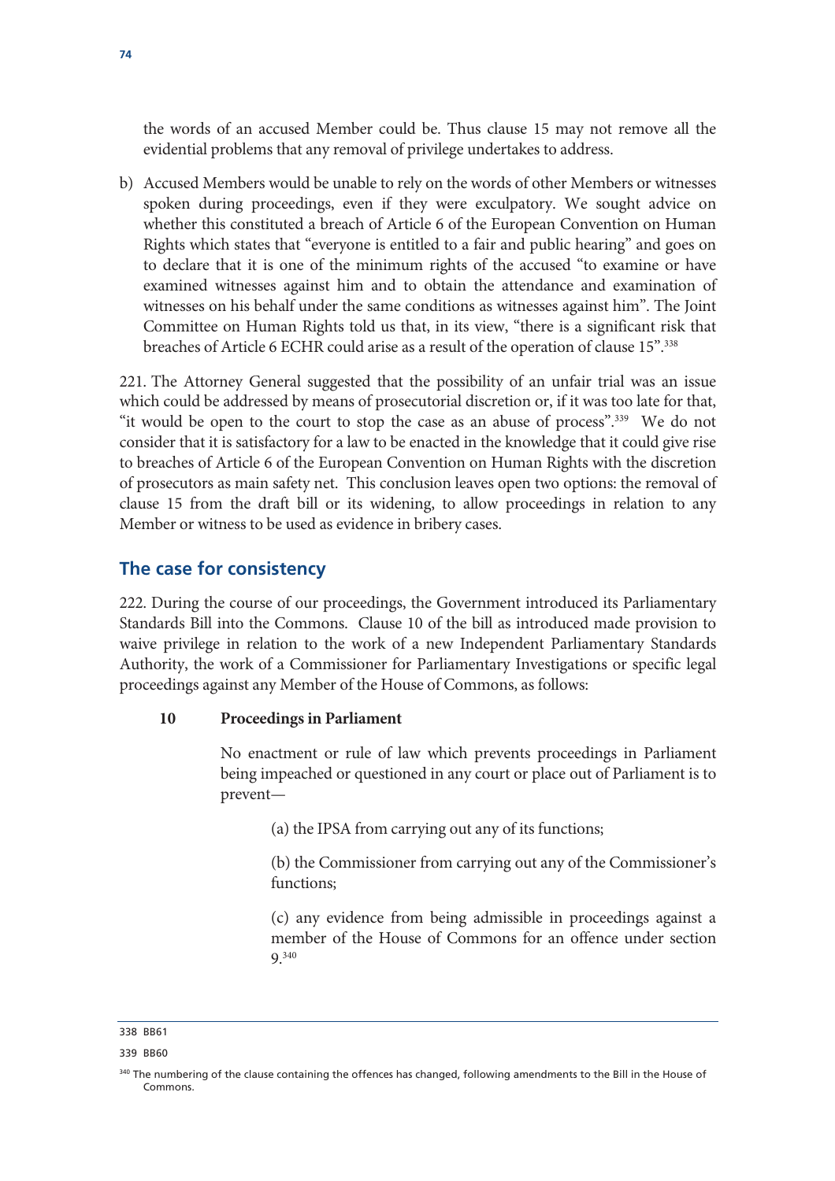the words of an accused Member could be. Thus clause 15 may not remove all the evidential problems that any removal of privilege undertakes to address.

b) Accused Members would be unable to rely on the words of other Members or witnesses spoken during proceedings, even if they were exculpatory. We sought advice on whether this constituted a breach of Article 6 of the European Convention on Human Rights which states that "everyone is entitled to a fair and public hearing" and goes on to declare that it is one of the minimum rights of the accused "to examine or have examined witnesses against him and to obtain the attendance and examination of witnesses on his behalf under the same conditions as witnesses against him". The Joint Committee on Human Rights told us that, in its view, "there is a significant risk that breaches of Article 6 ECHR could arise as a result of the operation of clause 15".[338]

221. The Attorney General suggested that the possibility of an unfair trial was an issue which could be addressed by means of prosecutorial discretion or, if it was too late for that, "it would be open to the court to stop the case as an abuse of process".[339] We do not consider that it is satisfactory for a law to be enacted in the knowledge that it could give rise to breaches of Article 6 of the European Convention on Human Rights with the discretion of prosecutors as main safety net. This conclusion leaves open two options: the removal of clause 15 from the draft bill or its widening, to allow proceedings in relation to any Member or witness to be used as evidence in bribery cases.

## The case for consistency

222. During the course of our proceedings, the Government introduced its Parliamentary Standards Bill into the Commons. Clause 10 of the bill as introduced made provision to waive privilege in relation to the work of a new Independent Parliamentary Standards Authority, the work of a Commissioner for Parliamentary Investigations or specific legal proceedings against any Member of the House of Commons, as follows:

**10 Proceedings in Parliament**

> No enactment or rule of law which prevents proceedings in Parliament being impeached or questioned in any court or place out of Parliament is to prevent—
>
> (a) the IPSA from carrying out any of its functions;
>
> (b) the Commissioner from carrying out any of the Commissioner's functions;
>
> (c) any evidence from being admissible in proceedings against a member of the House of Commons for an offence under section 9.[340]

---

338 BB61

339 BB60

340 The numbering of the clause containing the offences has changed, following amendments to the Bill in the House of Commons.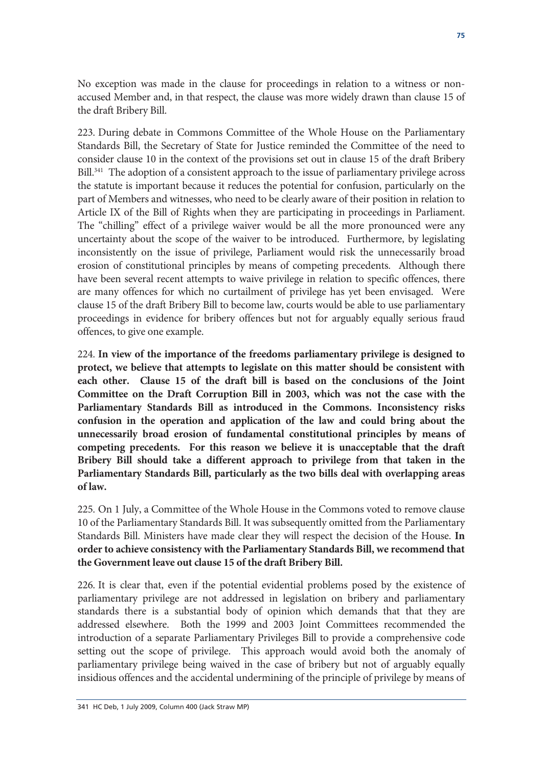No exception was made in the clause for proceedings in relation to a witness or non-accused Member and, in that respect, the clause was more widely drawn than clause 15 of the draft Bribery Bill.

223. During debate in Commons Committee of the Whole House on the Parliamentary Standards Bill, the Secretary of State for Justice reminded the Committee of the need to consider clause 10 in the context of the provisions set out in clause 15 of the draft Bribery Bill.[341] The adoption of a consistent approach to the issue of parliamentary privilege across the statute is important because it reduces the potential for confusion, particularly on the part of Members and witnesses, who need to be clearly aware of their position in relation to Article IX of the Bill of Rights when they are participating in proceedings in Parliament. The "chilling" effect of a privilege waiver would be all the more pronounced were any uncertainty about the scope of the waiver to be introduced. Furthermore, by legislating inconsistently on the issue of privilege, Parliament would risk the unnecessarily broad erosion of constitutional principles by means of competing precedents. Although there have been several recent attempts to waive privilege in relation to specific offences, there are many offences for which no curtailment of privilege has yet been envisaged. Were clause 15 of the draft Bribery Bill to become law, courts would be able to use parliamentary proceedings in evidence for bribery offences but not for arguably equally serious fraud offences, to give one example.

224. **In view of the importance of the freedoms parliamentary privilege is designed to protect, we believe that attempts to legislate on this matter should be consistent with each other. Clause 15 of the draft bill is based on the conclusions of the Joint Committee on the Draft Corruption Bill in 2003, which was not the case with the Parliamentary Standards Bill as introduced in the Commons. Inconsistency risks confusion in the operation and application of the law and could bring about the unnecessarily broad erosion of fundamental constitutional principles by means of competing precedents. For this reason we believe it is unacceptable that the draft Bribery Bill should take a different approach to privilege from that taken in the Parliamentary Standards Bill, particularly as the two bills deal with overlapping areas of law.**

225. On 1 July, a Committee of the Whole House in the Commons voted to remove clause 10 of the Parliamentary Standards Bill. It was subsequently omitted from the Parliamentary Standards Bill. Ministers have made clear they will respect the decision of the House. **In order to achieve consistency with the Parliamentary Standards Bill, we recommend that the Government leave out clause 15 of the draft Bribery Bill.**

226. It is clear that, even if the potential evidential problems posed by the existence of parliamentary privilege are not addressed in legislation on bribery and parliamentary standards there is a substantial body of opinion which demands that that they are addressed elsewhere. Both the 1999 and 2003 Joint Committees recommended the introduction of a separate Parliamentary Privileges Bill to provide a comprehensive code setting out the scope of privilege. This approach would avoid both the anomaly of parliamentary privilege being waived in the case of bribery but not of arguably equally insidious offences and the accidental undermining of the principle of privilege by means of

341 HC Deb, 1 July 2009, Column 400 (Jack Straw MP)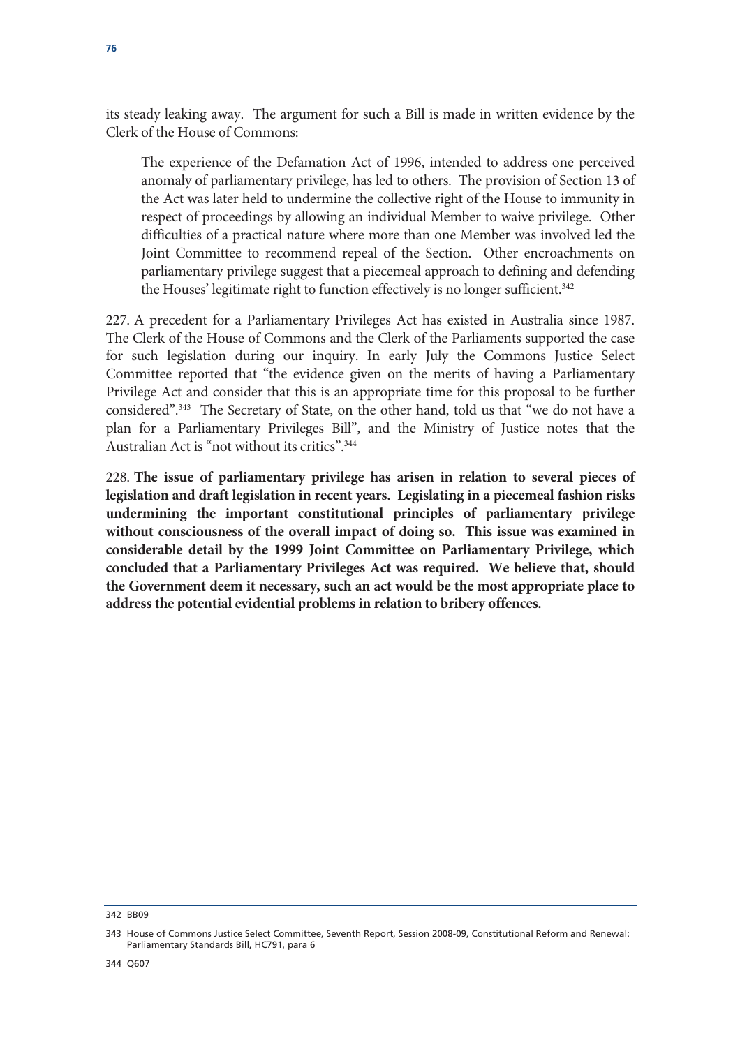its steady leaking away. The argument for such a Bill is made in written evidence by the Clerk of the House of Commons:

> The experience of the Defamation Act of 1996, intended to address one perceived anomaly of parliamentary privilege, has led to others. The provision of Section 13 of the Act was later held to undermine the collective right of the House to immunity in respect of proceedings by allowing an individual Member to waive privilege. Other difficulties of a practical nature where more than one Member was involved led the Joint Committee to recommend repeal of the Section. Other encroachments on parliamentary privilege suggest that a piecemeal approach to defining and defending the Houses' legitimate right to function effectively is no longer sufficient.[342]

227. A precedent for a Parliamentary Privileges Act has existed in Australia since 1987. The Clerk of the House of Commons and the Clerk of the Parliaments supported the case for such legislation during our inquiry. In early July the Commons Justice Select Committee reported that "the evidence given on the merits of having a Parliamentary Privilege Act and consider that this is an appropriate time for this proposal to be further considered".[343] The Secretary of State, on the other hand, told us that "we do not have a plan for a Parliamentary Privileges Bill", and the Ministry of Justice notes that the Australian Act is "not without its critics".[344]

228. **The issue of parliamentary privilege has arisen in relation to several pieces of legislation and draft legislation in recent years. Legislating in a piecemeal fashion risks undermining the important constitutional principles of parliamentary privilege without consciousness of the overall impact of doing so. This issue was examined in considerable detail by the 1999 Joint Committee on Parliamentary Privilege, which concluded that a Parliamentary Privileges Act was required. We believe that, should the Government deem it necessary, such an act would be the most appropriate place to address the potential evidential problems in relation to bribery offences.**

---

342 BB09

343 House of Commons Justice Select Committee, Seventh Report, Session 2008-09, Constitutional Reform and Renewal: Parliamentary Standards Bill, HC791, para 6

344 Q607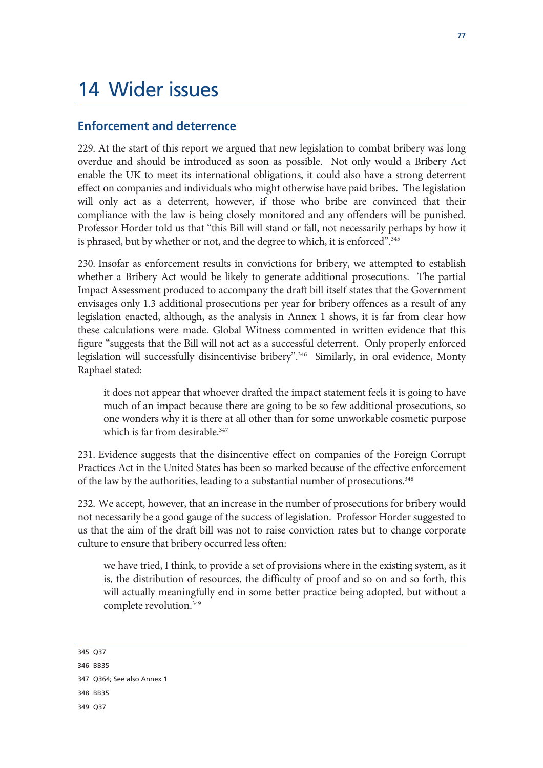# 14 Wider issues

## Enforcement and deterrence

229. At the start of this report we argued that new legislation to combat bribery was long overdue and should be introduced as soon as possible. Not only would a Bribery Act enable the UK to meet its international obligations, it could also have a strong deterrent effect on companies and individuals who might otherwise have paid bribes. The legislation will only act as a deterrent, however, if those who bribe are convinced that their compliance with the law is being closely monitored and any offenders will be punished. Professor Horder told us that "this Bill will stand or fall, not necessarily perhaps by how it is phrased, but by whether or not, and the degree to which, it is enforced".[345]

230. Insofar as enforcement results in convictions for bribery, we attempted to establish whether a Bribery Act would be likely to generate additional prosecutions. The partial Impact Assessment produced to accompany the draft bill itself states that the Government envisages only 1.3 additional prosecutions per year for bribery offences as a result of any legislation enacted, although, as the analysis in Annex 1 shows, it is far from clear how these calculations were made. Global Witness commented in written evidence that this figure "suggests that the Bill will not act as a successful deterrent. Only properly enforced legislation will successfully disincentivise bribery".[346] Similarly, in oral evidence, Monty Raphael stated:

> it does not appear that whoever drafted the impact statement feels it is going to have much of an impact because there are going to be so few additional prosecutions, so one wonders why it is there at all other than for some unworkable cosmetic purpose which is far from desirable.[347]

231. Evidence suggests that the disincentive effect on companies of the Foreign Corrupt Practices Act in the United States has been so marked because of the effective enforcement of the law by the authorities, leading to a substantial number of prosecutions.[348]

232. We accept, however, that an increase in the number of prosecutions for bribery would not necessarily be a good gauge of the success of legislation. Professor Horder suggested to us that the aim of the draft bill was not to raise conviction rates but to change corporate culture to ensure that bribery occurred less often:

> we have tried, I think, to provide a set of provisions where in the existing system, as it is, the distribution of resources, the difficulty of proof and so on and so forth, this will actually meaningfully end in some better practice being adopted, but without a complete revolution.[349]

---

345 Q37

346 BB35

347 Q364; See also Annex 1

348 BB35

349 Q37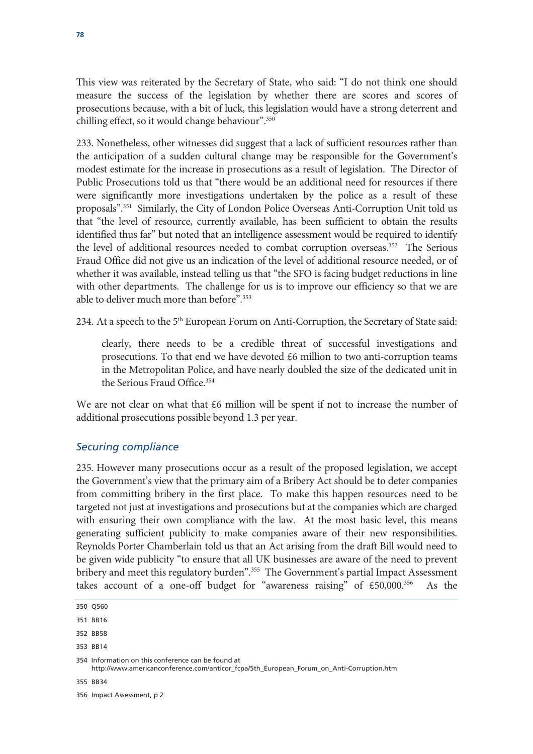This view was reiterated by the Secretary of State, who said: "I do not think one should measure the success of the legislation by whether there are scores and scores of prosecutions because, with a bit of luck, this legislation would have a strong deterrent and chilling effect, so it would change behaviour".[350]

233. Nonetheless, other witnesses did suggest that a lack of sufficient resources rather than the anticipation of a sudden cultural change may be responsible for the Government's modest estimate for the increase in prosecutions as a result of legislation. The Director of Public Prosecutions told us that "there would be an additional need for resources if there were significantly more investigations undertaken by the police as a result of these proposals".[351] Similarly, the City of London Police Overseas Anti-Corruption Unit told us that "the level of resource, currently available, has been sufficient to obtain the results identified thus far" but noted that an intelligence assessment would be required to identify the level of additional resources needed to combat corruption overseas.[352] The Serious Fraud Office did not give us an indication of the level of additional resource needed, or of whether it was available, instead telling us that "the SFO is facing budget reductions in line with other departments. The challenge for us is to improve our efficiency so that we are able to deliver much more than before".[353]

234. At a speech to the 5th European Forum on Anti-Corruption, the Secretary of State said:

> clearly, there needs to be a credible threat of successful investigations and prosecutions. To that end we have devoted £6 million to two anti-corruption teams in the Metropolitan Police, and have nearly doubled the size of the dedicated unit in the Serious Fraud Office.[354]

We are not clear on what that £6 million will be spent if not to increase the number of additional prosecutions possible beyond 1.3 per year.

### *Securing compliance*

235. However many prosecutions occur as a result of the proposed legislation, we accept the Government's view that the primary aim of a Bribery Act should be to deter companies from committing bribery in the first place. To make this happen resources need to be targeted not just at investigations and prosecutions but at the companies which are charged with ensuring their own compliance with the law. At the most basic level, this means generating sufficient publicity to make companies aware of their new responsibilities. Reynolds Porter Chamberlain told us that an Act arising from the draft Bill would need to be given wide publicity "to ensure that all UK businesses are aware of the need to prevent bribery and meet this regulatory burden".[355] The Government's partial Impact Assessment takes account of a one-off budget for "awareness raising" of £50,000.[356] As the

---

350 Q560

351 BB16

352 BB58

353 BB14

354 Information on this conference can be found at http://www.americanconference.com/anticor_fcpa/5th_European_Forum_on_Anti-Corruption.htm

355 BB34

356 Impact Assessment, p 2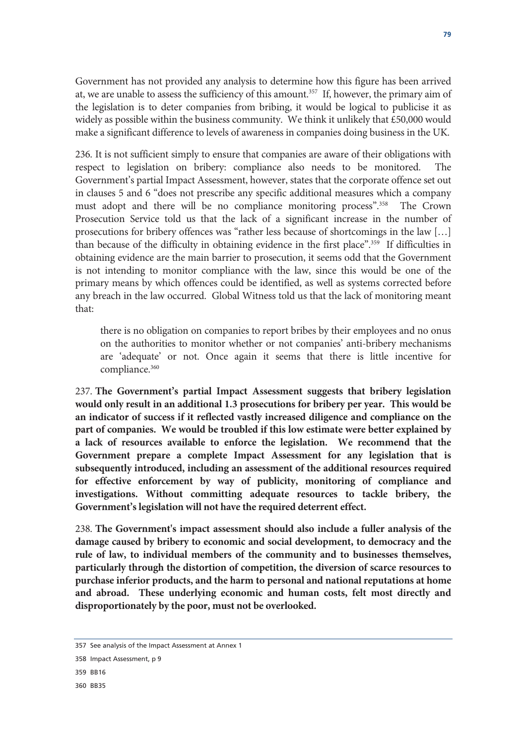Government has not provided any analysis to determine how this figure has been arrived at, we are unable to assess the sufficiency of this amount.[357] If, however, the primary aim of the legislation is to deter companies from bribing, it would be logical to publicise it as widely as possible within the business community. We think it unlikely that £50,000 would make a significant difference to levels of awareness in companies doing business in the UK.

236. It is not sufficient simply to ensure that companies are aware of their obligations with respect to legislation on bribery: compliance also needs to be monitored. The Government's partial Impact Assessment, however, states that the corporate offence set out in clauses 5 and 6 "does not prescribe any specific additional measures which a company must adopt and there will be no compliance monitoring process".[358] The Crown Prosecution Service told us that the lack of a significant increase in the number of prosecutions for bribery offences was "rather less because of shortcomings in the law […] than because of the difficulty in obtaining evidence in the first place".[359] If difficulties in obtaining evidence are the main barrier to prosecution, it seems odd that the Government is not intending to monitor compliance with the law, since this would be one of the primary means by which offences could be identified, as well as systems corrected before any breach in the law occurred. Global Witness told us that the lack of monitoring meant that:

> there is no obligation on companies to report bribes by their employees and no onus on the authorities to monitor whether or not companies' anti-bribery mechanisms are 'adequate' or not. Once again it seems that there is little incentive for compliance.[360]

237. **The Government's partial Impact Assessment suggests that bribery legislation would only result in an additional 1.3 prosecutions for bribery per year. This would be an indicator of success if it reflected vastly increased diligence and compliance on the part of companies. We would be troubled if this low estimate were better explained by a lack of resources available to enforce the legislation. We recommend that the Government prepare a complete Impact Assessment for any legislation that is subsequently introduced, including an assessment of the additional resources required for effective enforcement by way of publicity, monitoring of compliance and investigations. Without committing adequate resources to tackle bribery, the Government's legislation will not have the required deterrent effect.**

238. **The Government's impact assessment should also include a fuller analysis of the damage caused by bribery to economic and social development, to democracy and the rule of law, to individual members of the community and to businesses themselves, particularly through the distortion of competition, the diversion of scarce resources to purchase inferior products, and the harm to personal and national reputations at home and abroad. These underlying economic and human costs, felt most directly and disproportionately by the poor, must not be overlooked.**

---

357 See analysis of the Impact Assessment at Annex 1

358 Impact Assessment, p 9

359 BB16

360 BB35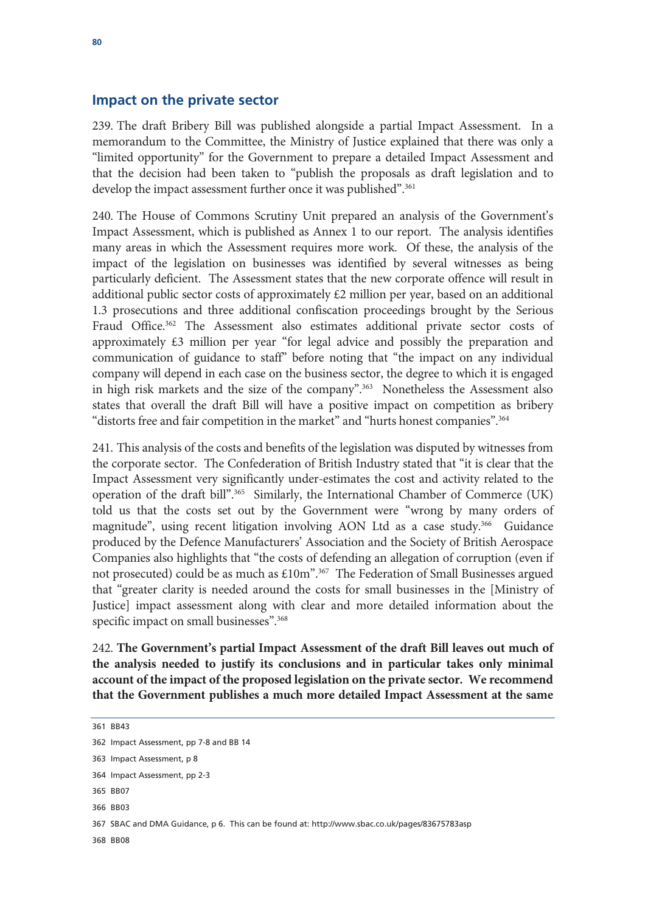## Impact on the private sector

239. The draft Bribery Bill was published alongside a partial Impact Assessment. In a memorandum to the Committee, the Ministry of Justice explained that there was only a "limited opportunity" for the Government to prepare a detailed Impact Assessment and that the decision had been taken to "publish the proposals as draft legislation and to develop the impact assessment further once it was published".[361]

240. The House of Commons Scrutiny Unit prepared an analysis of the Government's Impact Assessment, which is published as Annex 1 to our report. The analysis identifies many areas in which the Assessment requires more work. Of these, the analysis of the impact of the legislation on businesses was identified by several witnesses as being particularly deficient. The Assessment states that the new corporate offence will result in additional public sector costs of approximately £2 million per year, based on an additional 1.3 prosecutions and three additional confiscation proceedings brought by the Serious Fraud Office.[362] The Assessment also estimates additional private sector costs of approximately £3 million per year "for legal advice and possibly the preparation and communication of guidance to staff" before noting that "the impact on any individual company will depend in each case on the business sector, the degree to which it is engaged in high risk markets and the size of the company".[363] Nonetheless the Assessment also states that overall the draft Bill will have a positive impact on competition as bribery "distorts free and fair competition in the market" and "hurts honest companies".[364]

241. This analysis of the costs and benefits of the legislation was disputed by witnesses from the corporate sector. The Confederation of British Industry stated that "it is clear that the Impact Assessment very significantly under-estimates the cost and activity related to the operation of the draft bill".[365] Similarly, the International Chamber of Commerce (UK) told us that the costs set out by the Government were "wrong by many orders of magnitude", using recent litigation involving AON Ltd as a case study.[366] Guidance produced by the Defence Manufacturers' Association and the Society of British Aerospace Companies also highlights that "the costs of defending an allegation of corruption (even if not prosecuted) could be as much as £10m".[367] The Federation of Small Businesses argued that "greater clarity is needed around the costs for small businesses in the [Ministry of Justice] impact assessment along with clear and more detailed information about the specific impact on small businesses".[368]

242. **The Government's partial Impact Assessment of the draft Bill leaves out much of the analysis needed to justify its conclusions and in particular takes only minimal account of the impact of the proposed legislation on the private sector. We recommend that the Government publishes a much more detailed Impact Assessment at the same**

---

361 BB43

362 Impact Assessment, pp 7-8 and BB 14

363 Impact Assessment, p 8

364 Impact Assessment, pp 2-3

365 BB07

366 BB03

367 SBAC and DMA Guidance, p 6. This can be found at: http://www.sbac.co.uk/pages/83675783asp

368 BB08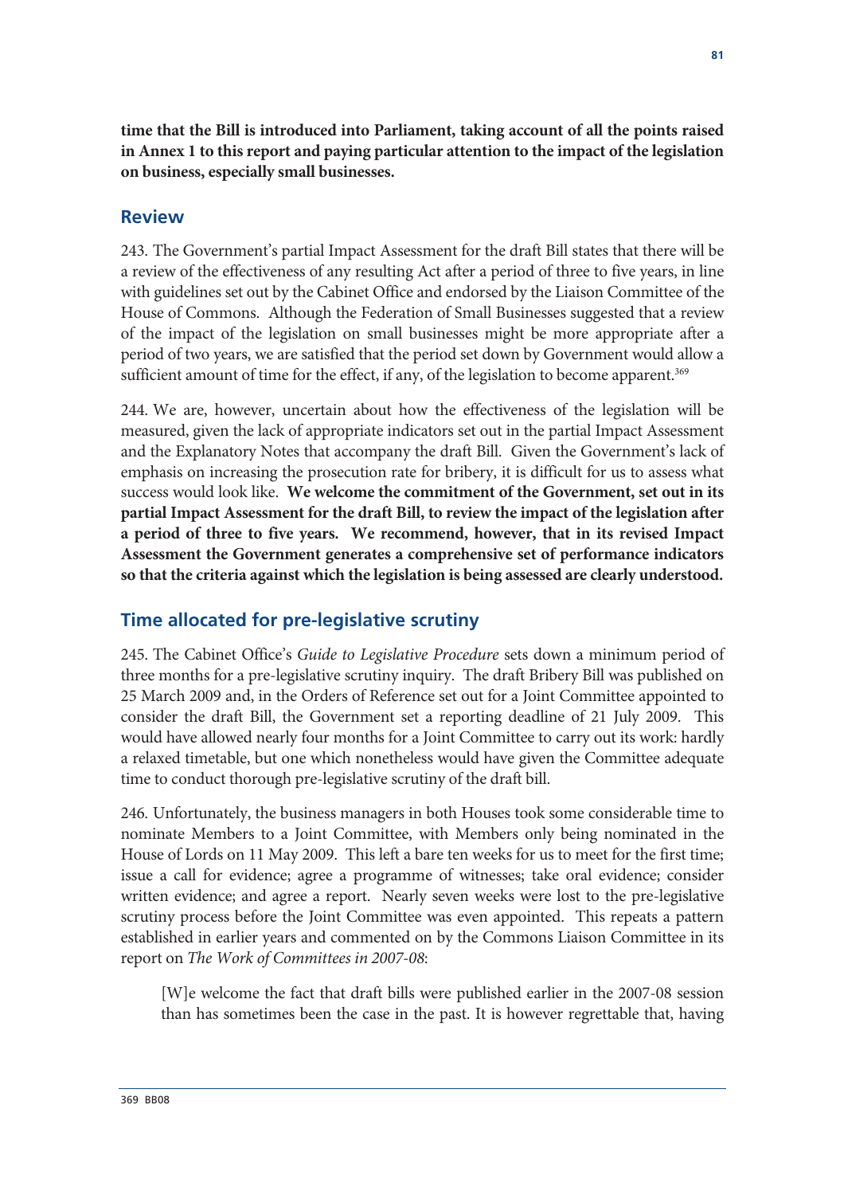**time that the Bill is introduced into Parliament, taking account of all the points raised in Annex 1 to this report and paying particular attention to the impact of the legislation on business, especially small businesses.**

## Review

243. The Government's partial Impact Assessment for the draft Bill states that there will be a review of the effectiveness of any resulting Act after a period of three to five years, in line with guidelines set out by the Cabinet Office and endorsed by the Liaison Committee of the House of Commons. Although the Federation of Small Businesses suggested that a review of the impact of the legislation on small businesses might be more appropriate after a period of two years, we are satisfied that the period set down by Government would allow a sufficient amount of time for the effect, if any, of the legislation to become apparent.[369]

244. We are, however, uncertain about how the effectiveness of the legislation will be measured, given the lack of appropriate indicators set out in the partial Impact Assessment and the Explanatory Notes that accompany the draft Bill. Given the Government's lack of emphasis on increasing the prosecution rate for bribery, it is difficult for us to assess what success would look like. **We welcome the commitment of the Government, set out in its partial Impact Assessment for the draft Bill, to review the impact of the legislation after a period of three to five years. We recommend, however, that in its revised Impact Assessment the Government generates a comprehensive set of performance indicators so that the criteria against which the legislation is being assessed are clearly understood.**

## Time allocated for pre-legislative scrutiny

245. The Cabinet Office's *Guide to Legislative Procedure* sets down a minimum period of three months for a pre-legislative scrutiny inquiry. The draft Bribery Bill was published on 25 March 2009 and, in the Orders of Reference set out for a Joint Committee appointed to consider the draft Bill, the Government set a reporting deadline of 21 July 2009. This would have allowed nearly four months for a Joint Committee to carry out its work: hardly a relaxed timetable, but one which nonetheless would have given the Committee adequate time to conduct thorough pre-legislative scrutiny of the draft bill.

246. Unfortunately, the business managers in both Houses took some considerable time to nominate Members to a Joint Committee, with Members only being nominated in the House of Lords on 11 May 2009. This left a bare ten weeks for us to meet for the first time; issue a call for evidence; agree a programme of witnesses; take oral evidence; consider written evidence; and agree a report. Nearly seven weeks were lost to the pre-legislative scrutiny process before the Joint Committee was even appointed. This repeats a pattern established in earlier years and commented on by the Commons Liaison Committee in its report on *The Work of Committees in 2007-08*:

> [W]e welcome the fact that draft bills were published earlier in the 2007-08 session than has sometimes been the case in the past. It is however regrettable that, having

369 BB08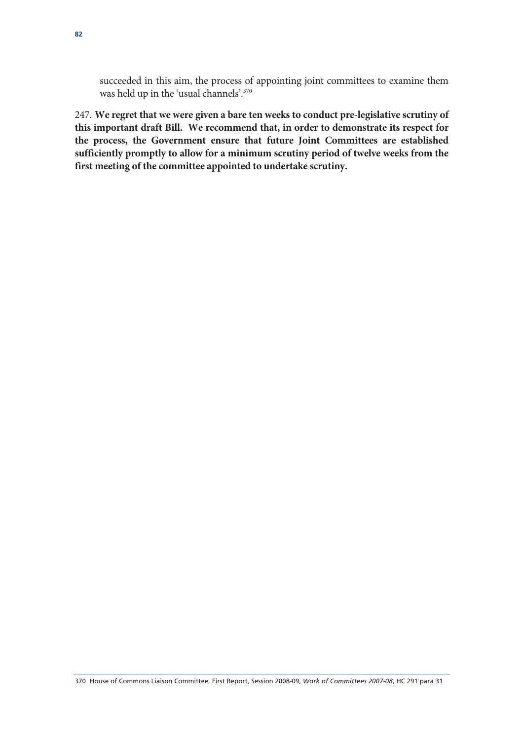succeeded in this aim, the process of appointing joint committees to examine them was held up in the 'usual channels'.[370]

247. **We regret that we were given a bare ten weeks to conduct pre-legislative scrutiny of this important draft Bill. We recommend that, in order to demonstrate its respect for the process, the Government ensure that future Joint Committees are established sufficiently promptly to allow for a minimum scrutiny period of twelve weeks from the first meeting of the committee appointed to undertake scrutiny.**

370 House of Commons Liaison Committee, First Report, Session 2008-09, *Work of Committees 2007-08*, HC 291 para 31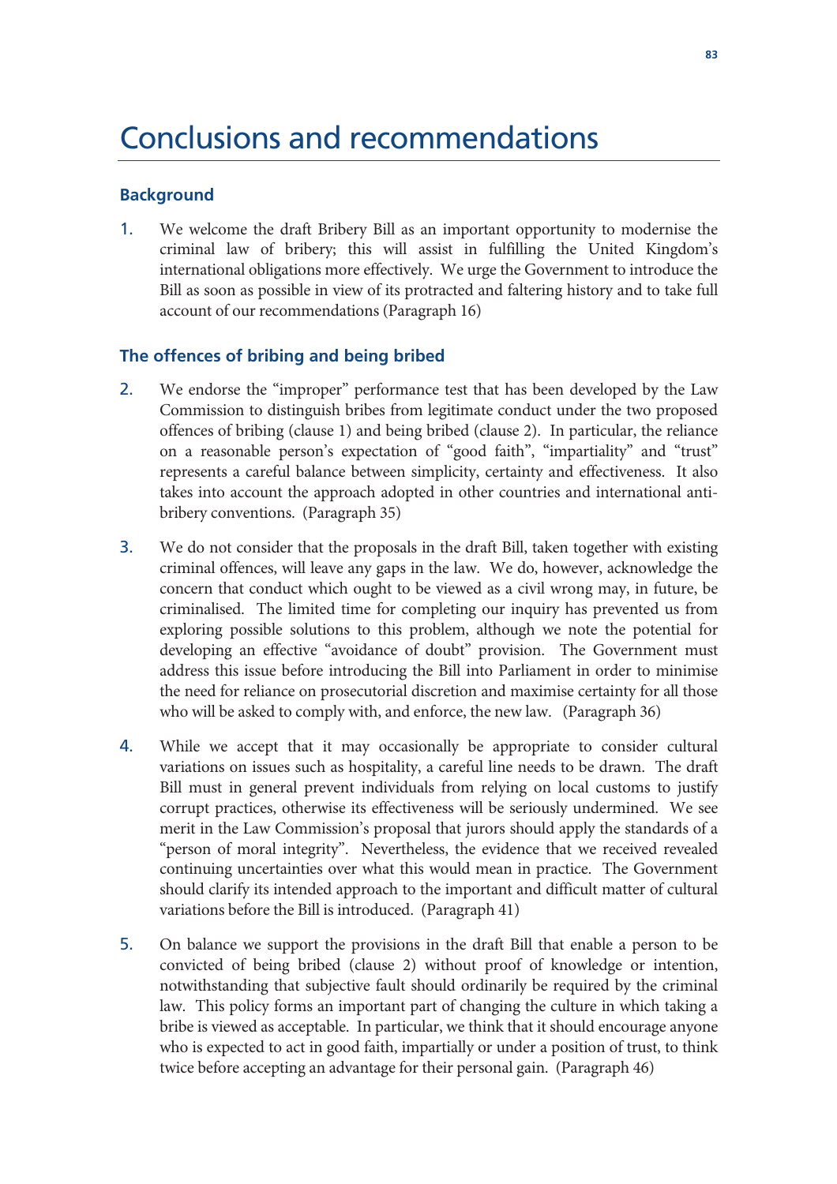# Conclusions and recommendations

## Background

1. We welcome the draft Bribery Bill as an important opportunity to modernise the criminal law of bribery; this will assist in fulfilling the United Kingdom's international obligations more effectively. We urge the Government to introduce the Bill as soon as possible in view of its protracted and faltering history and to take full account of our recommendations (Paragraph 16)

## The offences of bribing and being bribed

2. We endorse the "improper" performance test that has been developed by the Law Commission to distinguish bribes from legitimate conduct under the two proposed offences of bribing (clause 1) and being bribed (clause 2). In particular, the reliance on a reasonable person's expectation of "good faith", "impartiality" and "trust" represents a careful balance between simplicity, certainty and effectiveness. It also takes into account the approach adopted in other countries and international anti-bribery conventions. (Paragraph 35)

3. We do not consider that the proposals in the draft Bill, taken together with existing criminal offences, will leave any gaps in the law. We do, however, acknowledge the concern that conduct which ought to be viewed as a civil wrong may, in future, be criminalised. The limited time for completing our inquiry has prevented us from exploring possible solutions to this problem, although we note the potential for developing an effective "avoidance of doubt" provision. The Government must address this issue before introducing the Bill into Parliament in order to minimise the need for reliance on prosecutorial discretion and maximise certainty for all those who will be asked to comply with, and enforce, the new law. (Paragraph 36)

4. While we accept that it may occasionally be appropriate to consider cultural variations on issues such as hospitality, a careful line needs to be drawn. The draft Bill must in general prevent individuals from relying on local customs to justify corrupt practices, otherwise its effectiveness will be seriously undermined. We see merit in the Law Commission's proposal that jurors should apply the standards of a "person of moral integrity". Nevertheless, the evidence that we received revealed continuing uncertainties over what this would mean in practice. The Government should clarify its intended approach to the important and difficult matter of cultural variations before the Bill is introduced. (Paragraph 41)

5. On balance we support the provisions in the draft Bill that enable a person to be convicted of being bribed (clause 2) without proof of knowledge or intention, notwithstanding that subjective fault should ordinarily be required by the criminal law. This policy forms an important part of changing the culture in which taking a bribe is viewed as acceptable. In particular, we think that it should encourage anyone who is expected to act in good faith, impartially or under a position of trust, to think twice before accepting an advantage for their personal gain. (Paragraph 46)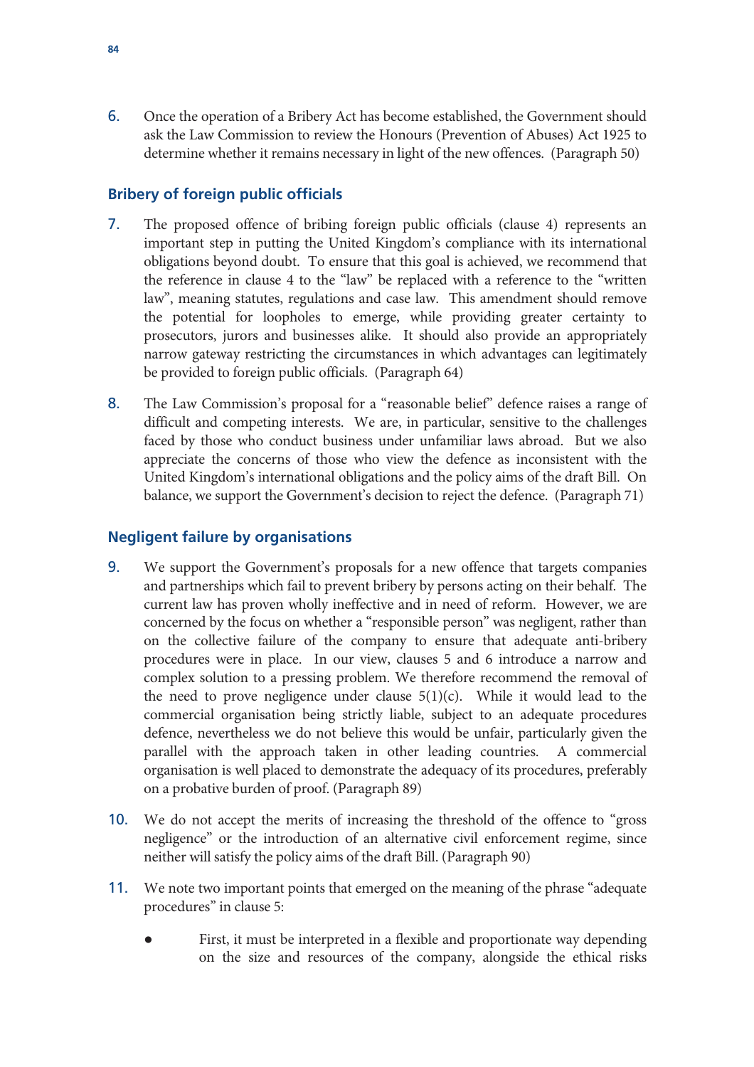6. Once the operation of a Bribery Act has become established, the Government should ask the Law Commission to review the Honours (Prevention of Abuses) Act 1925 to determine whether it remains necessary in light of the new offences. (Paragraph 50)

## Bribery of foreign public officials

7. The proposed offence of bribing foreign public officials (clause 4) represents an important step in putting the United Kingdom's compliance with its international obligations beyond doubt. To ensure that this goal is achieved, we recommend that the reference in clause 4 to the "law" be replaced with a reference to the "written law", meaning statutes, regulations and case law. This amendment should remove the potential for loopholes to emerge, while providing greater certainty to prosecutors, jurors and businesses alike. It should also provide an appropriately narrow gateway restricting the circumstances in which advantages can legitimately be provided to foreign public officials. (Paragraph 64)

8. The Law Commission's proposal for a "reasonable belief" defence raises a range of difficult and competing interests. We are, in particular, sensitive to the challenges faced by those who conduct business under unfamiliar laws abroad. But we also appreciate the concerns of those who view the defence as inconsistent with the United Kingdom's international obligations and the policy aims of the draft Bill. On balance, we support the Government's decision to reject the defence. (Paragraph 71)

## Negligent failure by organisations

9. We support the Government's proposals for a new offence that targets companies and partnerships which fail to prevent bribery by persons acting on their behalf. The current law has proven wholly ineffective and in need of reform. However, we are concerned by the focus on whether a "responsible person" was negligent, rather than on the collective failure of the company to ensure that adequate anti-bribery procedures were in place. In our view, clauses 5 and 6 introduce a narrow and complex solution to a pressing problem. We therefore recommend the removal of the need to prove negligence under clause 5(1)(c). While it would lead to the commercial organisation being strictly liable, subject to an adequate procedures defence, nevertheless we do not believe this would be unfair, particularly given the parallel with the approach taken in other leading countries. A commercial organisation is well placed to demonstrate the adequacy of its procedures, preferably on a probative burden of proof. (Paragraph 89)

10. We do not accept the merits of increasing the threshold of the offence to "gross negligence" or the introduction of an alternative civil enforcement regime, since neither will satisfy the policy aims of the draft Bill. (Paragraph 90)

11. We note two important points that emerged on the meaning of the phrase "adequate procedures" in clause 5:

- First, it must be interpreted in a flexible and proportionate way depending on the size and resources of the company, alongside the ethical risks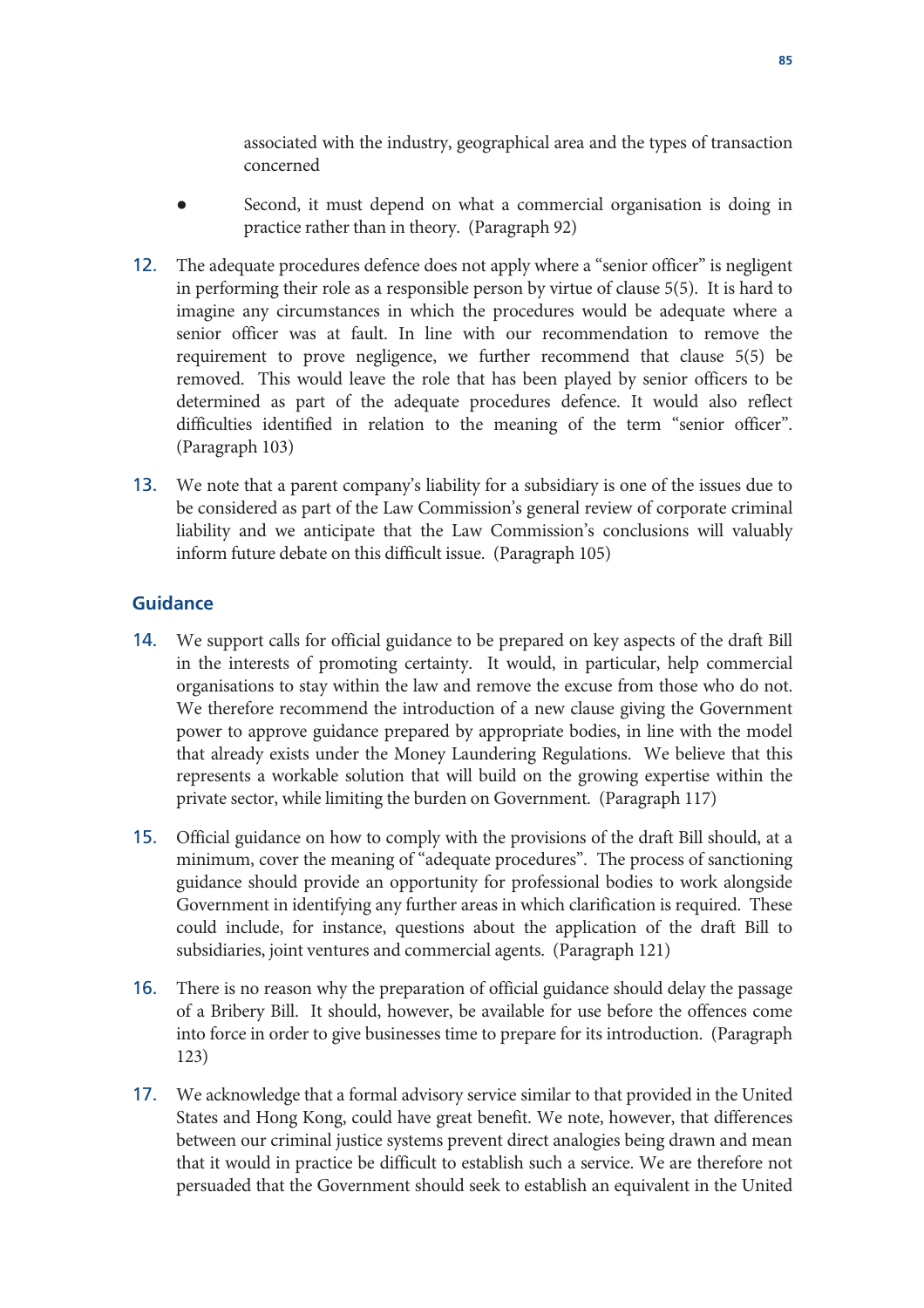associated with the industry, geographical area and the types of transaction concerned

- Second, it must depend on what a commercial organisation is doing in practice rather than in theory. (Paragraph 92)

12. The adequate procedures defence does not apply where a "senior officer" is negligent in performing their role as a responsible person by virtue of clause 5(5). It is hard to imagine any circumstances in which the procedures would be adequate where a senior officer was at fault. In line with our recommendation to remove the requirement to prove negligence, we further recommend that clause 5(5) be removed. This would leave the role that has been played by senior officers to be determined as part of the adequate procedures defence. It would also reflect difficulties identified in relation to the meaning of the term "senior officer". (Paragraph 103)

13. We note that a parent company's liability for a subsidiary is one of the issues due to be considered as part of the Law Commission's general review of corporate criminal liability and we anticipate that the Law Commission's conclusions will valuably inform future debate on this difficult issue. (Paragraph 105)

### Guidance

14. We support calls for official guidance to be prepared on key aspects of the draft Bill in the interests of promoting certainty. It would, in particular, help commercial organisations to stay within the law and remove the excuse from those who do not. We therefore recommend the introduction of a new clause giving the Government power to approve guidance prepared by appropriate bodies, in line with the model that already exists under the Money Laundering Regulations. We believe that this represents a workable solution that will build on the growing expertise within the private sector, while limiting the burden on Government. (Paragraph 117)

15. Official guidance on how to comply with the provisions of the draft Bill should, at a minimum, cover the meaning of "adequate procedures". The process of sanctioning guidance should provide an opportunity for professional bodies to work alongside Government in identifying any further areas in which clarification is required. These could include, for instance, questions about the application of the draft Bill to subsidiaries, joint ventures and commercial agents. (Paragraph 121)

16. There is no reason why the preparation of official guidance should delay the passage of a Bribery Bill. It should, however, be available for use before the offences come into force in order to give businesses time to prepare for its introduction. (Paragraph 123)

17. We acknowledge that a formal advisory service similar to that provided in the United States and Hong Kong, could have great benefit. We note, however, that differences between our criminal justice systems prevent direct analogies being drawn and mean that it would in practice be difficult to establish such a service. We are therefore not persuaded that the Government should seek to establish an equivalent in the United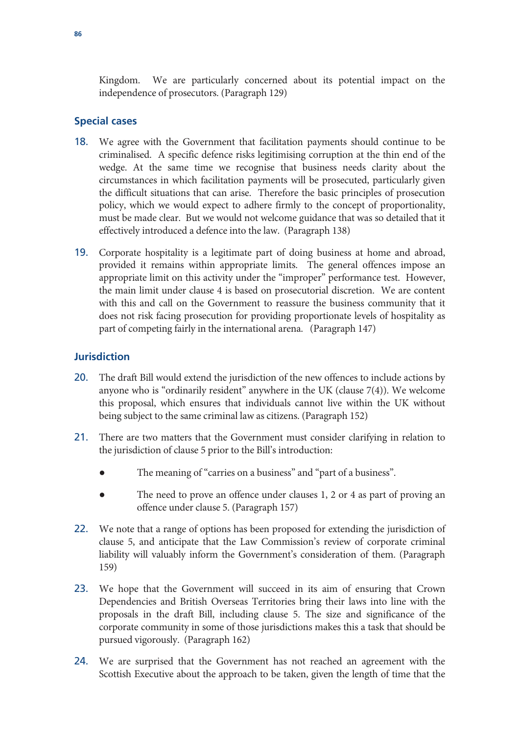Kingdom. We are particularly concerned about its potential impact on the independence of prosecutors. (Paragraph 129)

## Special cases

18. We agree with the Government that facilitation payments should continue to be criminalised. A specific defence risks legitimising corruption at the thin end of the wedge. At the same time we recognise that business needs clarity about the circumstances in which facilitation payments will be prosecuted, particularly given the difficult situations that can arise. Therefore the basic principles of prosecution policy, which we would expect to adhere firmly to the concept of proportionality, must be made clear. But we would not welcome guidance that was so detailed that it effectively introduced a defence into the law. (Paragraph 138)

19. Corporate hospitality is a legitimate part of doing business at home and abroad, provided it remains within appropriate limits. The general offences impose an appropriate limit on this activity under the "improper" performance test. However, the main limit under clause 4 is based on prosecutorial discretion. We are content with this and call on the Government to reassure the business community that it does not risk facing prosecution for providing proportionate levels of hospitality as part of competing fairly in the international arena. (Paragraph 147)

## Jurisdiction

20. The draft Bill would extend the jurisdiction of the new offences to include actions by anyone who is "ordinarily resident" anywhere in the UK (clause 7(4)). We welcome this proposal, which ensures that individuals cannot live within the UK without being subject to the same criminal law as citizens. (Paragraph 152)

21. There are two matters that the Government must consider clarifying in relation to the jurisdiction of clause 5 prior to the Bill's introduction:

    - The meaning of "carries on a business" and "part of a business".
    - The need to prove an offence under clauses 1, 2 or 4 as part of proving an offence under clause 5. (Paragraph 157)

22. We note that a range of options has been proposed for extending the jurisdiction of clause 5, and anticipate that the Law Commission's review of corporate criminal liability will valuably inform the Government's consideration of them. (Paragraph 159)

23. We hope that the Government will succeed in its aim of ensuring that Crown Dependencies and British Overseas Territories bring their laws into line with the proposals in the draft Bill, including clause 5. The size and significance of the corporate community in some of those jurisdictions makes this a task that should be pursued vigorously. (Paragraph 162)

24. We are surprised that the Government has not reached an agreement with the Scottish Executive about the approach to be taken, given the length of time that the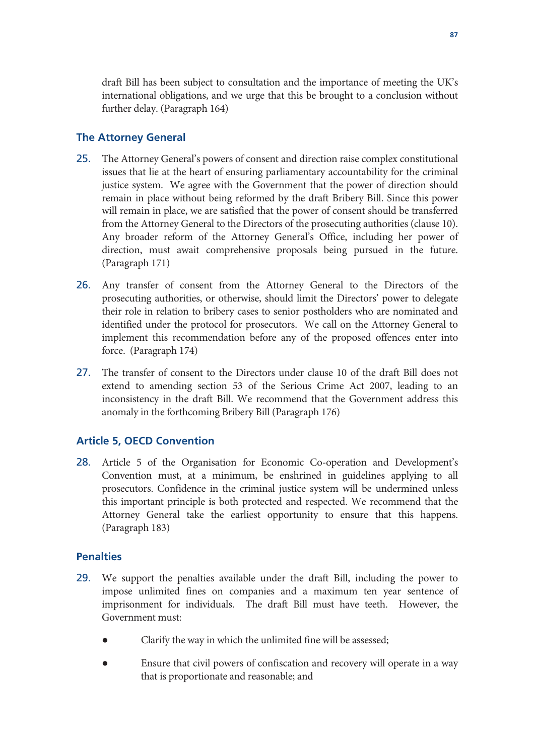draft Bill has been subject to consultation and the importance of meeting the UK's international obligations, and we urge that this be brought to a conclusion without further delay. (Paragraph 164)

## The Attorney General

25. The Attorney General's powers of consent and direction raise complex constitutional issues that lie at the heart of ensuring parliamentary accountability for the criminal justice system. We agree with the Government that the power of direction should remain in place without being reformed by the draft Bribery Bill. Since this power will remain in place, we are satisfied that the power of consent should be transferred from the Attorney General to the Directors of the prosecuting authorities (clause 10). Any broader reform of the Attorney General's Office, including her power of direction, must await comprehensive proposals being pursued in the future. (Paragraph 171)

26. Any transfer of consent from the Attorney General to the Directors of the prosecuting authorities, or otherwise, should limit the Directors' power to delegate their role in relation to bribery cases to senior postholders who are nominated and identified under the protocol for prosecutors. We call on the Attorney General to implement this recommendation before any of the proposed offences enter into force. (Paragraph 174)

27. The transfer of consent to the Directors under clause 10 of the draft Bill does not extend to amending section 53 of the Serious Crime Act 2007, leading to an inconsistency in the draft Bill. We recommend that the Government address this anomaly in the forthcoming Bribery Bill (Paragraph 176)

## Article 5, OECD Convention

28. Article 5 of the Organisation for Economic Co-operation and Development's Convention must, at a minimum, be enshrined in guidelines applying to all prosecutors. Confidence in the criminal justice system will be undermined unless this important principle is both protected and respected. We recommend that the Attorney General take the earliest opportunity to ensure that this happens. (Paragraph 183)

## Penalties

29. We support the penalties available under the draft Bill, including the power to impose unlimited fines on companies and a maximum ten year sentence of imprisonment for individuals. The draft Bill must have teeth. However, the Government must:

    - Clarify the way in which the unlimited fine will be assessed;
    - Ensure that civil powers of confiscation and recovery will operate in a way that is proportionate and reasonable; and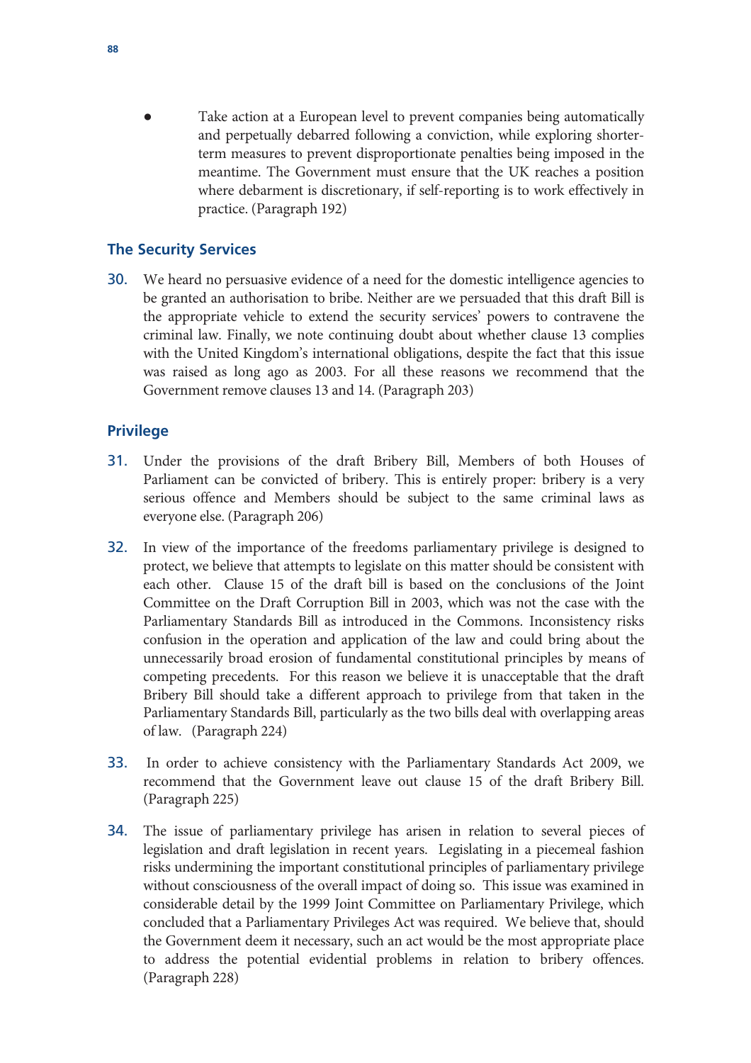- Take action at a European level to prevent companies being automatically and perpetually debarred following a conviction, while exploring shorter-term measures to prevent disproportionate penalties being imposed in the meantime. The Government must ensure that the UK reaches a position where debarment is discretionary, if self-reporting is to work effectively in practice. (Paragraph 192)

## The Security Services

30. We heard no persuasive evidence of a need for the domestic intelligence agencies to be granted an authorisation to bribe. Neither are we persuaded that this draft Bill is the appropriate vehicle to extend the security services' powers to contravene the criminal law. Finally, we note continuing doubt about whether clause 13 complies with the United Kingdom's international obligations, despite the fact that this issue was raised as long ago as 2003. For all these reasons we recommend that the Government remove clauses 13 and 14. (Paragraph 203)

## Privilege

31. Under the provisions of the draft Bribery Bill, Members of both Houses of Parliament can be convicted of bribery. This is entirely proper: bribery is a very serious offence and Members should be subject to the same criminal laws as everyone else. (Paragraph 206)

32. In view of the importance of the freedoms parliamentary privilege is designed to protect, we believe that attempts to legislate on this matter should be consistent with each other. Clause 15 of the draft bill is based on the conclusions of the Joint Committee on the Draft Corruption Bill in 2003, which was not the case with the Parliamentary Standards Bill as introduced in the Commons. Inconsistency risks confusion in the operation and application of the law and could bring about the unnecessarily broad erosion of fundamental constitutional principles by means of competing precedents. For this reason we believe it is unacceptable that the draft Bribery Bill should take a different approach to privilege from that taken in the Parliamentary Standards Bill, particularly as the two bills deal with overlapping areas of law. (Paragraph 224)

33. In order to achieve consistency with the Parliamentary Standards Act 2009, we recommend that the Government leave out clause 15 of the draft Bribery Bill. (Paragraph 225)

34. The issue of parliamentary privilege has arisen in relation to several pieces of legislation and draft legislation in recent years. Legislating in a piecemeal fashion risks undermining the important constitutional principles of parliamentary privilege without consciousness of the overall impact of doing so. This issue was examined in considerable detail by the 1999 Joint Committee on Parliamentary Privilege, which concluded that a Parliamentary Privileges Act was required. We believe that, should the Government deem it necessary, such an act would be the most appropriate place to address the potential evidential problems in relation to bribery offences. (Paragraph 228)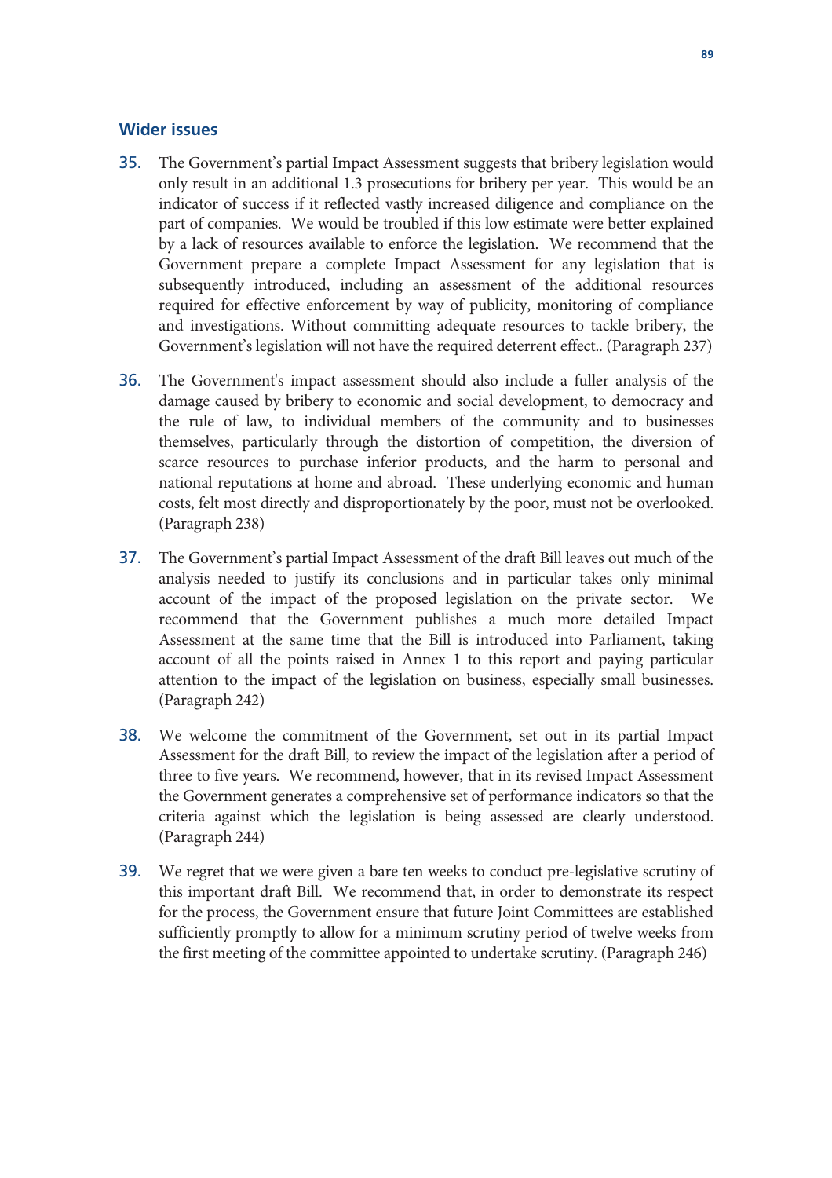## Wider issues

35. The Government's partial Impact Assessment suggests that bribery legislation would only result in an additional 1.3 prosecutions for bribery per year. This would be an indicator of success if it reflected vastly increased diligence and compliance on the part of companies. We would be troubled if this low estimate were better explained by a lack of resources available to enforce the legislation. We recommend that the Government prepare a complete Impact Assessment for any legislation that is subsequently introduced, including an assessment of the additional resources required for effective enforcement by way of publicity, monitoring of compliance and investigations. Without committing adequate resources to tackle bribery, the Government's legislation will not have the required deterrent effect.. (Paragraph 237)

36. The Government's impact assessment should also include a fuller analysis of the damage caused by bribery to economic and social development, to democracy and the rule of law, to individual members of the community and to businesses themselves, particularly through the distortion of competition, the diversion of scarce resources to purchase inferior products, and the harm to personal and national reputations at home and abroad. These underlying economic and human costs, felt most directly and disproportionately by the poor, must not be overlooked. (Paragraph 238)

37. The Government's partial Impact Assessment of the draft Bill leaves out much of the analysis needed to justify its conclusions and in particular takes only minimal account of the impact of the proposed legislation on the private sector. We recommend that the Government publishes a much more detailed Impact Assessment at the same time that the Bill is introduced into Parliament, taking account of all the points raised in Annex 1 to this report and paying particular attention to the impact of the legislation on business, especially small businesses. (Paragraph 242)

38. We welcome the commitment of the Government, set out in its partial Impact Assessment for the draft Bill, to review the impact of the legislation after a period of three to five years. We recommend, however, that in its revised Impact Assessment the Government generates a comprehensive set of performance indicators so that the criteria against which the legislation is being assessed are clearly understood. (Paragraph 244)

39. We regret that we were given a bare ten weeks to conduct pre-legislative scrutiny of this important draft Bill. We recommend that, in order to demonstrate its respect for the process, the Government ensure that future Joint Committees are established sufficiently promptly to allow for a minimum scrutiny period of twelve weeks from the first meeting of the committee appointed to undertake scrutiny. (Paragraph 246)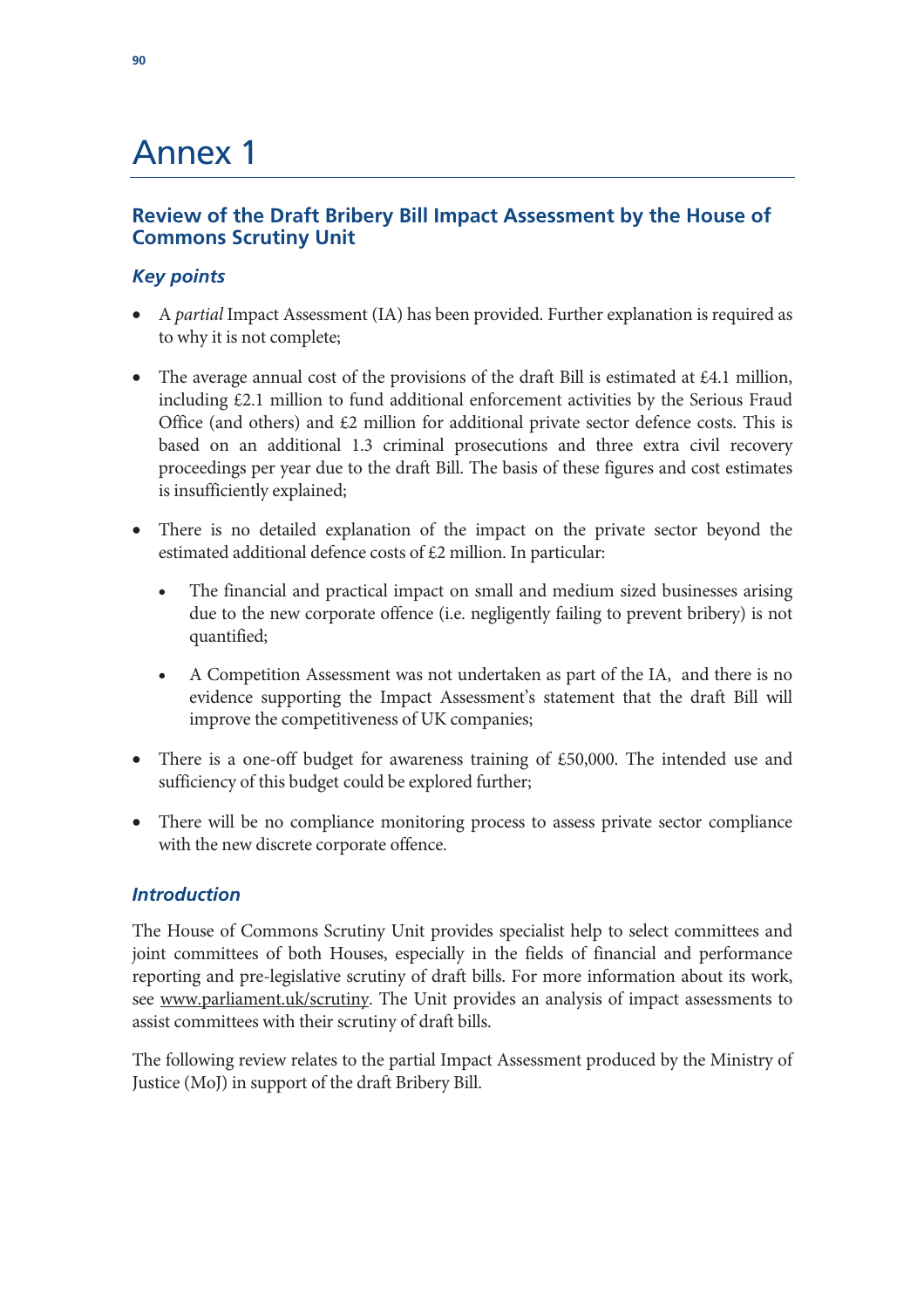# Annex 1

## Review of the Draft Bribery Bill Impact Assessment by the House of Commons Scrutiny Unit

### *Key points*

- A *partial* Impact Assessment (IA) has been provided. Further explanation is required as to why it is not complete;
- The average annual cost of the provisions of the draft Bill is estimated at £4.1 million, including £2.1 million to fund additional enforcement activities by the Serious Fraud Office (and others) and £2 million for additional private sector defence costs. This is based on an additional 1.3 criminal prosecutions and three extra civil recovery proceedings per year due to the draft Bill. The basis of these figures and cost estimates is insufficiently explained;
- There is no detailed explanation of the impact on the private sector beyond the estimated additional defence costs of £2 million. In particular:
  - The financial and practical impact on small and medium sized businesses arising due to the new corporate offence (i.e. negligently failing to prevent bribery) is not quantified;
  - A Competition Assessment was not undertaken as part of the IA, and there is no evidence supporting the Impact Assessment's statement that the draft Bill will improve the competitiveness of UK companies;
- There is a one-off budget for awareness training of £50,000. The intended use and sufficiency of this budget could be explored further;
- There will be no compliance monitoring process to assess private sector compliance with the new discrete corporate offence.

### *Introduction*

The House of Commons Scrutiny Unit provides specialist help to select committees and joint committees of both Houses, especially in the fields of financial and performance reporting and pre-legislative scrutiny of draft bills. For more information about its work, see www.parliament.uk/scrutiny. The Unit provides an analysis of impact assessments to assist committees with their scrutiny of draft bills.

The following review relates to the partial Impact Assessment produced by the Ministry of Justice (MoJ) in support of the draft Bribery Bill.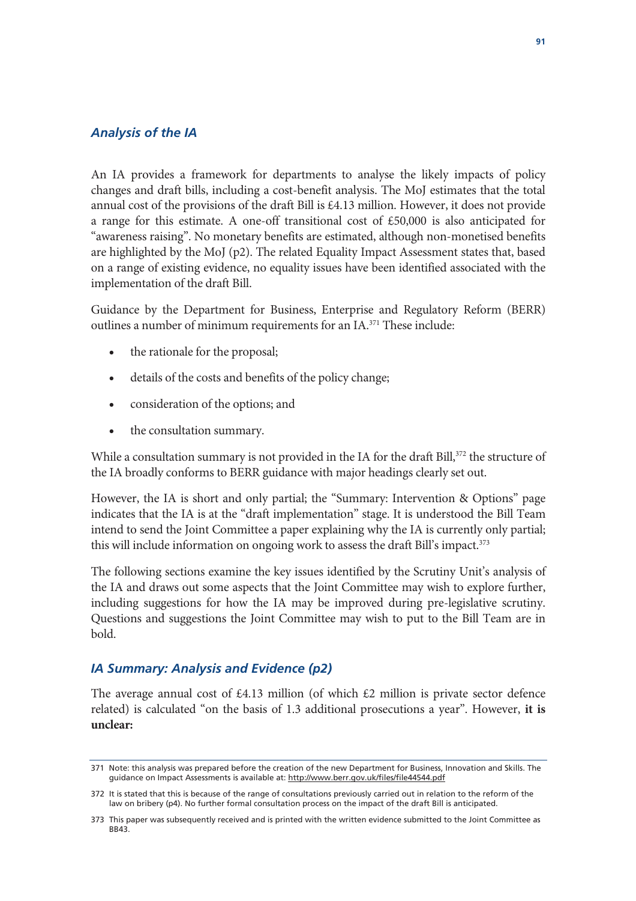### *Analysis of the IA*

An IA provides a framework for departments to analyse the likely impacts of policy changes and draft bills, including a cost-benefit analysis. The MoJ estimates that the total annual cost of the provisions of the draft Bill is £4.13 million. However, it does not provide a range for this estimate. A one-off transitional cost of £50,000 is also anticipated for "awareness raising". No monetary benefits are estimated, although non-monetised benefits are highlighted by the MoJ (p2). The related Equality Impact Assessment states that, based on a range of existing evidence, no equality issues have been identified associated with the implementation of the draft Bill.

Guidance by the Department for Business, Enterprise and Regulatory Reform (BERR) outlines a number of minimum requirements for an IA.[371] These include:

- the rationale for the proposal;
- details of the costs and benefits of the policy change;
- consideration of the options; and
- the consultation summary.

While a consultation summary is not provided in the IA for the draft Bill,[372] the structure of the IA broadly conforms to BERR guidance with major headings clearly set out.

However, the IA is short and only partial; the "Summary: Intervention & Options" page indicates that the IA is at the "draft implementation" stage. It is understood the Bill Team intend to send the Joint Committee a paper explaining why the IA is currently only partial; this will include information on ongoing work to assess the draft Bill's impact.[373]

The following sections examine the key issues identified by the Scrutiny Unit's analysis of the IA and draws out some aspects that the Joint Committee may wish to explore further, including suggestions for how the IA may be improved during pre-legislative scrutiny. Questions and suggestions the Joint Committee may wish to put to the Bill Team are in bold.

### *IA Summary: Analysis and Evidence (p2)*

The average annual cost of £4.13 million (of which £2 million is private sector defence related) is calculated "on the basis of 1.3 additional prosecutions a year". However, **it is unclear:**

---

371 Note: this analysis was prepared before the creation of the new Department for Business, Innovation and Skills. The guidance on Impact Assessments is available at: http://www.berr.gov.uk/files/file44544.pdf

372 It is stated that this is because of the range of consultations previously carried out in relation to the reform of the law on bribery (p4). No further formal consultation process on the impact of the draft Bill is anticipated.

373 This paper was subsequently received and is printed with the written evidence submitted to the Joint Committee as BB43.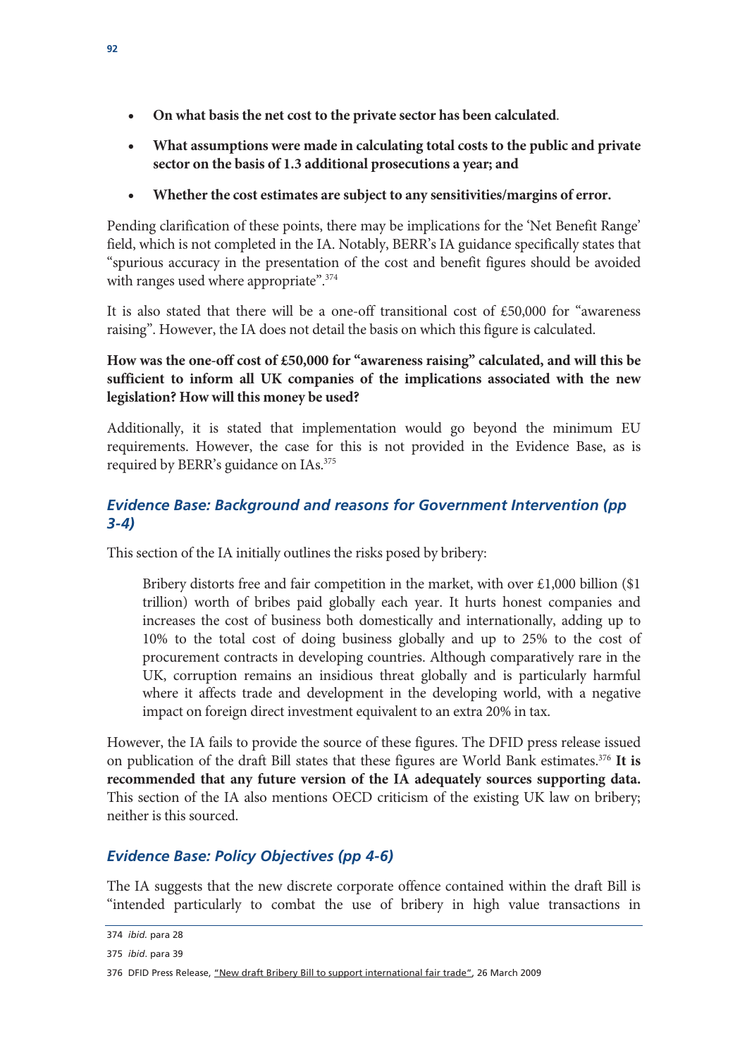- **On what basis the net cost to the private sector has been calculated**.
- **What assumptions were made in calculating total costs to the public and private sector on the basis of 1.3 additional prosecutions a year; and**
- **Whether the cost estimates are subject to any sensitivities/margins of error.**

Pending clarification of these points, there may be implications for the 'Net Benefit Range' field, which is not completed in the IA. Notably, BERR's IA guidance specifically states that "spurious accuracy in the presentation of the cost and benefit figures should be avoided with ranges used where appropriate".[374]

It is also stated that there will be a one-off transitional cost of £50,000 for "awareness raising". However, the IA does not detail the basis on which this figure is calculated.

**How was the one-off cost of £50,000 for "awareness raising" calculated, and will this be sufficient to inform all UK companies of the implications associated with the new legislation? How will this money be used?**

Additionally, it is stated that implementation would go beyond the minimum EU requirements. However, the case for this is not provided in the Evidence Base, as is required by BERR's guidance on IAs.[375]

### *Evidence Base: Background and reasons for Government Intervention (pp 3-4)*

This section of the IA initially outlines the risks posed by bribery:

> Bribery distorts free and fair competition in the market, with over £1,000 billion ($1 trillion) worth of bribes paid globally each year. It hurts honest companies and increases the cost of business both domestically and internationally, adding up to 10% to the total cost of doing business globally and up to 25% to the cost of procurement contracts in developing countries. Although comparatively rare in the UK, corruption remains an insidious threat globally and is particularly harmful where it affects trade and development in the developing world, with a negative impact on foreign direct investment equivalent to an extra 20% in tax.

However, the IA fails to provide the source of these figures. The DFID press release issued on publication of the draft Bill states that these figures are World Bank estimates.[376] **It is recommended that any future version of the IA adequately sources supporting data.** This section of the IA also mentions OECD criticism of the existing UK law on bribery; neither is this sourced.

### *Evidence Base: Policy Objectives (pp 4-6)*

The IA suggests that the new discrete corporate offence contained within the draft Bill is "intended particularly to combat the use of bribery in high value transactions in

---

374 *ibid.* para 28

375 *ibid*. para 39

376 DFID Press Release, "New draft Bribery Bill to support international fair trade", 26 March 2009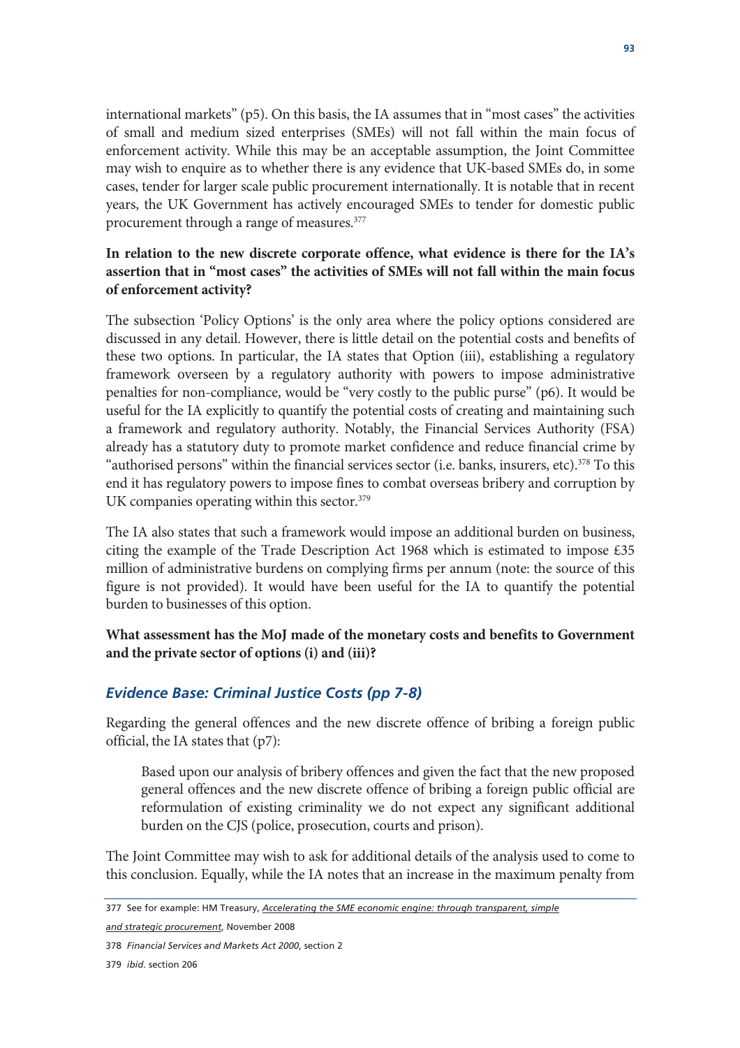international markets" (p5). On this basis, the IA assumes that in "most cases" the activities of small and medium sized enterprises (SMEs) will not fall within the main focus of enforcement activity. While this may be an acceptable assumption, the Joint Committee may wish to enquire as to whether there is any evidence that UK-based SMEs do, in some cases, tender for larger scale public procurement internationally. It is notable that in recent years, the UK Government has actively encouraged SMEs to tender for domestic public procurement through a range of measures.[377]

**In relation to the new discrete corporate offence, what evidence is there for the IA's assertion that in "most cases" the activities of SMEs will not fall within the main focus of enforcement activity?**

The subsection 'Policy Options' is the only area where the policy options considered are discussed in any detail. However, there is little detail on the potential costs and benefits of these two options. In particular, the IA states that Option (iii), establishing a regulatory framework overseen by a regulatory authority with powers to impose administrative penalties for non-compliance, would be "very costly to the public purse" (p6). It would be useful for the IA explicitly to quantify the potential costs of creating and maintaining such a framework and regulatory authority. Notably, the Financial Services Authority (FSA) already has a statutory duty to promote market confidence and reduce financial crime by "authorised persons" within the financial services sector (i.e. banks, insurers, etc).[378] To this end it has regulatory powers to impose fines to combat overseas bribery and corruption by UK companies operating within this sector.[379]

The IA also states that such a framework would impose an additional burden on business, citing the example of the Trade Description Act 1968 which is estimated to impose £35 million of administrative burdens on complying firms per annum (note: the source of this figure is not provided). It would have been useful for the IA to quantify the potential burden to businesses of this option.

**What assessment has the MoJ made of the monetary costs and benefits to Government and the private sector of options (i) and (iii)?**

### *Evidence Base: Criminal Justice Costs (pp 7-8)*

Regarding the general offences and the new discrete offence of bribing a foreign public official, the IA states that (p7):

> Based upon our analysis of bribery offences and given the fact that the new proposed general offences and the new discrete offence of bribing a foreign public official are reformulation of existing criminality we do not expect any significant additional burden on the CJS (police, prosecution, courts and prison).

The Joint Committee may wish to ask for additional details of the analysis used to come to this conclusion. Equally, while the IA notes that an increase in the maximum penalty from

---

377 See for example: HM Treasury, *Accelerating the SME economic engine: through transparent, simple and strategic procurement*, November 2008

378 *Financial Services and Markets Act 2000*, section 2

379 *ibid.* section 206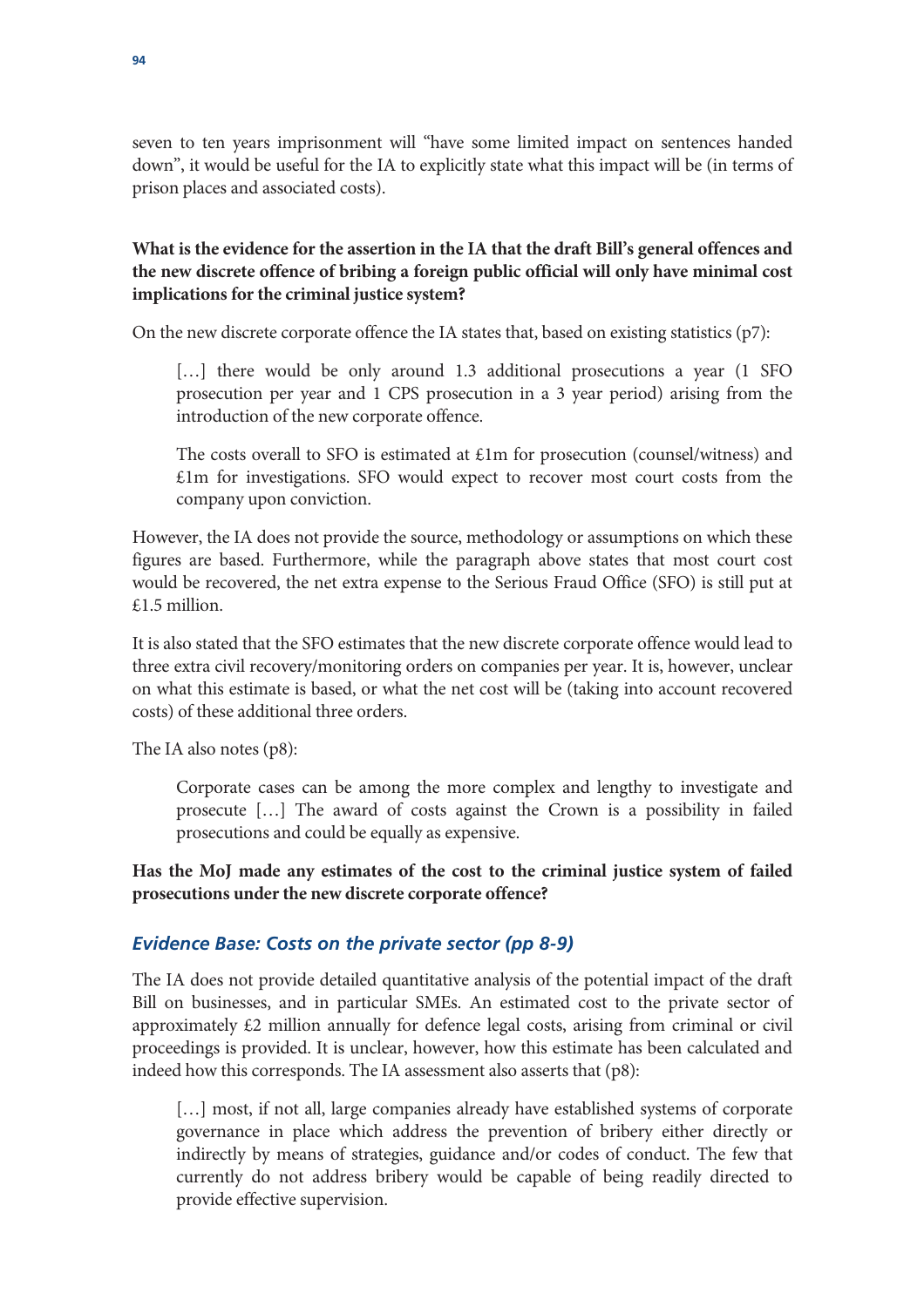seven to ten years imprisonment will "have some limited impact on sentences handed down", it would be useful for the IA to explicitly state what this impact will be (in terms of prison places and associated costs).

**What is the evidence for the assertion in the IA that the draft Bill's general offences and the new discrete offence of bribing a foreign public official will only have minimal cost implications for the criminal justice system?**

On the new discrete corporate offence the IA states that, based on existing statistics (p7):

> […] there would be only around 1.3 additional prosecutions a year (1 SFO prosecution per year and 1 CPS prosecution in a 3 year period) arising from the introduction of the new corporate offence.
>
> The costs overall to SFO is estimated at £1m for prosecution (counsel/witness) and £1m for investigations. SFO would expect to recover most court costs from the company upon conviction.

However, the IA does not provide the source, methodology or assumptions on which these figures are based. Furthermore, while the paragraph above states that most court cost would be recovered, the net extra expense to the Serious Fraud Office (SFO) is still put at £1.5 million.

It is also stated that the SFO estimates that the new discrete corporate offence would lead to three extra civil recovery/monitoring orders on companies per year. It is, however, unclear on what this estimate is based, or what the net cost will be (taking into account recovered costs) of these additional three orders.

The IA also notes (p8):

> Corporate cases can be among the more complex and lengthy to investigate and prosecute […] The award of costs against the Crown is a possibility in failed prosecutions and could be equally as expensive.

**Has the MoJ made any estimates of the cost to the criminal justice system of failed prosecutions under the new discrete corporate offence?**

### *Evidence Base: Costs on the private sector (pp 8-9)*

The IA does not provide detailed quantitative analysis of the potential impact of the draft Bill on businesses, and in particular SMEs. An estimated cost to the private sector of approximately £2 million annually for defence legal costs, arising from criminal or civil proceedings is provided. It is unclear, however, how this estimate has been calculated and indeed how this corresponds. The IA assessment also asserts that (p8):

> […] most, if not all, large companies already have established systems of corporate governance in place which address the prevention of bribery either directly or indirectly by means of strategies, guidance and/or codes of conduct. The few that currently do not address bribery would be capable of being readily directed to provide effective supervision.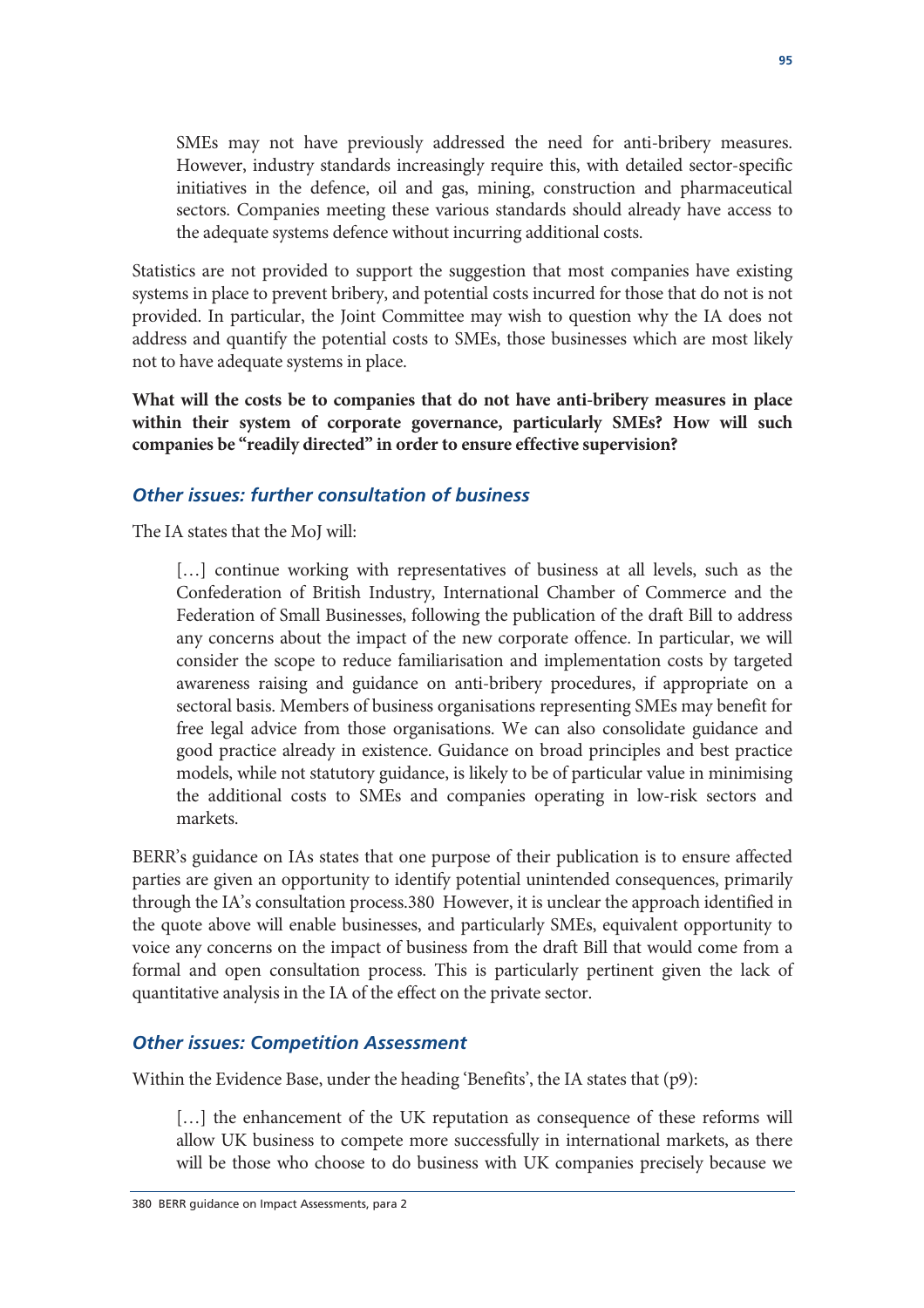> SMEs may not have previously addressed the need for anti-bribery measures. However, industry standards increasingly require this, with detailed sector-specific initiatives in the defence, oil and gas, mining, construction and pharmaceutical sectors. Companies meeting these various standards should already have access to the adequate systems defence without incurring additional costs.

Statistics are not provided to support the suggestion that most companies have existing systems in place to prevent bribery, and potential costs incurred for those that do not is not provided. In particular, the Joint Committee may wish to question why the IA does not address and quantify the potential costs to SMEs, those businesses which are most likely not to have adequate systems in place.

**What will the costs be to companies that do not have anti-bribery measures in place within their system of corporate governance, particularly SMEs? How will such companies be "readily directed" in order to ensure effective supervision?**

### *Other issues: further consultation of business*

The IA states that the MoJ will:

> […] continue working with representatives of business at all levels, such as the Confederation of British Industry, International Chamber of Commerce and the Federation of Small Businesses, following the publication of the draft Bill to address any concerns about the impact of the new corporate offence. In particular, we will consider the scope to reduce familiarisation and implementation costs by targeted awareness raising and guidance on anti-bribery procedures, if appropriate on a sectoral basis. Members of business organisations representing SMEs may benefit for free legal advice from those organisations. We can also consolidate guidance and good practice already in existence. Guidance on broad principles and best practice models, while not statutory guidance, is likely to be of particular value in minimising the additional costs to SMEs and companies operating in low-risk sectors and markets.

BERR's guidance on IAs states that one purpose of their publication is to ensure affected parties are given an opportunity to identify potential unintended consequences, primarily through the IA's consultation process.[380] However, it is unclear the approach identified in the quote above will enable businesses, and particularly SMEs, equivalent opportunity to voice any concerns on the impact of business from the draft Bill that would come from a formal and open consultation process. This is particularly pertinent given the lack of quantitative analysis in the IA of the effect on the private sector.

### *Other issues: Competition Assessment*

Within the Evidence Base, under the heading 'Benefits', the IA states that (p9):

> […] the enhancement of the UK reputation as consequence of these reforms will allow UK business to compete more successfully in international markets, as there will be those who choose to do business with UK companies precisely because we

380 BERR guidance on Impact Assessments, para 2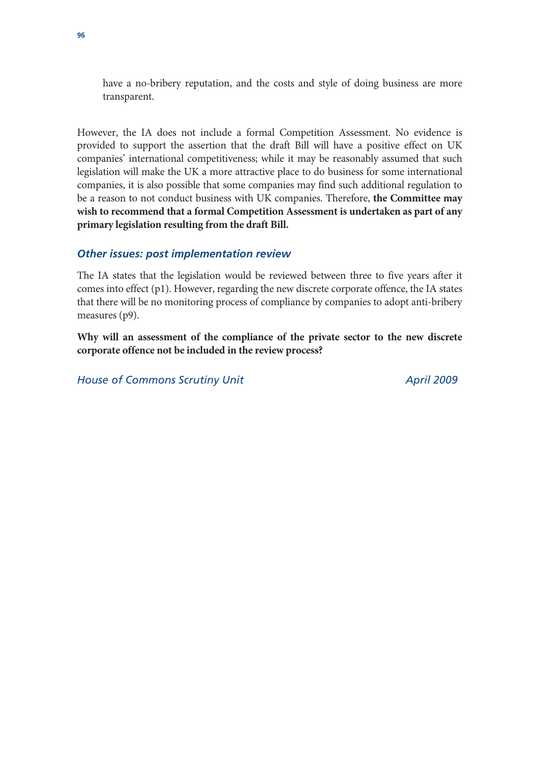have a no-bribery reputation, and the costs and style of doing business are more transparent.

However, the IA does not include a formal Competition Assessment. No evidence is provided to support the assertion that the draft Bill will have a positive effect on UK companies' international competitiveness; while it may be reasonably assumed that such legislation will make the UK a more attractive place to do business for some international companies, it is also possible that some companies may find such additional regulation to be a reason to not conduct business with UK companies. Therefore, **the Committee may wish to recommend that a formal Competition Assessment is undertaken as part of any primary legislation resulting from the draft Bill.**

### *Other issues: post implementation review*

The IA states that the legislation would be reviewed between three to five years after it comes into effect (p1). However, regarding the new discrete corporate offence, the IA states that there will be no monitoring process of compliance by companies to adopt anti-bribery measures (p9).

**Why will an assessment of the compliance of the private sector to the new discrete corporate offence not be included in the review process?**

*House of Commons Scrutiny Unit* *April 2009*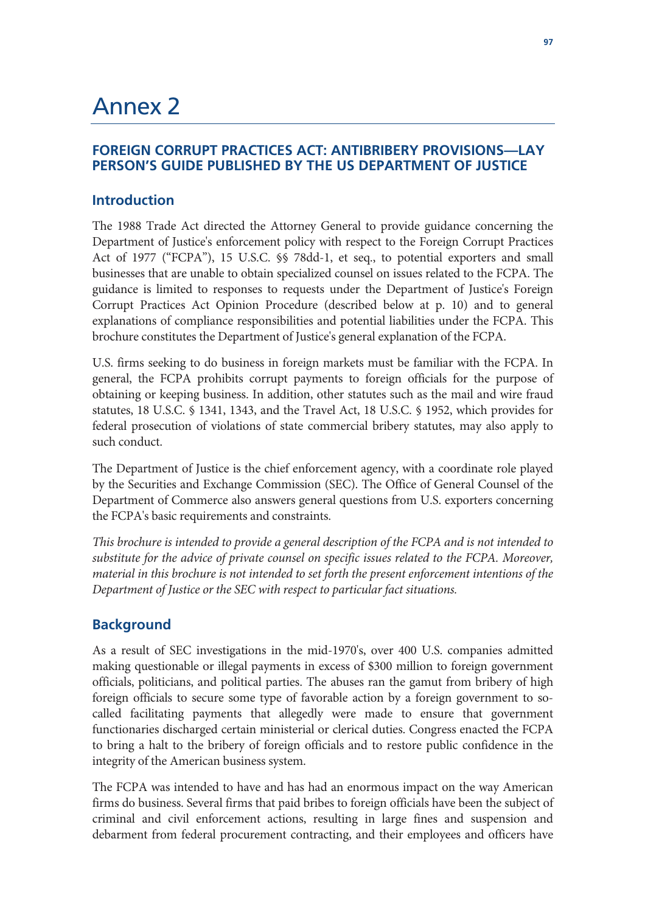# Annex 2

## FOREIGN CORRUPT PRACTICES ACT: ANTIBRIBERY PROVISIONS—LAY PERSON'S GUIDE PUBLISHED BY THE US DEPARTMENT OF JUSTICE

### Introduction

The 1988 Trade Act directed the Attorney General to provide guidance concerning the Department of Justice's enforcement policy with respect to the Foreign Corrupt Practices Act of 1977 ("FCPA"), 15 U.S.C. §§ 78dd-1, et seq., to potential exporters and small businesses that are unable to obtain specialized counsel on issues related to the FCPA. The guidance is limited to responses to requests under the Department of Justice's Foreign Corrupt Practices Act Opinion Procedure (described below at p. 10) and to general explanations of compliance responsibilities and potential liabilities under the FCPA. This brochure constitutes the Department of Justice's general explanation of the FCPA.

U.S. firms seeking to do business in foreign markets must be familiar with the FCPA. In general, the FCPA prohibits corrupt payments to foreign officials for the purpose of obtaining or keeping business. In addition, other statutes such as the mail and wire fraud statutes, 18 U.S.C. § 1341, 1343, and the Travel Act, 18 U.S.C. § 1952, which provides for federal prosecution of violations of state commercial bribery statutes, may also apply to such conduct.

The Department of Justice is the chief enforcement agency, with a coordinate role played by the Securities and Exchange Commission (SEC). The Office of General Counsel of the Department of Commerce also answers general questions from U.S. exporters concerning the FCPA's basic requirements and constraints.

*This brochure is intended to provide a general description of the FCPA and is not intended to substitute for the advice of private counsel on specific issues related to the FCPA. Moreover, material in this brochure is not intended to set forth the present enforcement intentions of the Department of Justice or the SEC with respect to particular fact situations.*

### Background

As a result of SEC investigations in the mid-1970's, over 400 U.S. companies admitted making questionable or illegal payments in excess of $300 million to foreign government officials, politicians, and political parties. The abuses ran the gamut from bribery of high foreign officials to secure some type of favorable action by a foreign government to so-called facilitating payments that allegedly were made to ensure that government functionaries discharged certain ministerial or clerical duties. Congress enacted the FCPA to bring a halt to the bribery of foreign officials and to restore public confidence in the integrity of the American business system.

The FCPA was intended to have and has had an enormous impact on the way American firms do business. Several firms that paid bribes to foreign officials have been the subject of criminal and civil enforcement actions, resulting in large fines and suspension and debarment from federal procurement contracting, and their employees and officers have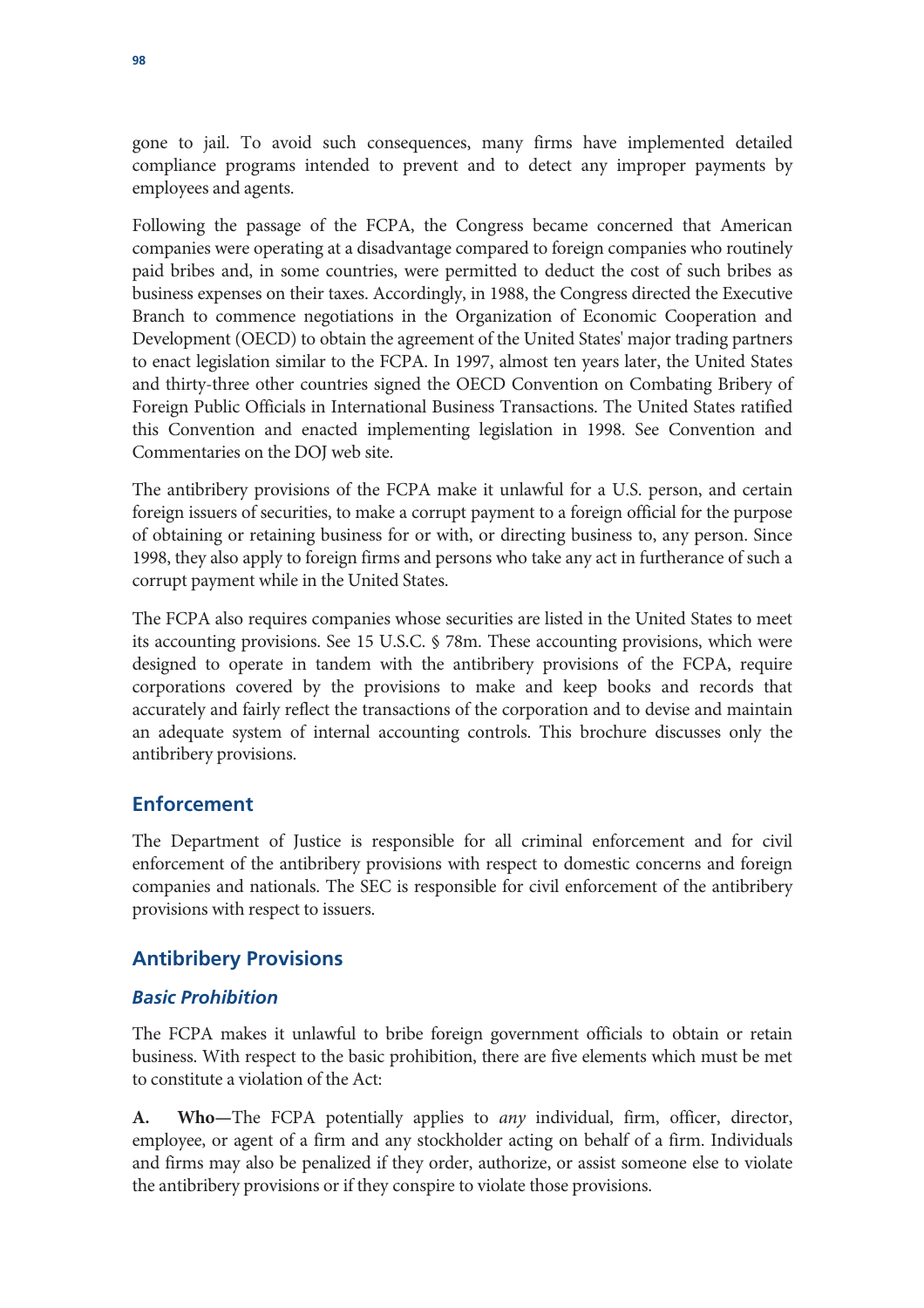gone to jail. To avoid such consequences, many firms have implemented detailed compliance programs intended to prevent and to detect any improper payments by employees and agents.

Following the passage of the FCPA, the Congress became concerned that American companies were operating at a disadvantage compared to foreign companies who routinely paid bribes and, in some countries, were permitted to deduct the cost of such bribes as business expenses on their taxes. Accordingly, in 1988, the Congress directed the Executive Branch to commence negotiations in the Organization of Economic Cooperation and Development (OECD) to obtain the agreement of the United States' major trading partners to enact legislation similar to the FCPA. In 1997, almost ten years later, the United States and thirty-three other countries signed the OECD Convention on Combating Bribery of Foreign Public Officials in International Business Transactions. The United States ratified this Convention and enacted implementing legislation in 1998. See Convention and Commentaries on the DOJ web site.

The antibribery provisions of the FCPA make it unlawful for a U.S. person, and certain foreign issuers of securities, to make a corrupt payment to a foreign official for the purpose of obtaining or retaining business for or with, or directing business to, any person. Since 1998, they also apply to foreign firms and persons who take any act in furtherance of such a corrupt payment while in the United States.

The FCPA also requires companies whose securities are listed in the United States to meet its accounting provisions. See 15 U.S.C. § 78m. These accounting provisions, which were designed to operate in tandem with the antibribery provisions of the FCPA, require corporations covered by the provisions to make and keep books and records that accurately and fairly reflect the transactions of the corporation and to devise and maintain an adequate system of internal accounting controls. This brochure discusses only the antibribery provisions.

## Enforcement

The Department of Justice is responsible for all criminal enforcement and for civil enforcement of the antibribery provisions with respect to domestic concerns and foreign companies and nationals. The SEC is responsible for civil enforcement of the antibribery provisions with respect to issuers.

## Antibribery Provisions

### *Basic Prohibition*

The FCPA makes it unlawful to bribe foreign government officials to obtain or retain business. With respect to the basic prohibition, there are five elements which must be met to constitute a violation of the Act:

**A. Who**—The FCPA potentially applies to *any* individual, firm, officer, director, employee, or agent of a firm and any stockholder acting on behalf of a firm. Individuals and firms may also be penalized if they order, authorize, or assist someone else to violate the antibribery provisions or if they conspire to violate those provisions.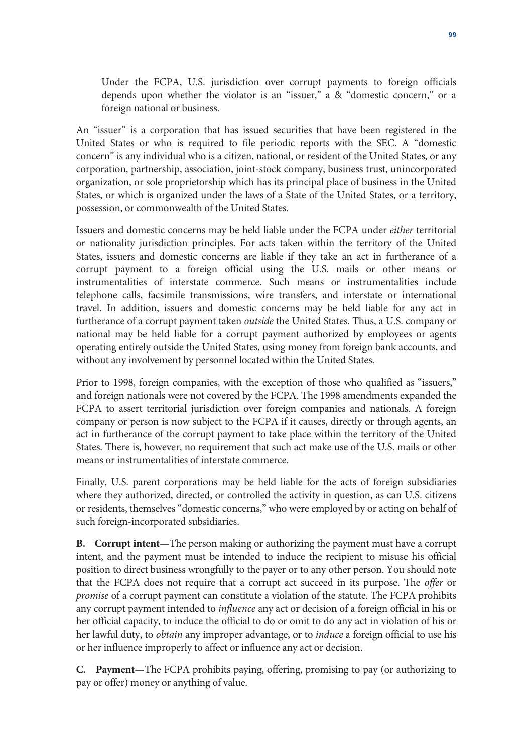> Under the FCPA, U.S. jurisdiction over corrupt payments to foreign officials depends upon whether the violator is an "issuer," a & "domestic concern," or a foreign national or business.

An "issuer" is a corporation that has issued securities that have been registered in the United States or who is required to file periodic reports with the SEC. A "domestic concern" is any individual who is a citizen, national, or resident of the United States, or any corporation, partnership, association, joint-stock company, business trust, unincorporated organization, or sole proprietorship which has its principal place of business in the United States, or which is organized under the laws of a State of the United States, or a territory, possession, or commonwealth of the United States.

Issuers and domestic concerns may be held liable under the FCPA under *either* territorial or nationality jurisdiction principles. For acts taken within the territory of the United States, issuers and domestic concerns are liable if they take an act in furtherance of a corrupt payment to a foreign official using the U.S. mails or other means or instrumentalities of interstate commerce. Such means or instrumentalities include telephone calls, facsimile transmissions, wire transfers, and interstate or international travel. In addition, issuers and domestic concerns may be held liable for any act in furtherance of a corrupt payment taken *outside* the United States. Thus, a U.S. company or national may be held liable for a corrupt payment authorized by employees or agents operating entirely outside the United States, using money from foreign bank accounts, and without any involvement by personnel located within the United States.

Prior to 1998, foreign companies, with the exception of those who qualified as "issuers," and foreign nationals were not covered by the FCPA. The 1998 amendments expanded the FCPA to assert territorial jurisdiction over foreign companies and nationals. A foreign company or person is now subject to the FCPA if it causes, directly or through agents, an act in furtherance of the corrupt payment to take place within the territory of the United States. There is, however, no requirement that such act make use of the U.S. mails or other means or instrumentalities of interstate commerce.

Finally, U.S. parent corporations may be held liable for the acts of foreign subsidiaries where they authorized, directed, or controlled the activity in question, as can U.S. citizens or residents, themselves "domestic concerns," who were employed by or acting on behalf of such foreign-incorporated subsidiaries.

**B. Corrupt intent—**The person making or authorizing the payment must have a corrupt intent, and the payment must be intended to induce the recipient to misuse his official position to direct business wrongfully to the payer or to any other person. You should note that the FCPA does not require that a corrupt act succeed in its purpose. The *offer* or *promise* of a corrupt payment can constitute a violation of the statute. The FCPA prohibits any corrupt payment intended to *influence* any act or decision of a foreign official in his or her official capacity, to induce the official to do or omit to do any act in violation of his or her lawful duty, to *obtain* any improper advantage, or to *induce* a foreign official to use his or her influence improperly to affect or influence any act or decision.

**C. Payment—**The FCPA prohibits paying, offering, promising to pay (or authorizing to pay or offer) money or anything of value.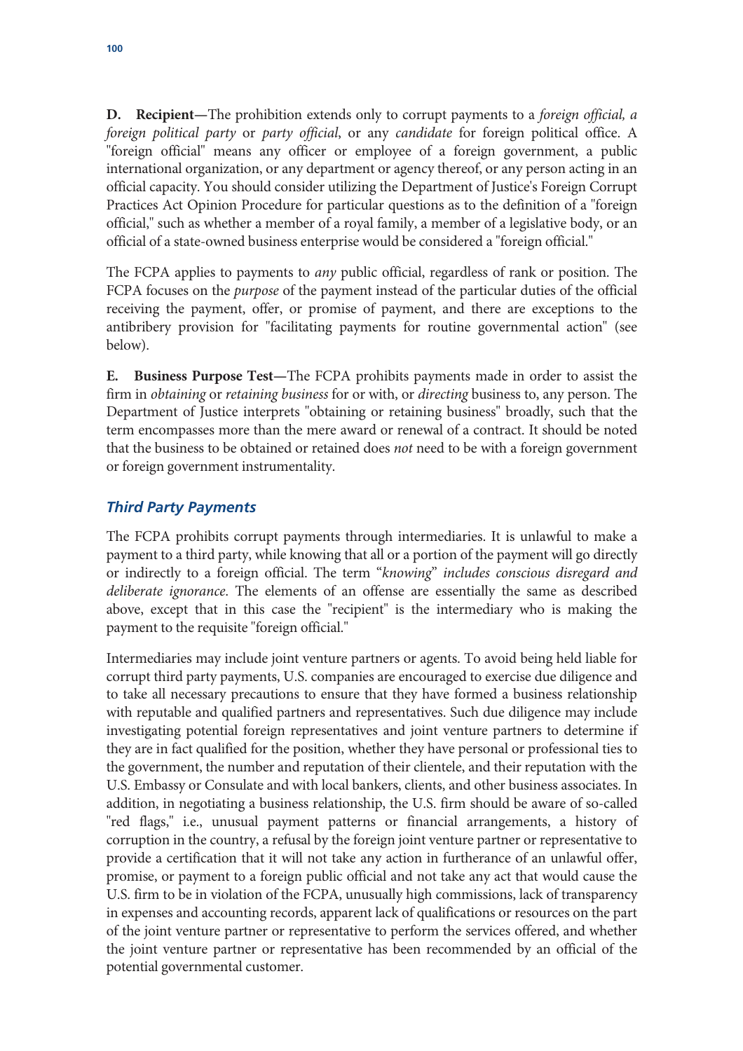**D. Recipient—**The prohibition extends only to corrupt payments to a *foreign official, a foreign political party* or *party official*, or any *candidate* for foreign political office. A "foreign official" means any officer or employee of a foreign government, a public international organization, or any department or agency thereof, or any person acting in an official capacity. You should consider utilizing the Department of Justice's Foreign Corrupt Practices Act Opinion Procedure for particular questions as to the definition of a "foreign official," such as whether a member of a royal family, a member of a legislative body, or an official of a state-owned business enterprise would be considered a "foreign official."

The FCPA applies to payments to *any* public official, regardless of rank or position. The FCPA focuses on the *purpose* of the payment instead of the particular duties of the official receiving the payment, offer, or promise of payment, and there are exceptions to the antibribery provision for "facilitating payments for routine governmental action" (see below).

**E. Business Purpose Test—**The FCPA prohibits payments made in order to assist the firm in *obtaining* or *retaining business* for or with, or *directing* business to, any person. The Department of Justice interprets "obtaining or retaining business" broadly, such that the term encompasses more than the mere award or renewal of a contract. It should be noted that the business to be obtained or retained does *not* need to be with a foreign government or foreign government instrumentality.

### *Third Party Payments*

The FCPA prohibits corrupt payments through intermediaries. It is unlawful to make a payment to a third party, while knowing that all or a portion of the payment will go directly or indirectly to a foreign official. The term "*knowing*" *includes conscious disregard and deliberate ignorance*. The elements of an offense are essentially the same as described above, except that in this case the "recipient" is the intermediary who is making the payment to the requisite "foreign official."

Intermediaries may include joint venture partners or agents. To avoid being held liable for corrupt third party payments, U.S. companies are encouraged to exercise due diligence and to take all necessary precautions to ensure that they have formed a business relationship with reputable and qualified partners and representatives. Such due diligence may include investigating potential foreign representatives and joint venture partners to determine if they are in fact qualified for the position, whether they have personal or professional ties to the government, the number and reputation of their clientele, and their reputation with the U.S. Embassy or Consulate and with local bankers, clients, and other business associates. In addition, in negotiating a business relationship, the U.S. firm should be aware of so-called "red flags," i.e., unusual payment patterns or financial arrangements, a history of corruption in the country, a refusal by the foreign joint venture partner or representative to provide a certification that it will not take any action in furtherance of an unlawful offer, promise, or payment to a foreign public official and not take any act that would cause the U.S. firm to be in violation of the FCPA, unusually high commissions, lack of transparency in expenses and accounting records, apparent lack of qualifications or resources on the part of the joint venture partner or representative to perform the services offered, and whether the joint venture partner or representative has been recommended by an official of the potential governmental customer.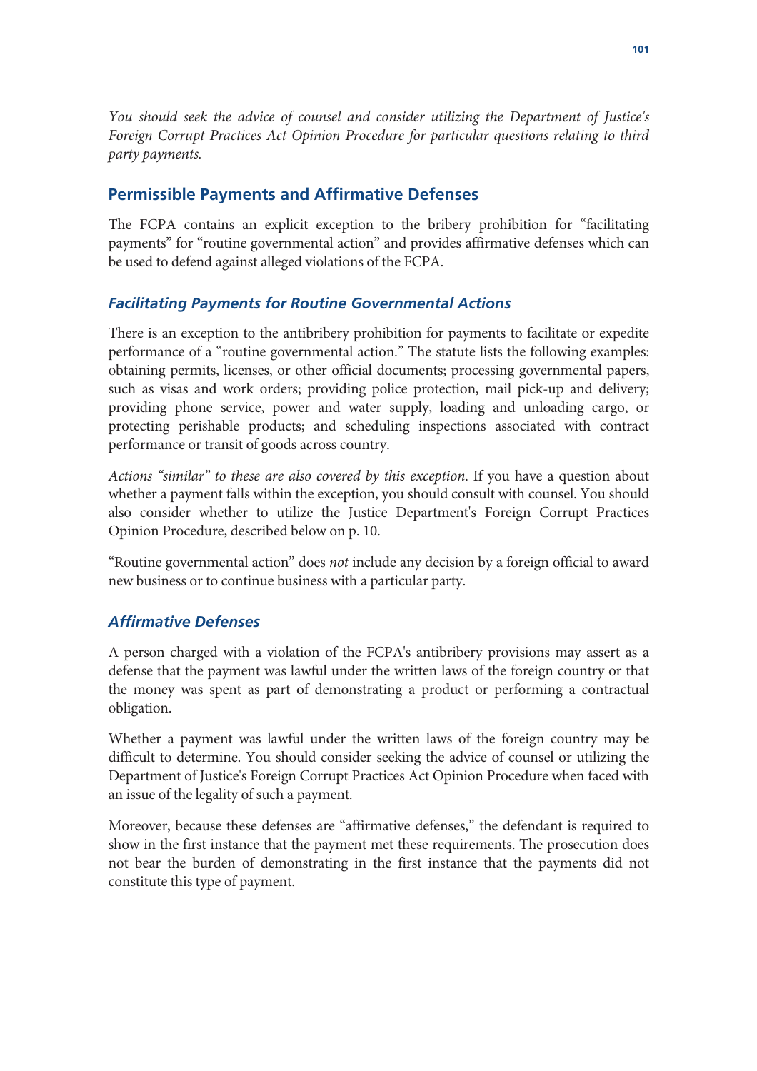*You should seek the advice of counsel and consider utilizing the Department of Justice's Foreign Corrupt Practices Act Opinion Procedure for particular questions relating to third party payments.*

## Permissible Payments and Affirmative Defenses

The FCPA contains an explicit exception to the bribery prohibition for "facilitating payments" for "routine governmental action" and provides affirmative defenses which can be used to defend against alleged violations of the FCPA.

### *Facilitating Payments for Routine Governmental Actions*

There is an exception to the antibribery prohibition for payments to facilitate or expedite performance of a "routine governmental action." The statute lists the following examples: obtaining permits, licenses, or other official documents; processing governmental papers, such as visas and work orders; providing police protection, mail pick-up and delivery; providing phone service, power and water supply, loading and unloading cargo, or protecting perishable products; and scheduling inspections associated with contract performance or transit of goods across country.

*Actions "similar" to these are also covered by this exception.* If you have a question about whether a payment falls within the exception, you should consult with counsel. You should also consider whether to utilize the Justice Department's Foreign Corrupt Practices Opinion Procedure, described below on p. 10.

"Routine governmental action" does *not* include any decision by a foreign official to award new business or to continue business with a particular party.

### *Affirmative Defenses*

A person charged with a violation of the FCPA's antibribery provisions may assert as a defense that the payment was lawful under the written laws of the foreign country or that the money was spent as part of demonstrating a product or performing a contractual obligation.

Whether a payment was lawful under the written laws of the foreign country may be difficult to determine. You should consider seeking the advice of counsel or utilizing the Department of Justice's Foreign Corrupt Practices Act Opinion Procedure when faced with an issue of the legality of such a payment.

Moreover, because these defenses are "affirmative defenses," the defendant is required to show in the first instance that the payment met these requirements. The prosecution does not bear the burden of demonstrating in the first instance that the payments did not constitute this type of payment.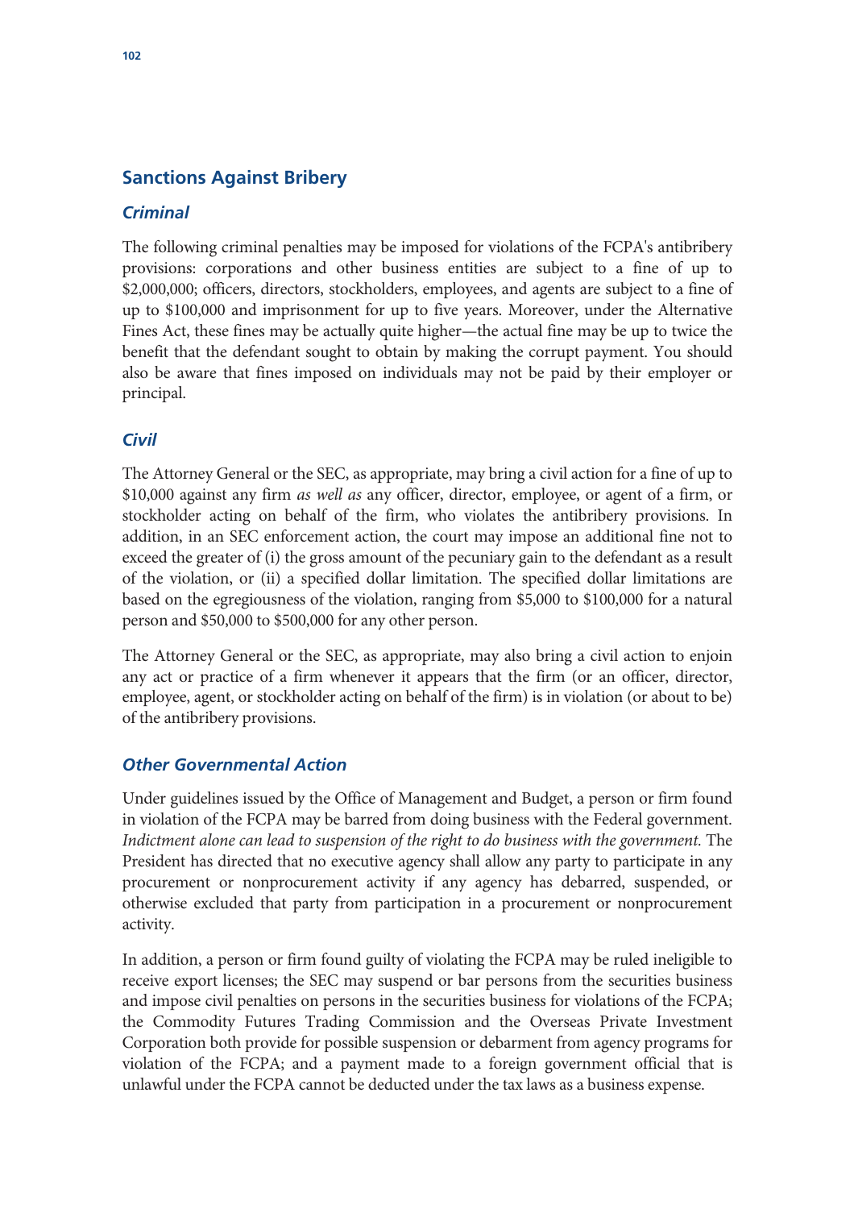## Sanctions Against Bribery

### *Criminal*

The following criminal penalties may be imposed for violations of the FCPA's antibribery provisions: corporations and other business entities are subject to a fine of up to $2,000,000; officers, directors, stockholders, employees, and agents are subject to a fine of up to $100,000 and imprisonment for up to five years. Moreover, under the Alternative Fines Act, these fines may be actually quite higher—the actual fine may be up to twice the benefit that the defendant sought to obtain by making the corrupt payment. You should also be aware that fines imposed on individuals may not be paid by their employer or principal.

### *Civil*

The Attorney General or the SEC, as appropriate, may bring a civil action for a fine of up to $10,000 against any firm *as well as* any officer, director, employee, or agent of a firm, or stockholder acting on behalf of the firm, who violates the antibribery provisions. In addition, in an SEC enforcement action, the court may impose an additional fine not to exceed the greater of (i) the gross amount of the pecuniary gain to the defendant as a result of the violation, or (ii) a specified dollar limitation. The specified dollar limitations are based on the egregiousness of the violation, ranging from $5,000 to $100,000 for a natural person and $50,000 to $500,000 for any other person.

The Attorney General or the SEC, as appropriate, may also bring a civil action to enjoin any act or practice of a firm whenever it appears that the firm (or an officer, director, employee, agent, or stockholder acting on behalf of the firm) is in violation (or about to be) of the antibribery provisions.

### *Other Governmental Action*

Under guidelines issued by the Office of Management and Budget, a person or firm found in violation of the FCPA may be barred from doing business with the Federal government. *Indictment alone can lead to suspension of the right to do business with the government.* The President has directed that no executive agency shall allow any party to participate in any procurement or nonprocurement activity if any agency has debarred, suspended, or otherwise excluded that party from participation in a procurement or nonprocurement activity.

In addition, a person or firm found guilty of violating the FCPA may be ruled ineligible to receive export licenses; the SEC may suspend or bar persons from the securities business and impose civil penalties on persons in the securities business for violations of the FCPA; the Commodity Futures Trading Commission and the Overseas Private Investment Corporation both provide for possible suspension or debarment from agency programs for violation of the FCPA; and a payment made to a foreign government official that is unlawful under the FCPA cannot be deducted under the tax laws as a business expense.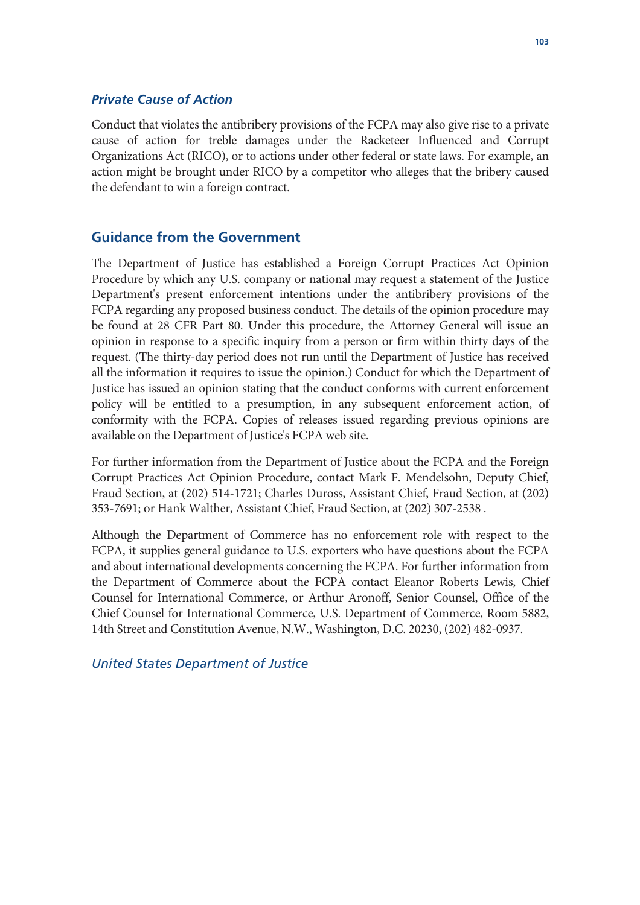### *Private Cause of Action*

Conduct that violates the antibribery provisions of the FCPA may also give rise to a private cause of action for treble damages under the Racketeer Influenced and Corrupt Organizations Act (RICO), or to actions under other federal or state laws. For example, an action might be brought under RICO by a competitor who alleges that the bribery caused the defendant to win a foreign contract.

## Guidance from the Government

The Department of Justice has established a Foreign Corrupt Practices Act Opinion Procedure by which any U.S. company or national may request a statement of the Justice Department's present enforcement intentions under the antibribery provisions of the FCPA regarding any proposed business conduct. The details of the opinion procedure may be found at 28 CFR Part 80. Under this procedure, the Attorney General will issue an opinion in response to a specific inquiry from a person or firm within thirty days of the request. (The thirty-day period does not run until the Department of Justice has received all the information it requires to issue the opinion.) Conduct for which the Department of Justice has issued an opinion stating that the conduct conforms with current enforcement policy will be entitled to a presumption, in any subsequent enforcement action, of conformity with the FCPA. Copies of releases issued regarding previous opinions are available on the Department of Justice's FCPA web site.

For further information from the Department of Justice about the FCPA and the Foreign Corrupt Practices Act Opinion Procedure, contact Mark F. Mendelsohn, Deputy Chief, Fraud Section, at (202) 514-1721; Charles Duross, Assistant Chief, Fraud Section, at (202) 353-7691; or Hank Walther, Assistant Chief, Fraud Section, at (202) 307-2538 .

Although the Department of Commerce has no enforcement role with respect to the FCPA, it supplies general guidance to U.S. exporters who have questions about the FCPA and about international developments concerning the FCPA. For further information from the Department of Commerce about the FCPA contact Eleanor Roberts Lewis, Chief Counsel for International Commerce, or Arthur Aronoff, Senior Counsel, Office of the Chief Counsel for International Commerce, U.S. Department of Commerce, Room 5882, 14th Street and Constitution Avenue, N.W., Washington, D.C. 20230, (202) 482-0937.

*United States Department of Justice*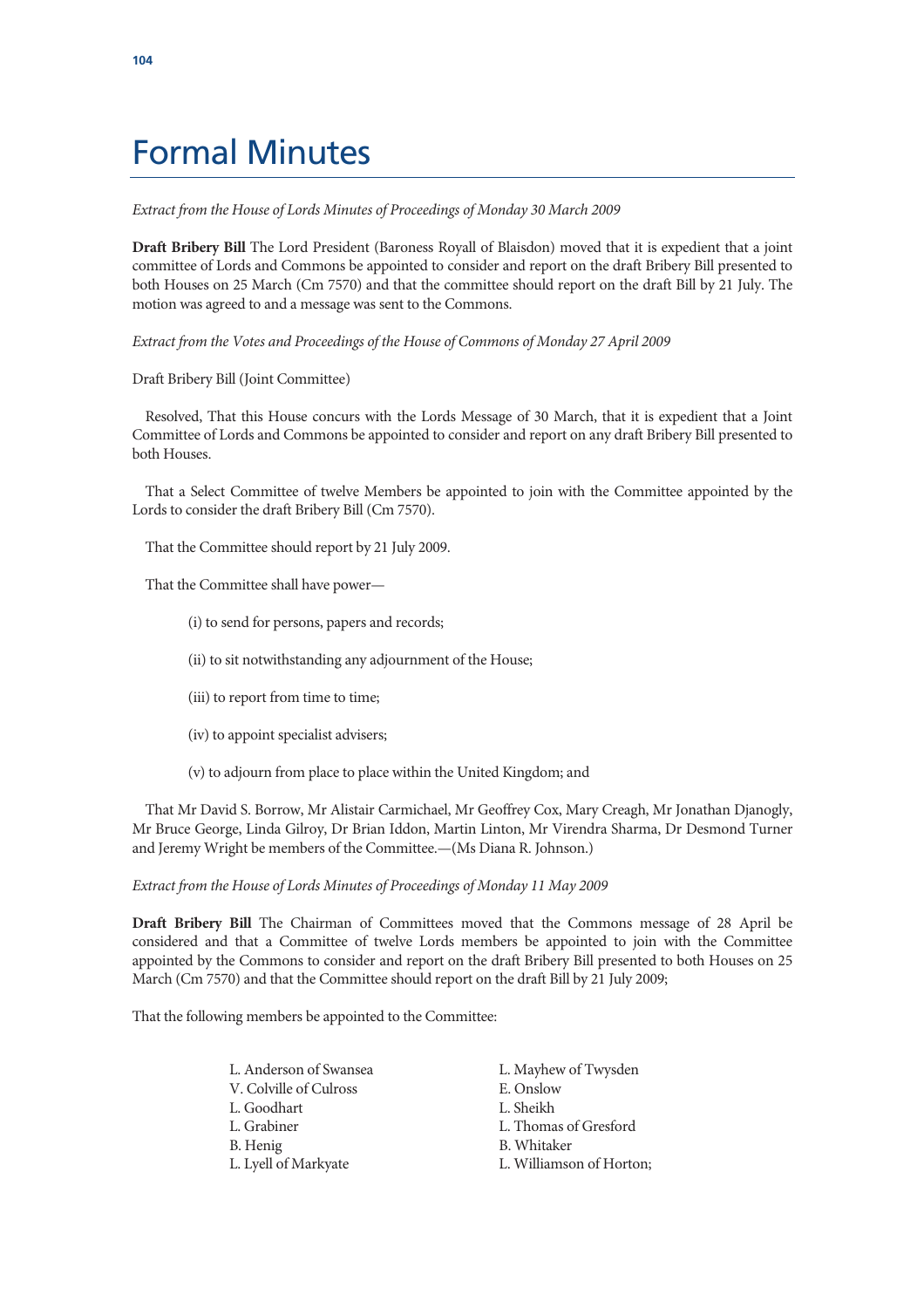# Formal Minutes

*Extract from the House of Lords Minutes of Proceedings of Monday 30 March 2009*

**Draft Bribery Bill** The Lord President (Baroness Royall of Blaisdon) moved that it is expedient that a joint committee of Lords and Commons be appointed to consider and report on the draft Bribery Bill presented to both Houses on 25 March (Cm 7570) and that the committee should report on the draft Bill by 21 July. The motion was agreed to and a message was sent to the Commons.

*Extract from the Votes and Proceedings of the House of Commons of Monday 27 April 2009*

Draft Bribery Bill (Joint Committee)

Resolved, That this House concurs with the Lords Message of 30 March, that it is expedient that a Joint Committee of Lords and Commons be appointed to consider and report on any draft Bribery Bill presented to both Houses.

That a Select Committee of twelve Members be appointed to join with the Committee appointed by the Lords to consider the draft Bribery Bill (Cm 7570).

That the Committee should report by 21 July 2009.

That the Committee shall have power—

(i) to send for persons, papers and records;

(ii) to sit notwithstanding any adjournment of the House;

(iii) to report from time to time;

(iv) to appoint specialist advisers;

(v) to adjourn from place to place within the United Kingdom; and

That Mr David S. Borrow, Mr Alistair Carmichael, Mr Geoffrey Cox, Mary Creagh, Mr Jonathan Djanogly, Mr Bruce George, Linda Gilroy, Dr Brian Iddon, Martin Linton, Mr Virendra Sharma, Dr Desmond Turner and Jeremy Wright be members of the Committee.—(Ms Diana R. Johnson.)

*Extract from the House of Lords Minutes of Proceedings of Monday 11 May 2009*

**Draft Bribery Bill** The Chairman of Committees moved that the Commons message of 28 April be considered and that a Committee of twelve Lords members be appointed to join with the Committee appointed by the Commons to consider and report on the draft Bribery Bill presented to both Houses on 25 March (Cm 7570) and that the Committee should report on the draft Bill by 21 July 2009;

That the following members be appointed to the Committee:

L. Anderson of Swansea
V. Colville of Culross
L. Goodhart
L. Grabiner
B. Henig
L. Lyell of Markyate
L. Mayhew of Twysden
E. Onslow
L. Sheikh
L. Thomas of Gresford
B. Whitaker
L. Williamson of Horton;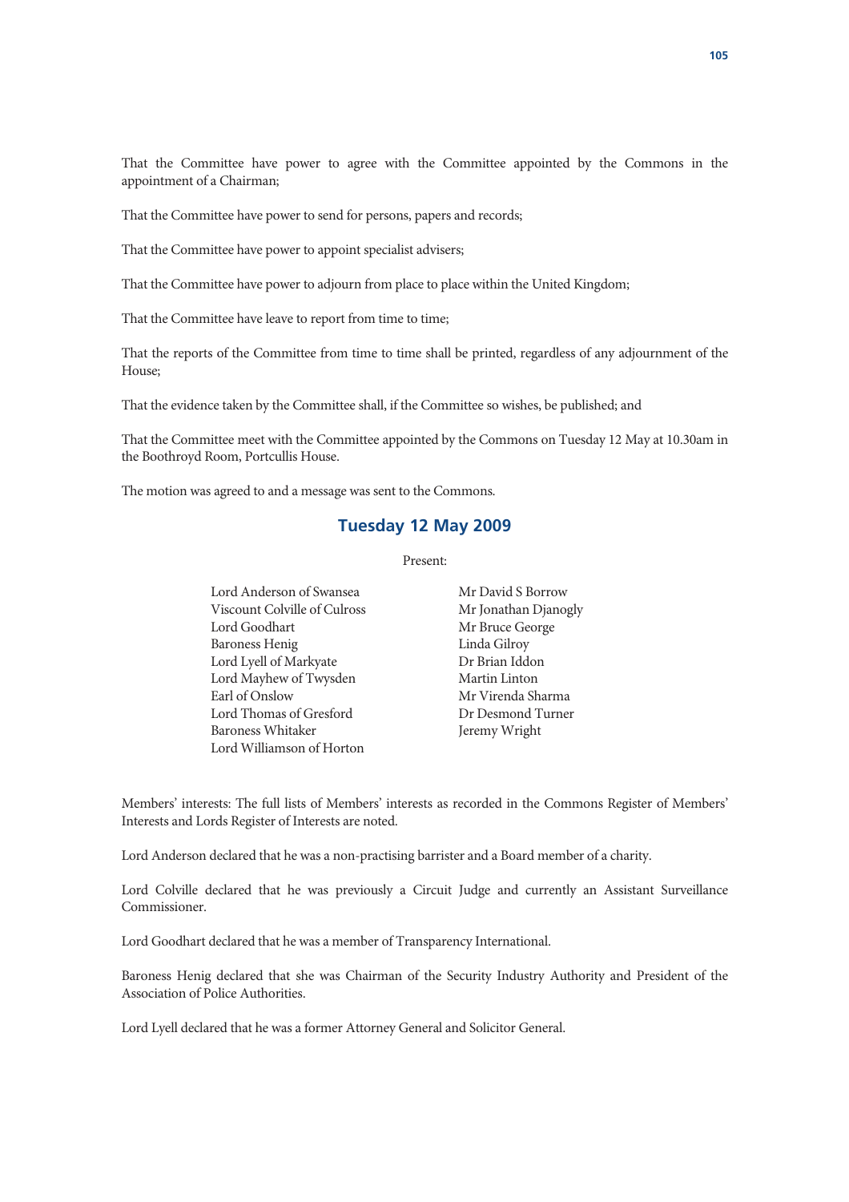That the Committee have power to agree with the Committee appointed by the Commons in the appointment of a Chairman;

That the Committee have power to send for persons, papers and records;

That the Committee have power to appoint specialist advisers;

That the Committee have power to adjourn from place to place within the United Kingdom;

That the Committee have leave to report from time to time;

That the reports of the Committee from time to time shall be printed, regardless of any adjournment of the House;

That the evidence taken by the Committee shall, if the Committee so wishes, be published; and

That the Committee meet with the Committee appointed by the Commons on Tuesday 12 May at 10.30am in the Boothroyd Room, Portcullis House.

The motion was agreed to and a message was sent to the Commons.

## Tuesday 12 May 2009

Present:

Lord Anderson of Swansea
Viscount Colville of Culross
Lord Goodhart
Baroness Henig
Lord Lyell of Markyate
Lord Mayhew of Twysden
Earl of Onslow
Lord Thomas of Gresford
Baroness Whitaker
Lord Williamson of Horton

Mr David S Borrow
Mr Jonathan Djanogly
Mr Bruce George
Linda Gilroy
Dr Brian Iddon
Martin Linton
Mr Virenda Sharma
Dr Desmond Turner
Jeremy Wright

Members' interests: The full lists of Members' interests as recorded in the Commons Register of Members' Interests and Lords Register of Interests are noted.

Lord Anderson declared that he was a non-practising barrister and a Board member of a charity.

Lord Colville declared that he was previously a Circuit Judge and currently an Assistant Surveillance Commissioner.

Lord Goodhart declared that he was a member of Transparency International.

Baroness Henig declared that she was Chairman of the Security Industry Authority and President of the Association of Police Authorities.

Lord Lyell declared that he was a former Attorney General and Solicitor General.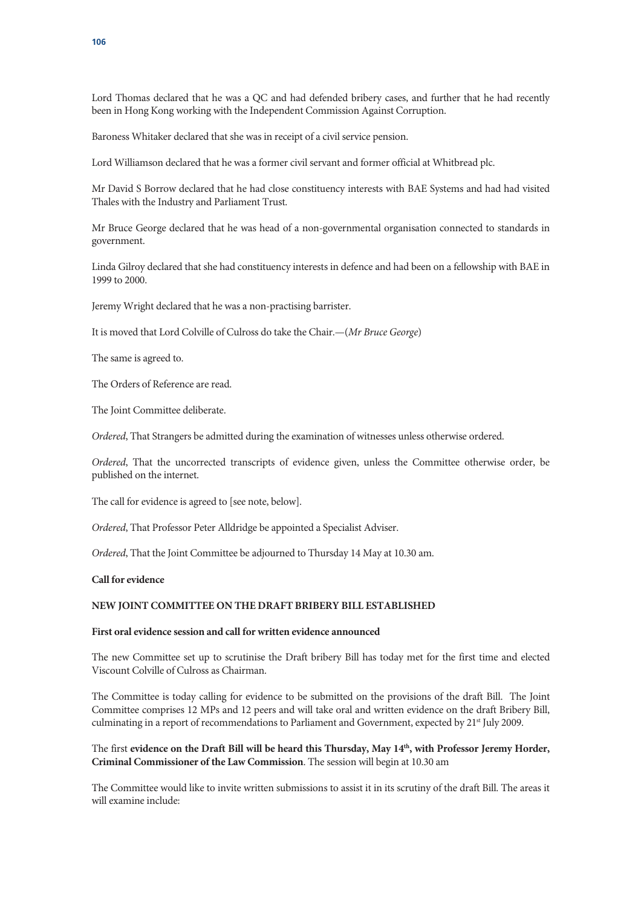Lord Thomas declared that he was a QC and had defended bribery cases, and further that he had recently been in Hong Kong working with the Independent Commission Against Corruption.

Baroness Whitaker declared that she was in receipt of a civil service pension.

Lord Williamson declared that he was a former civil servant and former official at Whitbread plc.

Mr David S Borrow declared that he had close constituency interests with BAE Systems and had had visited Thales with the Industry and Parliament Trust.

Mr Bruce George declared that he was head of a non-governmental organisation connected to standards in government.

Linda Gilroy declared that she had constituency interests in defence and had been on a fellowship with BAE in 1999 to 2000.

Jeremy Wright declared that he was a non-practising barrister.

It is moved that Lord Colville of Culross do take the Chair.—(*Mr Bruce George*)

The same is agreed to.

The Orders of Reference are read.

The Joint Committee deliberate.

*Ordered*, That Strangers be admitted during the examination of witnesses unless otherwise ordered.

*Ordered*, That the uncorrected transcripts of evidence given, unless the Committee otherwise order, be published on the internet.

The call for evidence is agreed to [see note, below].

*Ordered*, That Professor Peter Alldridge be appointed a Specialist Adviser.

*Ordered*, That the Joint Committee be adjourned to Thursday 14 May at 10.30 am.

**Call for evidence**

**NEW JOINT COMMITTEE ON THE DRAFT BRIBERY BILL ESTABLISHED**

**First oral evidence session and call for written evidence announced**

The new Committee set up to scrutinise the Draft bribery Bill has today met for the first time and elected Viscount Colville of Culross as Chairman.

The Committee is today calling for evidence to be submitted on the provisions of the draft Bill. The Joint Committee comprises 12 MPs and 12 peers and will take oral and written evidence on the draft Bribery Bill, culminating in a report of recommendations to Parliament and Government, expected by 21st July 2009.

The first **evidence on the Draft Bill will be heard this Thursday, May 14th, with Professor Jeremy Horder, Criminal Commissioner of the Law Commission**. The session will begin at 10.30 am

The Committee would like to invite written submissions to assist it in its scrutiny of the draft Bill. The areas it will examine include: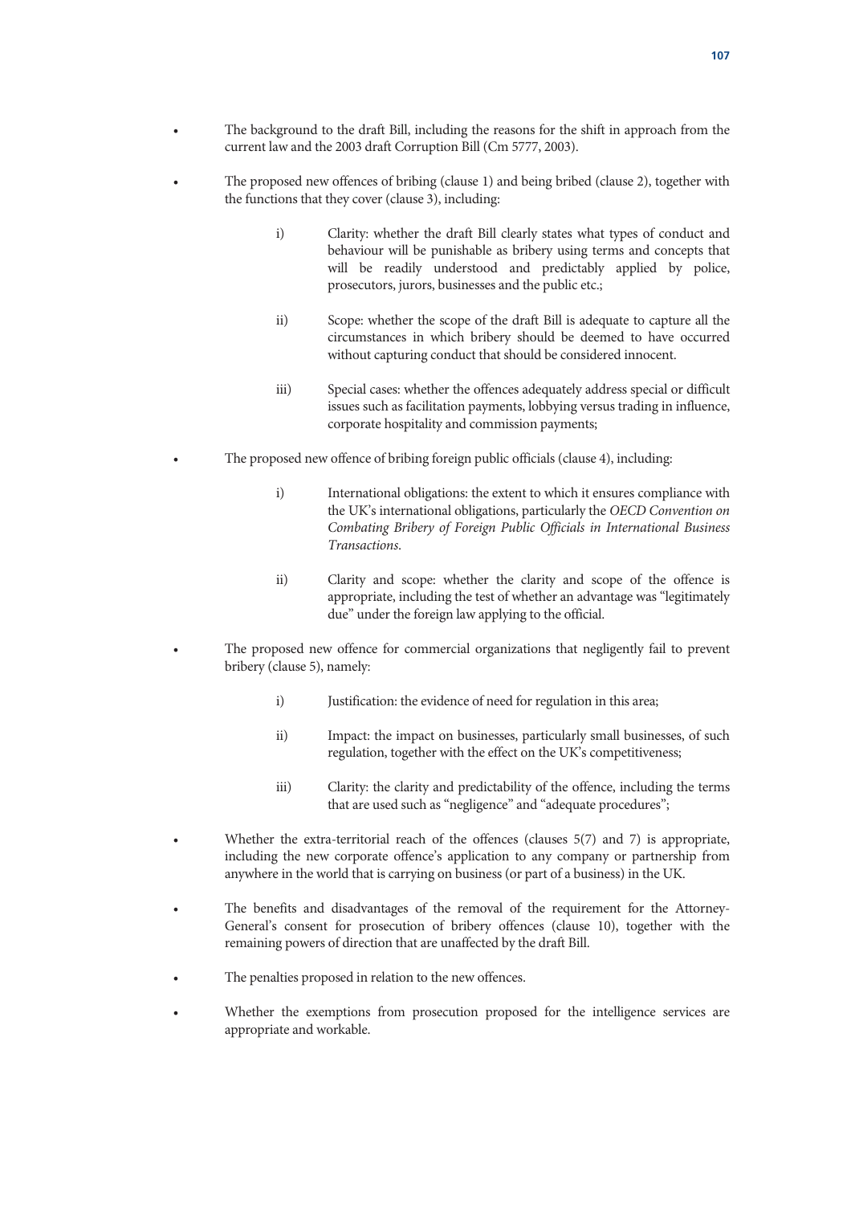- The background to the draft Bill, including the reasons for the shift in approach from the current law and the 2003 draft Corruption Bill (Cm 5777, 2003).

- The proposed new offences of bribing (clause 1) and being bribed (clause 2), together with the functions that they cover (clause 3), including:

  i) Clarity: whether the draft Bill clearly states what types of conduct and behaviour will be punishable as bribery using terms and concepts that will be readily understood and predictably applied by police, prosecutors, jurors, businesses and the public etc.;

  ii) Scope: whether the scope of the draft Bill is adequate to capture all the circumstances in which bribery should be deemed to have occurred without capturing conduct that should be considered innocent.

  iii) Special cases: whether the offences adequately address special or difficult issues such as facilitation payments, lobbying versus trading in influence, corporate hospitality and commission payments;

- The proposed new offence of bribing foreign public officials (clause 4), including:

  i) International obligations: the extent to which it ensures compliance with the UK's international obligations, particularly the *OECD Convention on Combating Bribery of Foreign Public Officials in International Business Transactions*.

  ii) Clarity and scope: whether the clarity and scope of the offence is appropriate, including the test of whether an advantage was "legitimately due" under the foreign law applying to the official.

- The proposed new offence for commercial organizations that negligently fail to prevent bribery (clause 5), namely:

  i) Justification: the evidence of need for regulation in this area;

  ii) Impact: the impact on businesses, particularly small businesses, of such regulation, together with the effect on the UK's competitiveness;

  iii) Clarity: the clarity and predictability of the offence, including the terms that are used such as "negligence" and "adequate procedures";

- Whether the extra-territorial reach of the offences (clauses 5(7) and 7) is appropriate, including the new corporate offence's application to any company or partnership from anywhere in the world that is carrying on business (or part of a business) in the UK.

- The benefits and disadvantages of the removal of the requirement for the Attorney-General's consent for prosecution of bribery offences (clause 10), together with the remaining powers of direction that are unaffected by the draft Bill.

- The penalties proposed in relation to the new offences.

- Whether the exemptions from prosecution proposed for the intelligence services are appropriate and workable.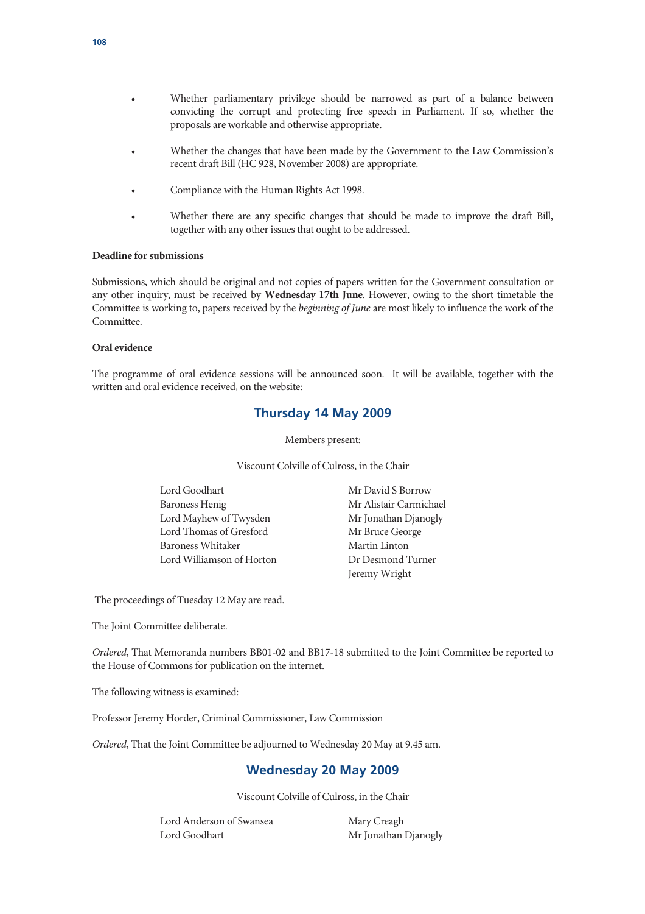- Whether parliamentary privilege should be narrowed as part of a balance between convicting the corrupt and protecting free speech in Parliament. If so, whether the proposals are workable and otherwise appropriate.

- Whether the changes that have been made by the Government to the Law Commission's recent draft Bill (HC 928, November 2008) are appropriate.

- Compliance with the Human Rights Act 1998.

- Whether there are any specific changes that should be made to improve the draft Bill, together with any other issues that ought to be addressed.

**Deadline for submissions**

Submissions, which should be original and not copies of papers written for the Government consultation or any other inquiry, must be received by **Wednesday 17th June**. However, owing to the short timetable the Committee is working to, papers received by the *beginning of June* are most likely to influence the work of the Committee.

**Oral evidence**

The programme of oral evidence sessions will be announced soon. It will be available, together with the written and oral evidence received, on the website:

## Thursday 14 May 2009

Members present:

Viscount Colville of Culross, in the Chair

Lord Goodhart
Baroness Henig
Lord Mayhew of Twysden
Lord Thomas of Gresford
Baroness Whitaker
Lord Williamson of Horton
Mr David S Borrow
Mr Alistair Carmichael
Mr Jonathan Djanogly
Mr Bruce George
Martin Linton
Dr Desmond Turner
Jeremy Wright

The proceedings of Tuesday 12 May are read.

The Joint Committee deliberate.

*Ordered*, That Memoranda numbers BB01-02 and BB17-18 submitted to the Joint Committee be reported to the House of Commons for publication on the internet.

The following witness is examined:

Professor Jeremy Horder, Criminal Commissioner, Law Commission

*Ordered*, That the Joint Committee be adjourned to Wednesday 20 May at 9.45 am.

## Wednesday 20 May 2009

Viscount Colville of Culross, in the Chair

Lord Anderson of Swansea
Lord Goodhart
Mary Creagh
Mr Jonathan Djanogly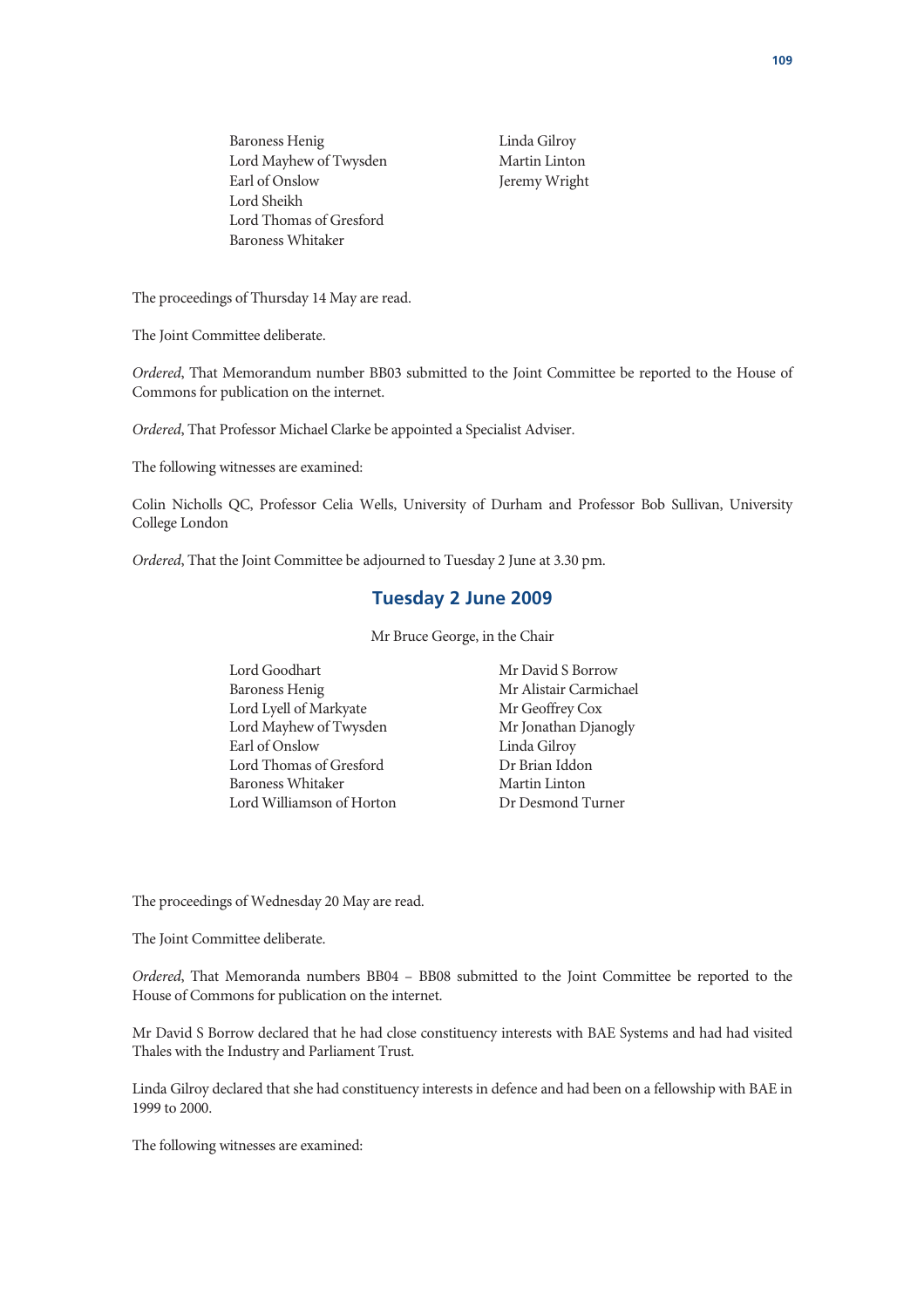Baroness Henig
Lord Mayhew of Twysden
Earl of Onslow
Lord Sheikh
Lord Thomas of Gresford
Baroness Whitaker

Linda Gilroy
Martin Linton
Jeremy Wright

The proceedings of Thursday 14 May are read.

The Joint Committee deliberate.

*Ordered*, That Memorandum number BB03 submitted to the Joint Committee be reported to the House of Commons for publication on the internet.

*Ordered*, That Professor Michael Clarke be appointed a Specialist Adviser.

The following witnesses are examined:

Colin Nicholls QC, Professor Celia Wells, University of Durham and Professor Bob Sullivan, University College London

*Ordered*, That the Joint Committee be adjourned to Tuesday 2 June at 3.30 pm.

## Tuesday 2 June 2009

Mr Bruce George, in the Chair

Lord Goodhart
Baroness Henig
Lord Lyell of Markyate
Lord Mayhew of Twysden
Earl of Onslow
Lord Thomas of Gresford
Baroness Whitaker
Lord Williamson of Horton

Mr David S Borrow
Mr Alistair Carmichael
Mr Geoffrey Cox
Mr Jonathan Djanogly
Linda Gilroy
Dr Brian Iddon
Martin Linton
Dr Desmond Turner

The proceedings of Wednesday 20 May are read.

The Joint Committee deliberate.

*Ordered*, That Memoranda numbers BB04 – BB08 submitted to the Joint Committee be reported to the House of Commons for publication on the internet.

Mr David S Borrow declared that he had close constituency interests with BAE Systems and had had visited Thales with the Industry and Parliament Trust.

Linda Gilroy declared that she had constituency interests in defence and had been on a fellowship with BAE in 1999 to 2000.

The following witnesses are examined: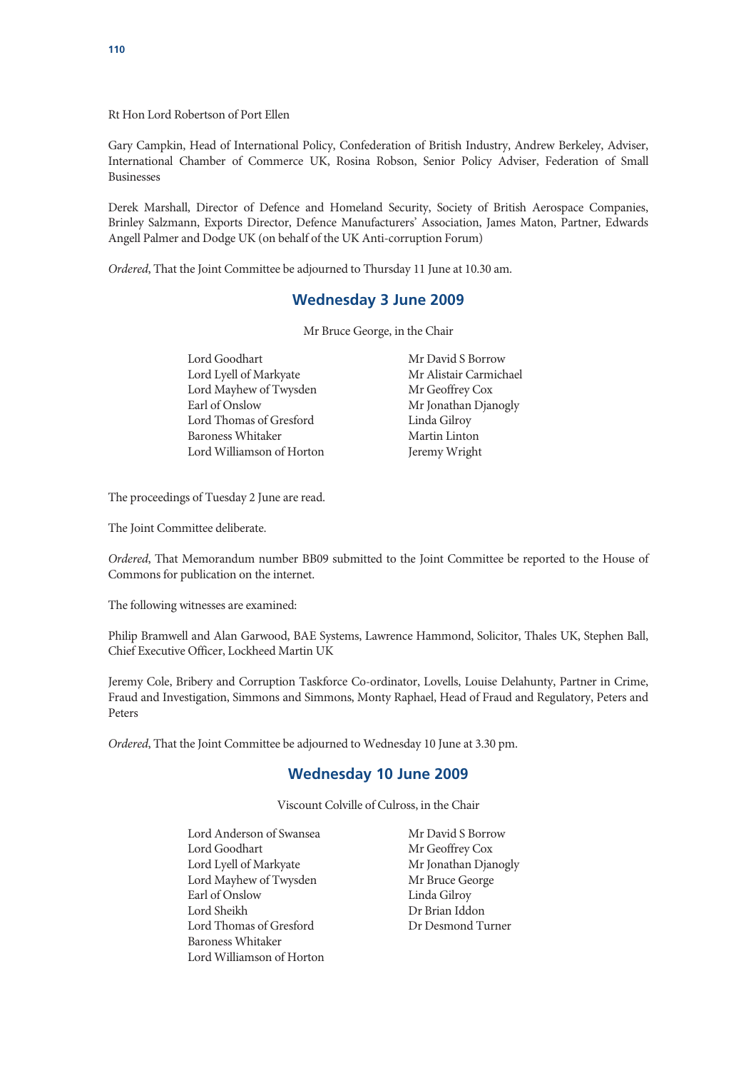Rt Hon Lord Robertson of Port Ellen

Gary Campkin, Head of International Policy, Confederation of British Industry, Andrew Berkeley, Adviser, International Chamber of Commerce UK, Rosina Robson, Senior Policy Adviser, Federation of Small Businesses

Derek Marshall, Director of Defence and Homeland Security, Society of British Aerospace Companies, Brinley Salzmann, Exports Director, Defence Manufacturers' Association, James Maton, Partner, Edwards Angell Palmer and Dodge UK (on behalf of the UK Anti-corruption Forum)

*Ordered*, That the Joint Committee be adjourned to Thursday 11 June at 10.30 am.

## Wednesday 3 June 2009

Mr Bruce George, in the Chair

Lord Goodhart
Lord Lyell of Markyate
Lord Mayhew of Twysden
Earl of Onslow
Lord Thomas of Gresford
Baroness Whitaker
Lord Williamson of Horton
Mr David S Borrow
Mr Alistair Carmichael
Mr Geoffrey Cox
Mr Jonathan Djanogly
Linda Gilroy
Martin Linton
Jeremy Wright

The proceedings of Tuesday 2 June are read.

The Joint Committee deliberate.

*Ordered*, That Memorandum number BB09 submitted to the Joint Committee be reported to the House of Commons for publication on the internet.

The following witnesses are examined:

Philip Bramwell and Alan Garwood, BAE Systems, Lawrence Hammond, Solicitor, Thales UK, Stephen Ball, Chief Executive Officer, Lockheed Martin UK

Jeremy Cole, Bribery and Corruption Taskforce Co-ordinator, Lovells, Louise Delahunty, Partner in Crime, Fraud and Investigation, Simmons and Simmons, Monty Raphael, Head of Fraud and Regulatory, Peters and Peters

*Ordered*, That the Joint Committee be adjourned to Wednesday 10 June at 3.30 pm.

## Wednesday 10 June 2009

Viscount Colville of Culross, in the Chair

Lord Anderson of Swansea
Lord Goodhart
Lord Lyell of Markyate
Lord Mayhew of Twysden
Earl of Onslow
Lord Sheikh
Lord Thomas of Gresford
Baroness Whitaker
Lord Williamson of Horton
Mr David S Borrow
Mr Geoffrey Cox
Mr Jonathan Djanogly
Mr Bruce George
Linda Gilroy
Dr Brian Iddon
Dr Desmond Turner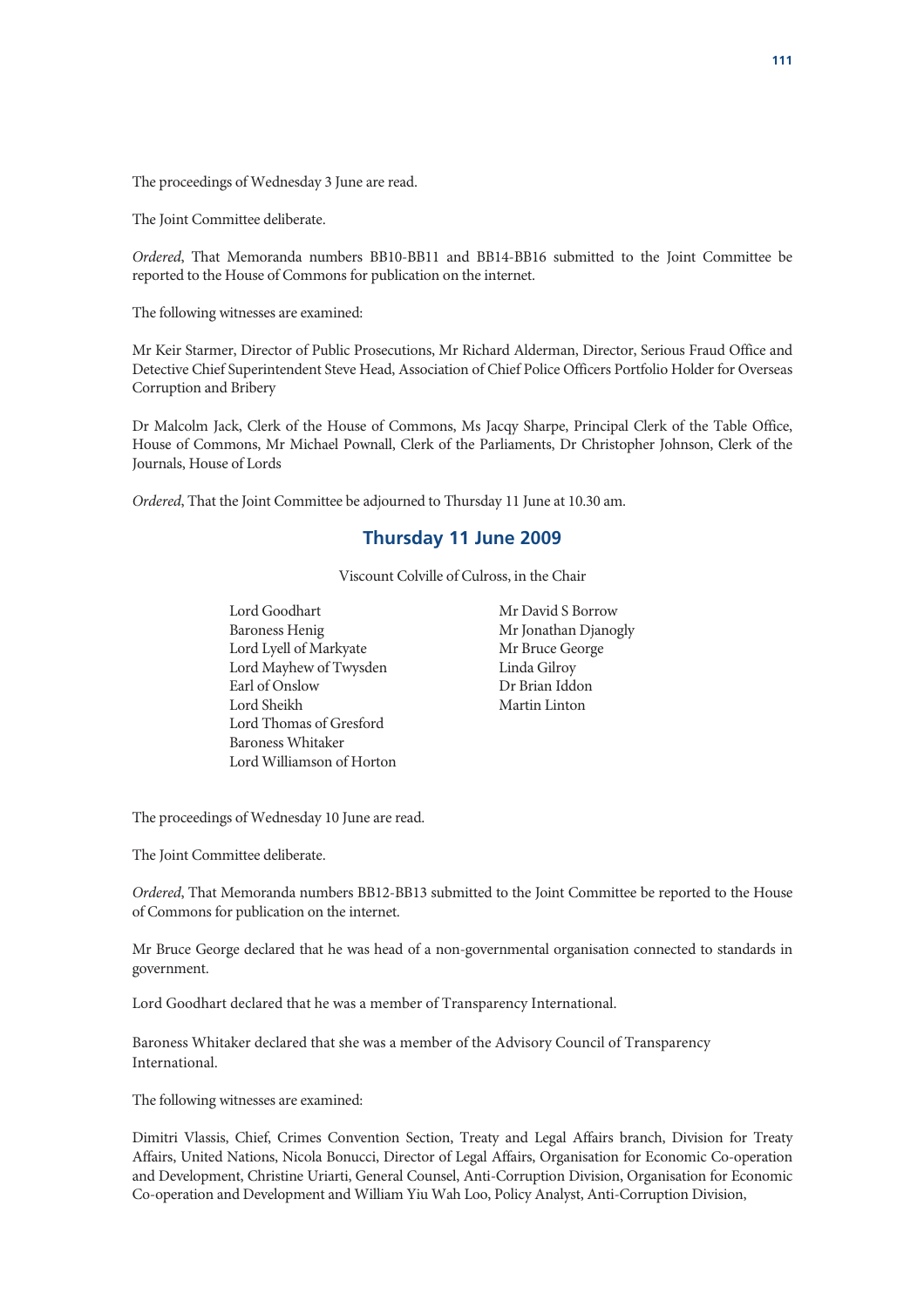The proceedings of Wednesday 3 June are read.

The Joint Committee deliberate.

*Ordered*, That Memoranda numbers BB10-BB11 and BB14-BB16 submitted to the Joint Committee be reported to the House of Commons for publication on the internet.

The following witnesses are examined:

Mr Keir Starmer, Director of Public Prosecutions, Mr Richard Alderman, Director, Serious Fraud Office and Detective Chief Superintendent Steve Head, Association of Chief Police Officers Portfolio Holder for Overseas Corruption and Bribery

Dr Malcolm Jack, Clerk of the House of Commons, Ms Jacqy Sharpe, Principal Clerk of the Table Office, House of Commons, Mr Michael Pownall, Clerk of the Parliaments, Dr Christopher Johnson, Clerk of the Journals, House of Lords

*Ordered*, That the Joint Committee be adjourned to Thursday 11 June at 10.30 am.

## Thursday 11 June 2009

Viscount Colville of Culross, in the Chair

Lord Goodhart
Baroness Henig
Lord Lyell of Markyate
Lord Mayhew of Twysden
Earl of Onslow
Lord Sheikh
Lord Thomas of Gresford
Baroness Whitaker
Lord Williamson of Horton

Mr David S Borrow
Mr Jonathan Djanogly
Mr Bruce George
Linda Gilroy
Dr Brian Iddon
Martin Linton

The proceedings of Wednesday 10 June are read.

The Joint Committee deliberate.

*Ordered*, That Memoranda numbers BB12-BB13 submitted to the Joint Committee be reported to the House of Commons for publication on the internet.

Mr Bruce George declared that he was head of a non-governmental organisation connected to standards in government.

Lord Goodhart declared that he was a member of Transparency International.

Baroness Whitaker declared that she was a member of the Advisory Council of Transparency International.

The following witnesses are examined:

Dimitri Vlassis, Chief, Crimes Convention Section, Treaty and Legal Affairs branch, Division for Treaty Affairs, United Nations, Nicola Bonucci, Director of Legal Affairs, Organisation for Economic Co-operation and Development, Christine Uriarti, General Counsel, Anti-Corruption Division, Organisation for Economic Co-operation and Development and William Yiu Wah Loo, Policy Analyst, Anti-Corruption Division,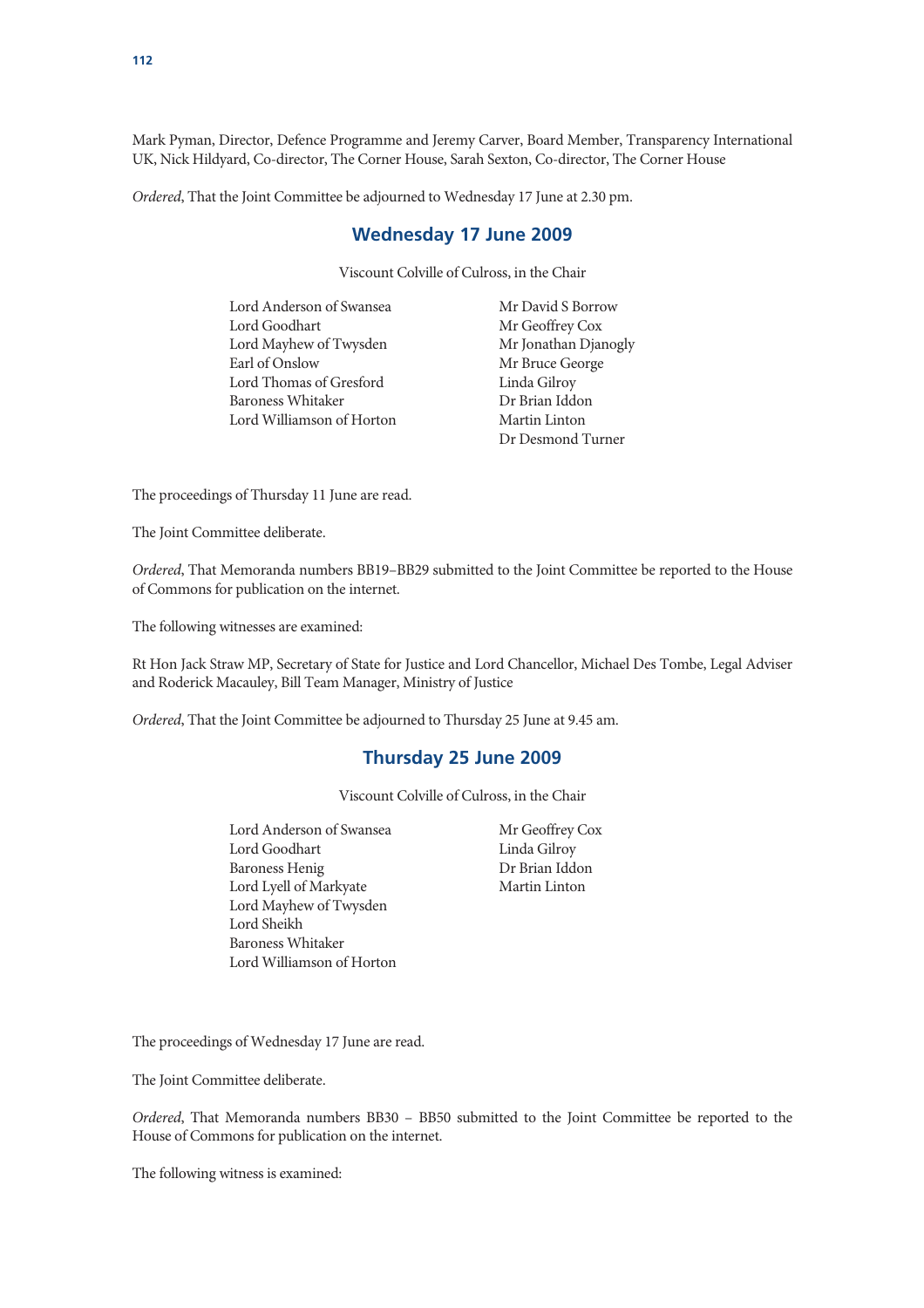Mark Pyman, Director, Defence Programme and Jeremy Carver, Board Member, Transparency International UK, Nick Hildyard, Co-director, The Corner House, Sarah Sexton, Co-director, The Corner House

*Ordered*, That the Joint Committee be adjourned to Wednesday 17 June at 2.30 pm.

## Wednesday 17 June 2009

Viscount Colville of Culross, in the Chair

Lord Anderson of Swansea
Lord Goodhart
Lord Mayhew of Twysden
Earl of Onslow
Lord Thomas of Gresford
Baroness Whitaker
Lord Williamson of Horton
Mr David S Borrow
Mr Geoffrey Cox
Mr Jonathan Djanogly
Mr Bruce George
Linda Gilroy
Dr Brian Iddon
Martin Linton
Dr Desmond Turner

The proceedings of Thursday 11 June are read.

The Joint Committee deliberate.

*Ordered*, That Memoranda numbers BB19–BB29 submitted to the Joint Committee be reported to the House of Commons for publication on the internet.

The following witnesses are examined:

Rt Hon Jack Straw MP, Secretary of State for Justice and Lord Chancellor, Michael Des Tombe, Legal Adviser and Roderick Macauley, Bill Team Manager, Ministry of Justice

*Ordered*, That the Joint Committee be adjourned to Thursday 25 June at 9.45 am.

## Thursday 25 June 2009

Viscount Colville of Culross, in the Chair

Lord Anderson of Swansea
Lord Goodhart
Baroness Henig
Lord Lyell of Markyate
Lord Mayhew of Twysden
Lord Sheikh
Baroness Whitaker
Lord Williamson of Horton
Mr Geoffrey Cox
Linda Gilroy
Dr Brian Iddon
Martin Linton

The proceedings of Wednesday 17 June are read.

The Joint Committee deliberate.

*Ordered*, That Memoranda numbers BB30 – BB50 submitted to the Joint Committee be reported to the House of Commons for publication on the internet.

The following witness is examined: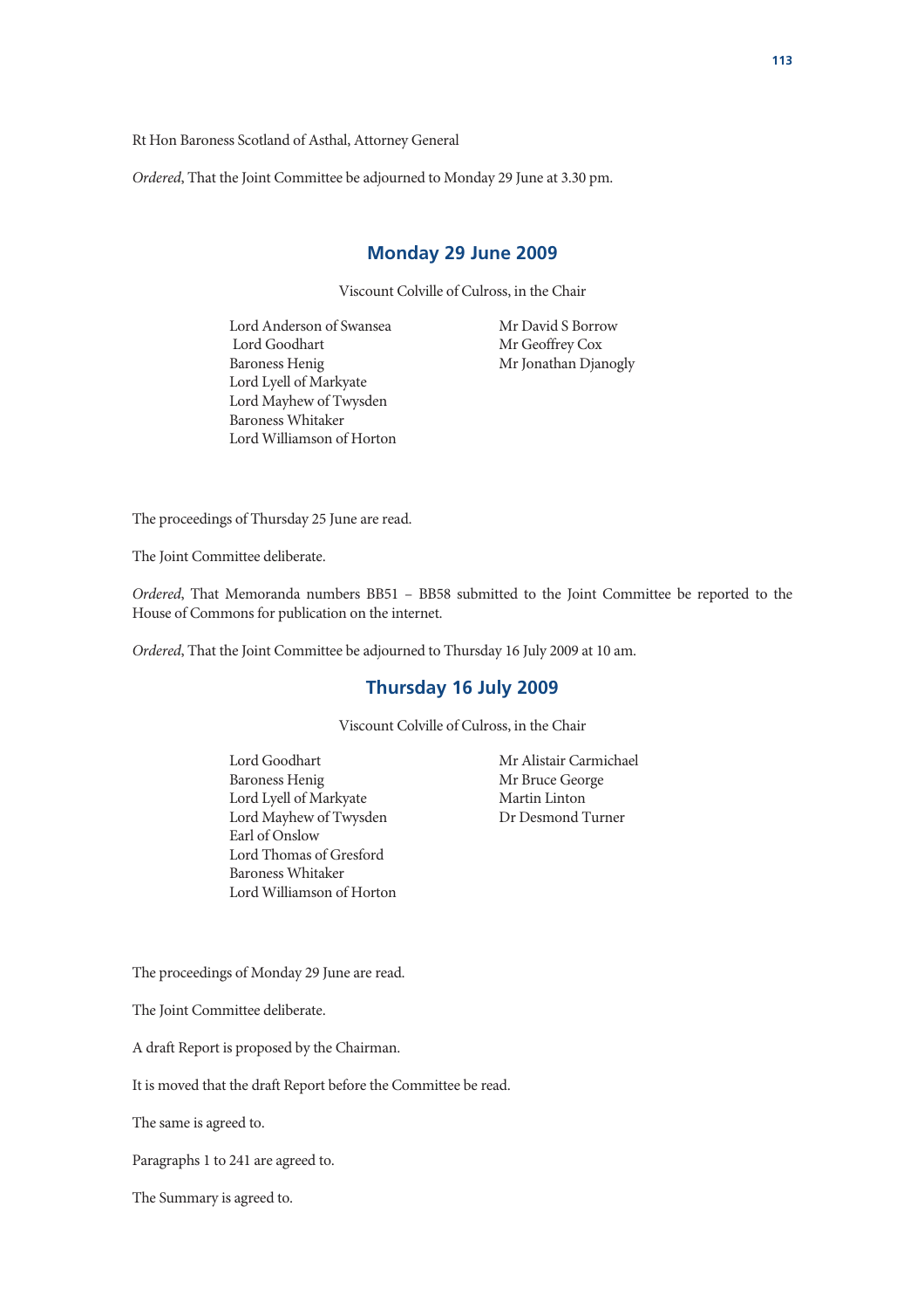Rt Hon Baroness Scotland of Asthal, Attorney General

*Ordered*, That the Joint Committee be adjourned to Monday 29 June at 3.30 pm.

## Monday 29 June 2009

Viscount Colville of Culross, in the Chair

Lord Anderson of Swansea
Lord Goodhart
Baroness Henig
Lord Lyell of Markyate
Lord Mayhew of Twysden
Baroness Whitaker
Lord Williamson of Horton

Mr David S Borrow
Mr Geoffrey Cox
Mr Jonathan Djanogly

The proceedings of Thursday 25 June are read.

The Joint Committee deliberate.

*Ordered*, That Memoranda numbers BB51 – BB58 submitted to the Joint Committee be reported to the House of Commons for publication on the internet.

*Ordered*, That the Joint Committee be adjourned to Thursday 16 July 2009 at 10 am.

## Thursday 16 July 2009

Viscount Colville of Culross, in the Chair

Lord Goodhart
Baroness Henig
Lord Lyell of Markyate
Lord Mayhew of Twysden
Earl of Onslow
Lord Thomas of Gresford
Baroness Whitaker
Lord Williamson of Horton

Mr Alistair Carmichael
Mr Bruce George
Martin Linton
Dr Desmond Turner

The proceedings of Monday 29 June are read.

The Joint Committee deliberate.

A draft Report is proposed by the Chairman.

It is moved that the draft Report before the Committee be read.

The same is agreed to.

Paragraphs 1 to 241 are agreed to.

The Summary is agreed to.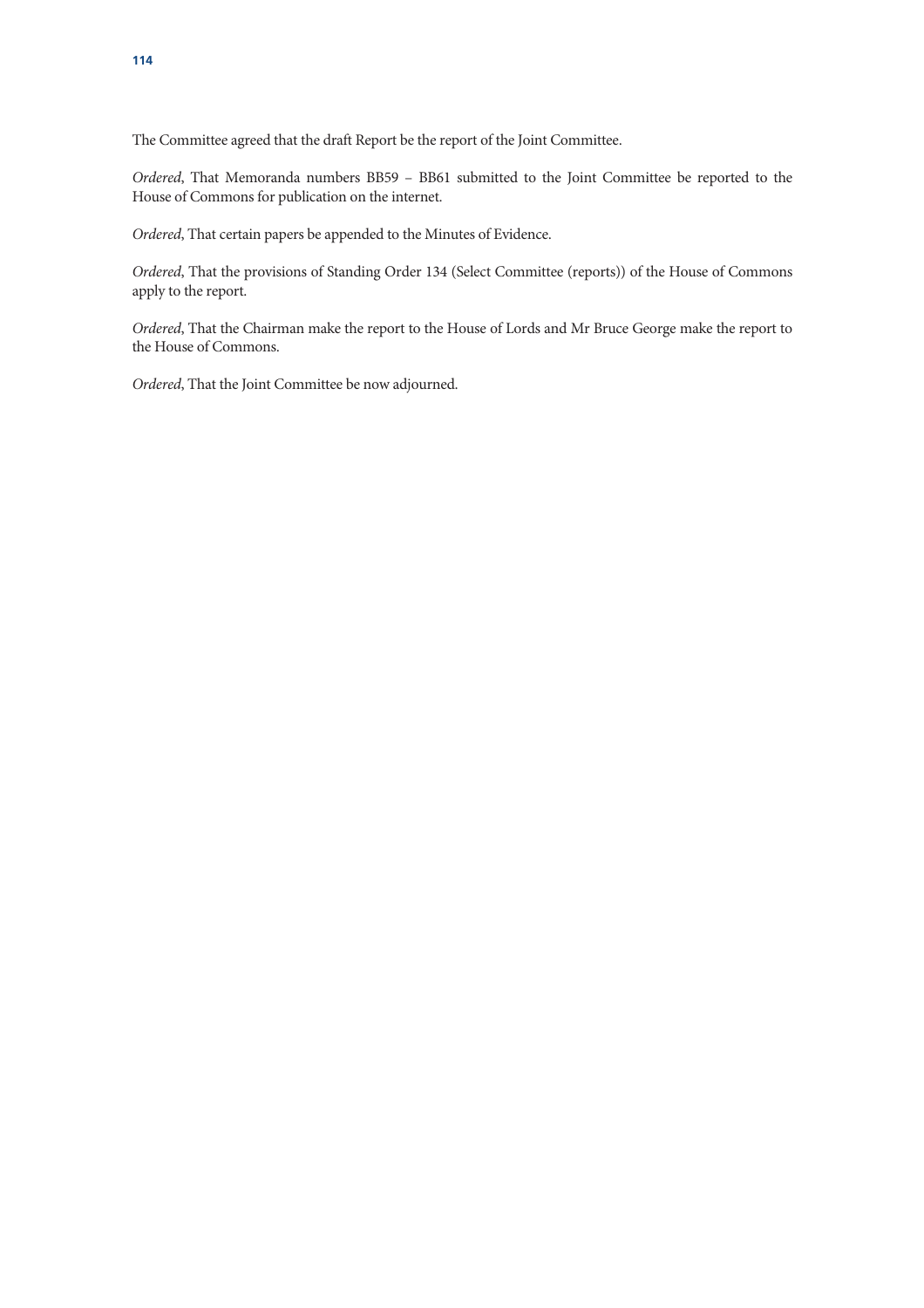The Committee agreed that the draft Report be the report of the Joint Committee.

*Ordered*, That Memoranda numbers BB59 – BB61 submitted to the Joint Committee be reported to the House of Commons for publication on the internet.

*Ordered*, That certain papers be appended to the Minutes of Evidence.

*Ordered*, That the provisions of Standing Order 134 (Select Committee (reports)) of the House of Commons apply to the report.

*Ordered*, That the Chairman make the report to the House of Lords and Mr Bruce George make the report to the House of Commons.

*Ordered*, That the Joint Committee be now adjourned.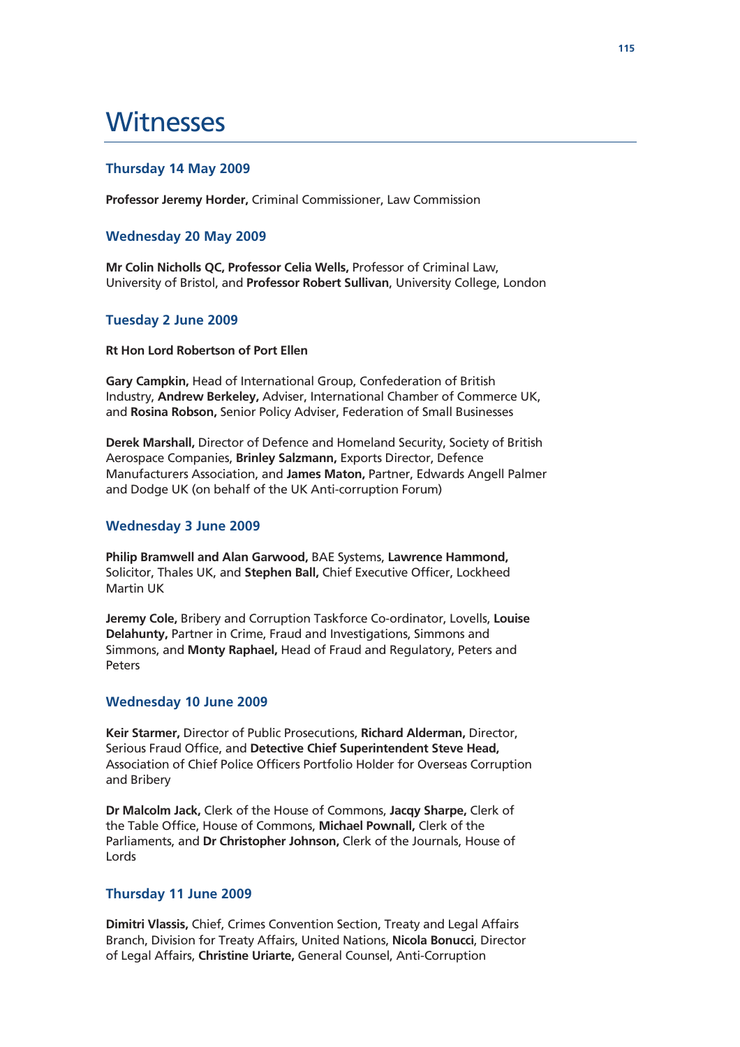# Witnesses

### Thursday 14 May 2009

**Professor Jeremy Horder,** Criminal Commissioner, Law Commission

### Wednesday 20 May 2009

**Mr Colin Nicholls QC, Professor Celia Wells,** Professor of Criminal Law, University of Bristol, and **Professor Robert Sullivan**, University College, London

### Tuesday 2 June 2009

**Rt Hon Lord Robertson of Port Ellen**

**Gary Campkin,** Head of International Group, Confederation of British Industry, **Andrew Berkeley,** Adviser, International Chamber of Commerce UK, and **Rosina Robson,** Senior Policy Adviser, Federation of Small Businesses

**Derek Marshall,** Director of Defence and Homeland Security, Society of British Aerospace Companies, **Brinley Salzmann,** Exports Director, Defence Manufacturers Association, and **James Maton,** Partner, Edwards Angell Palmer and Dodge UK (on behalf of the UK Anti-corruption Forum)

### Wednesday 3 June 2009

**Philip Bramwell and Alan Garwood,** BAE Systems, **Lawrence Hammond,** Solicitor, Thales UK, and **Stephen Ball,** Chief Executive Officer, Lockheed Martin UK

**Jeremy Cole,** Bribery and Corruption Taskforce Co-ordinator, Lovells, **Louise Delahunty,** Partner in Crime, Fraud and Investigations, Simmons and Simmons, and **Monty Raphael,** Head of Fraud and Regulatory, Peters and Peters

### Wednesday 10 June 2009

**Keir Starmer,** Director of Public Prosecutions, **Richard Alderman,** Director, Serious Fraud Office, and **Detective Chief Superintendent Steve Head,** Association of Chief Police Officers Portfolio Holder for Overseas Corruption and Bribery

**Dr Malcolm Jack,** Clerk of the House of Commons, **Jacqy Sharpe,** Clerk of the Table Office, House of Commons, **Michael Pownall,** Clerk of the Parliaments, and **Dr Christopher Johnson,** Clerk of the Journals, House of Lords

### Thursday 11 June 2009

**Dimitri Vlassis,** Chief, Crimes Convention Section, Treaty and Legal Affairs Branch, Division for Treaty Affairs, United Nations, **Nicola Bonucci**, Director of Legal Affairs, **Christine Uriarte,** General Counsel, Anti-Corruption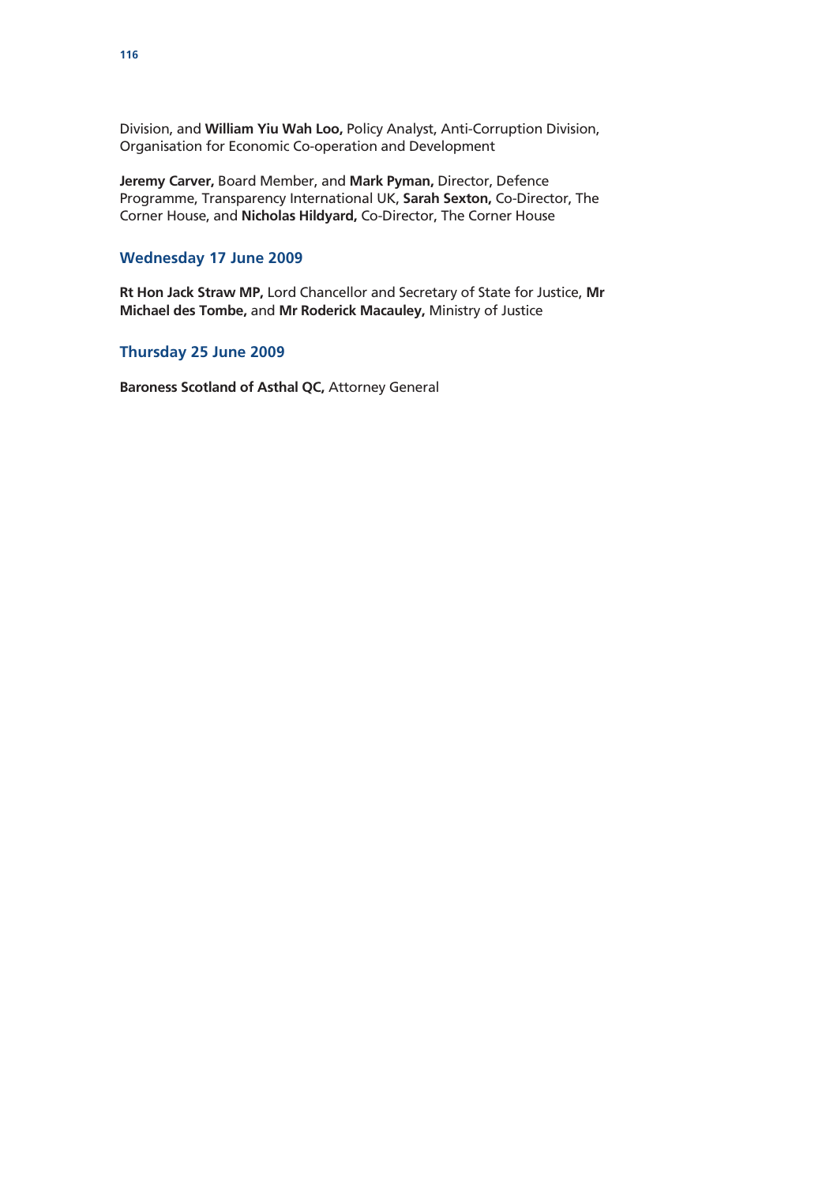Division, and **William Yiu Wah Loo,** Policy Analyst, Anti-Corruption Division, Organisation for Economic Co-operation and Development

**Jeremy Carver,** Board Member, and **Mark Pyman,** Director, Defence Programme, Transparency International UK, **Sarah Sexton,** Co-Director, The Corner House, and **Nicholas Hildyard,** Co-Director, The Corner House

## Wednesday 17 June 2009

**Rt Hon Jack Straw MP,** Lord Chancellor and Secretary of State for Justice, **Mr Michael des Tombe,** and **Mr Roderick Macauley,** Ministry of Justice

## Thursday 25 June 2009

**Baroness Scotland of Asthal QC,** Attorney General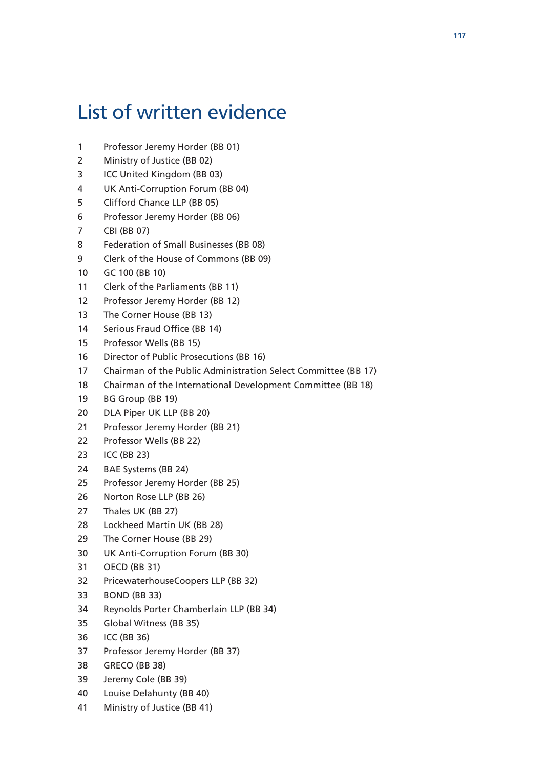# List of written evidence

1. Professor Jeremy Horder (BB 01)
2. Ministry of Justice (BB 02)
3. ICC United Kingdom (BB 03)
4. UK Anti-Corruption Forum (BB 04)
5. Clifford Chance LLP (BB 05)
6. Professor Jeremy Horder (BB 06)
7. CBI (BB 07)
8. Federation of Small Businesses (BB 08)
9. Clerk of the House of Commons (BB 09)
10. GC 100 (BB 10)
11. Clerk of the Parliaments (BB 11)
12. Professor Jeremy Horder (BB 12)
13. The Corner House (BB 13)
14. Serious Fraud Office (BB 14)
15. Professor Wells (BB 15)
16. Director of Public Prosecutions (BB 16)
17. Chairman of the Public Administration Select Committee (BB 17)
18. Chairman of the International Development Committee (BB 18)
19. BG Group (BB 19)
20. DLA Piper UK LLP (BB 20)
21. Professor Jeremy Horder (BB 21)
22. Professor Wells (BB 22)
23. ICC (BB 23)
24. BAE Systems (BB 24)
25. Professor Jeremy Horder (BB 25)
26. Norton Rose LLP (BB 26)
27. Thales UK (BB 27)
28. Lockheed Martin UK (BB 28)
29. The Corner House (BB 29)
30. UK Anti-Corruption Forum (BB 30)
31. OECD (BB 31)
32. PricewaterhouseCoopers LLP (BB 32)
33. BOND (BB 33)
34. Reynolds Porter Chamberlain LLP (BB 34)
35. Global Witness (BB 35)
36. ICC (BB 36)
37. Professor Jeremy Horder (BB 37)
38. GRECO (BB 38)
39. Jeremy Cole (BB 39)
40. Louise Delahunty (BB 40)
41. Ministry of Justice (BB 41)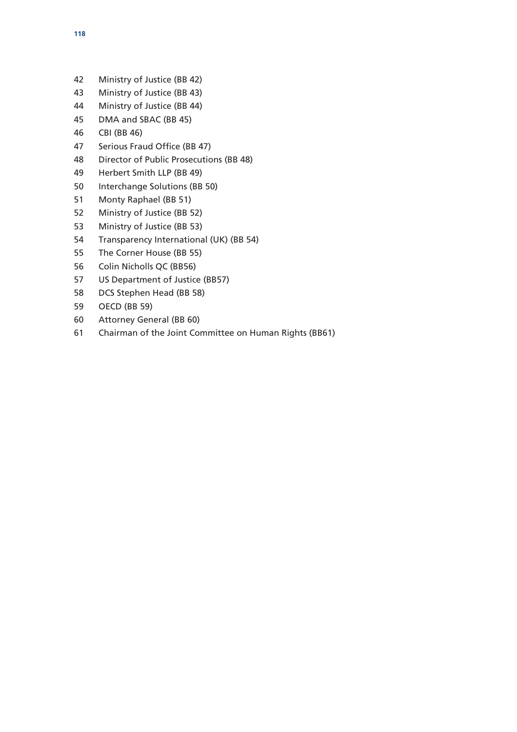42 Ministry of Justice (BB 42)
43 Ministry of Justice (BB 43)
44 Ministry of Justice (BB 44)
45 DMA and SBAC (BB 45)
46 CBI (BB 46)
47 Serious Fraud Office (BB 47)
48 Director of Public Prosecutions (BB 48)
49 Herbert Smith LLP (BB 49)
50 Interchange Solutions (BB 50)
51 Monty Raphael (BB 51)
52 Ministry of Justice (BB 52)
53 Ministry of Justice (BB 53)
54 Transparency International (UK) (BB 54)
55 The Corner House (BB 55)
56 Colin Nicholls QC (BB56)
57 US Department of Justice (BB57)
58 DCS Stephen Head (BB 58)
59 OECD (BB 59)
60 Attorney General (BB 60)
61 Chairman of the Joint Committee on Human Rights (BB61)